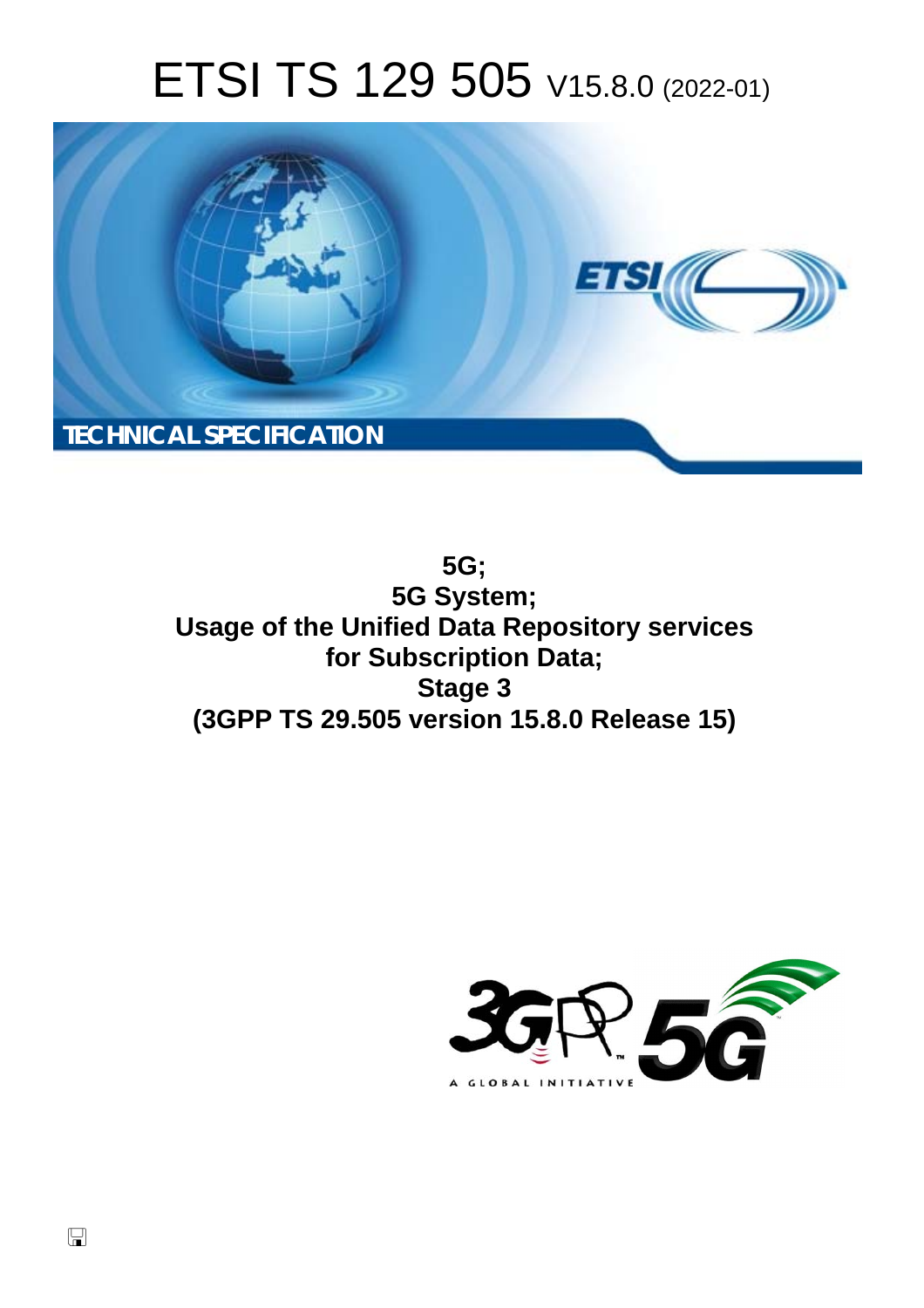# ETSI TS 129 505 V15.8.0 (2022-01)

TECHNICAL SPECIFICATION

**5G;**
**5G System;**
**Usage of the Unified Data Repository services for Subscription Data;**
**Stage 3**
**(3GPP TS 29.505 version 15.8.0 Release 15)**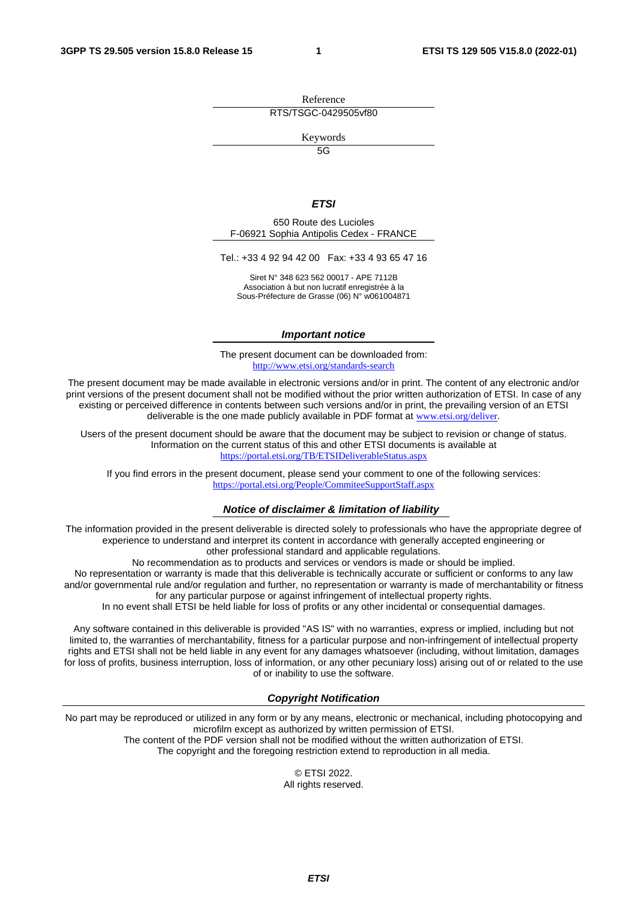Reference

RTS/TSGC-0429505vf80

Keywords

5G

***ETSI***

650 Route des Lucioles
F-06921 Sophia Antipolis Cedex - FRANCE

Tel.: +33 4 92 94 42 00   Fax: +33 4 93 65 47 16

Siret N° 348 623 562 00017 - APE 7112B
Association à but non lucratif enregistrée à la
Sous-Préfecture de Grasse (06) N° w061004871

***Important notice***

The present document can be downloaded from:
http://www.etsi.org/standards-search

The present document may be made available in electronic versions and/or in print. The content of any electronic and/or print versions of the present document shall not be modified without the prior written authorization of ETSI. In case of any existing or perceived difference in contents between such versions and/or in print, the prevailing version of an ETSI deliverable is the one made publicly available in PDF format at www.etsi.org/deliver.

Users of the present document should be aware that the document may be subject to revision or change of status. Information on the current status of this and other ETSI documents is available at
https://portal.etsi.org/TB/ETSIDeliverableStatus.aspx

If you find errors in the present document, please send your comment to one of the following services:
https://portal.etsi.org/People/CommiteeSupportStaff.aspx

***Notice of disclaimer & limitation of liability***

The information provided in the present deliverable is directed solely to professionals who have the appropriate degree of experience to understand and interpret its content in accordance with generally accepted engineering or other professional standard and applicable regulations.
No recommendation as to products and services or vendors is made or should be implied.
No representation or warranty is made that this deliverable is technically accurate or sufficient or conforms to any law and/or governmental rule and/or regulation and further, no representation or warranty is made of merchantability or fitness for any particular purpose or against infringement of intellectual property rights.
In no event shall ETSI be held liable for loss of profits or any other incidental or consequential damages.

Any software contained in this deliverable is provided "AS IS" with no warranties, express or implied, including but not limited to, the warranties of merchantability, fitness for a particular purpose and non-infringement of intellectual property rights and ETSI shall not be held liable in any event for any damages whatsoever (including, without limitation, damages for loss of profits, business interruption, loss of information, or any other pecuniary loss) arising out of or related to the use of or inability to use the software.

***Copyright Notification***

No part may be reproduced or utilized in any form or by any means, electronic or mechanical, including photocopying and microfilm except as authorized by written permission of ETSI.
The content of the PDF version shall not be modified without the written authorization of ETSI.
The copyright and the foregoing restriction extend to reproduction in all media.

© ETSI 2022.
All rights reserved.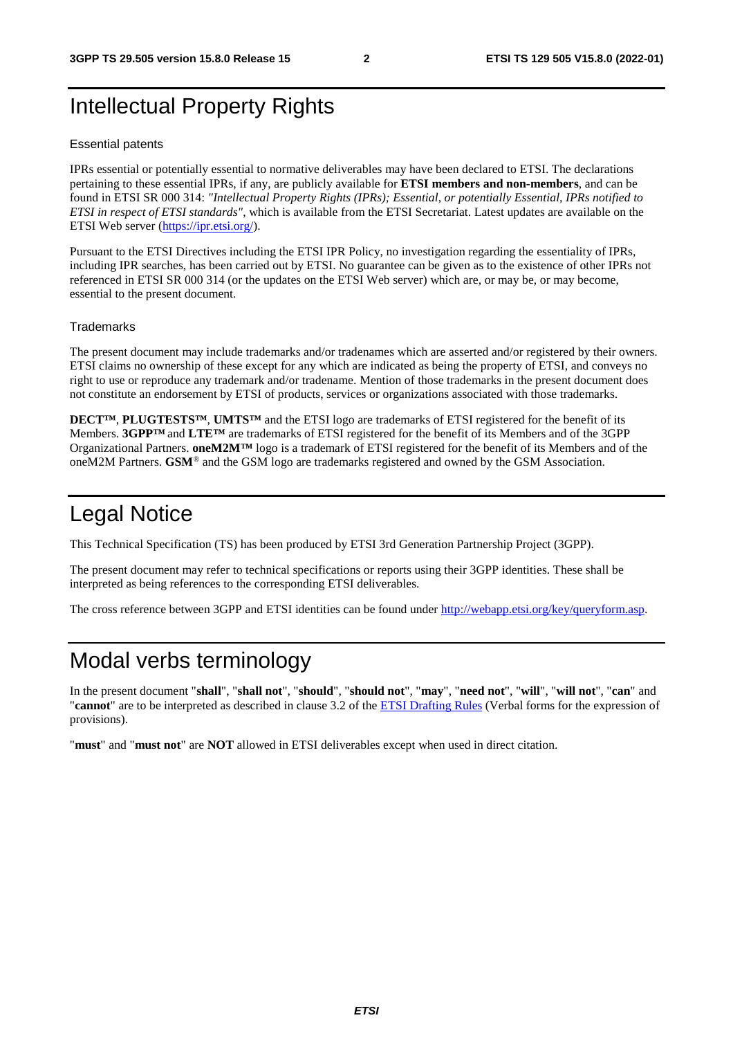# Intellectual Property Rights

### Essential patents

IPRs essential or potentially essential to normative deliverables may have been declared to ETSI. The declarations pertaining to these essential IPRs, if any, are publicly available for **ETSI members and non-members**, and can be found in ETSI SR 000 314: *"Intellectual Property Rights (IPRs); Essential, or potentially Essential, IPRs notified to ETSI in respect of ETSI standards"*, which is available from the ETSI Secretariat. Latest updates are available on the ETSI Web server (https://ipr.etsi.org/).

Pursuant to the ETSI Directives including the ETSI IPR Policy, no investigation regarding the essentiality of IPRs, including IPR searches, has been carried out by ETSI. No guarantee can be given as to the existence of other IPRs not referenced in ETSI SR 000 314 (or the updates on the ETSI Web server) which are, or may be, or may become, essential to the present document.

### Trademarks

The present document may include trademarks and/or tradenames which are asserted and/or registered by their owners. ETSI claims no ownership of these except for any which are indicated as being the property of ETSI, and conveys no right to use or reproduce any trademark and/or tradename. Mention of those trademarks in the present document does not constitute an endorsement by ETSI of products, services or organizations associated with those trademarks.

**DECT™**, **PLUGTESTS™**, **UMTS™** and the ETSI logo are trademarks of ETSI registered for the benefit of its Members. **3GPP™** and **LTE™** are trademarks of ETSI registered for the benefit of its Members and of the 3GPP Organizational Partners. **oneM2M™** logo is a trademark of ETSI registered for the benefit of its Members and of the oneM2M Partners. **GSM**® and the GSM logo are trademarks registered and owned by the GSM Association.

# Legal Notice

This Technical Specification (TS) has been produced by ETSI 3rd Generation Partnership Project (3GPP).

The present document may refer to technical specifications or reports using their 3GPP identities. These shall be interpreted as being references to the corresponding ETSI deliverables.

The cross reference between 3GPP and ETSI identities can be found under http://webapp.etsi.org/key/queryform.asp.

# Modal verbs terminology

In the present document "**shall**", "**shall not**", "**should**", "**should not**", "**may**", "**need not**", "**will**", "**will not**", "**can**" and "**cannot**" are to be interpreted as described in clause 3.2 of the ETSI Drafting Rules (Verbal forms for the expression of provisions).

"**must**" and "**must not**" are **NOT** allowed in ETSI deliverables except when used in direct citation.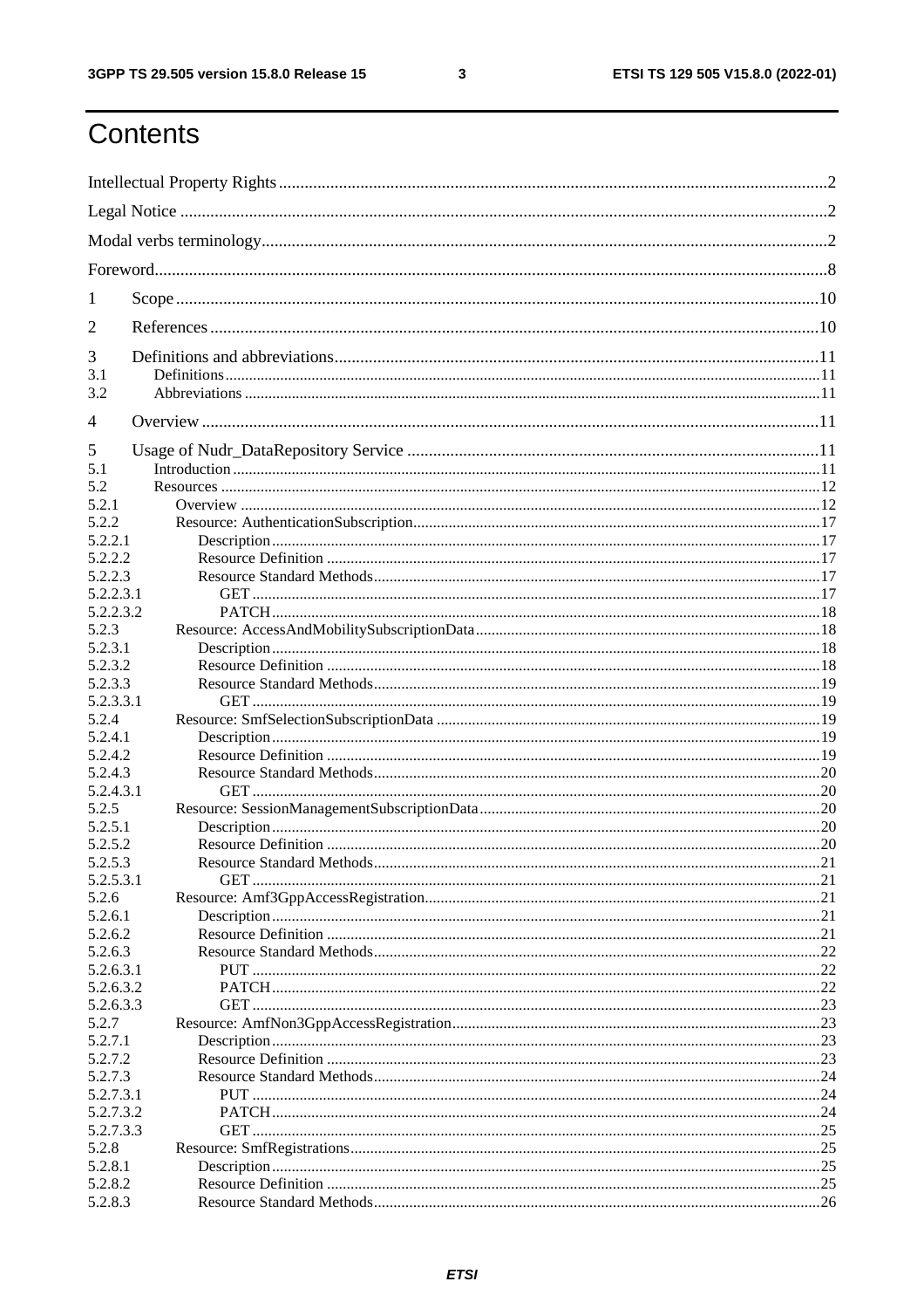# Contents

Intellectual Property Rights ... 2
Legal Notice ... 2
Modal verbs terminology ... 2
Foreword ... 8
1 Scope ... 10
2 References ... 10
3 Definitions and abbreviations ... 11
3.1 Definitions ... 11
3.2 Abbreviations ... 11
4 Overview ... 11
5 Usage of Nudr_DataRepository Service ... 11
5.1 Introduction ... 11
5.2 Resources ... 12
5.2.1 Overview ... 12
5.2.2 Resource: AuthenticationSubscription ... 17
5.2.2.1 Description ... 17
5.2.2.2 Resource Definition ... 17
5.2.2.3 Resource Standard Methods ... 17
5.2.2.3.1 GET ... 17
5.2.2.3.2 PATCH ... 18
5.2.3 Resource: AccessAndMobilitySubscriptionData ... 18
5.2.3.1 Description ... 18
5.2.3.2 Resource Definition ... 18
5.2.3.3 Resource Standard Methods ... 19
5.2.3.3.1 GET ... 19
5.2.4 Resource: SmfSelectionSubscriptionData ... 19
5.2.4.1 Description ... 19
5.2.4.2 Resource Definition ... 19
5.2.4.3 Resource Standard Methods ... 20
5.2.4.3.1 GET ... 20
5.2.5 Resource: SessionManagementSubscriptionData ... 20
5.2.5.1 Description ... 20
5.2.5.2 Resource Definition ... 20
5.2.5.3 Resource Standard Methods ... 21
5.2.5.3.1 GET ... 21
5.2.6 Resource: Amf3GppAccessRegistration ... 21
5.2.6.1 Description ... 21
5.2.6.2 Resource Definition ... 21
5.2.6.3 Resource Standard Methods ... 22
5.2.6.3.1 PUT ... 22
5.2.6.3.2 PATCH ... 22
5.2.6.3.3 GET ... 23
5.2.7 Resource: AmfNon3GppAccessRegistration ... 23
5.2.7.1 Description ... 23
5.2.7.2 Resource Definition ... 23
5.2.7.3 Resource Standard Methods ... 24
5.2.7.3.1 PUT ... 24
5.2.7.3.2 PATCH ... 24
5.2.7.3.3 GET ... 25
5.2.8 Resource: SmfRegistrations ... 25
5.2.8.1 Description ... 25
5.2.8.2 Resource Definition ... 25
5.2.8.3 Resource Standard Methods ... 26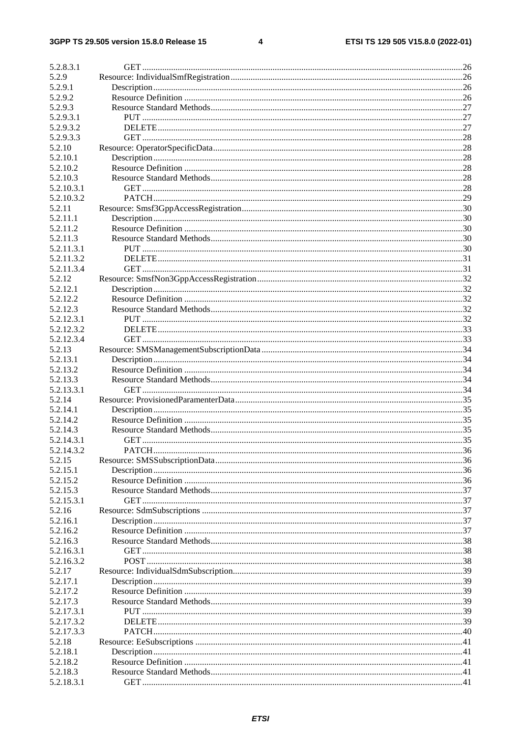5.2.8.3.1 GET ....26
5.2.9 Resource: IndividualSmfRegistration ....26
5.2.9.1 Description ....26
5.2.9.2 Resource Definition ....26
5.2.9.3 Resource Standard Methods ....27
5.2.9.3.1 PUT ....27
5.2.9.3.2 DELETE ....27
5.2.9.3.3 GET ....28
5.2.10 Resource: OperatorSpecificData ....28
5.2.10.1 Description ....28
5.2.10.2 Resource Definition ....28
5.2.10.3 Resource Standard Methods ....28
5.2.10.3.1 GET ....28
5.2.10.3.2 PATCH ....29
5.2.11 Resource: Smsf3GppAccessRegistration ....30
5.2.11.1 Description ....30
5.2.11.2 Resource Definition ....30
5.2.11.3 Resource Standard Methods ....30
5.2.11.3.1 PUT ....30
5.2.11.3.2 DELETE ....31
5.2.11.3.4 GET ....31
5.2.12 Resource: SmsfNon3GppAccessRegistration ....32
5.2.12.1 Description ....32
5.2.12.2 Resource Definition ....32
5.2.12.3 Resource Standard Methods ....32
5.2.12.3.1 PUT ....32
5.2.12.3.2 DELETE ....33
5.2.12.3.4 GET ....33
5.2.13 Resource: SMSManagementSubscriptionData ....34
5.2.13.1 Description ....34
5.2.13.2 Resource Definition ....34
5.2.13.3 Resource Standard Methods ....34
5.2.13.3.1 GET ....34
5.2.14 Resource: ProvisionedParamenterData ....35
5.2.14.1 Description ....35
5.2.14.2 Resource Definition ....35
5.2.14.3 Resource Standard Methods ....35
5.2.14.3.1 GET ....35
5.2.14.3.2 PATCH ....36
5.2.15 Resource: SMSSubscriptionData ....36
5.2.15.1 Description ....36
5.2.15.2 Resource Definition ....36
5.2.15.3 Resource Standard Methods ....37
5.2.15.3.1 GET ....37
5.2.16 Resource: SdmSubscriptions ....37
5.2.16.1 Description ....37
5.2.16.2 Resource Definition ....37
5.2.16.3 Resource Standard Methods ....38
5.2.16.3.1 GET ....38
5.2.16.3.2 POST ....38
5.2.17 Resource: IndividualSdmSubscription ....39
5.2.17.1 Description ....39
5.2.17.2 Resource Definition ....39
5.2.17.3 Resource Standard Methods ....39
5.2.17.3.1 PUT ....39
5.2.17.3.2 DELETE ....39
5.2.17.3.3 PATCH ....40
5.2.18 Resource: EeSubscriptions ....41
5.2.18.1 Description ....41
5.2.18.2 Resource Definition ....41
5.2.18.3 Resource Standard Methods ....41
5.2.18.3.1 GET ....41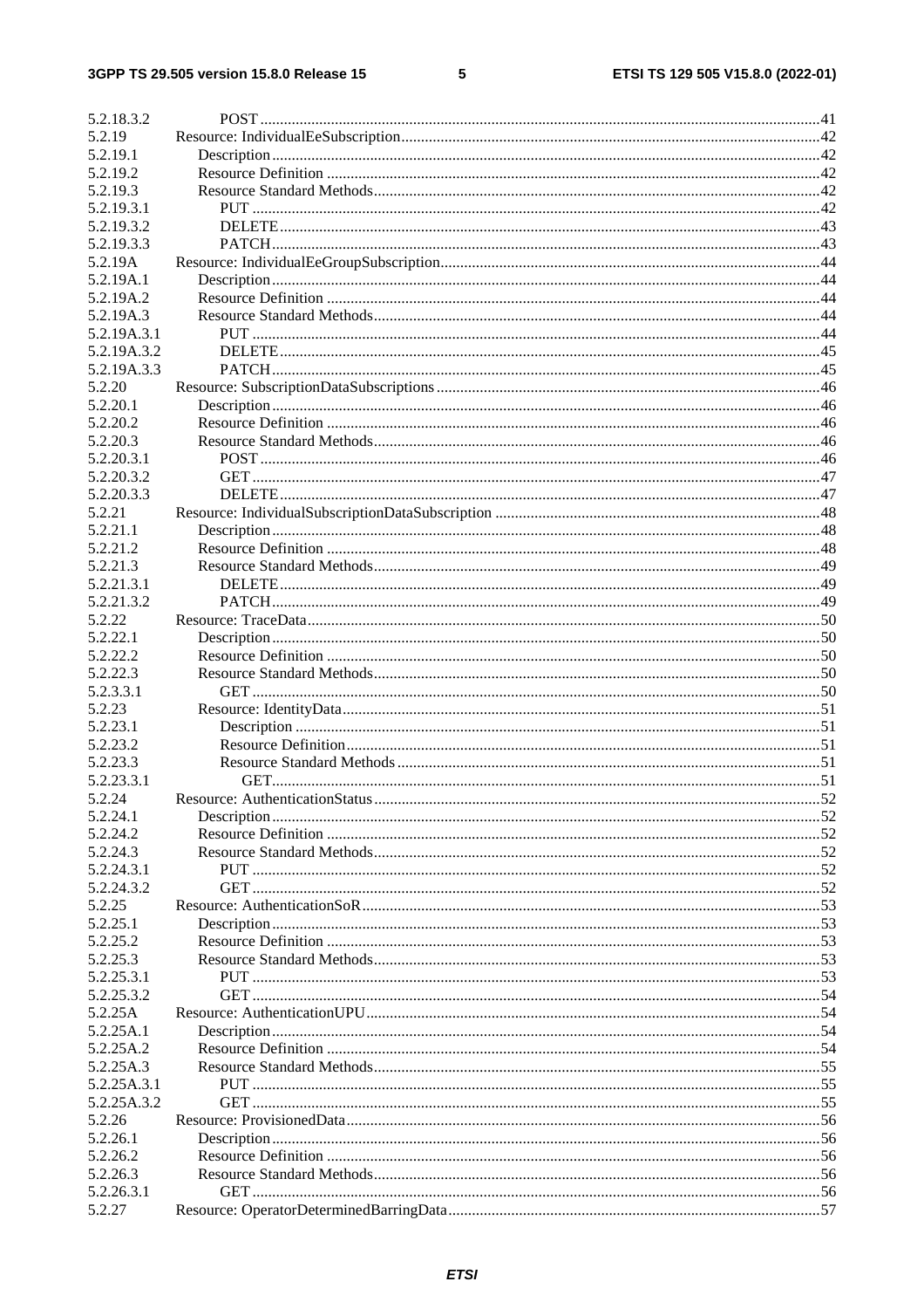| | | |
|---|---|---|
| 5.2.18.3.2 | POST | 41 |
| 5.2.19 | Resource: IndividualEeSubscription | 42 |
| 5.2.19.1 | Description | 42 |
| 5.2.19.2 | Resource Definition | 42 |
| 5.2.19.3 | Resource Standard Methods | 42 |
| 5.2.19.3.1 | PUT | 42 |
| 5.2.19.3.2 | DELETE | 43 |
| 5.2.19.3.3 | PATCH | 43 |
| 5.2.19A | Resource: IndividualEeGroupSubscription | 44 |
| 5.2.19A.1 | Description | 44 |
| 5.2.19A.2 | Resource Definition | 44 |
| 5.2.19A.3 | Resource Standard Methods | 44 |
| 5.2.19A.3.1 | PUT | 44 |
| 5.2.19A.3.2 | DELETE | 45 |
| 5.2.19A.3.3 | PATCH | 45 |
| 5.2.20 | Resource: SubscriptionDataSubscriptions | 46 |
| 5.2.20.1 | Description | 46 |
| 5.2.20.2 | Resource Definition | 46 |
| 5.2.20.3 | Resource Standard Methods | 46 |
| 5.2.20.3.1 | POST | 46 |
| 5.2.20.3.2 | GET | 47 |
| 5.2.20.3.3 | DELETE | 47 |
| 5.2.21 | Resource: IndividualSubscriptionDataSubscription | 48 |
| 5.2.21.1 | Description | 48 |
| 5.2.21.2 | Resource Definition | 48 |
| 5.2.21.3 | Resource Standard Methods | 49 |
| 5.2.21.3.1 | DELETE | 49 |
| 5.2.21.3.2 | PATCH | 49 |
| 5.2.22 | Resource: TraceData | 50 |
| 5.2.22.1 | Description | 50 |
| 5.2.22.2 | Resource Definition | 50 |
| 5.2.22.3 | Resource Standard Methods | 50 |
| 5.2.3.3.1 | GET | 50 |
| 5.2.23 | Resource: IdentityData | 51 |
| 5.2.23.1 | Description | 51 |
| 5.2.23.2 | Resource Definition | 51 |
| 5.2.23.3 | Resource Standard Methods | 51 |
| 5.2.23.3.1 | GET | 51 |
| 5.2.24 | Resource: AuthenticationStatus | 52 |
| 5.2.24.1 | Description | 52 |
| 5.2.24.2 | Resource Definition | 52 |
| 5.2.24.3 | Resource Standard Methods | 52 |
| 5.2.24.3.1 | PUT | 52 |
| 5.2.24.3.2 | GET | 52 |
| 5.2.25 | Resource: AuthenticationSoR | 53 |
| 5.2.25.1 | Description | 53 |
| 5.2.25.2 | Resource Definition | 53 |
| 5.2.25.3 | Resource Standard Methods | 53 |
| 5.2.25.3.1 | PUT | 53 |
| 5.2.25.3.2 | GET | 54 |
| 5.2.25A | Resource: AuthenticationUPU | 54 |
| 5.2.25A.1 | Description | 54 |
| 5.2.25A.2 | Resource Definition | 54 |
| 5.2.25A.3 | Resource Standard Methods | 55 |
| 5.2.25A.3.1 | PUT | 55 |
| 5.2.25A.3.2 | GET | 55 |
| 5.2.26 | Resource: ProvisionedData | 56 |
| 5.2.26.1 | Description | 56 |
| 5.2.26.2 | Resource Definition | 56 |
| 5.2.26.3 | Resource Standard Methods | 56 |
| 5.2.26.3.1 | GET | 56 |
| 5.2.27 | Resource: OperatorDeterminedBarringData | 57 |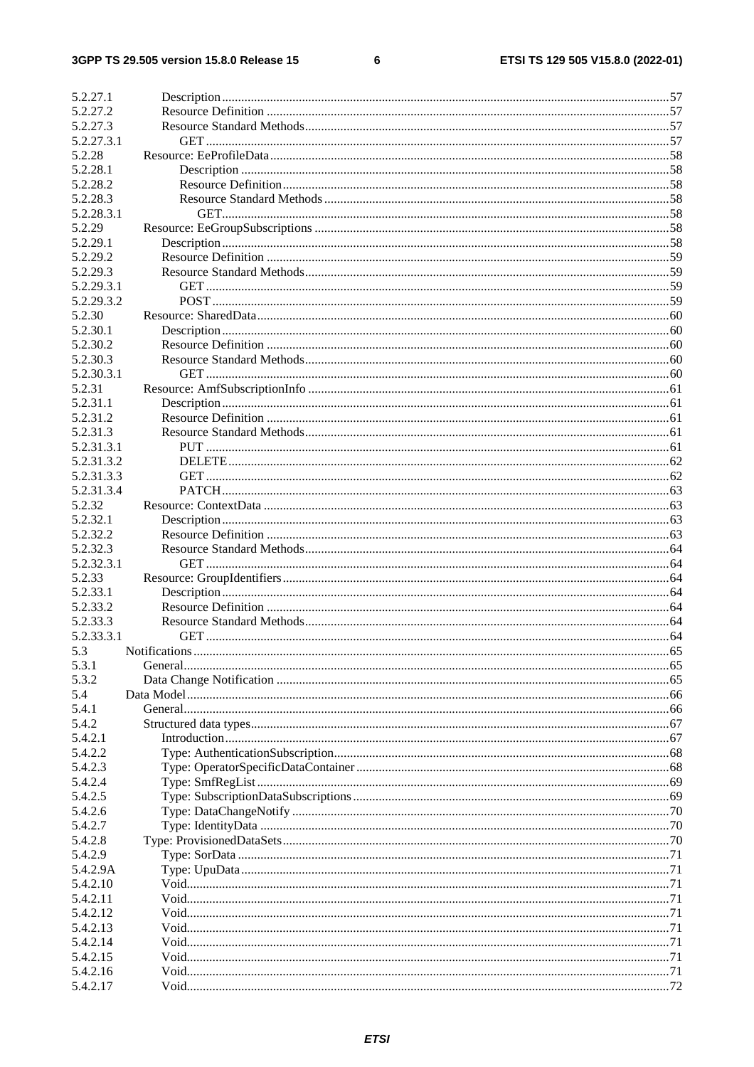| | | |
|---|---|---|
| 5.2.27.1 | Description | 57 |
| 5.2.27.2 | Resource Definition | 57 |
| 5.2.27.3 | Resource Standard Methods | 57 |
| 5.2.27.3.1 | GET | 57 |
| 5.2.28 | Resource: EeProfileData | 58 |
| 5.2.28.1 | Description | 58 |
| 5.2.28.2 | Resource Definition | 58 |
| 5.2.28.3 | Resource Standard Methods | 58 |
| 5.2.28.3.1 | GET | 58 |
| 5.2.29 | Resource: EeGroupSubscriptions | 58 |
| 5.2.29.1 | Description | 58 |
| 5.2.29.2 | Resource Definition | 59 |
| 5.2.29.3 | Resource Standard Methods | 59 |
| 5.2.29.3.1 | GET | 59 |
| 5.2.29.3.2 | POST | 59 |
| 5.2.30 | Resource: SharedData | 60 |
| 5.2.30.1 | Description | 60 |
| 5.2.30.2 | Resource Definition | 60 |
| 5.2.30.3 | Resource Standard Methods | 60 |
| 5.2.30.3.1 | GET | 60 |
| 5.2.31 | Resource: AmfSubscriptionInfo | 61 |
| 5.2.31.1 | Description | 61 |
| 5.2.31.2 | Resource Definition | 61 |
| 5.2.31.3 | Resource Standard Methods | 61 |
| 5.2.31.3.1 | PUT | 61 |
| 5.2.31.3.2 | DELETE | 62 |
| 5.2.31.3.3 | GET | 62 |
| 5.2.31.3.4 | PATCH | 63 |
| 5.2.32 | Resource: ContextData | 63 |
| 5.2.32.1 | Description | 63 |
| 5.2.32.2 | Resource Definition | 63 |
| 5.2.32.3 | Resource Standard Methods | 64 |
| 5.2.32.3.1 | GET | 64 |
| 5.2.33 | Resource: GroupIdentifiers | 64 |
| 5.2.33.1 | Description | 64 |
| 5.2.33.2 | Resource Definition | 64 |
| 5.2.33.3 | Resource Standard Methods | 64 |
| 5.2.33.3.1 | GET | 64 |
| 5.3 | Notifications | 65 |
| 5.3.1 | General | 65 |
| 5.3.2 | Data Change Notification | 65 |
| 5.4 | Data Model | 66 |
| 5.4.1 | General | 66 |
| 5.4.2 | Structured data types | 67 |
| 5.4.2.1 | Introduction | 67 |
| 5.4.2.2 | Type: AuthenticationSubscription | 68 |
| 5.4.2.3 | Type: OperatorSpecificDataContainer | 68 |
| 5.4.2.4 | Type: SmfRegList | 69 |
| 5.4.2.5 | Type: SubscriptionDataSubscriptions | 69 |
| 5.4.2.6 | Type: DataChangeNotify | 70 |
| 5.4.2.7 | Type: IdentityData | 70 |
| 5.4.2.8 | Type: ProvisionedDataSets | 70 |
| 5.4.2.9 | Type: SorData | 71 |
| 5.4.2.9A | Type: UpuData | 71 |
| 5.4.2.10 | Void | 71 |
| 5.4.2.11 | Void | 71 |
| 5.4.2.12 | Void | 71 |
| 5.4.2.13 | Void | 71 |
| 5.4.2.14 | Void | 71 |
| 5.4.2.15 | Void | 71 |
| 5.4.2.16 | Void | 71 |
| 5.4.2.17 | Void | 72 |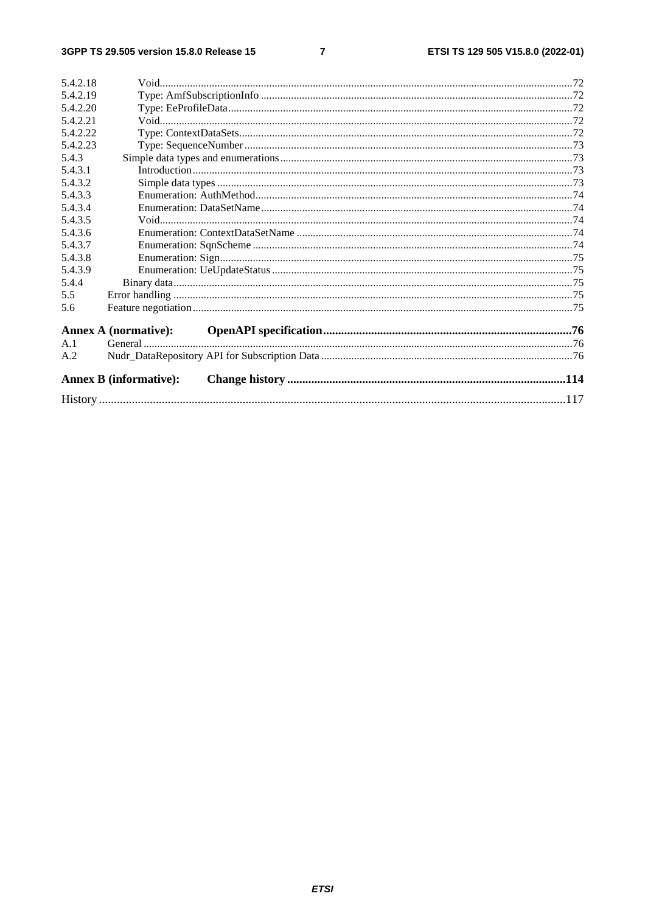5.4.2.18 Void .......................................................... 72
5.4.2.19 Type: AmfSubscriptionInfo .......................................................... 72
5.4.2.20 Type: EeProfileData .......................................................... 72
5.4.2.21 Void .......................................................... 72
5.4.2.22 Type: ContextDataSets .......................................................... 72
5.4.2.23 Type: SequenceNumber .......................................................... 73
5.4.3 Simple data types and enumerations .......................................................... 73
5.4.3.1 Introduction .......................................................... 73
5.4.3.2 Simple data types .......................................................... 73
5.4.3.3 Enumeration: AuthMethod .......................................................... 74
5.4.3.4 Enumeration: DataSetName .......................................................... 74
5.4.3.5 Void .......................................................... 74
5.4.3.6 Enumeration: ContextDataSetName .......................................................... 74
5.4.3.7 Enumeration: SqnScheme .......................................................... 74
5.4.3.8 Enumeration: Sign .......................................................... 75
5.4.3.9 Enumeration: UeUpdateStatus .......................................................... 75
5.4.4 Binary data .......................................................... 75
5.5 Error handling .......................................................... 75
5.6 Feature negotiation .......................................................... 75

**Annex A (normative): OpenAPI specification .......................................................... 76**

A.1 General .......................................................... 76
A.2 Nudr_DataRepository API for Subscription Data .......................................................... 76

**Annex B (informative): Change history .......................................................... 114**

History .......................................................... 117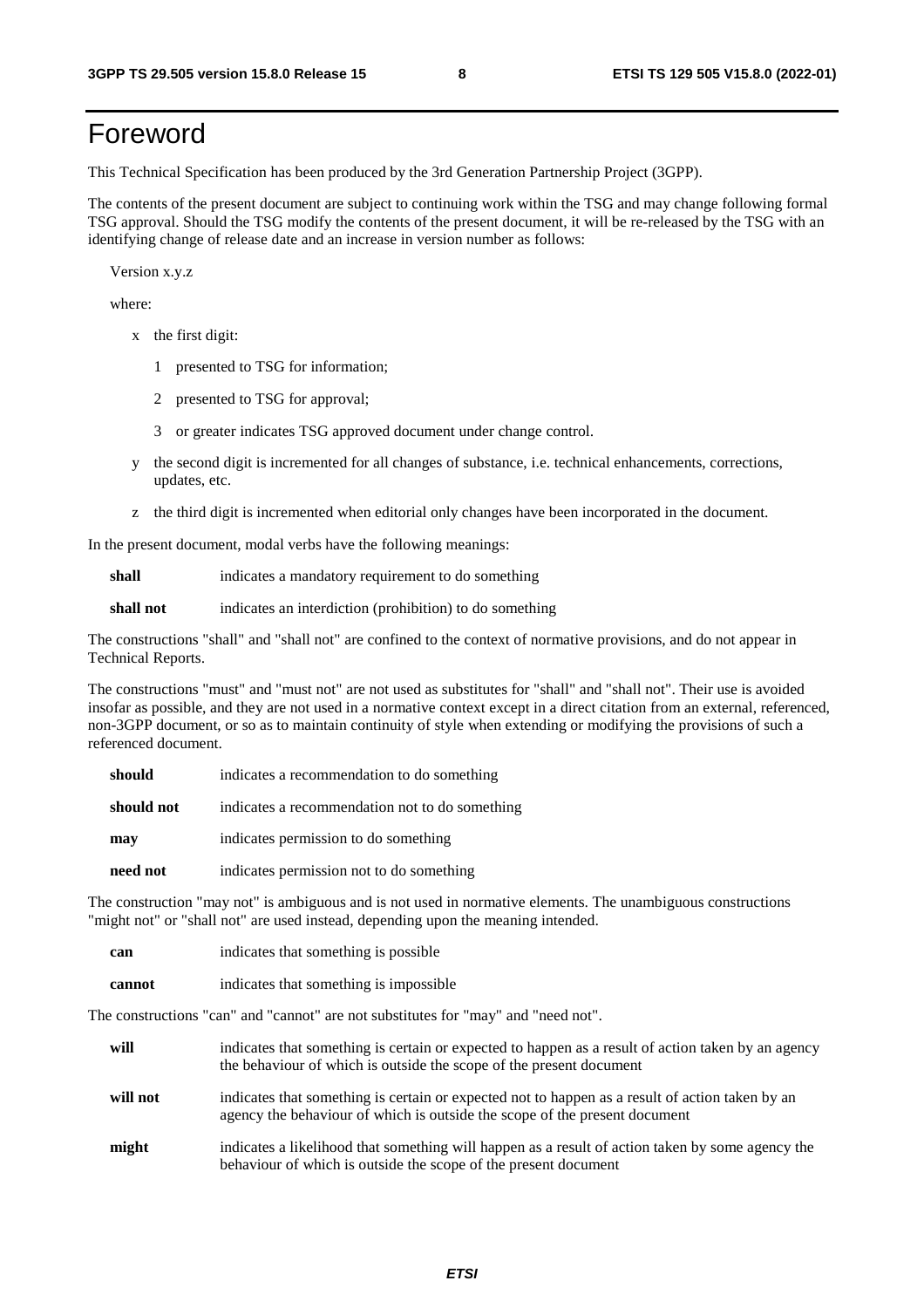# Foreword

This Technical Specification has been produced by the 3rd Generation Partnership Project (3GPP).

The contents of the present document are subject to continuing work within the TSG and may change following formal TSG approval. Should the TSG modify the contents of the present document, it will be re-released by the TSG with an identifying change of release date and an increase in version number as follows:

Version x.y.z

where:

- x the first digit:
  - 1 presented to TSG for information;
  - 2 presented to TSG for approval;
  - 3 or greater indicates TSG approved document under change control.
- y the second digit is incremented for all changes of substance, i.e. technical enhancements, corrections, updates, etc.
- z the third digit is incremented when editorial only changes have been incorporated in the document.

In the present document, modal verbs have the following meanings:

**shall** indicates a mandatory requirement to do something

**shall not** indicates an interdiction (prohibition) to do something

The constructions "shall" and "shall not" are confined to the context of normative provisions, and do not appear in Technical Reports.

The constructions "must" and "must not" are not used as substitutes for "shall" and "shall not". Their use is avoided insofar as possible, and they are not used in a normative context except in a direct citation from an external, referenced, non-3GPP document, or so as to maintain continuity of style when extending or modifying the provisions of such a referenced document.

**should** indicates a recommendation to do something

**should not** indicates a recommendation not to do something

**may** indicates permission to do something

**need not** indicates permission not to do something

The construction "may not" is ambiguous and is not used in normative elements. The unambiguous constructions "might not" or "shall not" are used instead, depending upon the meaning intended.

**can** indicates that something is possible

**cannot** indicates that something is impossible

The constructions "can" and "cannot" are not substitutes for "may" and "need not".

**will** indicates that something is certain or expected to happen as a result of action taken by an agency the behaviour of which is outside the scope of the present document

**will not** indicates that something is certain or expected not to happen as a result of action taken by an agency the behaviour of which is outside the scope of the present document

**might** indicates a likelihood that something will happen as a result of action taken by some agency the behaviour of which is outside the scope of the present document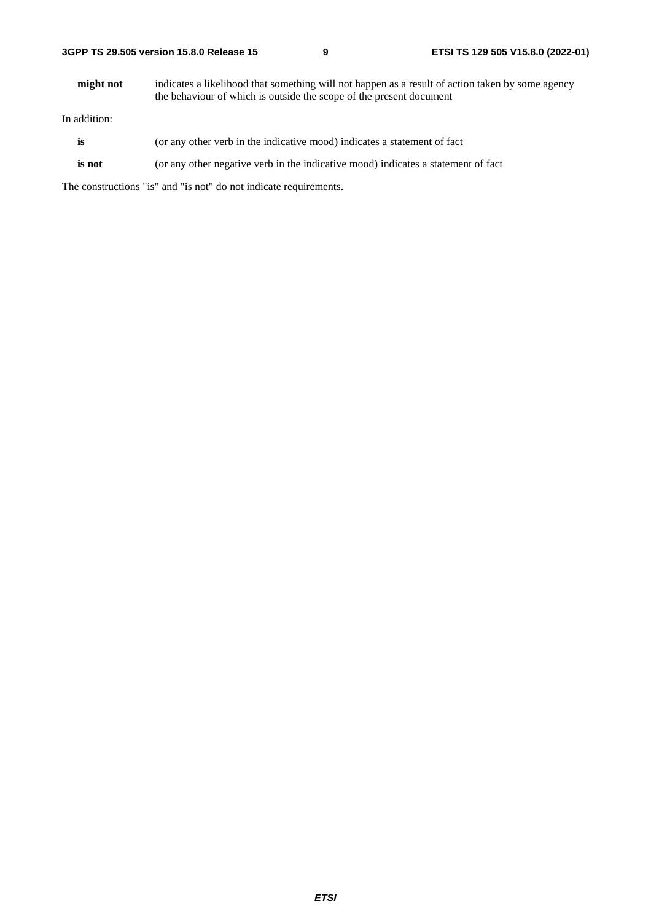**might not** indicates a likelihood that something will not happen as a result of action taken by some agency the behaviour of which is outside the scope of the present document

In addition:

**is** (or any other verb in the indicative mood) indicates a statement of fact

**is not** (or any other negative verb in the indicative mood) indicates a statement of fact

The constructions "is" and "is not" do not indicate requirements.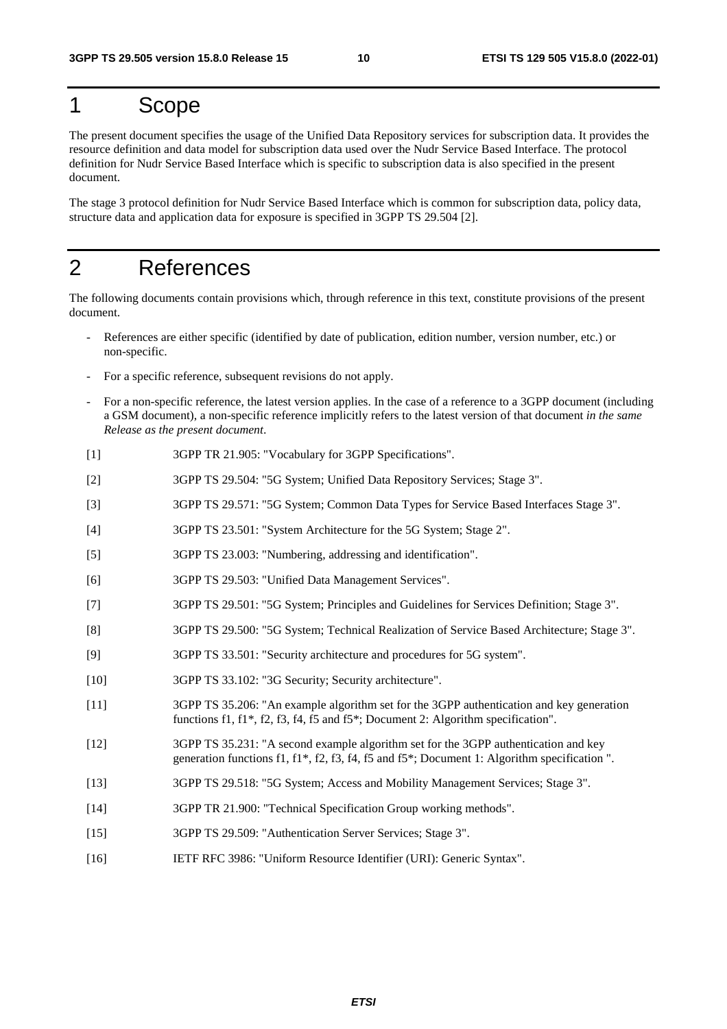# 1 Scope

The present document specifies the usage of the Unified Data Repository services for subscription data. It provides the resource definition and data model for subscription data used over the Nudr Service Based Interface. The protocol definition for Nudr Service Based Interface which is specific to subscription data is also specified in the present document.

The stage 3 protocol definition for Nudr Service Based Interface which is common for subscription data, policy data, structure data and application data for exposure is specified in 3GPP TS 29.504 [2].

# 2 References

The following documents contain provisions which, through reference in this text, constitute provisions of the present document.

- References are either specific (identified by date of publication, edition number, version number, etc.) or non-specific.
- For a specific reference, subsequent revisions do not apply.
- For a non-specific reference, the latest version applies. In the case of a reference to a 3GPP document (including a GSM document), a non-specific reference implicitly refers to the latest version of that document *in the same Release as the present document*.

[1] 3GPP TR 21.905: "Vocabulary for 3GPP Specifications".

[2] 3GPP TS 29.504: "5G System; Unified Data Repository Services; Stage 3".

[3] 3GPP TS 29.571: "5G System; Common Data Types for Service Based Interfaces Stage 3".

[4] 3GPP TS 23.501: "System Architecture for the 5G System; Stage 2".

[5] 3GPP TS 23.003: "Numbering, addressing and identification".

[6] 3GPP TS 29.503: "Unified Data Management Services".

[7] 3GPP TS 29.501: "5G System; Principles and Guidelines for Services Definition; Stage 3".

[8] 3GPP TS 29.500: "5G System; Technical Realization of Service Based Architecture; Stage 3".

[9] 3GPP TS 33.501: "Security architecture and procedures for 5G system".

[10] 3GPP TS 33.102: "3G Security; Security architecture".

[11] 3GPP TS 35.206: "An example algorithm set for the 3GPP authentication and key generation functions f1, f1*, f2, f3, f4, f5 and f5*; Document 2: Algorithm specification".

[12] 3GPP TS 35.231: "A second example algorithm set for the 3GPP authentication and key generation functions f1, f1*, f2, f3, f4, f5 and f5*; Document 1: Algorithm specification ".

[13] 3GPP TS 29.518: "5G System; Access and Mobility Management Services; Stage 3".

[14] 3GPP TR 21.900: "Technical Specification Group working methods".

[15] 3GPP TS 29.509: "Authentication Server Services; Stage 3".

[16] IETF RFC 3986: "Uniform Resource Identifier (URI): Generic Syntax".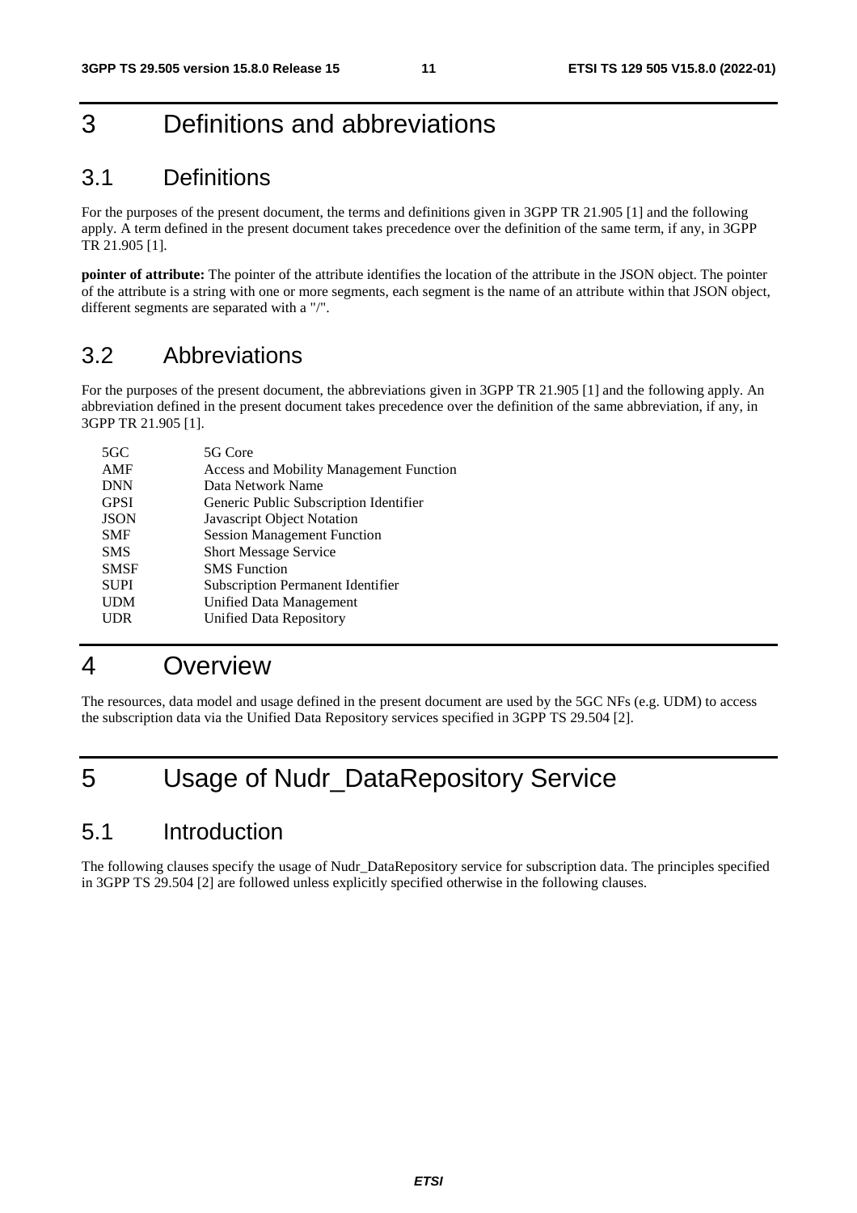# 3 Definitions and abbreviations

## 3.1 Definitions

For the purposes of the present document, the terms and definitions given in 3GPP TR 21.905 [1] and the following apply. A term defined in the present document takes precedence over the definition of the same term, if any, in 3GPP TR 21.905 [1].

**pointer of attribute:** The pointer of the attribute identifies the location of the attribute in the JSON object. The pointer of the attribute is a string with one or more segments, each segment is the name of an attribute within that JSON object, different segments are separated with a "/".

## 3.2 Abbreviations

For the purposes of the present document, the abbreviations given in 3GPP TR 21.905 [1] and the following apply. An abbreviation defined in the present document takes precedence over the definition of the same abbreviation, if any, in 3GPP TR 21.905 [1].

| | |
|---|---|
| 5GC | 5G Core |
| AMF | Access and Mobility Management Function |
| DNN | Data Network Name |
| GPSI | Generic Public Subscription Identifier |
| JSON | Javascript Object Notation |
| SMF | Session Management Function |
| SMS | Short Message Service |
| SMSF | SMS Function |
| SUPI | Subscription Permanent Identifier |
| UDM | Unified Data Management |
| UDR | Unified Data Repository |

# 4 Overview

The resources, data model and usage defined in the present document are used by the 5GC NFs (e.g. UDM) to access the subscription data via the Unified Data Repository services specified in 3GPP TS 29.504 [2].

# 5 Usage of Nudr_DataRepository Service

## 5.1 Introduction

The following clauses specify the usage of Nudr_DataRepository service for subscription data. The principles specified in 3GPP TS 29.504 [2] are followed unless explicitly specified otherwise in the following clauses.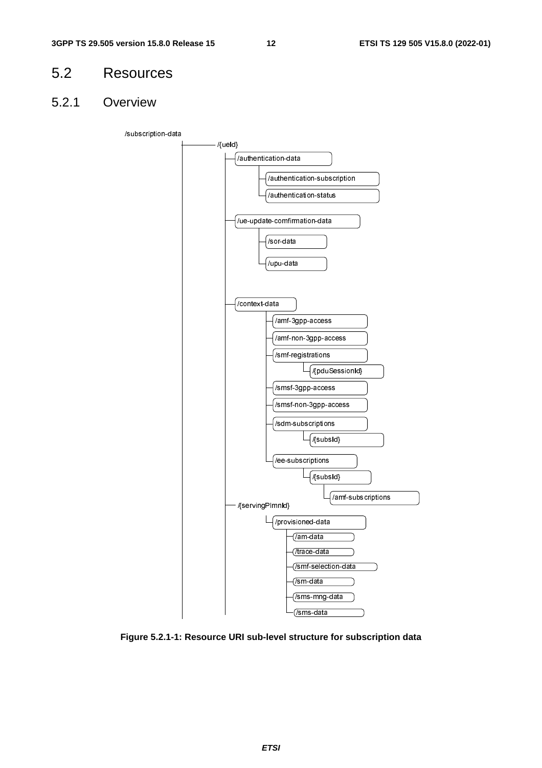## 5.2 Resources

### 5.2.1 Overview

```
/subscription-data
    /{ueId}
        /authentication-data
            /authentication-subscription
            /authentication-status
        /ue-update-comfirmation-data
            /sor-data
            /upu-data
        /context-data
            /amf-3gpp-access
            /amf-non-3gpp-access
            /smf-registrations
                /{pduSessionId}
            /smsf-3gpp-access
            /smsf-non-3gpp-access
            /sdm-subscriptions
                /{subsId}
            /ee-subscriptions
                /{subsId}
                    /amf-subscriptions
        /{servingPlmnId}
            /provisioned-data
                /am-data
                /trace-data
                /smf-selection-data
                /sm-data
                /sms-mng-data
                /sms-data
```

**Figure 5.2.1-1: Resource URI sub-level structure for subscription data**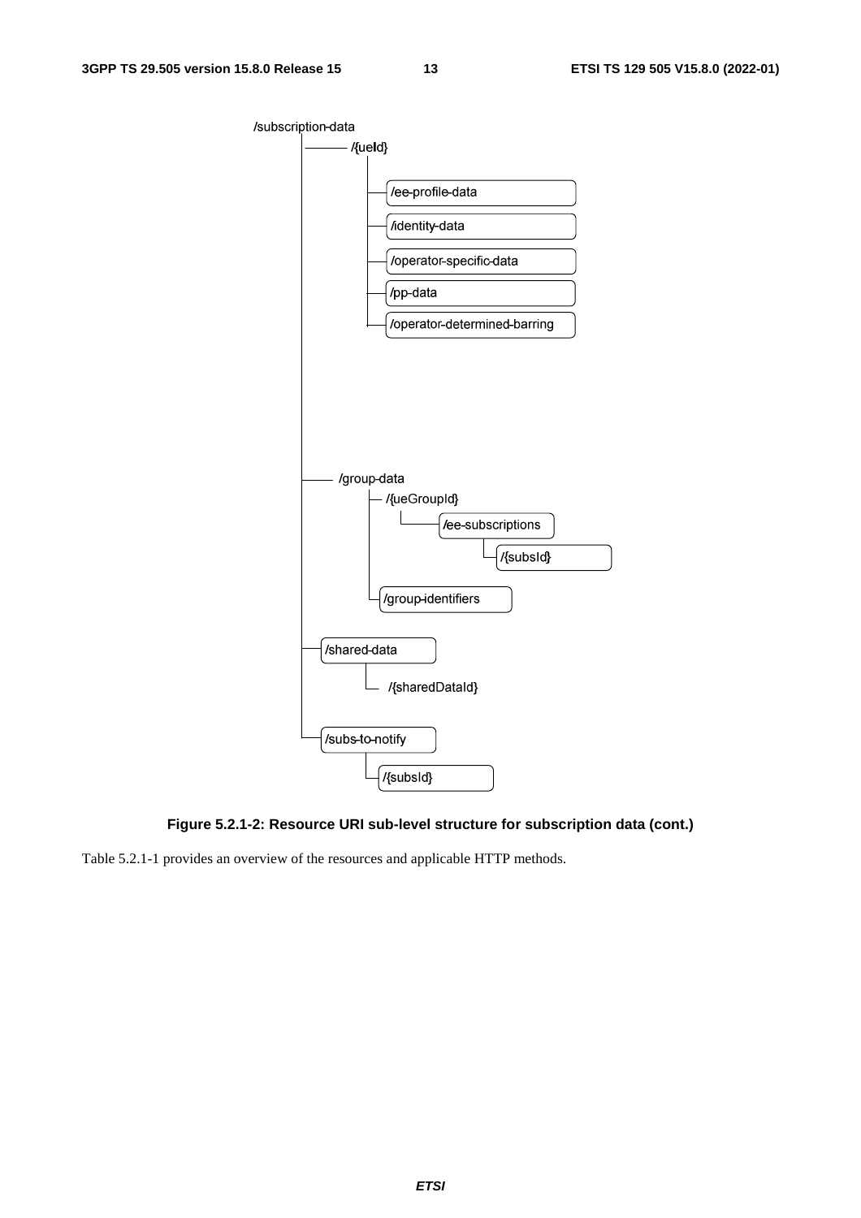```
/subscription-data
├── /{ueId}
│   ├── /ee-profile-data
│   ├── /identity-data
│   ├── /operator-specific-data
│   ├── /pp-data
│   └── /operator-determined-barring
├── /group-data
│   ├── /{ueGroupId}
│   │   └── /ee-subscriptions
│   │       └── /{subsId}
│   └── /group-identifiers
├── /shared-data
│   └── /{sharedDataId}
└── /subs-to-notify
    └── /{subsId}
```

**Figure 5.2.1-2: Resource URI sub-level structure for subscription data (cont.)**

Table 5.2.1-1 provides an overview of the resources and applicable HTTP methods.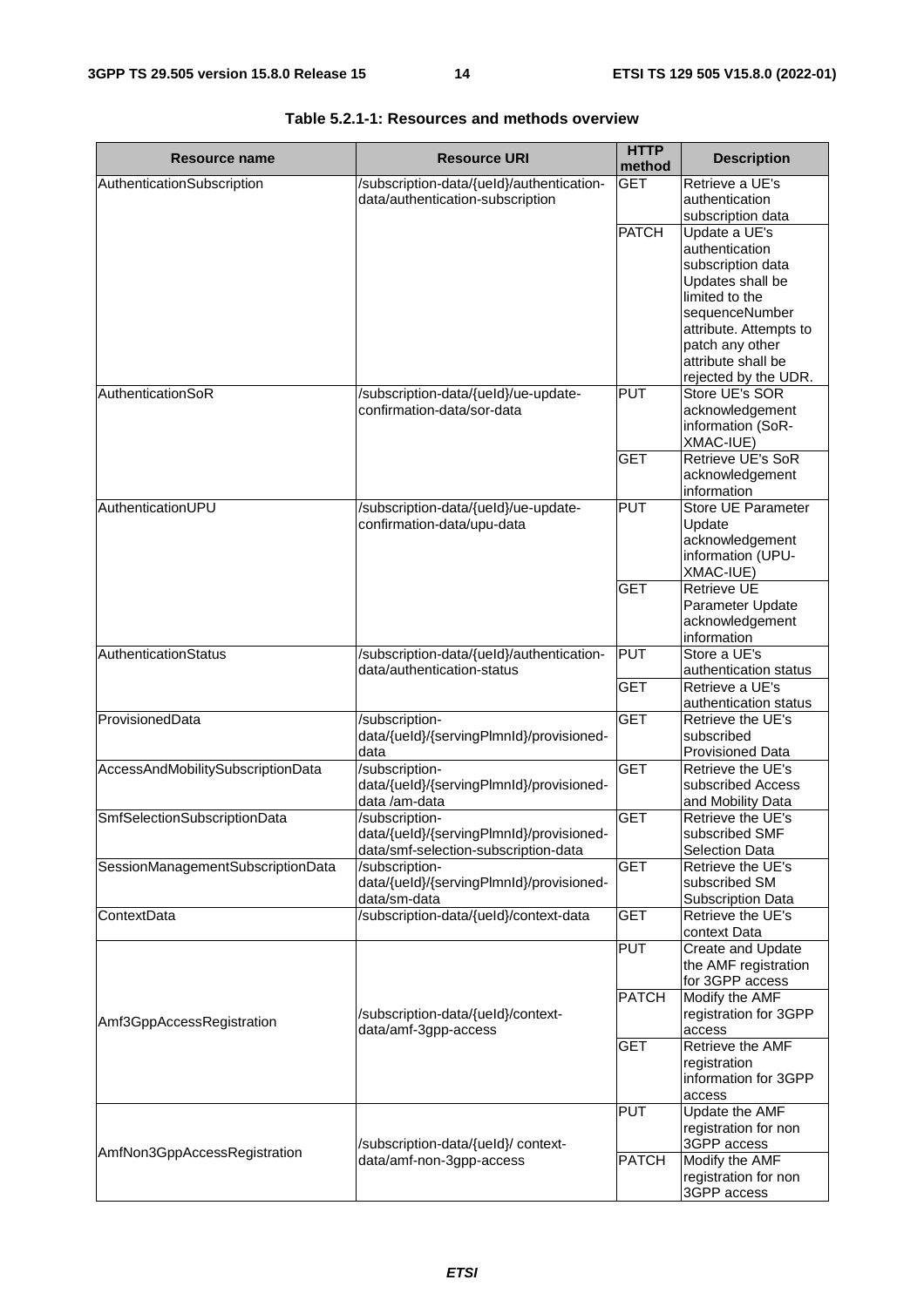**Table 5.2.1-1: Resources and methods overview**

| Resource name | Resource URI | HTTP method | Description |
|---|---|---|---|
| AuthenticationSubscription | /subscription-data/{ueId}/authentication-data/authentication-subscription | GET | Retrieve a UE's authentication subscription data |
| | | PATCH | Update a UE's authentication subscription data Updates shall be limited to the sequenceNumber attribute. Attempts to patch any other attribute shall be rejected by the UDR. |
| AuthenticationSoR | /subscription-data/{ueId}/ue-update-confirmation-data/sor-data | PUT | Store UE's SOR acknowledgement information (SoR-XMAC-IUE) |
| | | GET | Retrieve UE's SoR acknowledgement information |
| AuthenticationUPU | /subscription-data/{ueId}/ue-update-confirmation-data/upu-data | PUT | Store UE Parameter Update acknowledgement information (UPU-XMAC-IUE) |
| | | GET | Retrieve UE Parameter Update acknowledgement information |
| AuthenticationStatus | /subscription-data/{ueId}/authentication-data/authentication-status | PUT | Store a UE's authentication status |
| | | GET | Retrieve a UE's authentication status |
| ProvisionedData | /subscription-data/{ueId}/{servingPlmnId}/provisioned-data | GET | Retrieve the UE's subscribed Provisioned Data |
| AccessAndMobilitySubscriptionData | /subscription-data/{ueId}/{servingPlmnId}/provisioned-data /am-data | GET | Retrieve the UE's subscribed Access and Mobility Data |
| SmfSelectionSubscriptionData | /subscription-data/{ueId}/{servingPlmnId}/provisioned-data/smf-selection-subscription-data | GET | Retrieve the UE's subscribed SMF Selection Data |
| SessionManagementSubscriptionData | /subscription-data/{ueId}/{servingPlmnId}/provisioned-data/sm-data | GET | Retrieve the UE's subscribed SM Subscription Data |
| ContextData | /subscription-data/{ueId}/context-data | GET | Retrieve the UE's context Data |
| Amf3GppAccessRegistration | /subscription-data/{ueId}/context-data/amf-3gpp-access | PUT | Create and Update the AMF registration for 3GPP access |
| | | PATCH | Modify the AMF registration for 3GPP access |
| | | GET | Retrieve the AMF registration information for 3GPP access |
| AmfNon3GppAccessRegistration | /subscription-data/{ueId}/ context-data/amf-non-3gpp-access | PUT | Update the AMF registration for non 3GPP access |
| | | PATCH | Modify the AMF registration for non 3GPP access |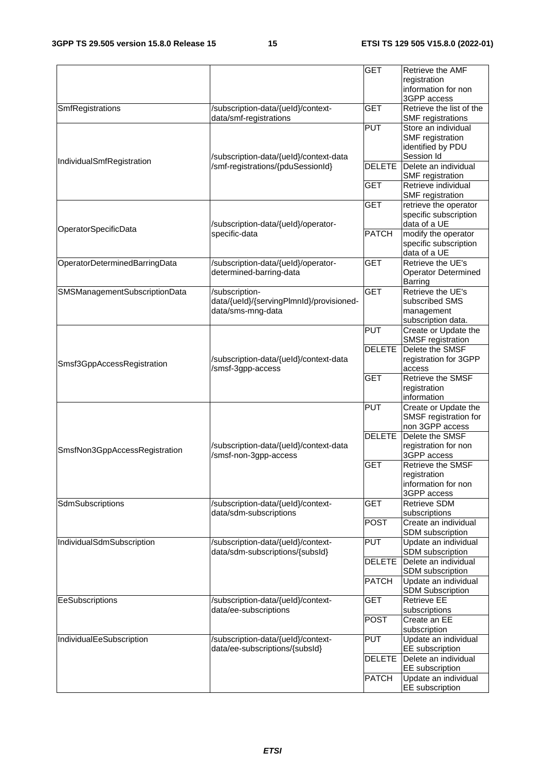| | | GET | Retrieve the AMF registration information for non 3GPP access |
|---|---|---|---|
| SmfRegistrations | /subscription-data/{ueId}/context-data/smf-registrations | GET | Retrieve the list of the SMF registrations |
| IndividualSmfRegistration | /subscription-data/{ueId}/context-data /smf-registrations/{pduSessionId} | PUT | Store an individual SMF registration identified by PDU Session Id |
| | | DELETE | Delete an individual SMF registration |
| | | GET | Retrieve individual SMF registration |
| OperatorSpecificData | /subscription-data/{ueId}/operator-specific-data | GET | retrieve the operator specific subscription data of a UE |
| | | PATCH | modify the operator specific subscription data of a UE |
| OperatorDeterminedBarringData | /subscription-data/{ueId}/operator-determined-barring-data | GET | Retrieve the UE's Operator Determined Barring |
| SMSManagementSubscriptionData | /subscription-data/{ueId}/{servingPlmnId}/provisioned-data/sms-mng-data | GET | Retrieve the UE's subscribed SMS management subscription data. |
| Smsf3GppAccessRegistration | /subscription-data/{ueId}/context-data /smsf-3gpp-access | PUT | Create or Update the SMSF registration |
| | | DELETE | Delete the SMSF registration for 3GPP access |
| | | GET | Retrieve the SMSF registration information |
| SmsfNon3GppAccessRegistration | /subscription-data/{ueId}/context-data /smsf-non-3gpp-access | PUT | Create or Update the SMSF registration for non 3GPP access |
| | | DELETE | Delete the SMSF registration for non 3GPP access |
| | | GET | Retrieve the SMSF registration information for non 3GPP access |
| SdmSubscriptions | /subscription-data/{ueId}/context-data/sdm-subscriptions | GET | Retrieve SDM subscriptions |
| | | POST | Create an individual SDM subscription |
| IndividualSdmSubscription | /subscription-data/{ueId}/context-data/sdm-subscriptions/{subsId} | PUT | Update an individual SDM subscription |
| | | DELETE | Delete an individual SDM subscription |
| | | PATCH | Update an individual SDM Subscription |
| EeSubscriptions | /subscription-data/{ueId}/context-data/ee-subscriptions | GET | Retrieve EE subscriptions |
| | | POST | Create an EE subscription |
| IndividualEeSubscription | /subscription-data/{ueId}/context-data/ee-subscriptions/{subsId} | PUT | Update an individual EE subscription |
| | | DELETE | Delete an individual EE subscription |
| | | PATCH | Update an individual EE subscription |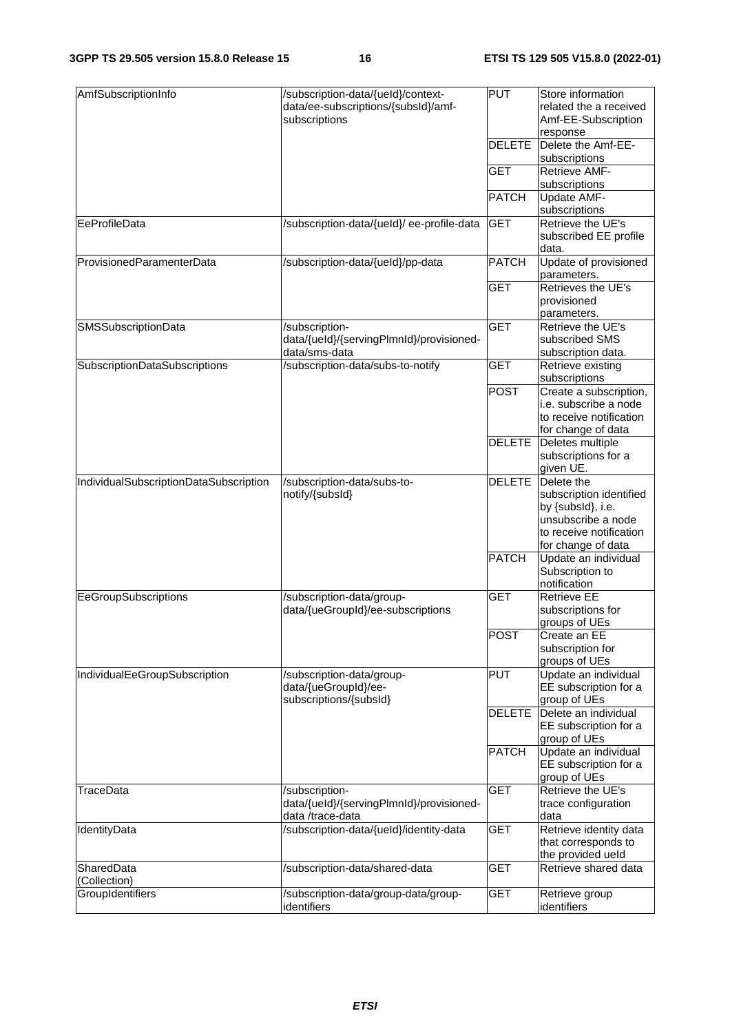| AmfSubscriptionInfo | /subscription-data/{ueId}/context-data/ee-subscriptions/{subsId}/amf-subscriptions | PUT | Store information related the a received Amf-EE-Subscription response |
|---|---|---|---|
| | | DELETE | Delete the Amf-EE-subscriptions |
| | | GET | Retrieve AMF-subscriptions |
| | | PATCH | Update AMF-subscriptions |
| EeProfileData | /subscription-data/{ueId}/ ee-profile-data | GET | Retrieve the UE's subscribed EE profile data. |
| ProvisionedParamenterData | /subscription-data/{ueId}/pp-data | PATCH | Update of provisioned parameters. |
| | | GET | Retrieves the UE's provisioned parameters. |
| SMSSubscriptionData | /subscription-data/{ueId}/{servingPlmnId}/provisioned-data/sms-data | GET | Retrieve the UE's subscribed SMS subscription data. |
| SubscriptionDataSubscriptions | /subscription-data/subs-to-notify | GET | Retrieve existing subscriptions |
| | | POST | Create a subscription, i.e. subscribe a node to receive notification for change of data |
| | | DELETE | Deletes multiple subscriptions for a given UE. |
| IndividualSubscriptionDataSubscription | /subscription-data/subs-to-notify/{subsId} | DELETE | Delete the subscription identified by {subsId}, i.e. unsubscribe a node to receive notification for change of data |
| | | PATCH | Update an individual Subscription to notification |
| EeGroupSubscriptions | /subscription-data/group-data/{ueGroupId}/ee-subscriptions | GET | Retrieve EE subscriptions for groups of UEs |
| | | POST | Create an EE subscription for groups of UEs |
| IndividualEeGroupSubscription | /subscription-data/group-data/{ueGroupId}/ee-subscriptions/{subsId} | PUT | Update an individual EE subscription for a group of UEs |
| | | DELETE | Delete an individual EE subscription for a group of UEs |
| | | PATCH | Update an individual EE subscription for a group of UEs |
| TraceData | /subscription-data/{ueId}/{servingPlmnId}/provisioned-data /trace-data | GET | Retrieve the UE's trace configuration data |
| IdentityData | /subscription-data/{ueId}/identity-data | GET | Retrieve identity data that corresponds to the provided ueId |
| SharedData (Collection) | /subscription-data/shared-data | GET | Retrieve shared data |
| GroupIdentifiers | /subscription-data/group-data/group-identifiers | GET | Retrieve group identifiers |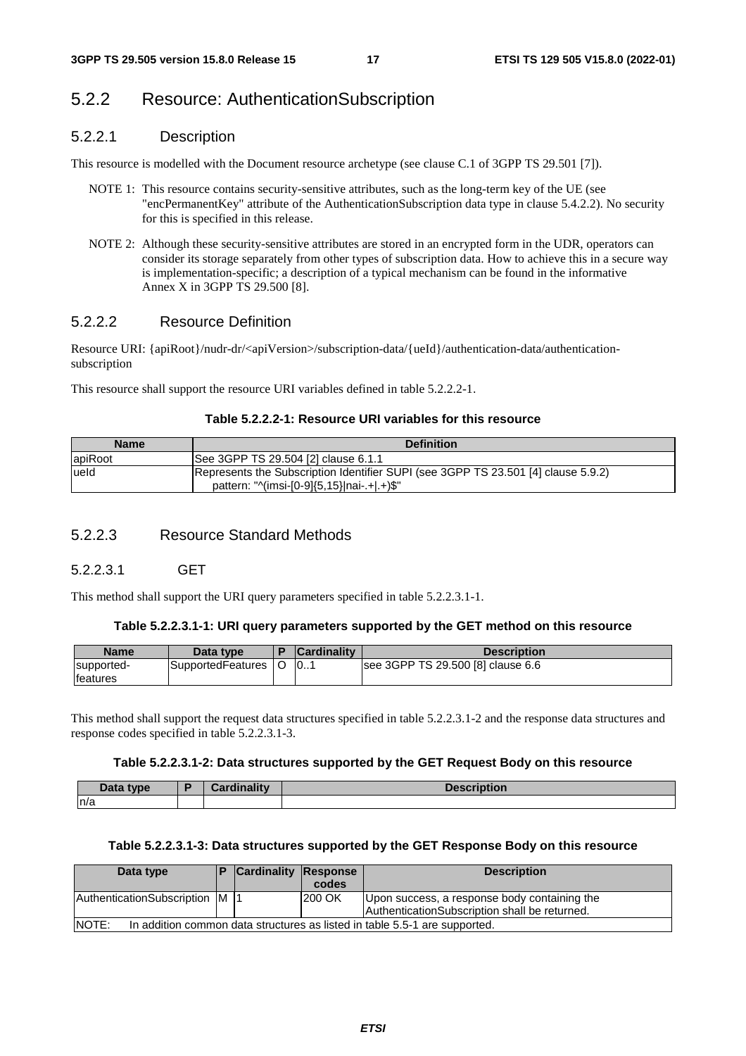## 5.2.2 Resource: AuthenticationSubscription

### 5.2.2.1 Description

This resource is modelled with the Document resource archetype (see clause C.1 of 3GPP TS 29.501 [7]).

NOTE 1: This resource contains security-sensitive attributes, such as the long-term key of the UE (see "encPermanentKey" attribute of the AuthenticationSubscription data type in clause 5.4.2.2). No security for this is specified in this release.

NOTE 2: Although these security-sensitive attributes are stored in an encrypted form in the UDR, operators can consider its storage separately from other types of subscription data. How to achieve this in a secure way is implementation-specific; a description of a typical mechanism can be found in the informative Annex X in 3GPP TS 29.500 [8].

### 5.2.2.2 Resource Definition

Resource URI: {apiRoot}/nudr-dr/<apiVersion>/subscription-data/{ueId}/authentication-data/authentication-subscription

This resource shall support the resource URI variables defined in table 5.2.2.2-1.

**Table 5.2.2.2-1: Resource URI variables for this resource**

| Name | Definition |
|---|---|
| apiRoot | See 3GPP TS 29.504 [2] clause 6.1.1 |
| ueId | Represents the Subscription Identifier SUPI (see 3GPP TS 23.501 [4] clause 5.9.2)<br>pattern: "^(imsi-[0-9]{5,15}\|nai-.+\|.+)$" |

### 5.2.2.3 Resource Standard Methods

#### 5.2.2.3.1 GET

This method shall support the URI query parameters specified in table 5.2.2.3.1-1.

**Table 5.2.2.3.1-1: URI query parameters supported by the GET method on this resource**

| Name | Data type | P | Cardinality | Description |
|---|---|---|---|---|
| supported-features | SupportedFeatures | O | 0..1 | see 3GPP TS 29.500 [8] clause 6.6 |

This method shall support the request data structures specified in table 5.2.2.3.1-2 and the response data structures and response codes specified in table 5.2.2.3.1-3.

**Table 5.2.2.3.1-2: Data structures supported by the GET Request Body on this resource**

| Data type | P | Cardinality | Description |
|---|---|---|---|
| n/a | | | |

**Table 5.2.2.3.1-3: Data structures supported by the GET Response Body on this resource**

| Data type | P | Cardinality | Response codes | Description |
|---|---|---|---|---|
| AuthenticationSubscription | M | 1 | 200 OK | Upon success, a response body containing the AuthenticationSubscription shall be returned. |
| NOTE: In addition common data structures as listed in table 5.5-1 are supported. | | | | |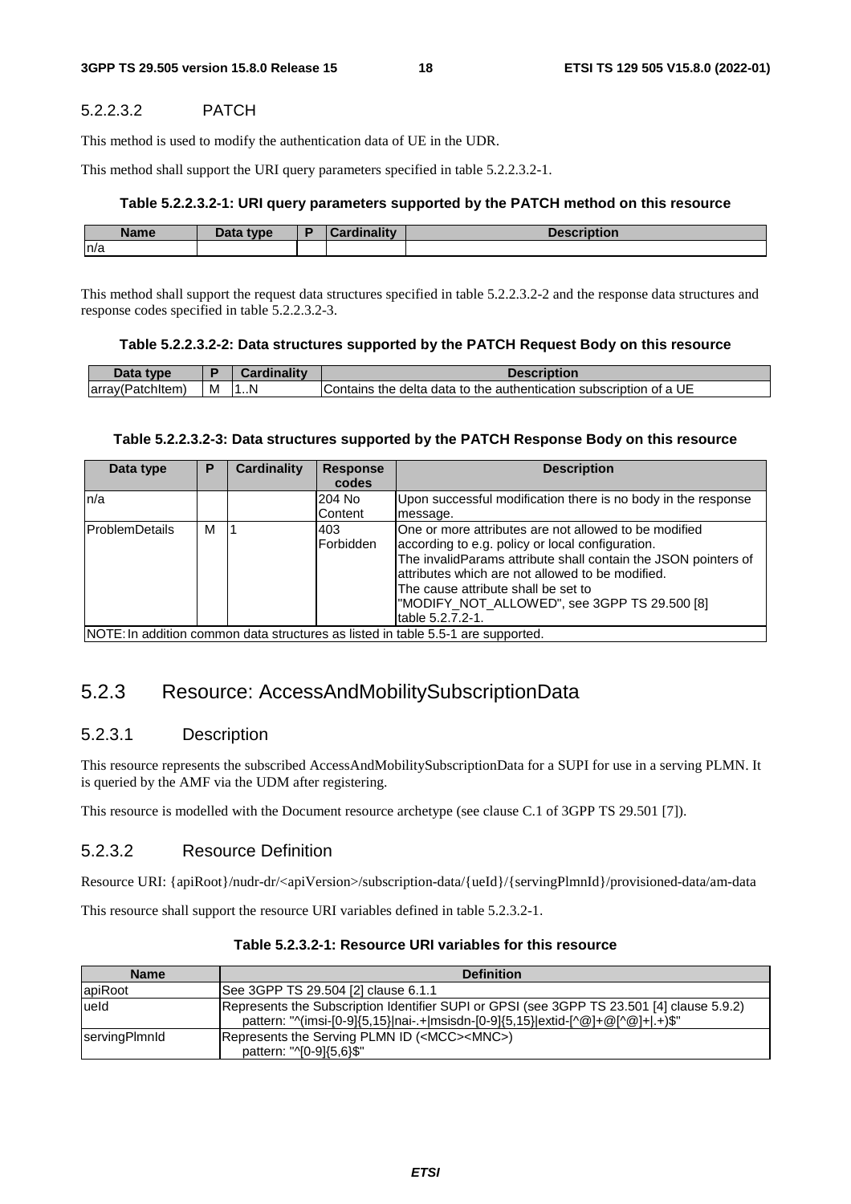#### 5.2.2.3.2 PATCH

This method is used to modify the authentication data of UE in the UDR.

This method shall support the URI query parameters specified in table 5.2.2.3.2-1.

**Table 5.2.2.3.2-1: URI query parameters supported by the PATCH method on this resource**

| Name | Data type | P | Cardinality | Description |
|---|---|---|---|---|
| n/a | | | | |

This method shall support the request data structures specified in table 5.2.2.3.2-2 and the response data structures and response codes specified in table 5.2.2.3.2-3.

**Table 5.2.2.3.2-2: Data structures supported by the PATCH Request Body on this resource**

| Data type | P | Cardinality | Description |
|---|---|---|---|
| array(PatchItem) | M | 1..N | Contains the delta data to the authentication subscription of a UE |

**Table 5.2.2.3.2-3: Data structures supported by the PATCH Response Body on this resource**

| Data type | P | Cardinality | Response codes | Description |
|---|---|---|---|---|
| n/a | | | 204 No Content | Upon successful modification there is no body in the response message. |
| ProblemDetails | M | 1 | 403 Forbidden | One or more attributes are not allowed to be modified according to e.g. policy or local configuration.<br>The invalidParams attribute shall contain the JSON pointers of attributes which are not allowed to be modified.<br>The cause attribute shall be set to "MODIFY_NOT_ALLOWED", see 3GPP TS 29.500 [8] table 5.2.7.2-1. |
| NOTE: In addition common data structures as listed in table 5.5-1 are supported. | | | | |

## 5.2.3 Resource: AccessAndMobilitySubscriptionData

### 5.2.3.1 Description

This resource represents the subscribed AccessAndMobilitySubscriptionData for a SUPI for use in a serving PLMN. It is queried by the AMF via the UDM after registering.

This resource is modelled with the Document resource archetype (see clause C.1 of 3GPP TS 29.501 [7]).

### 5.2.3.2 Resource Definition

Resource URI: {apiRoot}/nudr-dr/<apiVersion>/subscription-data/{ueId}/{servingPlmnId}/provisioned-data/am-data

This resource shall support the resource URI variables defined in table 5.2.3.2-1.

**Table 5.2.3.2-1: Resource URI variables for this resource**

| Name | Definition |
|---|---|
| apiRoot | See 3GPP TS 29.504 [2] clause 6.1.1 |
| ueId | Represents the Subscription Identifier SUPI or GPSI (see 3GPP TS 23.501 [4] clause 5.9.2)<br>pattern: "^(imsi-[0-9]{5,15}\|nai-.+\|msisdn-[0-9]{5,15}\|extid-[^@]+@[^@]+\|.+)$" |
| servingPlmnId | Represents the Serving PLMN ID (<MCC><MNC>)<br>pattern: "^[0-9]{5,6}$" |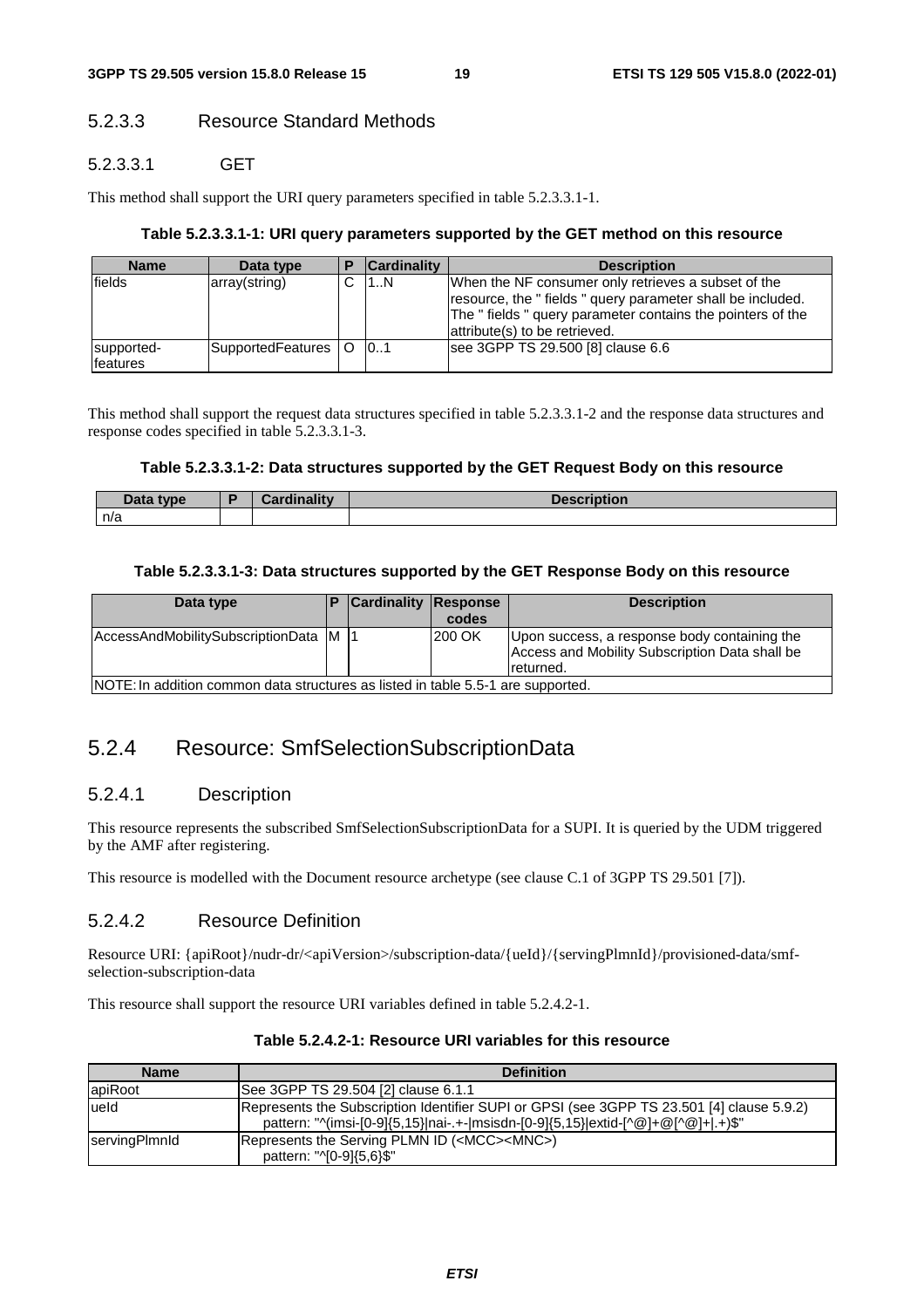#### 5.2.3.3 Resource Standard Methods

##### 5.2.3.3.1 GET

This method shall support the URI query parameters specified in table 5.2.3.3.1-1.

**Table 5.2.3.3.1-1: URI query parameters supported by the GET method on this resource**

| Name | Data type | P | Cardinality | Description |
|---|---|---|---|---|
| fields | array(string) | C | 1..N | When the NF consumer only retrieves a subset of the resource, the " fields " query parameter shall be included. The " fields " query parameter contains the pointers of the attribute(s) to be retrieved. |
| supported-features | SupportedFeatures | O | 0..1 | see 3GPP TS 29.500 [8] clause 6.6 |

This method shall support the request data structures specified in table 5.2.3.3.1-2 and the response data structures and response codes specified in table 5.2.3.3.1-3.

**Table 5.2.3.3.1-2: Data structures supported by the GET Request Body on this resource**

| Data type | P | Cardinality | Description |
|---|---|---|---|
| n/a | | | |

**Table 5.2.3.3.1-3: Data structures supported by the GET Response Body on this resource**

| Data type | P | Cardinality | Response codes | Description |
|---|---|---|---|---|
| AccessAndMobilitySubscriptionData | M | 1 | 200 OK | Upon success, a response body containing the Access and Mobility Subscription Data shall be returned. |
| NOTE: In addition common data structures as listed in table 5.5-1 are supported. | | | | |

### 5.2.4 Resource: SmfSelectionSubscriptionData

#### 5.2.4.1 Description

This resource represents the subscribed SmfSelectionSubscriptionData for a SUPI. It is queried by the UDM triggered by the AMF after registering.

This resource is modelled with the Document resource archetype (see clause C.1 of 3GPP TS 29.501 [7]).

#### 5.2.4.2 Resource Definition

Resource URI: {apiRoot}/nudr-dr/<apiVersion>/subscription-data/{ueId}/{servingPlmnId}/provisioned-data/smf-selection-subscription-data

This resource shall support the resource URI variables defined in table 5.2.4.2-1.

**Table 5.2.4.2-1: Resource URI variables for this resource**

| Name | Definition |
|---|---|
| apiRoot | See 3GPP TS 29.504 [2] clause 6.1.1 |
| ueId | Represents the Subscription Identifier SUPI or GPSI (see 3GPP TS 23.501 [4] clause 5.9.2) pattern: "^(imsi-[0-9]{5,15}\|nai-.+-\|msisdn-[0-9]{5,15}\|extid-[^@]+@[^@]+\|.+)$" |
| servingPlmnId | Represents the Serving PLMN ID (<MCC><MNC>) pattern: "^[0-9]{5,6}$" |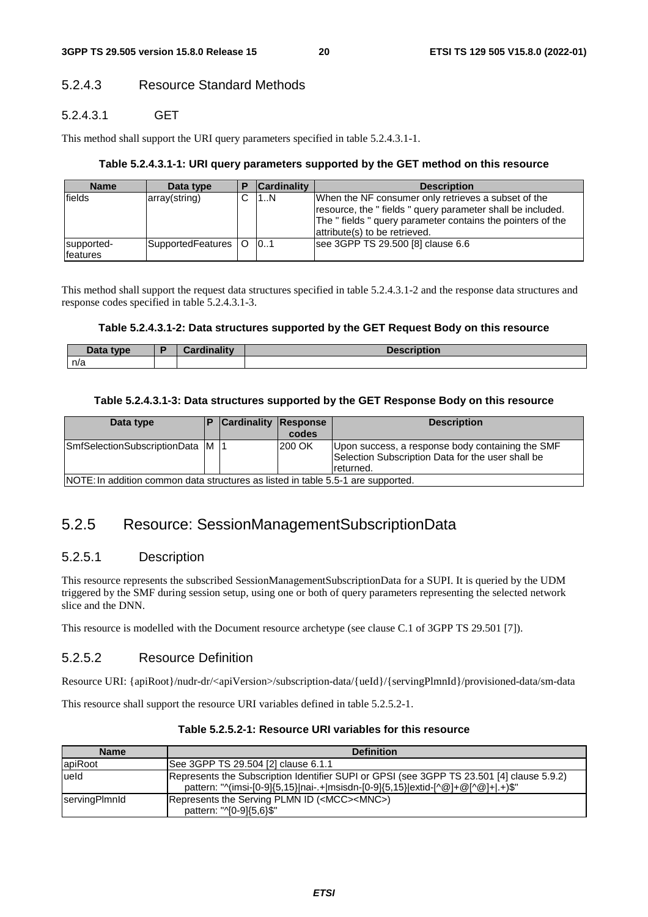#### 5.2.4.3 Resource Standard Methods

##### 5.2.4.3.1 GET

This method shall support the URI query parameters specified in table 5.2.4.3.1-1.

**Table 5.2.4.3.1-1: URI query parameters supported by the GET method on this resource**

| Name | Data type | P | Cardinality | Description |
|---|---|---|---|---|
| fields | array(string) | C | 1..N | When the NF consumer only retrieves a subset of the resource, the " fields " query parameter shall be included. The " fields " query parameter contains the pointers of the attribute(s) to be retrieved. |
| supported-features | SupportedFeatures | O | 0..1 | see 3GPP TS 29.500 [8] clause 6.6 |

This method shall support the request data structures specified in table 5.2.4.3.1-2 and the response data structures and response codes specified in table 5.2.4.3.1-3.

**Table 5.2.4.3.1-2: Data structures supported by the GET Request Body on this resource**

| Data type | P | Cardinality | Description |
|---|---|---|---|
| n/a | | | |

**Table 5.2.4.3.1-3: Data structures supported by the GET Response Body on this resource**

| Data type | P | Cardinality | Response codes | Description |
|---|---|---|---|---|
| SmfSelectionSubscriptionData | M | 1 | 200 OK | Upon success, a response body containing the SMF Selection Subscription Data for the user shall be returned. |
| NOTE: In addition common data structures as listed in table 5.5-1 are supported. | | | | |

### 5.2.5 Resource: SessionManagementSubscriptionData

#### 5.2.5.1 Description

This resource represents the subscribed SessionManagementSubscriptionData for a SUPI. It is queried by the UDM triggered by the SMF during session setup, using one or both of query parameters representing the selected network slice and the DNN.

This resource is modelled with the Document resource archetype (see clause C.1 of 3GPP TS 29.501 [7]).

#### 5.2.5.2 Resource Definition

Resource URI: {apiRoot}/nudr-dr/<apiVersion>/subscription-data/{ueId}/{servingPlmnId}/provisioned-data/sm-data

This resource shall support the resource URI variables defined in table 5.2.5.2-1.

**Table 5.2.5.2-1: Resource URI variables for this resource**

| Name | Definition |
|---|---|
| apiRoot | See 3GPP TS 29.504 [2] clause 6.1.1 |
| ueId | Represents the Subscription Identifier SUPI or GPSI (see 3GPP TS 23.501 [4] clause 5.9.2)<br>pattern: "^(imsi-[0-9]{5,15}\|nai-.+\|msisdn-[0-9]{5,15}\|extid-[^@]+@[^@]+\|.+)$" |
| servingPlmnId | Represents the Serving PLMN ID (<MCC><MNC>)<br>pattern: "^[0-9]{5,6}$" |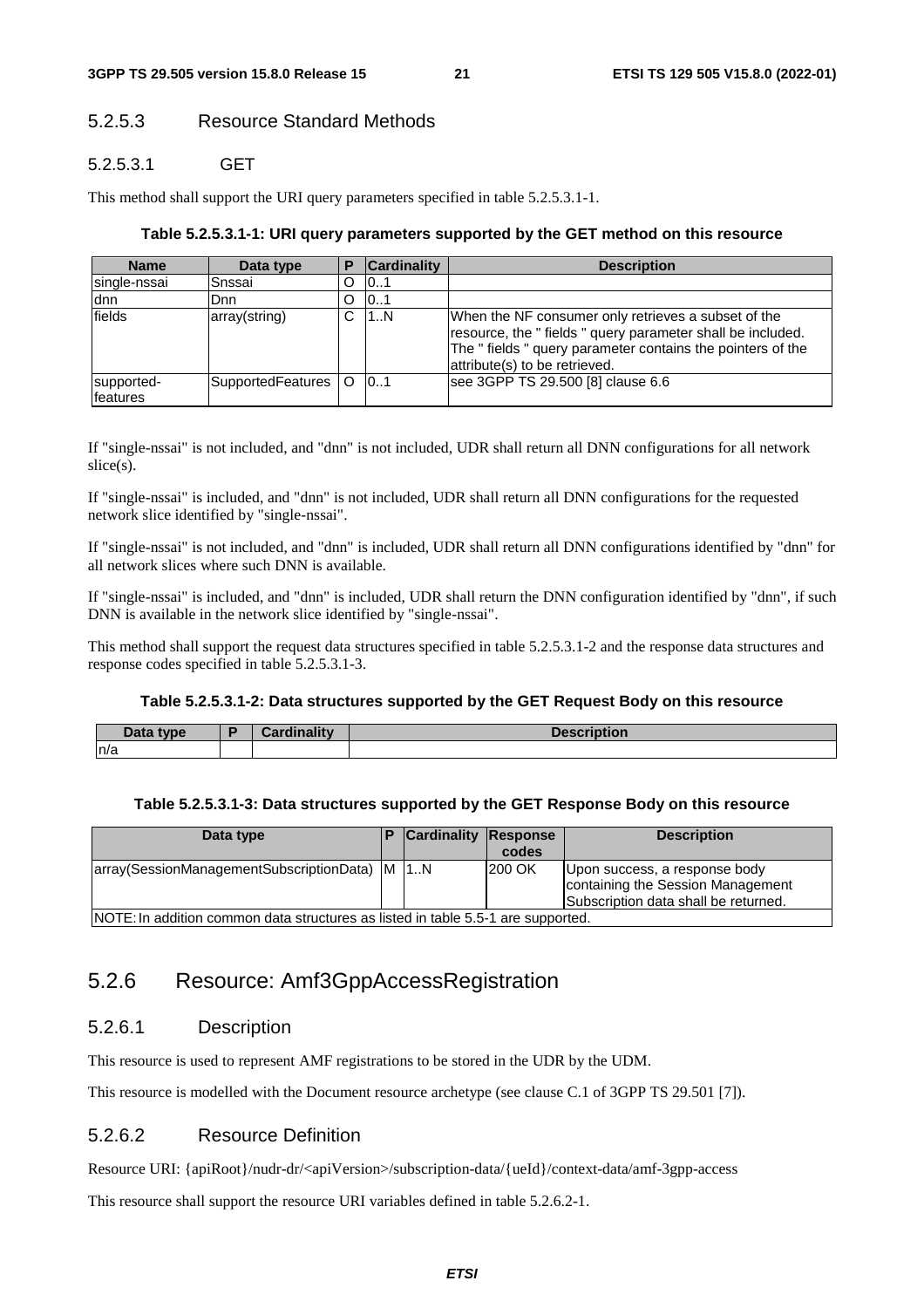#### 5.2.5.3 Resource Standard Methods

##### 5.2.5.3.1 GET

This method shall support the URI query parameters specified in table 5.2.5.3.1-1.

**Table 5.2.5.3.1-1: URI query parameters supported by the GET method on this resource**

| Name | Data type | P | Cardinality | Description |
| --- | --- | --- | --- | --- |
| single-nssai | Snssai | O | 0..1 | |
| dnn | Dnn | O | 0..1 | |
| fields | array(string) | C | 1..N | When the NF consumer only retrieves a subset of the resource, the " fields " query parameter shall be included. The " fields " query parameter contains the pointers of the attribute(s) to be retrieved. |
| supported-features | SupportedFeatures | O | 0..1 | see 3GPP TS 29.500 [8] clause 6.6 |

If "single-nssai" is not included, and "dnn" is not included, UDR shall return all DNN configurations for all network slice(s).

If "single-nssai" is included, and "dnn" is not included, UDR shall return all DNN configurations for the requested network slice identified by "single-nssai".

If "single-nssai" is not included, and "dnn" is included, UDR shall return all DNN configurations identified by "dnn" for all network slices where such DNN is available.

If "single-nssai" is included, and "dnn" is included, UDR shall return the DNN configuration identified by "dnn", if such DNN is available in the network slice identified by "single-nssai".

This method shall support the request data structures specified in table 5.2.5.3.1-2 and the response data structures and response codes specified in table 5.2.5.3.1-3.

**Table 5.2.5.3.1-2: Data structures supported by the GET Request Body on this resource**

| Data type | P | Cardinality | Description |
| --- | --- | --- | --- |
| n/a | | | |

**Table 5.2.5.3.1-3: Data structures supported by the GET Response Body on this resource**

| Data type | P | Cardinality | Response codes | Description |
| --- | --- | --- | --- | --- |
| array(SessionManagementSubscriptionData) | M | 1..N | 200 OK | Upon success, a response body containing the Session Management Subscription data shall be returned. |
| NOTE: In addition common data structures as listed in table 5.5-1 are supported. | | | | |

### 5.2.6 Resource: Amf3GppAccessRegistration

#### 5.2.6.1 Description

This resource is used to represent AMF registrations to be stored in the UDR by the UDM.

This resource is modelled with the Document resource archetype (see clause C.1 of 3GPP TS 29.501 [7]).

#### 5.2.6.2 Resource Definition

Resource URI: {apiRoot}/nudr-dr/<apiVersion>/subscription-data/{ueId}/context-data/amf-3gpp-access

This resource shall support the resource URI variables defined in table 5.2.6.2-1.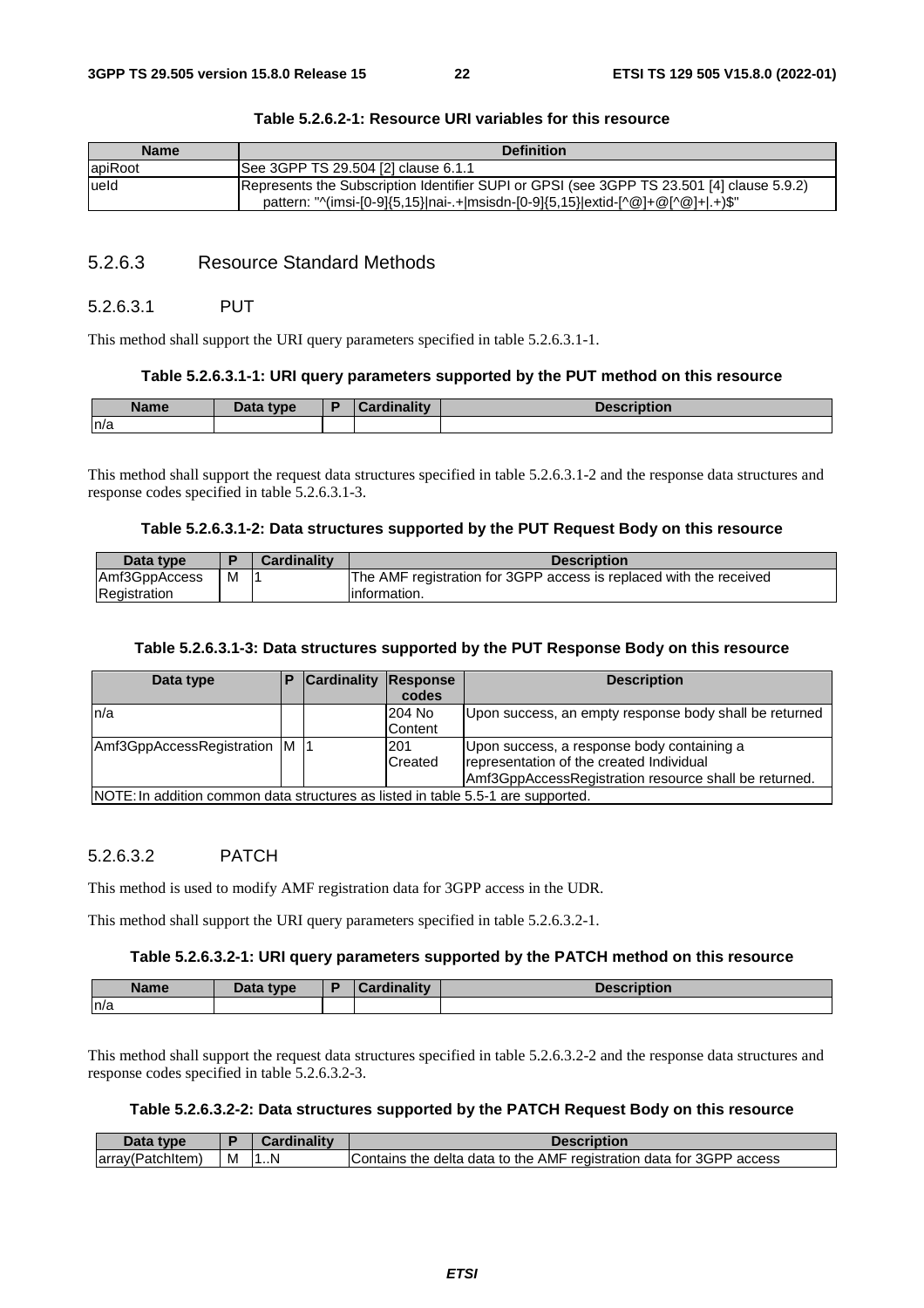**Table 5.2.6.2-1: Resource URI variables for this resource**

| Name | Definition |
|---|---|
| apiRoot | See 3GPP TS 29.504 [2] clause 6.1.1 |
| ueId | Represents the Subscription Identifier SUPI or GPSI (see 3GPP TS 23.501 [4] clause 5.9.2)<br>pattern: "^(imsi-[0-9]{5,15}\|nai-.+\|msisdn-[0-9]{5,15}\|extid-[^@]+@[^@]+\|.+)$" |

### 5.2.6.3 Resource Standard Methods

#### 5.2.6.3.1 PUT

This method shall support the URI query parameters specified in table 5.2.6.3.1-1.

**Table 5.2.6.3.1-1: URI query parameters supported by the PUT method on this resource**

| Name | Data type | P | Cardinality | Description |
|---|---|---|---|---|
| n/a | | | | |

This method shall support the request data structures specified in table 5.2.6.3.1-2 and the response data structures and response codes specified in table 5.2.6.3.1-3.

**Table 5.2.6.3.1-2: Data structures supported by the PUT Request Body on this resource**

| Data type | P | Cardinality | Description |
|---|---|---|---|
| Amf3GppAccessRegistration | M | 1 | The AMF registration for 3GPP access is replaced with the received information. |

**Table 5.2.6.3.1-3: Data structures supported by the PUT Response Body on this resource**

| Data type | P | Cardinality | Response codes | Description |
|---|---|---|---|---|
| n/a | | | 204 No Content | Upon success, an empty response body shall be returned |
| Amf3GppAccessRegistration | M | 1 | 201 Created | Upon success, a response body containing a representation of the created Individual Amf3GppAccessRegistration resource shall be returned. |
| NOTE: In addition common data structures as listed in table 5.5-1 are supported. | | | | |

#### 5.2.6.3.2 PATCH

This method is used to modify AMF registration data for 3GPP access in the UDR.

This method shall support the URI query parameters specified in table 5.2.6.3.2-1.

**Table 5.2.6.3.2-1: URI query parameters supported by the PATCH method on this resource**

| Name | Data type | P | Cardinality | Description |
|---|---|---|---|---|
| n/a | | | | |

This method shall support the request data structures specified in table 5.2.6.3.2-2 and the response data structures and response codes specified in table 5.2.6.3.2-3.

**Table 5.2.6.3.2-2: Data structures supported by the PATCH Request Body on this resource**

| Data type | P | Cardinality | Description |
|---|---|---|---|
| array(PatchItem) | M | 1..N | Contains the delta data to the AMF registration data for 3GPP access |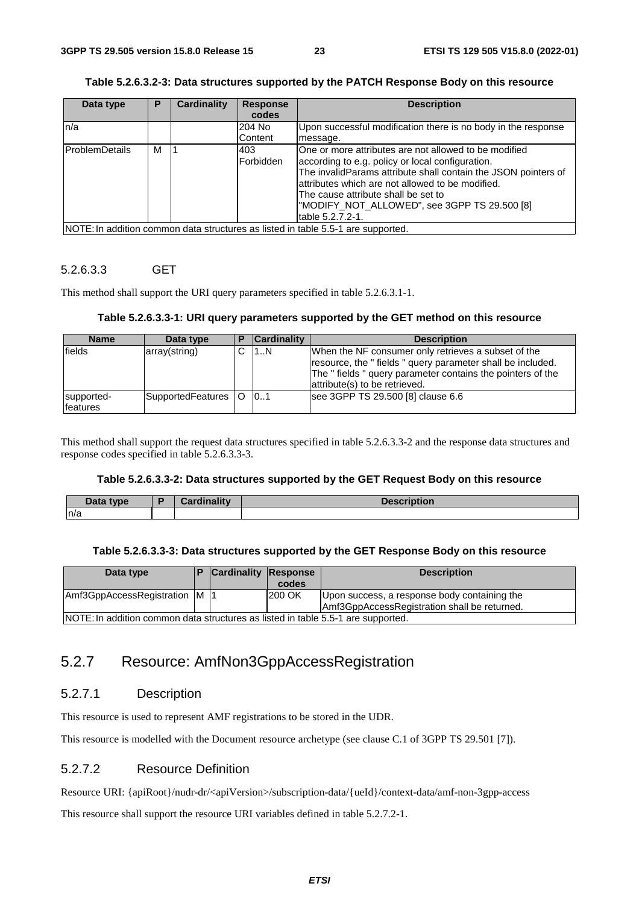**Table 5.2.6.3.2-3: Data structures supported by the PATCH Response Body on this resource**

| Data type | P | Cardinality | Response codes | Description |
|---|---|---|---|---|
| n/a | | | 204 No Content | Upon successful modification there is no body in the response message. |
| ProblemDetails | M | 1 | 403 Forbidden | One or more attributes are not allowed to be modified according to e.g. policy or local configuration. The invalidParams attribute shall contain the JSON pointers of attributes which are not allowed to be modified. The cause attribute shall be set to "MODIFY_NOT_ALLOWED", see 3GPP TS 29.500 [8] table 5.2.7.2-1. |
| NOTE: In addition common data structures as listed in table 5.5-1 are supported. | | | | |

#### 5.2.6.3.3 GET

This method shall support the URI query parameters specified in table 5.2.6.3.1-1.

**Table 5.2.6.3.3-1: URI query parameters supported by the GET method on this resource**

| Name | Data type | P | Cardinality | Description |
|---|---|---|---|---|
| fields | array(string) | C | 1..N | When the NF consumer only retrieves a subset of the resource, the " fields " query parameter shall be included. The " fields " query parameter contains the pointers of the attribute(s) to be retrieved. |
| supported-features | SupportedFeatures | O | 0..1 | see 3GPP TS 29.500 [8] clause 6.6 |

This method shall support the request data structures specified in table 5.2.6.3.3-2 and the response data structures and response codes specified in table 5.2.6.3.3-3.

**Table 5.2.6.3.3-2: Data structures supported by the GET Request Body on this resource**

| Data type | P | Cardinality | Description |
|---|---|---|---|
| n/a | | | |

**Table 5.2.6.3.3-3: Data structures supported by the GET Response Body on this resource**

| Data type | P | Cardinality | Response codes | Description |
|---|---|---|---|---|
| Amf3GppAccessRegistration | M | 1 | 200 OK | Upon success, a response body containing the Amf3GppAccessRegistration shall be returned. |
| NOTE: In addition common data structures as listed in table 5.5-1 are supported. | | | | |

## 5.2.7 Resource: AmfNon3GppAccessRegistration

### 5.2.7.1 Description

This resource is used to represent AMF registrations to be stored in the UDR.

This resource is modelled with the Document resource archetype (see clause C.1 of 3GPP TS 29.501 [7]).

### 5.2.7.2 Resource Definition

Resource URI: {apiRoot}/nudr-dr/<apiVersion>/subscription-data/{ueId}/context-data/amf-non-3gpp-access

This resource shall support the resource URI variables defined in table 5.2.7.2-1.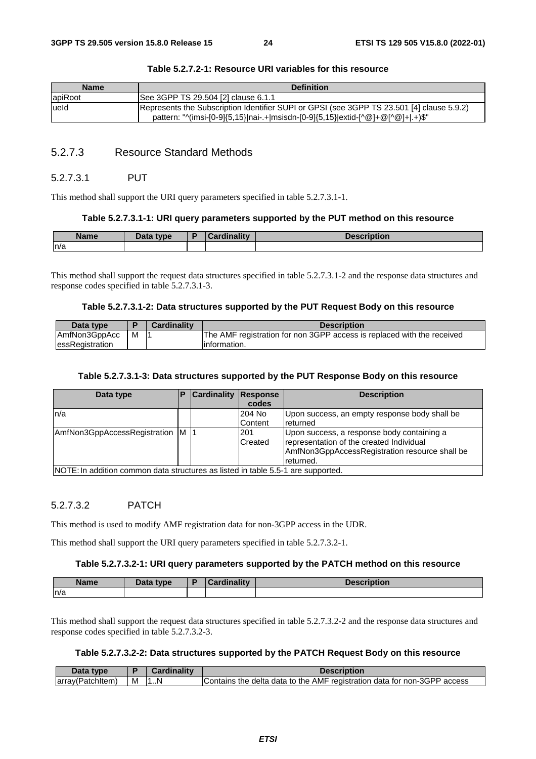**Table 5.2.7.2-1: Resource URI variables for this resource**

| Name | Definition |
| --- | --- |
| apiRoot | See 3GPP TS 29.504 [2] clause 6.1.1 |
| ueId | Represents the Subscription Identifier SUPI or GPSI (see 3GPP TS 23.501 [4] clause 5.9.2)<br>pattern: "^(imsi-[0-9]{5,15}\|nai-.+\|msisdn-[0-9]{5,15}\|extid-[^@]+@[^@]+\|.+)$" |

### 5.2.7.3 Resource Standard Methods

#### 5.2.7.3.1 PUT

This method shall support the URI query parameters specified in table 5.2.7.3.1-1.

**Table 5.2.7.3.1-1: URI query parameters supported by the PUT method on this resource**

| Name | Data type | P | Cardinality | Description |
| --- | --- | --- | --- | --- |
| n/a | | | | |

This method shall support the request data structures specified in table 5.2.7.3.1-2 and the response data structures and response codes specified in table 5.2.7.3.1-3.

**Table 5.2.7.3.1-2: Data structures supported by the PUT Request Body on this resource**

| Data type | P | Cardinality | Description |
| --- | --- | --- | --- |
| AmfNon3GppAccessRegistration | M | 1 | The AMF registration for non 3GPP access is replaced with the received information. |

**Table 5.2.7.3.1-3: Data structures supported by the PUT Response Body on this resource**

| Data type | P | Cardinality | Response codes | Description |
| --- | --- | --- | --- | --- |
| n/a | | | 204 No Content | Upon success, an empty response body shall be returned |
| AmfNon3GppAccessRegistration | M | 1 | 201 Created | Upon success, a response body containing a representation of the created Individual AmfNon3GppAccessRegistration resource shall be returned. |
| NOTE: In addition common data structures as listed in table 5.5-1 are supported. | | | | |

#### 5.2.7.3.2 PATCH

This method is used to modify AMF registration data for non-3GPP access in the UDR.

This method shall support the URI query parameters specified in table 5.2.7.3.2-1.

**Table 5.2.7.3.2-1: URI query parameters supported by the PATCH method on this resource**

| Name | Data type | P | Cardinality | Description |
| --- | --- | --- | --- | --- |
| n/a | | | | |

This method shall support the request data structures specified in table 5.2.7.3.2-2 and the response data structures and response codes specified in table 5.2.7.3.2-3.

**Table 5.2.7.3.2-2: Data structures supported by the PATCH Request Body on this resource**

| Data type | P | Cardinality | Description |
| --- | --- | --- | --- |
| array(PatchItem) | M | 1..N | Contains the delta data to the AMF registration data for non-3GPP access |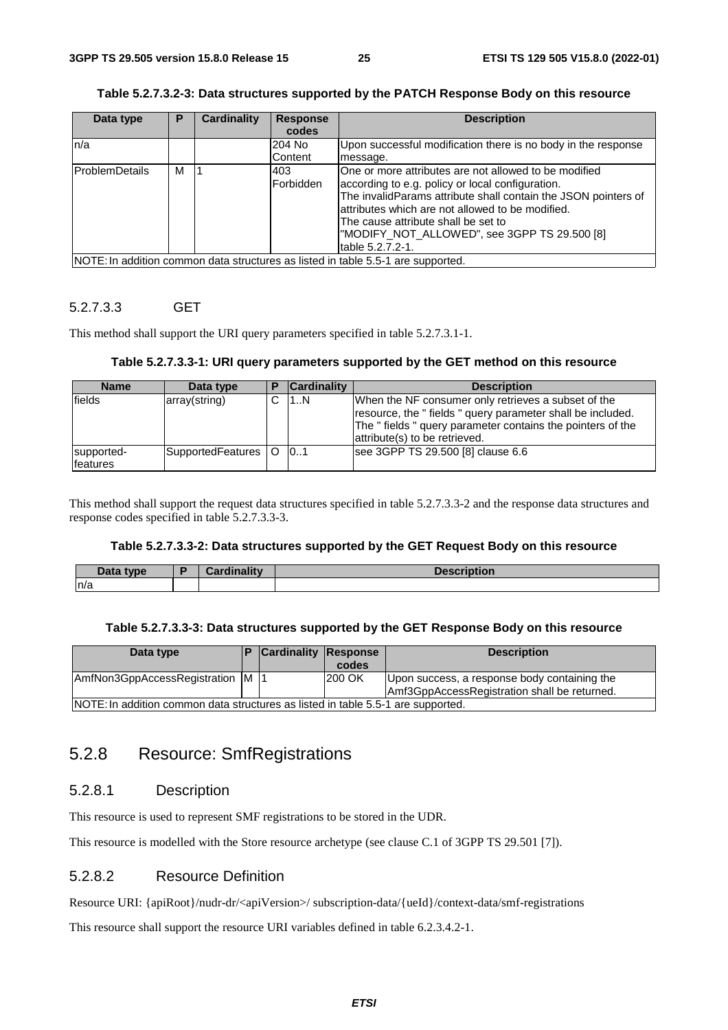**Table 5.2.7.3.2-3: Data structures supported by the PATCH Response Body on this resource**

| Data type | P | Cardinality | Response codes | Description |
|---|---|---|---|---|
| n/a | | | 204 No Content | Upon successful modification there is no body in the response message. |
| ProblemDetails | M | 1 | 403 Forbidden | One or more attributes are not allowed to be modified according to e.g. policy or local configuration. The invalidParams attribute shall contain the JSON pointers of attributes which are not allowed to be modified. The cause attribute shall be set to "MODIFY_NOT_ALLOWED", see 3GPP TS 29.500 [8] table 5.2.7.2-1. |
| NOTE: In addition common data structures as listed in table 5.5-1 are supported. | | | | |

#### 5.2.7.3.3 GET

This method shall support the URI query parameters specified in table 5.2.7.3.1-1.

**Table 5.2.7.3.3-1: URI query parameters supported by the GET method on this resource**

| Name | Data type | P | Cardinality | Description |
|---|---|---|---|---|
| fields | array(string) | C | 1..N | When the NF consumer only retrieves a subset of the resource, the " fields " query parameter shall be included. The " fields " query parameter contains the pointers of the attribute(s) to be retrieved. |
| supported-features | SupportedFeatures | O | 0..1 | see 3GPP TS 29.500 [8] clause 6.6 |

This method shall support the request data structures specified in table 5.2.7.3.3-2 and the response data structures and response codes specified in table 5.2.7.3.3-3.

**Table 5.2.7.3.3-2: Data structures supported by the GET Request Body on this resource**

| Data type | P | Cardinality | Description |
|---|---|---|---|
| n/a | | | |

**Table 5.2.7.3.3-3: Data structures supported by the GET Response Body on this resource**

| Data type | P | Cardinality | Response codes | Description |
|---|---|---|---|---|
| AmfNon3GppAccessRegistration | M | 1 | 200 OK | Upon success, a response body containing the Amf3GppAccessRegistration shall be returned. |
| NOTE: In addition common data structures as listed in table 5.5-1 are supported. | | | | |

## 5.2.8 Resource: SmfRegistrations

### 5.2.8.1 Description

This resource is used to represent SMF registrations to be stored in the UDR.

This resource is modelled with the Store resource archetype (see clause C.1 of 3GPP TS 29.501 [7]).

### 5.2.8.2 Resource Definition

Resource URI: {apiRoot}/nudr-dr/<apiVersion>/ subscription-data/{ueId}/context-data/smf-registrations

This resource shall support the resource URI variables defined in table 6.2.3.4.2-1.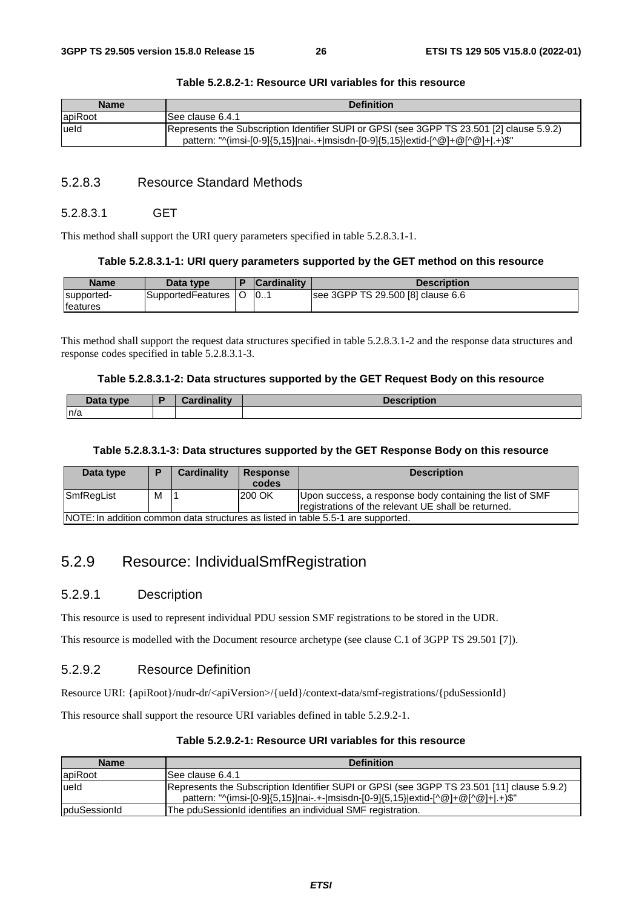**Table 5.2.8.2-1: Resource URI variables for this resource**

| Name | Definition |
| --- | --- |
| apiRoot | See clause 6.4.1 |
| ueId | Represents the Subscription Identifier SUPI or GPSI (see 3GPP TS 23.501 [2] clause 5.9.2)<br>pattern: "^(imsi-[0-9]{5,15}\|nai-.+\|msisdn-[0-9]{5,15}\|extid-[^@]+@[^@]+\|.+)$" |

### 5.2.8.3 Resource Standard Methods

#### 5.2.8.3.1 GET

This method shall support the URI query parameters specified in table 5.2.8.3.1-1.

**Table 5.2.8.3.1-1: URI query parameters supported by the GET method on this resource**

| Name | Data type | P | Cardinality | Description |
| --- | --- | --- | --- | --- |
| supported-features | SupportedFeatures | O | 0..1 | see 3GPP TS 29.500 [8] clause 6.6 |

This method shall support the request data structures specified in table 5.2.8.3.1-2 and the response data structures and response codes specified in table 5.2.8.3.1-3.

**Table 5.2.8.3.1-2: Data structures supported by the GET Request Body on this resource**

| Data type | P | Cardinality | Description |
| --- | --- | --- | --- |
| n/a | | | |

**Table 5.2.8.3.1-3: Data structures supported by the GET Response Body on this resource**

| Data type | P | Cardinality | Response codes | Description |
| --- | --- | --- | --- | --- |
| SmfRegList | M | 1 | 200 OK | Upon success, a response body containing the list of SMF registrations of the relevant UE shall be returned. |
| NOTE: In addition common data structures as listed in table 5.5-1 are supported. | | | | |

## 5.2.9 Resource: IndividualSmfRegistration

### 5.2.9.1 Description

This resource is used to represent individual PDU session SMF registrations to be stored in the UDR.

This resource is modelled with the Document resource archetype (see clause C.1 of 3GPP TS 29.501 [7]).

### 5.2.9.2 Resource Definition

Resource URI: {apiRoot}/nudr-dr/<apiVersion>/{ueId}/context-data/smf-registrations/{pduSessionId}

This resource shall support the resource URI variables defined in table 5.2.9.2-1.

**Table 5.2.9.2-1: Resource URI variables for this resource**

| Name | Definition |
| --- | --- |
| apiRoot | See clause 6.4.1 |
| ueId | Represents the Subscription Identifier SUPI or GPSI (see 3GPP TS 23.501 [11] clause 5.9.2)<br>pattern: "^(imsi-[0-9]{5,15}\|nai-.+-\|msisdn-[0-9]{5,15}\|extid-[^@]+@[^@]+\|.+)$" |
| pduSessionId | The pduSessionId identifies an individual SMF registration. |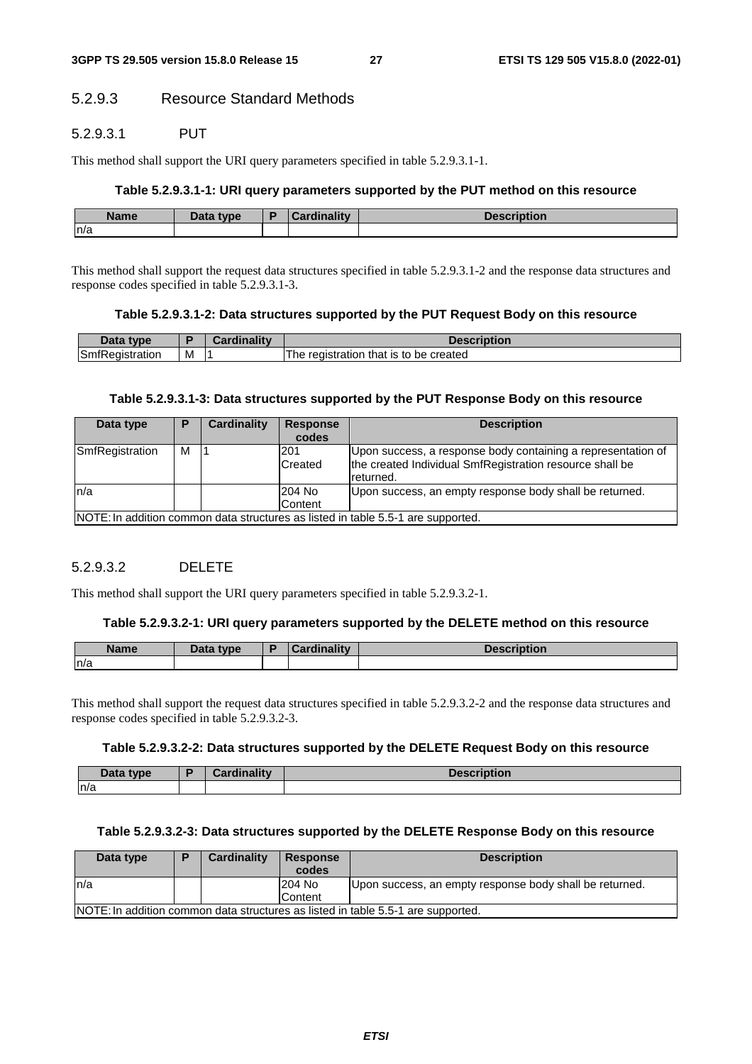### 5.2.9.3 Resource Standard Methods

#### 5.2.9.3.1 PUT

This method shall support the URI query parameters specified in table 5.2.9.3.1-1.

**Table 5.2.9.3.1-1: URI query parameters supported by the PUT method on this resource**

| Name | Data type | P | Cardinality | Description |
|---|---|---|---|---|
| n/a | | | | |

This method shall support the request data structures specified in table 5.2.9.3.1-2 and the response data structures and response codes specified in table 5.2.9.3.1-3.

**Table 5.2.9.3.1-2: Data structures supported by the PUT Request Body on this resource**

| Data type | P | Cardinality | Description |
|---|---|---|---|
| SmfRegistration | M | 1 | The registration that is to be created |

**Table 5.2.9.3.1-3: Data structures supported by the PUT Response Body on this resource**

| Data type | P | Cardinality | Response codes | Description |
|---|---|---|---|---|
| SmfRegistration | M | 1 | 201 Created | Upon success, a response body containing a representation of the created Individual SmfRegistration resource shall be returned. |
| n/a | | | 204 No Content | Upon success, an empty response body shall be returned. |
| NOTE: In addition common data structures as listed in table 5.5-1 are supported. | | | | |

#### 5.2.9.3.2 DELETE

This method shall support the URI query parameters specified in table 5.2.9.3.2-1.

**Table 5.2.9.3.2-1: URI query parameters supported by the DELETE method on this resource**

| Name | Data type | P | Cardinality | Description |
|---|---|---|---|---|
| n/a | | | | |

This method shall support the request data structures specified in table 5.2.9.3.2-2 and the response data structures and response codes specified in table 5.2.9.3.2-3.

**Table 5.2.9.3.2-2: Data structures supported by the DELETE Request Body on this resource**

| Data type | P | Cardinality | Description |
|---|---|---|---|
| n/a | | | |

**Table 5.2.9.3.2-3: Data structures supported by the DELETE Response Body on this resource**

| Data type | P | Cardinality | Response codes | Description |
|---|---|---|---|---|
| n/a | | | 204 No Content | Upon success, an empty response body shall be returned. |
| NOTE: In addition common data structures as listed in table 5.5-1 are supported. | | | | |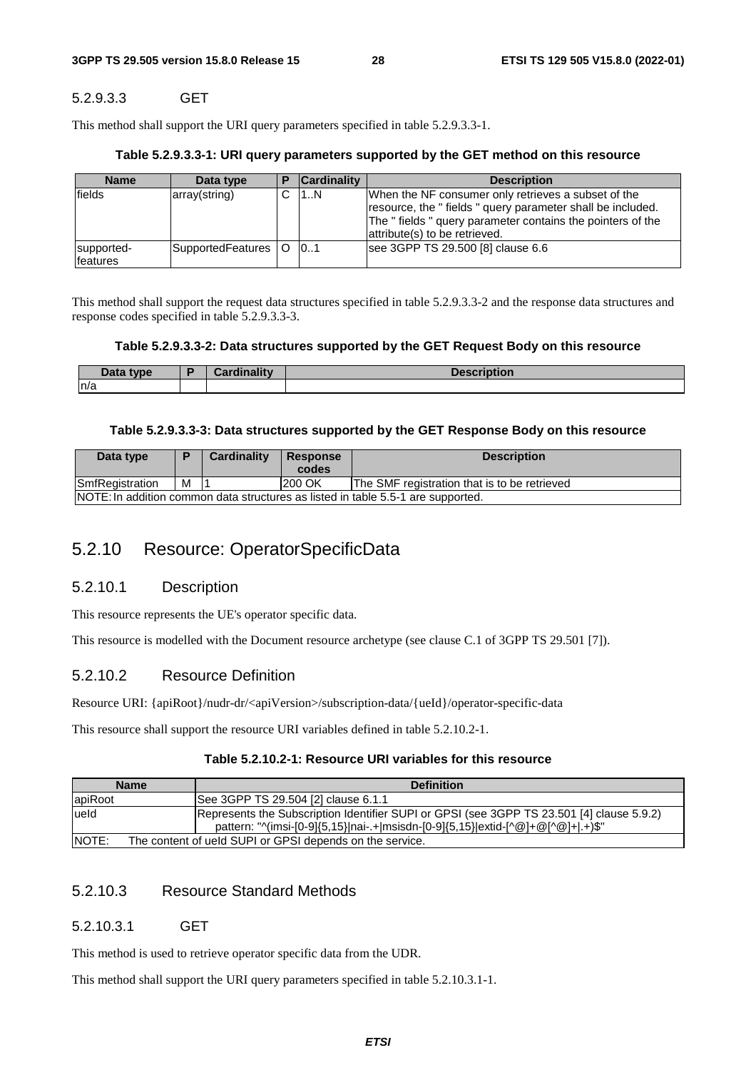##### 5.2.9.3.3 GET

This method shall support the URI query parameters specified in table 5.2.9.3.3-1.

**Table 5.2.9.3.3-1: URI query parameters supported by the GET method on this resource**

| Name | Data type | P | Cardinality | Description |
|---|---|---|---|---|
| fields | array(string) | C | 1..N | When the NF consumer only retrieves a subset of the resource, the " fields " query parameter shall be included. The " fields " query parameter contains the pointers of the attribute(s) to be retrieved. |
| supported-features | SupportedFeatures | O | 0..1 | see 3GPP TS 29.500 [8] clause 6.6 |

This method shall support the request data structures specified in table 5.2.9.3.3-2 and the response data structures and response codes specified in table 5.2.9.3.3-3.

**Table 5.2.9.3.3-2: Data structures supported by the GET Request Body on this resource**

| Data type | P | Cardinality | Description |
|---|---|---|---|
| n/a | | | |

**Table 5.2.9.3.3-3: Data structures supported by the GET Response Body on this resource**

| Data type | P | Cardinality | Response codes | Description |
|---|---|---|---|---|
| SmfRegistration | M | 1 | 200 OK | The SMF registration that is to be retrieved |
| NOTE: In addition common data structures as listed in table 5.5-1 are supported. | | | | |

## 5.2.10 Resource: OperatorSpecificData

### 5.2.10.1 Description

This resource represents the UE's operator specific data.

This resource is modelled with the Document resource archetype (see clause C.1 of 3GPP TS 29.501 [7]).

### 5.2.10.2 Resource Definition

Resource URI: {apiRoot}/nudr-dr/<apiVersion>/subscription-data/{ueId}/operator-specific-data

This resource shall support the resource URI variables defined in table 5.2.10.2-1.

**Table 5.2.10.2-1: Resource URI variables for this resource**

| Name | Definition |
|---|---|
| apiRoot | See 3GPP TS 29.504 [2] clause 6.1.1 |
| ueId | Represents the Subscription Identifier SUPI or GPSI (see 3GPP TS 23.501 [4] clause 5.9.2) pattern: "^(imsi-[0-9]{5,15}\|nai-.+\|msisdn-[0-9]{5,15}\|extid-[^@]+@[^@]+\|.+)$" |
| NOTE: The content of ueId SUPI or GPSI depends on the service. | |

### 5.2.10.3 Resource Standard Methods

#### 5.2.10.3.1 GET

This method is used to retrieve operator specific data from the UDR.

This method shall support the URI query parameters specified in table 5.2.10.3.1-1.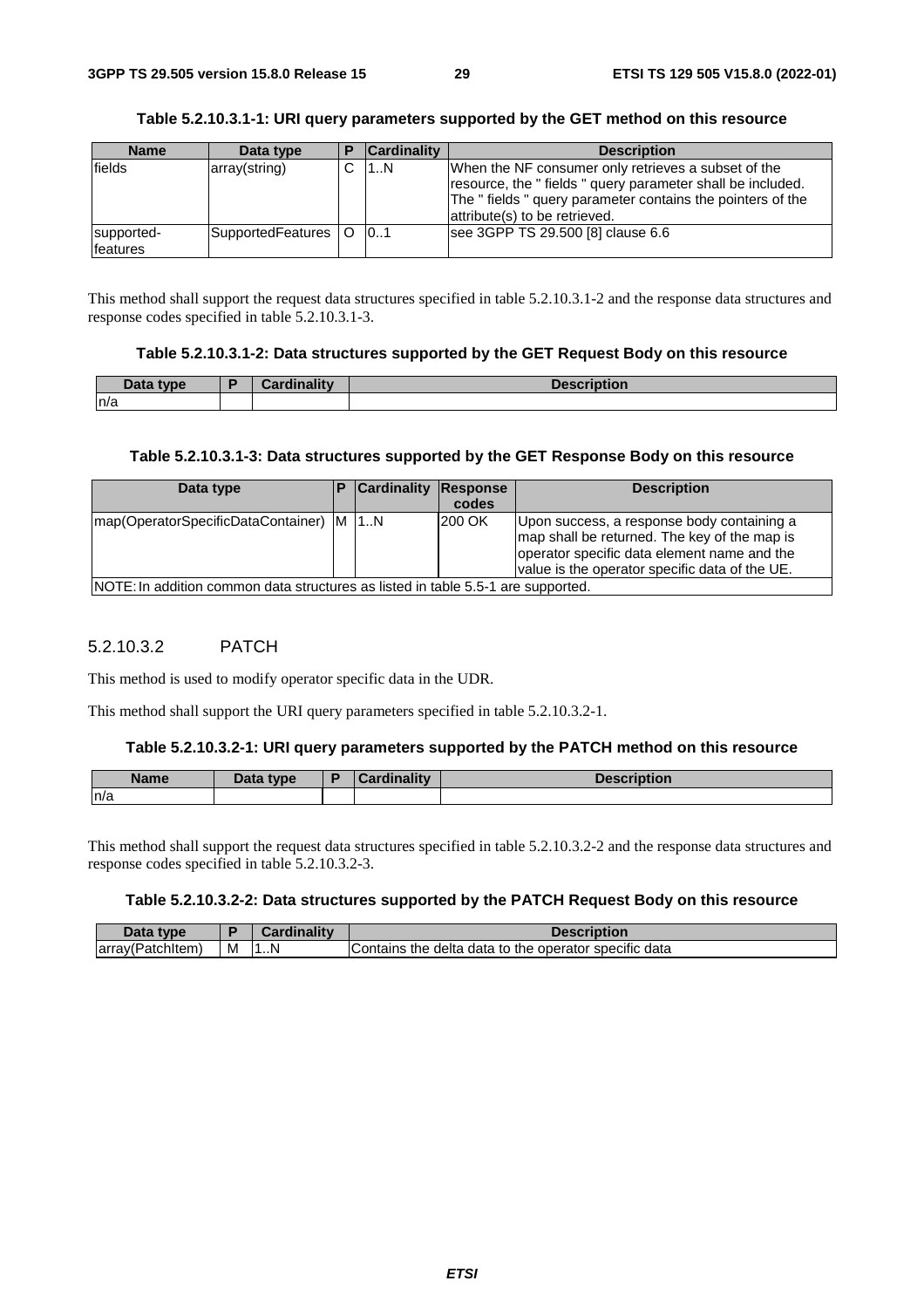**Table 5.2.10.3.1-1: URI query parameters supported by the GET method on this resource**

| Name | Data type | P | Cardinality | Description |
|---|---|---|---|---|
| fields | array(string) | C | 1..N | When the NF consumer only retrieves a subset of the resource, the " fields " query parameter shall be included. The " fields " query parameter contains the pointers of the attribute(s) to be retrieved. |
| supported-features | SupportedFeatures | O | 0..1 | see 3GPP TS 29.500 [8] clause 6.6 |

This method shall support the request data structures specified in table 5.2.10.3.1-2 and the response data structures and response codes specified in table 5.2.10.3.1-3.

**Table 5.2.10.3.1-2: Data structures supported by the GET Request Body on this resource**

| Data type | P | Cardinality | Description |
|---|---|---|---|
| n/a | | | |

**Table 5.2.10.3.1-3: Data structures supported by the GET Response Body on this resource**

| Data type | P | Cardinality | Response codes | Description |
|---|---|---|---|---|
| map(OperatorSpecificDataContainer) | M | 1..N | 200 OK | Upon success, a response body containing a map shall be returned. The key of the map is operator specific data element name and the value is the operator specific data of the UE. |
| NOTE: In addition common data structures as listed in table 5.5-1 are supported. | | | | |

### 5.2.10.3.2 PATCH

This method is used to modify operator specific data in the UDR.

This method shall support the URI query parameters specified in table 5.2.10.3.2-1.

**Table 5.2.10.3.2-1: URI query parameters supported by the PATCH method on this resource**

| Name | Data type | P | Cardinality | Description |
|---|---|---|---|---|
| n/a | | | | |

This method shall support the request data structures specified in table 5.2.10.3.2-2 and the response data structures and response codes specified in table 5.2.10.3.2-3.

**Table 5.2.10.3.2-2: Data structures supported by the PATCH Request Body on this resource**

| Data type | P | Cardinality | Description |
|---|---|---|---|
| array(PatchItem) | M | 1..N | Contains the delta data to the operator specific data |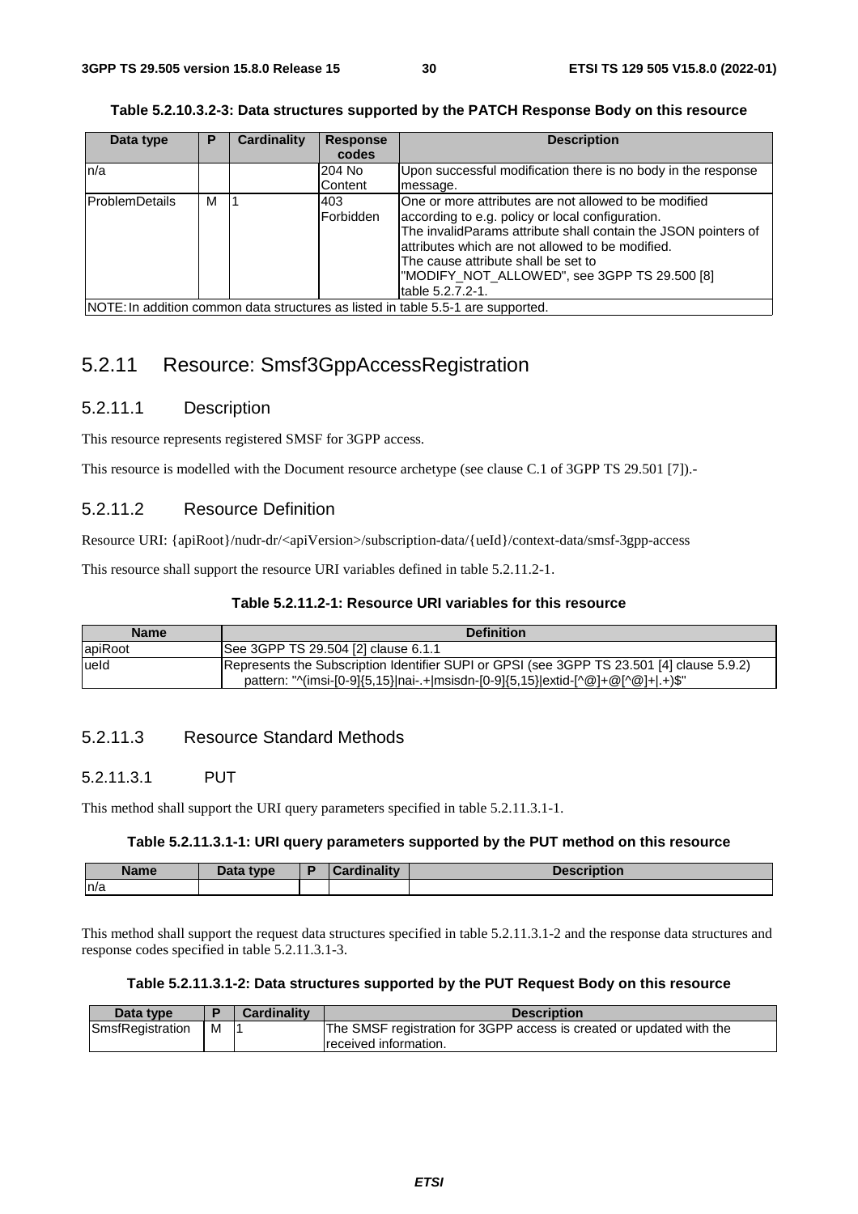**Table 5.2.10.3.2-3: Data structures supported by the PATCH Response Body on this resource**

| Data type | P | Cardinality | Response codes | Description |
|---|---|---|---|---|
| n/a | | | 204 No Content | Upon successful modification there is no body in the response message. |
| ProblemDetails | M | 1 | 403 Forbidden | One or more attributes are not allowed to be modified according to e.g. policy or local configuration. The invalidParams attribute shall contain the JSON pointers of attributes which are not allowed to be modified. The cause attribute shall be set to "MODIFY_NOT_ALLOWED", see 3GPP TS 29.500 [8] table 5.2.7.2-1. |
| NOTE: In addition common data structures as listed in table 5.5-1 are supported. | | | | |

## 5.2.11 Resource: Smsf3GppAccessRegistration

### 5.2.11.1 Description

This resource represents registered SMSF for 3GPP access.

This resource is modelled with the Document resource archetype (see clause C.1 of 3GPP TS 29.501 [7]).-

### 5.2.11.2 Resource Definition

Resource URI: {apiRoot}/nudr-dr/<apiVersion>/subscription-data/{ueId}/context-data/smsf-3gpp-access

This resource shall support the resource URI variables defined in table 5.2.11.2-1.

**Table 5.2.11.2-1: Resource URI variables for this resource**

| Name | Definition |
|---|---|
| apiRoot | See 3GPP TS 29.504 [2] clause 6.1.1 |
| ueId | Represents the Subscription Identifier SUPI or GPSI (see 3GPP TS 23.501 [4] clause 5.9.2) pattern: "^(imsi-[0-9]{5,15}\|nai-.+\|msisdn-[0-9]{5,15}\|extid-[^@]+@[^@]+\|.+)$" |

### 5.2.11.3 Resource Standard Methods

#### 5.2.11.3.1 PUT

This method shall support the URI query parameters specified in table 5.2.11.3.1-1.

**Table 5.2.11.3.1-1: URI query parameters supported by the PUT method on this resource**

| Name | Data type | P | Cardinality | Description |
|---|---|---|---|---|
| n/a | | | | |

This method shall support the request data structures specified in table 5.2.11.3.1-2 and the response data structures and response codes specified in table 5.2.11.3.1-3.

**Table 5.2.11.3.1-2: Data structures supported by the PUT Request Body on this resource**

| Data type | P | Cardinality | Description |
|---|---|---|---|
| SmsfRegistration | M | 1 | The SMSF registration for 3GPP access is created or updated with the received information. |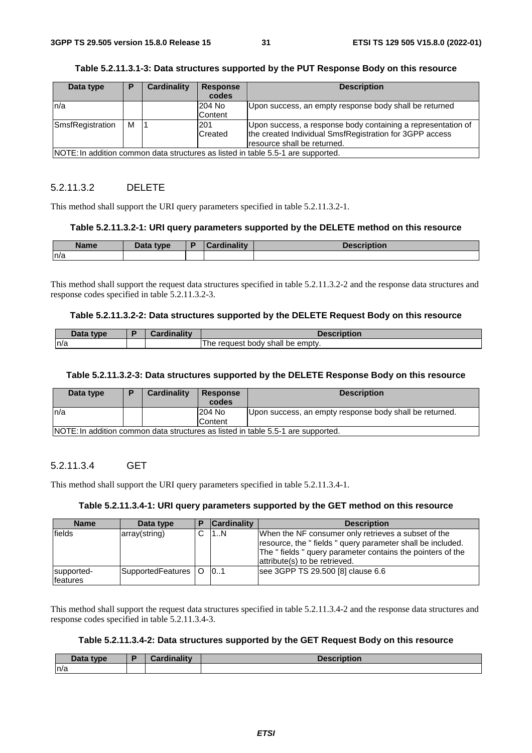**Table 5.2.11.3.1-3: Data structures supported by the PUT Response Body on this resource**

| Data type | P | Cardinality | Response codes | Description |
|---|---|---|---|---|
| n/a | | | 204 No Content | Upon success, an empty response body shall be returned |
| SmsfRegistration | M | 1 | 201 Created | Upon success, a response body containing a representation of the created Individual SmsfRegistration for 3GPP access resource shall be returned. |
| NOTE: In addition common data structures as listed in table 5.5-1 are supported. | | | | |

#### 5.2.11.3.2 DELETE

This method shall support the URI query parameters specified in table 5.2.11.3.2-1.

**Table 5.2.11.3.2-1: URI query parameters supported by the DELETE method on this resource**

| Name | Data type | P | Cardinality | Description |
|---|---|---|---|---|
| n/a | | | | |

This method shall support the request data structures specified in table 5.2.11.3.2-2 and the response data structures and response codes specified in table 5.2.11.3.2-3.

**Table 5.2.11.3.2-2: Data structures supported by the DELETE Request Body on this resource**

| Data type | P | Cardinality | Description |
|---|---|---|---|
| n/a | | | The request body shall be empty. |

**Table 5.2.11.3.2-3: Data structures supported by the DELETE Response Body on this resource**

| Data type | P | Cardinality | Response codes | Description |
|---|---|---|---|---|
| n/a | | | 204 No Content | Upon success, an empty response body shall be returned. |
| NOTE: In addition common data structures as listed in table 5.5-1 are supported. | | | | |

#### 5.2.11.3.4 GET

This method shall support the URI query parameters specified in table 5.2.11.3.4-1.

**Table 5.2.11.3.4-1: URI query parameters supported by the GET method on this resource**

| Name | Data type | P | Cardinality | Description |
|---|---|---|---|---|
| fields | array(string) | C | 1..N | When the NF consumer only retrieves a subset of the resource, the " fields " query parameter shall be included. The " fields " query parameter contains the pointers of the attribute(s) to be retrieved. |
| supported-features | SupportedFeatures | O | 0..1 | see 3GPP TS 29.500 [8] clause 6.6 |

This method shall support the request data structures specified in table 5.2.11.3.4-2 and the response data structures and response codes specified in table 5.2.11.3.4-3.

**Table 5.2.11.3.4-2: Data structures supported by the GET Request Body on this resource**

| Data type | P | Cardinality | Description |
|---|---|---|---|
| n/a | | | |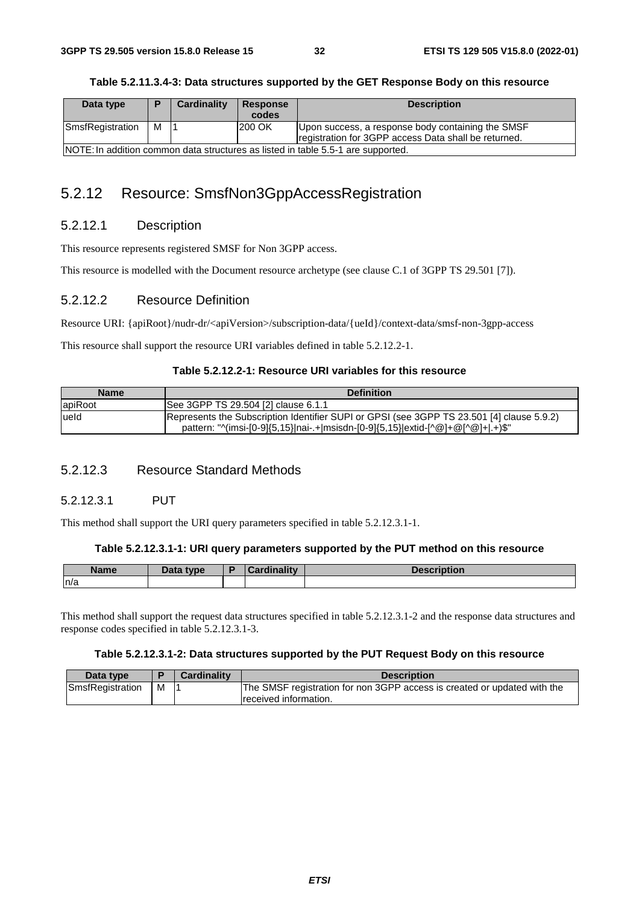**Table 5.2.11.3.4-3: Data structures supported by the GET Response Body on this resource**

| Data type | P | Cardinality | Response codes | Description |
| --- | --- | --- | --- | --- |
| SmsfRegistration | M | 1 | 200 OK | Upon success, a response body containing the SMSF registration for 3GPP access Data shall be returned. |
| NOTE: In addition common data structures as listed in table 5.5-1 are supported. | | | | |

## 5.2.12 Resource: SmsfNon3GppAccessRegistration

### 5.2.12.1 Description

This resource represents registered SMSF for Non 3GPP access.

This resource is modelled with the Document resource archetype (see clause C.1 of 3GPP TS 29.501 [7]).

### 5.2.12.2 Resource Definition

Resource URI: {apiRoot}/nudr-dr/<apiVersion>/subscription-data/{ueId}/context-data/smsf-non-3gpp-access

This resource shall support the resource URI variables defined in table 5.2.12.2-1.

**Table 5.2.12.2-1: Resource URI variables for this resource**

| Name | Definition |
| --- | --- |
| apiRoot | See 3GPP TS 29.504 [2] clause 6.1.1 |
| ueId | Represents the Subscription Identifier SUPI or GPSI (see 3GPP TS 23.501 [4] clause 5.9.2) pattern: "^(imsi-[0-9]{5,15}\|nai-.+\|msisdn-[0-9]{5,15}\|extid-[^@]+@[^@]+\|.+)$" |

### 5.2.12.3 Resource Standard Methods

#### 5.2.12.3.1 PUT

This method shall support the URI query parameters specified in table 5.2.12.3.1-1.

**Table 5.2.12.3.1-1: URI query parameters supported by the PUT method on this resource**

| Name | Data type | P | Cardinality | Description |
| --- | --- | --- | --- | --- |
| n/a | | | | |

This method shall support the request data structures specified in table 5.2.12.3.1-2 and the response data structures and response codes specified in table 5.2.12.3.1-3.

**Table 5.2.12.3.1-2: Data structures supported by the PUT Request Body on this resource**

| Data type | P | Cardinality | Description |
| --- | --- | --- | --- |
| SmsfRegistration | M | 1 | The SMSF registration for non 3GPP access is created or updated with the received information. |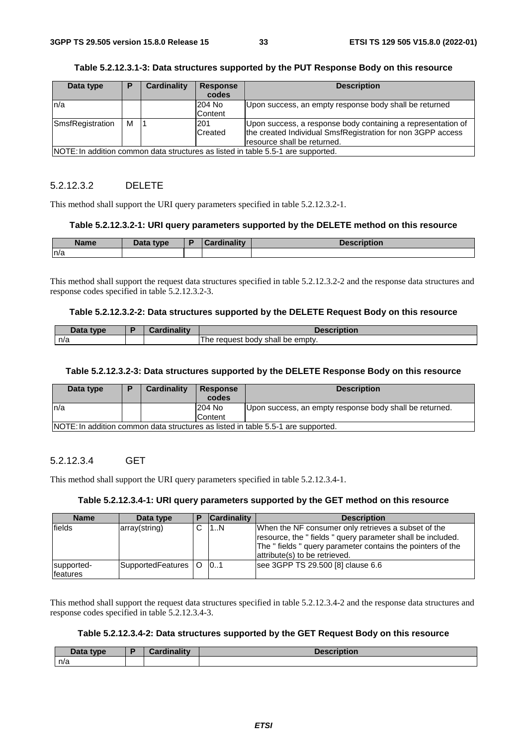**Table 5.2.12.3.1-3: Data structures supported by the PUT Response Body on this resource**

| Data type | P | Cardinality | Response codes | Description |
|---|---|---|---|---|
| n/a | | | 204 No Content | Upon success, an empty response body shall be returned |
| SmsfRegistration | M | 1 | 201 Created | Upon success, a response body containing a representation of the created Individual SmsfRegistration for non 3GPP access resource shall be returned. |
| NOTE: In addition common data structures as listed in table 5.5-1 are supported. | | | | |

#### 5.2.12.3.2 DELETE

This method shall support the URI query parameters specified in table 5.2.12.3.2-1.

**Table 5.2.12.3.2-1: URI query parameters supported by the DELETE method on this resource**

| Name | Data type | P | Cardinality | Description |
|---|---|---|---|---|
| n/a | | | | |

This method shall support the request data structures specified in table 5.2.12.3.2-2 and the response data structures and response codes specified in table 5.2.12.3.2-3.

**Table 5.2.12.3.2-2: Data structures supported by the DELETE Request Body on this resource**

| Data type | P | Cardinality | Description |
|---|---|---|---|
| n/a | | | The request body shall be empty. |

**Table 5.2.12.3.2-3: Data structures supported by the DELETE Response Body on this resource**

| Data type | P | Cardinality | Response codes | Description |
|---|---|---|---|---|
| n/a | | | 204 No Content | Upon success, an empty response body shall be returned. |
| NOTE: In addition common data structures as listed in table 5.5-1 are supported. | | | | |

#### 5.2.12.3.4 GET

This method shall support the URI query parameters specified in table 5.2.12.3.4-1.

**Table 5.2.12.3.4-1: URI query parameters supported by the GET method on this resource**

| Name | Data type | P | Cardinality | Description |
|---|---|---|---|---|
| fields | array(string) | C | 1..N | When the NF consumer only retrieves a subset of the resource, the " fields " query parameter shall be included. The " fields " query parameter contains the pointers of the attribute(s) to be retrieved. |
| supported-features | SupportedFeatures | O | 0..1 | see 3GPP TS 29.500 [8] clause 6.6 |

This method shall support the request data structures specified in table 5.2.12.3.4-2 and the response data structures and response codes specified in table 5.2.12.3.4-3.

**Table 5.2.12.3.4-2: Data structures supported by the GET Request Body on this resource**

| Data type | P | Cardinality | Description |
|---|---|---|---|
| n/a | | | |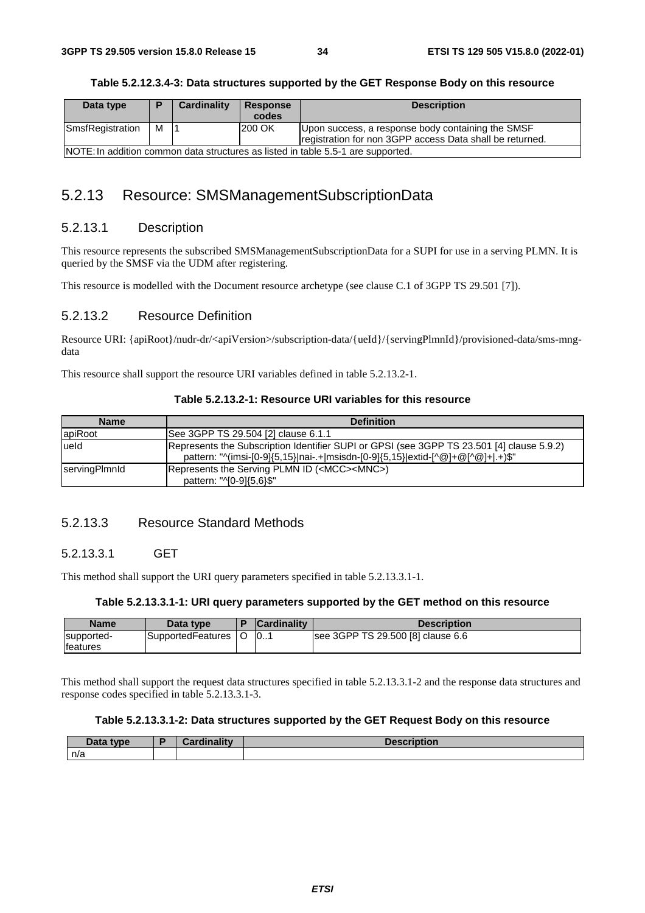**Table 5.2.12.3.4-3: Data structures supported by the GET Response Body on this resource**

| Data type | P | Cardinality | Response codes | Description |
|---|---|---|---|---|
| SmsfRegistration | M | 1 | 200 OK | Upon success, a response body containing the SMSF registration for non 3GPP access Data shall be returned. |
| NOTE: In addition common data structures as listed in table 5.5-1 are supported. | | | | |

## 5.2.13 Resource: SMSManagementSubscriptionData

### 5.2.13.1 Description

This resource represents the subscribed SMSManagementSubscriptionData for a SUPI for use in a serving PLMN. It is queried by the SMSF via the UDM after registering.

This resource is modelled with the Document resource archetype (see clause C.1 of 3GPP TS 29.501 [7]).

### 5.2.13.2 Resource Definition

Resource URI: {apiRoot}/nudr-dr/<apiVersion>/subscription-data/{ueId}/{servingPlmnId}/provisioned-data/sms-mng-data

This resource shall support the resource URI variables defined in table 5.2.13.2-1.

**Table 5.2.13.2-1: Resource URI variables for this resource**

| Name | Definition |
|---|---|
| apiRoot | See 3GPP TS 29.504 [2] clause 6.1.1 |
| ueId | Represents the Subscription Identifier SUPI or GPSI (see 3GPP TS 23.501 [4] clause 5.9.2)<br>pattern: "^(imsi-[0-9]{5,15}\|nai-.+\|msisdn-[0-9]{5,15}\|extid-[^@]+@[^@]+\|.+)$" |
| servingPlmnId | Represents the Serving PLMN ID (<MCC><MNC>)<br>pattern: "^[0-9]{5,6}$" |

### 5.2.13.3 Resource Standard Methods

#### 5.2.13.3.1 GET

This method shall support the URI query parameters specified in table 5.2.13.3.1-1.

**Table 5.2.13.3.1-1: URI query parameters supported by the GET method on this resource**

| Name | Data type | P | Cardinality | Description |
|---|---|---|---|---|
| supported-features | SupportedFeatures | O | 0..1 | see 3GPP TS 29.500 [8] clause 6.6 |

This method shall support the request data structures specified in table 5.2.13.3.1-2 and the response data structures and response codes specified in table 5.2.13.3.1-3.

**Table 5.2.13.3.1-2: Data structures supported by the GET Request Body on this resource**

| Data type | P | Cardinality | Description |
|---|---|---|---|
| n/a | | | |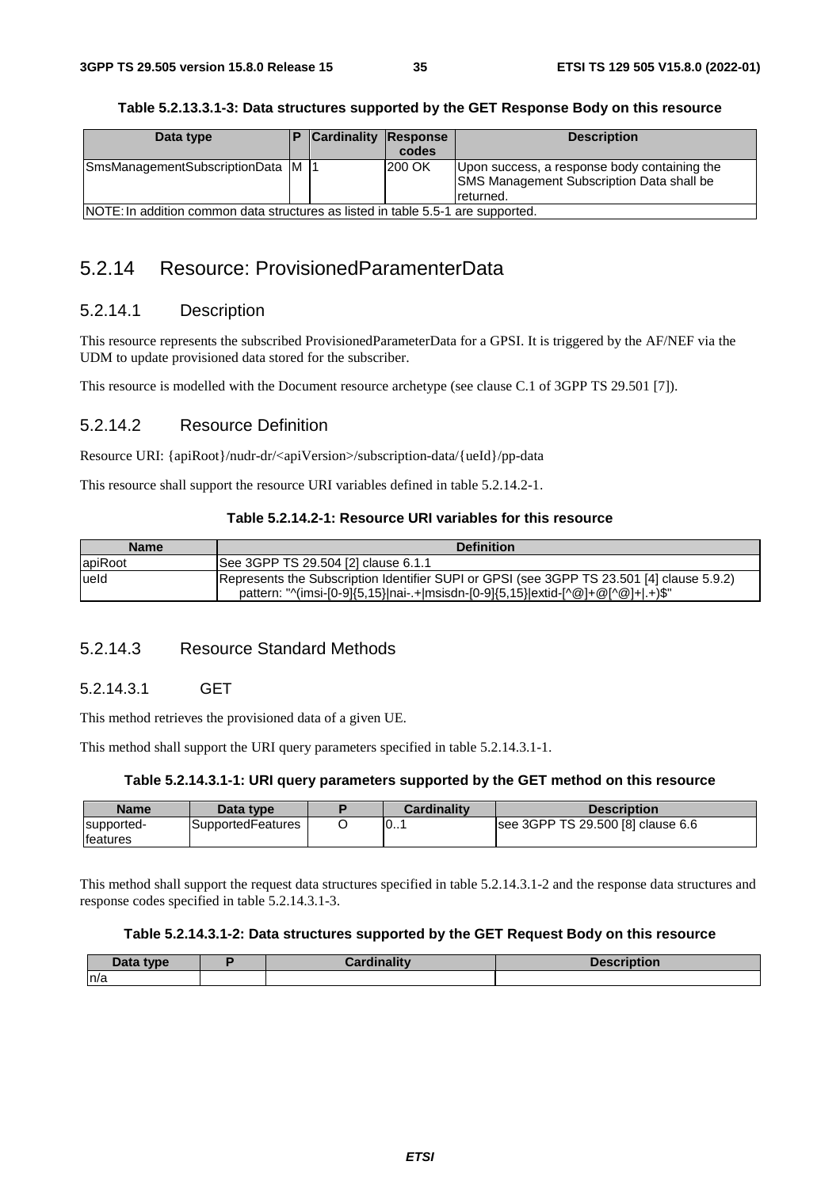**Table 5.2.13.3.1-3: Data structures supported by the GET Response Body on this resource**

| Data type | P | Cardinality | Response codes | Description |
|---|---|---|---|---|
| SmsManagementSubscriptionData | M | 1 | 200 OK | Upon success, a response body containing the SMS Management Subscription Data shall be returned. |
| NOTE: In addition common data structures as listed in table 5.5-1 are supported. | | | | |

## 5.2.14 Resource: ProvisionedParamenterData

### 5.2.14.1 Description

This resource represents the subscribed ProvisionedParameterData for a GPSI. It is triggered by the AF/NEF via the UDM to update provisioned data stored for the subscriber.

This resource is modelled with the Document resource archetype (see clause C.1 of 3GPP TS 29.501 [7]).

### 5.2.14.2 Resource Definition

Resource URI: {apiRoot}/nudr-dr/<apiVersion>/subscription-data/{ueId}/pp-data

This resource shall support the resource URI variables defined in table 5.2.14.2-1.

**Table 5.2.14.2-1: Resource URI variables for this resource**

| Name | Definition |
|---|---|
| apiRoot | See 3GPP TS 29.504 [2] clause 6.1.1 |
| ueId | Represents the Subscription Identifier SUPI or GPSI (see 3GPP TS 23.501 [4] clause 5.9.2) pattern: "^(imsi-[0-9]{5,15}\|nai-.+\|msisdn-[0-9]{5,15}\|extid-[^@]+@[^@]+\|.+)$" |

### 5.2.14.3 Resource Standard Methods

#### 5.2.14.3.1 GET

This method retrieves the provisioned data of a given UE.

This method shall support the URI query parameters specified in table 5.2.14.3.1-1.

**Table 5.2.14.3.1-1: URI query parameters supported by the GET method on this resource**

| Name | Data type | P | Cardinality | Description |
|---|---|---|---|---|
| supported-features | SupportedFeatures | O | 0..1 | see 3GPP TS 29.500 [8] clause 6.6 |

This method shall support the request data structures specified in table 5.2.14.3.1-2 and the response data structures and response codes specified in table 5.2.14.3.1-3.

**Table 5.2.14.3.1-2: Data structures supported by the GET Request Body on this resource**

| Data type | P | Cardinality | Description |
|---|---|---|---|
| n/a | | | |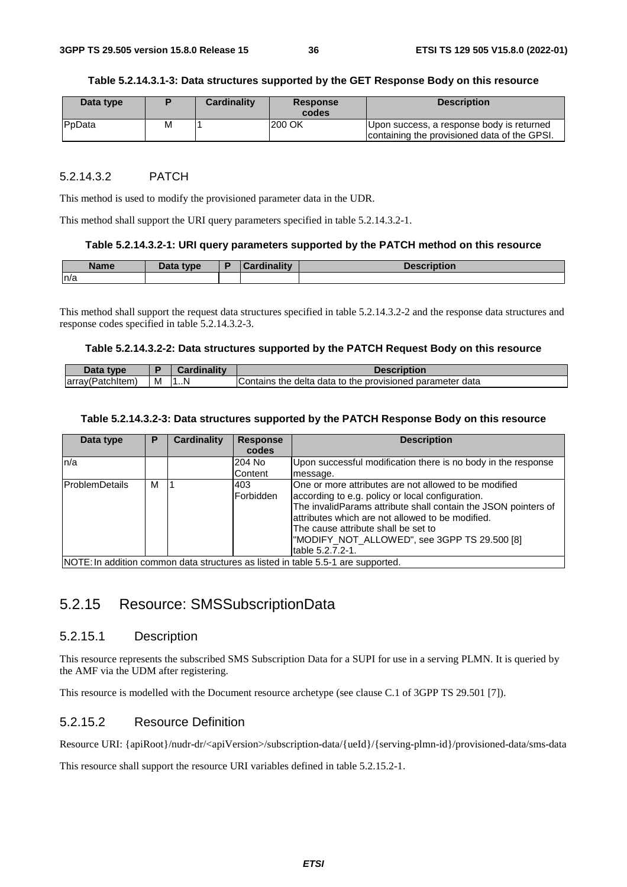**Table 5.2.14.3.1-3: Data structures supported by the GET Response Body on this resource**

| Data type | P | Cardinality | Response codes | Description |
|---|---|---|---|---|
| PpData | M | 1 | 200 OK | Upon success, a response body is returned containing the provisioned data of the GPSI. |

#### 5.2.14.3.2 PATCH

This method is used to modify the provisioned parameter data in the UDR.

This method shall support the URI query parameters specified in table 5.2.14.3.2-1.

**Table 5.2.14.3.2-1: URI query parameters supported by the PATCH method on this resource**

| Name | Data type | P | Cardinality | Description |
|---|---|---|---|---|
| n/a | | | | |

This method shall support the request data structures specified in table 5.2.14.3.2-2 and the response data structures and response codes specified in table 5.2.14.3.2-3.

**Table 5.2.14.3.2-2: Data structures supported by the PATCH Request Body on this resource**

| Data type | P | Cardinality | Description |
|---|---|---|---|
| array(PatchItem) | M | 1..N | Contains the delta data to the provisioned parameter data |

**Table 5.2.14.3.2-3: Data structures supported by the PATCH Response Body on this resource**

| Data type | P | Cardinality | Response codes | Description |
|---|---|---|---|---|
| n/a | | | 204 No Content | Upon successful modification there is no body in the response message. |
| ProblemDetails | M | 1 | 403 Forbidden | One or more attributes are not allowed to be modified according to e.g. policy or local configuration. The invalidParams attribute shall contain the JSON pointers of attributes which are not allowed to be modified. The cause attribute shall be set to "MODIFY_NOT_ALLOWED", see 3GPP TS 29.500 [8] table 5.2.7.2-1. |
| NOTE: In addition common data structures as listed in table 5.5-1 are supported. | | | | |

## 5.2.15 Resource: SMSSubscriptionData

### 5.2.15.1 Description

This resource represents the subscribed SMS Subscription Data for a SUPI for use in a serving PLMN. It is queried by the AMF via the UDM after registering.

This resource is modelled with the Document resource archetype (see clause C.1 of 3GPP TS 29.501 [7]).

### 5.2.15.2 Resource Definition

Resource URI: {apiRoot}/nudr-dr/<apiVersion>/subscription-data/{ueId}/{serving-plmn-id}/provisioned-data/sms-data

This resource shall support the resource URI variables defined in table 5.2.15.2-1.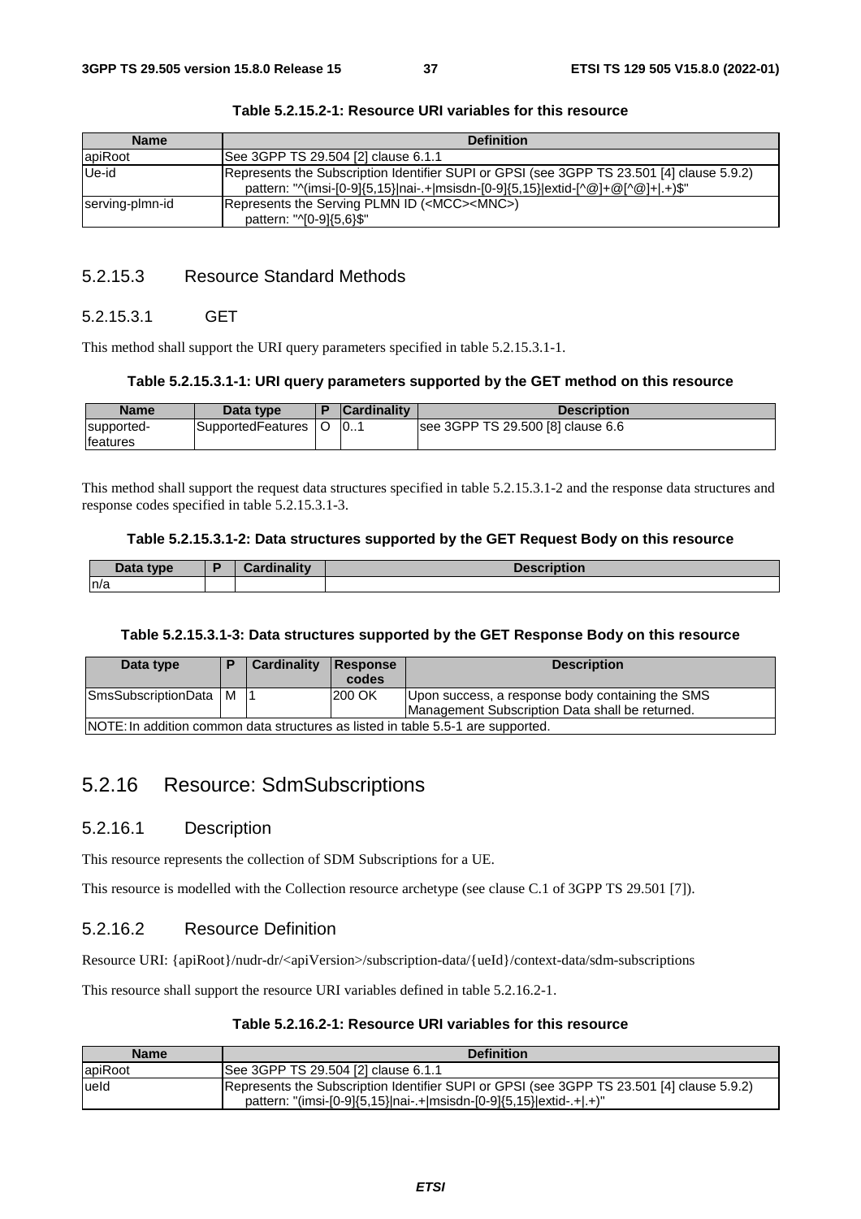**Table 5.2.15.2-1: Resource URI variables for this resource**

| Name | Definition |
| --- | --- |
| apiRoot | See 3GPP TS 29.504 [2] clause 6.1.1 |
| Ue-id | Represents the Subscription Identifier SUPI or GPSI (see 3GPP TS 23.501 [4] clause 5.9.2)<br>pattern: "^(imsi-[0-9]{5,15}\|nai-.+\|msisdn-[0-9]{5,15}\|extid-[^@]+@[^@]+\|.+)$" |
| serving-plmn-id | Represents the Serving PLMN ID (<MCC><MNC>)<br>pattern: "^[0-9]{5,6}$" |

### 5.2.15.3 Resource Standard Methods

#### 5.2.15.3.1 GET

This method shall support the URI query parameters specified in table 5.2.15.3.1-1.

**Table 5.2.15.3.1-1: URI query parameters supported by the GET method on this resource**

| Name | Data type | P | Cardinality | Description |
| --- | --- | --- | --- | --- |
| supported-features | SupportedFeatures | O | 0..1 | see 3GPP TS 29.500 [8] clause 6.6 |

This method shall support the request data structures specified in table 5.2.15.3.1-2 and the response data structures and response codes specified in table 5.2.15.3.1-3.

**Table 5.2.15.3.1-2: Data structures supported by the GET Request Body on this resource**

| Data type | P | Cardinality | Description |
| --- | --- | --- | --- |
| n/a | | | |

**Table 5.2.15.3.1-3: Data structures supported by the GET Response Body on this resource**

| Data type | P | Cardinality | Response codes | Description |
| --- | --- | --- | --- | --- |
| SmsSubscriptionData | M | 1 | 200 OK | Upon success, a response body containing the SMS Management Subscription Data shall be returned. |
| NOTE: In addition common data structures as listed in table 5.5-1 are supported. | | | | |

## 5.2.16 Resource: SdmSubscriptions

### 5.2.16.1 Description

This resource represents the collection of SDM Subscriptions for a UE.

This resource is modelled with the Collection resource archetype (see clause C.1 of 3GPP TS 29.501 [7]).

### 5.2.16.2 Resource Definition

Resource URI: {apiRoot}/nudr-dr/<apiVersion>/subscription-data/{ueId}/context-data/sdm-subscriptions

This resource shall support the resource URI variables defined in table 5.2.16.2-1.

**Table 5.2.16.2-1: Resource URI variables for this resource**

| Name | Definition |
| --- | --- |
| apiRoot | See 3GPP TS 29.504 [2] clause 6.1.1 |
| ueId | Represents the Subscription Identifier SUPI or GPSI (see 3GPP TS 23.501 [4] clause 5.9.2)<br>pattern: "(imsi-[0-9]{5,15}\|nai-.+\|msisdn-[0-9]{5,15}\|extid-.+\|.+)" |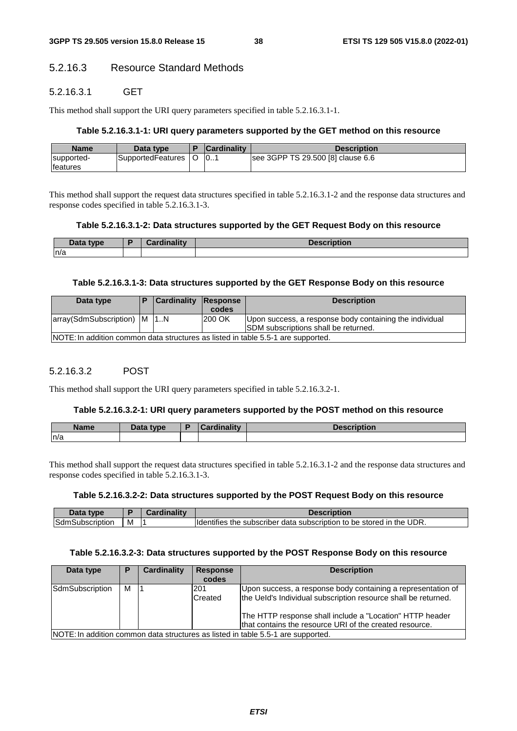### 5.2.16.3 Resource Standard Methods

#### 5.2.16.3.1 GET

This method shall support the URI query parameters specified in table 5.2.16.3.1-1.

**Table 5.2.16.3.1-1: URI query parameters supported by the GET method on this resource**

| Name | Data type | P | Cardinality | Description |
|---|---|---|---|---|
| supported-features | SupportedFeatures | O | 0..1 | see 3GPP TS 29.500 [8] clause 6.6 |

This method shall support the request data structures specified in table 5.2.16.3.1-2 and the response data structures and response codes specified in table 5.2.16.3.1-3.

**Table 5.2.16.3.1-2: Data structures supported by the GET Request Body on this resource**

| Data type | P | Cardinality | Description |
|---|---|---|---|
| n/a | | | |

**Table 5.2.16.3.1-3: Data structures supported by the GET Response Body on this resource**

| Data type | P | Cardinality | Response codes | Description |
|---|---|---|---|---|
| array(SdmSubscription) | M | 1..N | 200 OK | Upon success, a response body containing the individual SDM subscriptions shall be returned. |
| NOTE: In addition common data structures as listed in table 5.5-1 are supported. | | | | |

#### 5.2.16.3.2 POST

This method shall support the URI query parameters specified in table 5.2.16.3.2-1.

**Table 5.2.16.3.2-1: URI query parameters supported by the POST method on this resource**

| Name | Data type | P | Cardinality | Description |
|---|---|---|---|---|
| n/a | | | | |

This method shall support the request data structures specified in table 5.2.16.3.1-2 and the response data structures and response codes specified in table 5.2.16.3.1-3.

**Table 5.2.16.3.2-2: Data structures supported by the POST Request Body on this resource**

| Data type | P | Cardinality | Description |
|---|---|---|---|
| SdmSubscription | M | 1 | Identifies the subscriber data subscription to be stored in the UDR. |

**Table 5.2.16.3.2-3: Data structures supported by the POST Response Body on this resource**

| Data type | P | Cardinality | Response codes | Description |
|---|---|---|---|---|
| SdmSubscription | M | 1 | 201 Created | Upon success, a response body containing a representation of the UeId's Individual subscription resource shall be returned.<br><br>The HTTP response shall include a "Location" HTTP header that contains the resource URI of the created resource. |
| NOTE: In addition common data structures as listed in table 5.5-1 are supported. | | | | |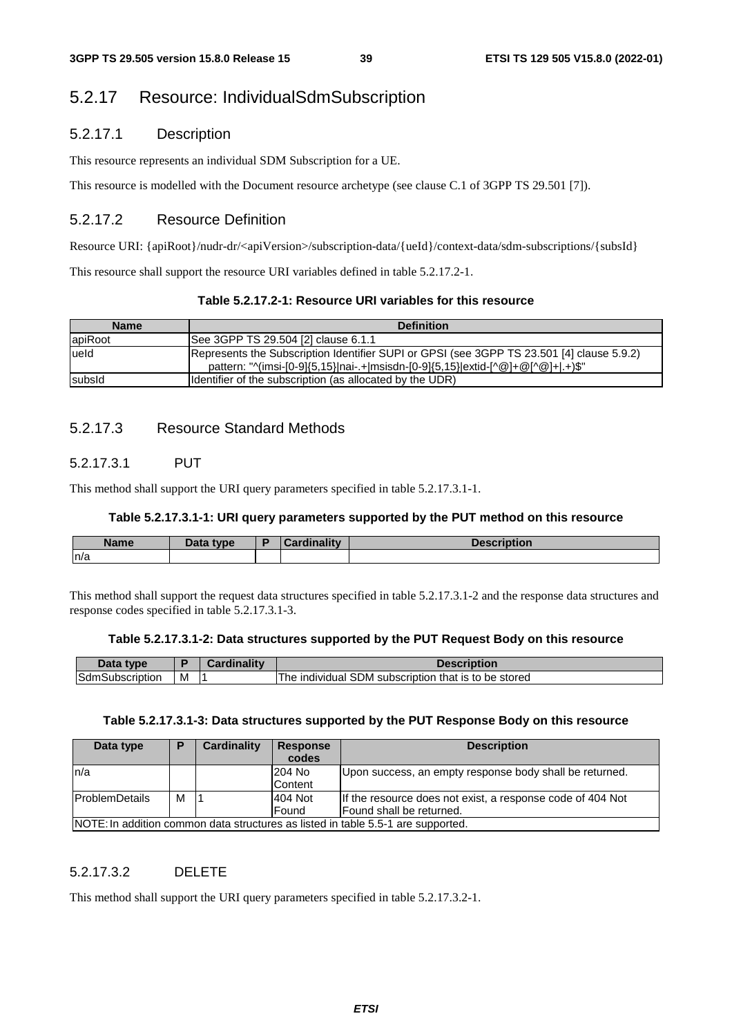### 5.2.17 Resource: IndividualSdmSubscription

#### 5.2.17.1 Description

This resource represents an individual SDM Subscription for a UE.

This resource is modelled with the Document resource archetype (see clause C.1 of 3GPP TS 29.501 [7]).

#### 5.2.17.2 Resource Definition

Resource URI: {apiRoot}/nudr-dr/<apiVersion>/subscription-data/{ueId}/context-data/sdm-subscriptions/{subsId}

This resource shall support the resource URI variables defined in table 5.2.17.2-1.

**Table 5.2.17.2-1: Resource URI variables for this resource**

| Name | Definition |
| --- | --- |
| apiRoot | See 3GPP TS 29.504 [2] clause 6.1.1 |
| ueId | Represents the Subscription Identifier SUPI or GPSI (see 3GPP TS 23.501 [4] clause 5.9.2) pattern: "^(imsi-[0-9]{5,15}\|nai-.+\|msisdn-[0-9]{5,15}\|extid-[^@]+@[^@]+\|.+)$" |
| subsId | Identifier of the subscription (as allocated by the UDR) |

#### 5.2.17.3 Resource Standard Methods

##### 5.2.17.3.1 PUT

This method shall support the URI query parameters specified in table 5.2.17.3.1-1.

**Table 5.2.17.3.1-1: URI query parameters supported by the PUT method on this resource**

| Name | Data type | P | Cardinality | Description |
| --- | --- | --- | --- | --- |
| n/a | | | | |

This method shall support the request data structures specified in table 5.2.17.3.1-2 and the response data structures and response codes specified in table 5.2.17.3.1-3.

**Table 5.2.17.3.1-2: Data structures supported by the PUT Request Body on this resource**

| Data type | P | Cardinality | Description |
| --- | --- | --- | --- |
| SdmSubscription | M | 1 | The individual SDM subscription that is to be stored |

**Table 5.2.17.3.1-3: Data structures supported by the PUT Response Body on this resource**

| Data type | P | Cardinality | Response codes | Description |
| --- | --- | --- | --- | --- |
| n/a | | | 204 No Content | Upon success, an empty response body shall be returned. |
| ProblemDetails | M | 1 | 404 Not Found | If the resource does not exist, a response code of 404 Not Found shall be returned. |
| NOTE: In addition common data structures as listed in table 5.5-1 are supported. | | | | |

##### 5.2.17.3.2 DELETE

This method shall support the URI query parameters specified in table 5.2.17.3.2-1.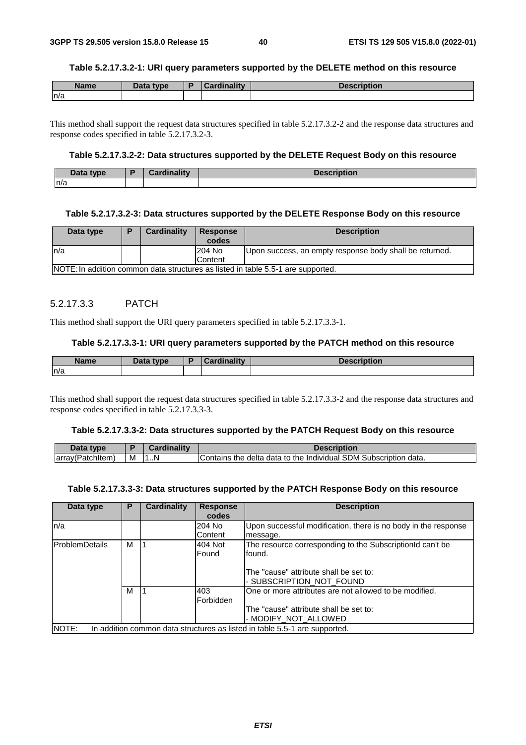**Table 5.2.17.3.2-1: URI query parameters supported by the DELETE method on this resource**

| Name | Data type | P | Cardinality | Description |
| --- | --- | --- | --- | --- |
| n/a | | | | |

This method shall support the request data structures specified in table 5.2.17.3.2-2 and the response data structures and response codes specified in table 5.2.17.3.2-3.

**Table 5.2.17.3.2-2: Data structures supported by the DELETE Request Body on this resource**

| Data type | P | Cardinality | Description |
| --- | --- | --- | --- |
| n/a | | | |

**Table 5.2.17.3.2-3: Data structures supported by the DELETE Response Body on this resource**

| Data type | P | Cardinality | Response codes | Description |
| --- | --- | --- | --- | --- |
| n/a | | | 204 No Content | Upon success, an empty response body shall be returned. |
| NOTE: In addition common data structures as listed in table 5.5-1 are supported. | | | | |

### 5.2.17.3.3 PATCH

This method shall support the URI query parameters specified in table 5.2.17.3.3-1.

**Table 5.2.17.3.3-1: URI query parameters supported by the PATCH method on this resource**

| Name | Data type | P | Cardinality | Description |
| --- | --- | --- | --- | --- |
| n/a | | | | |

This method shall support the request data structures specified in table 5.2.17.3.3-2 and the response data structures and response codes specified in table 5.2.17.3.3-3.

**Table 5.2.17.3.3-2: Data structures supported by the PATCH Request Body on this resource**

| Data type | P | Cardinality | Description |
| --- | --- | --- | --- |
| array(PatchItem) | M | 1..N | Contains the delta data to the Individual SDM Subscription data. |

**Table 5.2.17.3.3-3: Data structures supported by the PATCH Response Body on this resource**

| Data type | P | Cardinality | Response codes | Description |
| --- | --- | --- | --- | --- |
| n/a | | | 204 No Content | Upon successful modification, there is no body in the response message. |
| ProblemDetails | M | 1 | 404 Not Found | The resource corresponding to the SubscriptionId can't be found.<br><br>The "cause" attribute shall be set to:<br>- SUBSCRIPTION_NOT_FOUND |
| | M | 1 | 403 Forbidden | One or more attributes are not allowed to be modified.<br><br>The "cause" attribute shall be set to:<br>- MODIFY_NOT_ALLOWED |
| NOTE: In addition common data structures as listed in table 5.5-1 are supported. | | | | |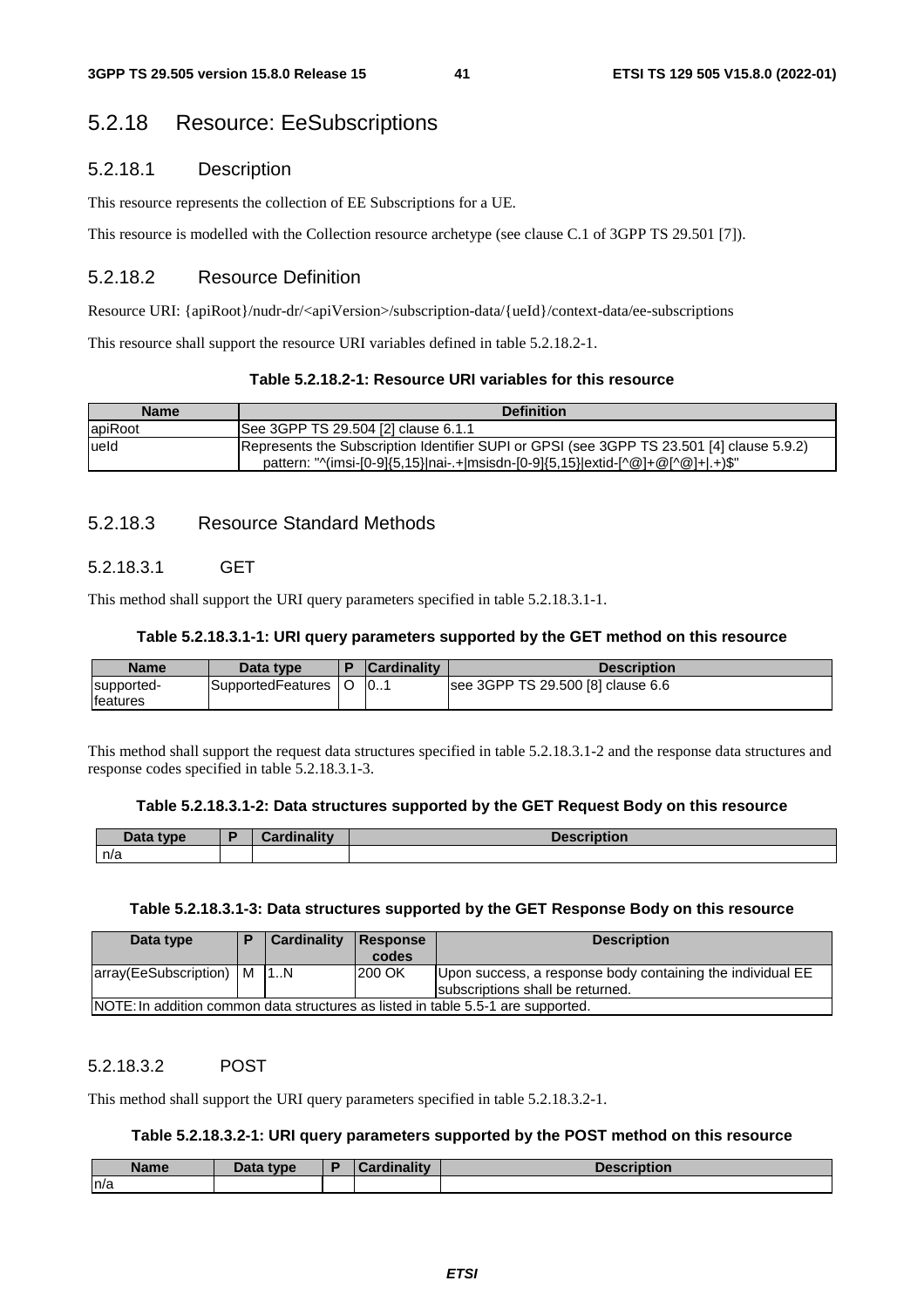## 5.2.18 Resource: EeSubscriptions

### 5.2.18.1 Description

This resource represents the collection of EE Subscriptions for a UE.

This resource is modelled with the Collection resource archetype (see clause C.1 of 3GPP TS 29.501 [7]).

### 5.2.18.2 Resource Definition

Resource URI: {apiRoot}/nudr-dr/<apiVersion>/subscription-data/{ueId}/context-data/ee-subscriptions

This resource shall support the resource URI variables defined in table 5.2.18.2-1.

**Table 5.2.18.2-1: Resource URI variables for this resource**

| Name | Definition |
|---|---|
| apiRoot | See 3GPP TS 29.504 [2] clause 6.1.1 |
| ueId | Represents the Subscription Identifier SUPI or GPSI (see 3GPP TS 23.501 [4] clause 5.9.2)<br>pattern: "^(imsi-[0-9]{5,15}\|nai-.+\|msisdn-[0-9]{5,15}\|extid-[^@]+@[^@]+\|.+)$" |

### 5.2.18.3 Resource Standard Methods

#### 5.2.18.3.1 GET

This method shall support the URI query parameters specified in table 5.2.18.3.1-1.

**Table 5.2.18.3.1-1: URI query parameters supported by the GET method on this resource**

| Name | Data type | P | Cardinality | Description |
|---|---|---|---|---|
| supported-features | SupportedFeatures | O | 0..1 | see 3GPP TS 29.500 [8] clause 6.6 |

This method shall support the request data structures specified in table 5.2.18.3.1-2 and the response data structures and response codes specified in table 5.2.18.3.1-3.

**Table 5.2.18.3.1-2: Data structures supported by the GET Request Body on this resource**

| Data type | P | Cardinality | Description |
|---|---|---|---|
| n/a | | | |

**Table 5.2.18.3.1-3: Data structures supported by the GET Response Body on this resource**

| Data type | P | Cardinality | Response codes | Description |
|---|---|---|---|---|
| array(EeSubscription) | M | 1..N | 200 OK | Upon success, a response body containing the individual EE subscriptions shall be returned. |
| NOTE: In addition common data structures as listed in table 5.5-1 are supported. | | | | |

#### 5.2.18.3.2 POST

This method shall support the URI query parameters specified in table 5.2.18.3.2-1.

**Table 5.2.18.3.2-1: URI query parameters supported by the POST method on this resource**

| Name | Data type | P | Cardinality | Description |
|---|---|---|---|---|
| n/a | | | | |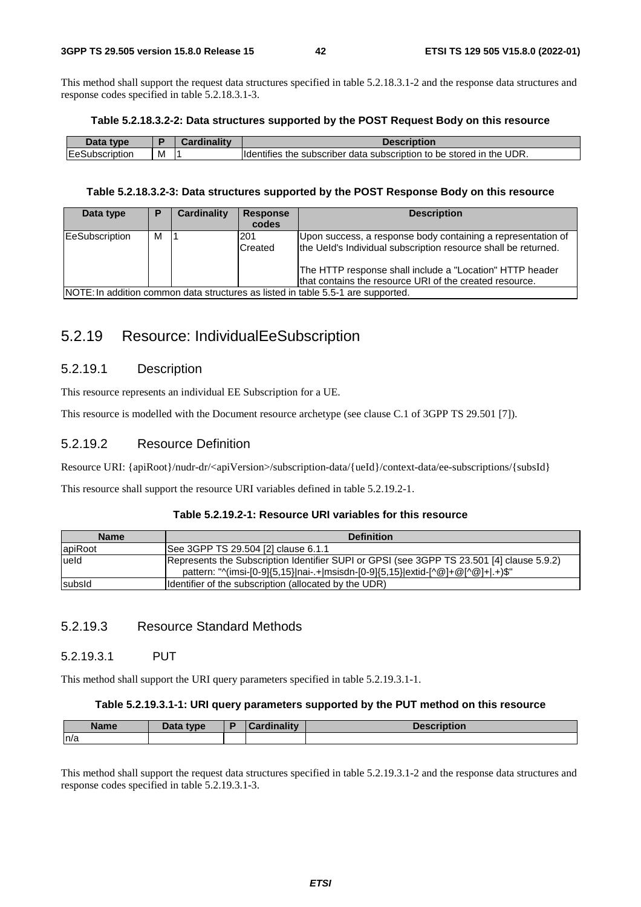This method shall support the request data structures specified in table 5.2.18.3.1-2 and the response data structures and response codes specified in table 5.2.18.3.1-3.

**Table 5.2.18.3.2-2: Data structures supported by the POST Request Body on this resource**

| Data type | P | Cardinality | Description |
| --- | --- | --- | --- |
| EeSubscription | M | 1 | Identifies the subscriber data subscription to be stored in the UDR. |

**Table 5.2.18.3.2-3: Data structures supported by the POST Response Body on this resource**

| Data type | P | Cardinality | Response codes | Description |
| --- | --- | --- | --- | --- |
| EeSubscription | M | 1 | 201 Created | Upon success, a response body containing a representation of the UeId's Individual subscription resource shall be returned.<br><br>The HTTP response shall include a "Location" HTTP header that contains the resource URI of the created resource. |
| NOTE: In addition common data structures as listed in table 5.5-1 are supported. | | | | |

## 5.2.19 Resource: IndividualEeSubscription

### 5.2.19.1 Description

This resource represents an individual EE Subscription for a UE.

This resource is modelled with the Document resource archetype (see clause C.1 of 3GPP TS 29.501 [7]).

### 5.2.19.2 Resource Definition

Resource URI: {apiRoot}/nudr-dr/<apiVersion>/subscription-data/{ueId}/context-data/ee-subscriptions/{subsId}

This resource shall support the resource URI variables defined in table 5.2.19.2-1.

**Table 5.2.19.2-1: Resource URI variables for this resource**

| Name | Definition |
| --- | --- |
| apiRoot | See 3GPP TS 29.504 [2] clause 6.1.1 |
| ueId | Represents the Subscription Identifier SUPI or GPSI (see 3GPP TS 23.501 [4] clause 5.9.2)<br>pattern: "^(imsi-[0-9]{5,15}\|nai-.+\|msisdn-[0-9]{5,15}\|extid-[^@]+@[^@]+\|.+)$" |
| subsId | Identifier of the subscription (allocated by the UDR) |

### 5.2.19.3 Resource Standard Methods

#### 5.2.19.3.1 PUT

This method shall support the URI query parameters specified in table 5.2.19.3.1-1.

**Table 5.2.19.3.1-1: URI query parameters supported by the PUT method on this resource**

| Name | Data type | P | Cardinality | Description |
| --- | --- | --- | --- | --- |
| n/a | | | | |

This method shall support the request data structures specified in table 5.2.19.3.1-2 and the response data structures and response codes specified in table 5.2.19.3.1-3.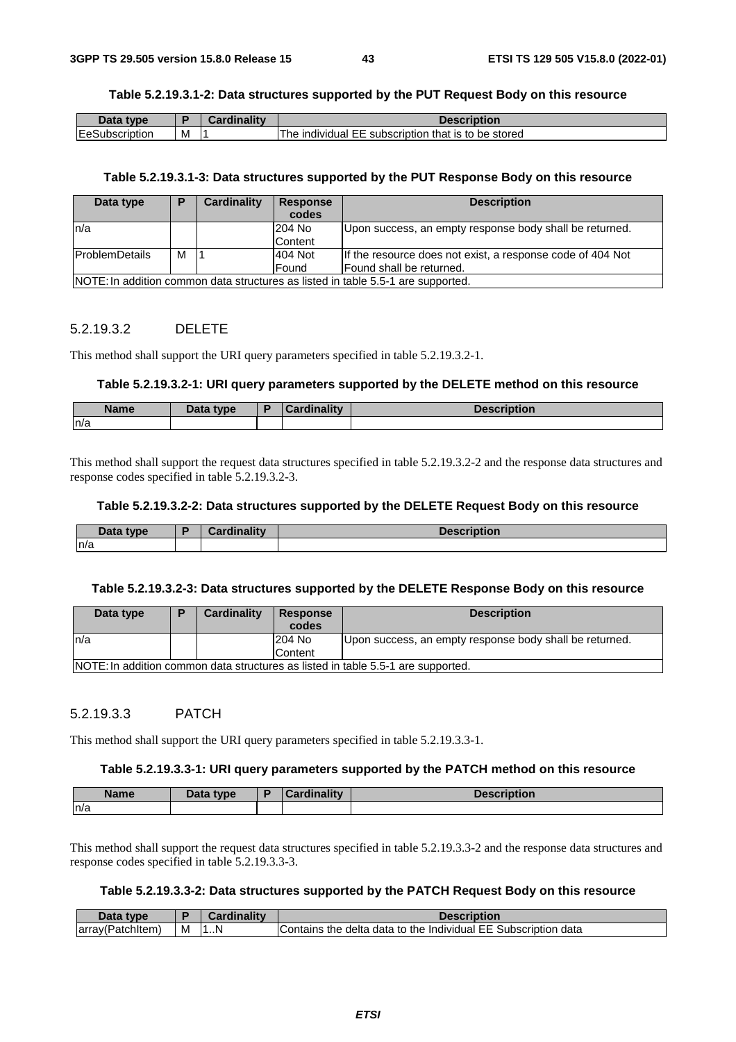**Table 5.2.19.3.1-2: Data structures supported by the PUT Request Body on this resource**

| Data type | P | Cardinality | Description |
|---|---|---|---|
| EeSubscription | M | 1 | The individual EE subscription that is to be stored |

**Table 5.2.19.3.1-3: Data structures supported by the PUT Response Body on this resource**

| Data type | P | Cardinality | Response codes | Description |
|---|---|---|---|---|
| n/a | | | 204 No Content | Upon success, an empty response body shall be returned. |
| ProblemDetails | M | 1 | 404 Not Found | If the resource does not exist, a response code of 404 Not Found shall be returned. |
| NOTE: In addition common data structures as listed in table 5.5-1 are supported. | | | | |

##### 5.2.19.3.2 DELETE

This method shall support the URI query parameters specified in table 5.2.19.3.2-1.

**Table 5.2.19.3.2-1: URI query parameters supported by the DELETE method on this resource**

| Name | Data type | P | Cardinality | Description |
|---|---|---|---|---|
| n/a | | | | |

This method shall support the request data structures specified in table 5.2.19.3.2-2 and the response data structures and response codes specified in table 5.2.19.3.2-3.

**Table 5.2.19.3.2-2: Data structures supported by the DELETE Request Body on this resource**

| Data type | P | Cardinality | Description |
|---|---|---|---|
| n/a | | | |

**Table 5.2.19.3.2-3: Data structures supported by the DELETE Response Body on this resource**

| Data type | P | Cardinality | Response codes | Description |
|---|---|---|---|---|
| n/a | | | 204 No Content | Upon success, an empty response body shall be returned. |
| NOTE: In addition common data structures as listed in table 5.5-1 are supported. | | | | |

##### 5.2.19.3.3 PATCH

This method shall support the URI query parameters specified in table 5.2.19.3.3-1.

**Table 5.2.19.3.3-1: URI query parameters supported by the PATCH method on this resource**

| Name | Data type | P | Cardinality | Description |
|---|---|---|---|---|
| n/a | | | | |

This method shall support the request data structures specified in table 5.2.19.3.3-2 and the response data structures and response codes specified in table 5.2.19.3.3-3.

**Table 5.2.19.3.3-2: Data structures supported by the PATCH Request Body on this resource**

| Data type | P | Cardinality | Description |
|---|---|---|---|
| array(PatchItem) | M | 1..N | Contains the delta data to the Individual EE Subscription data |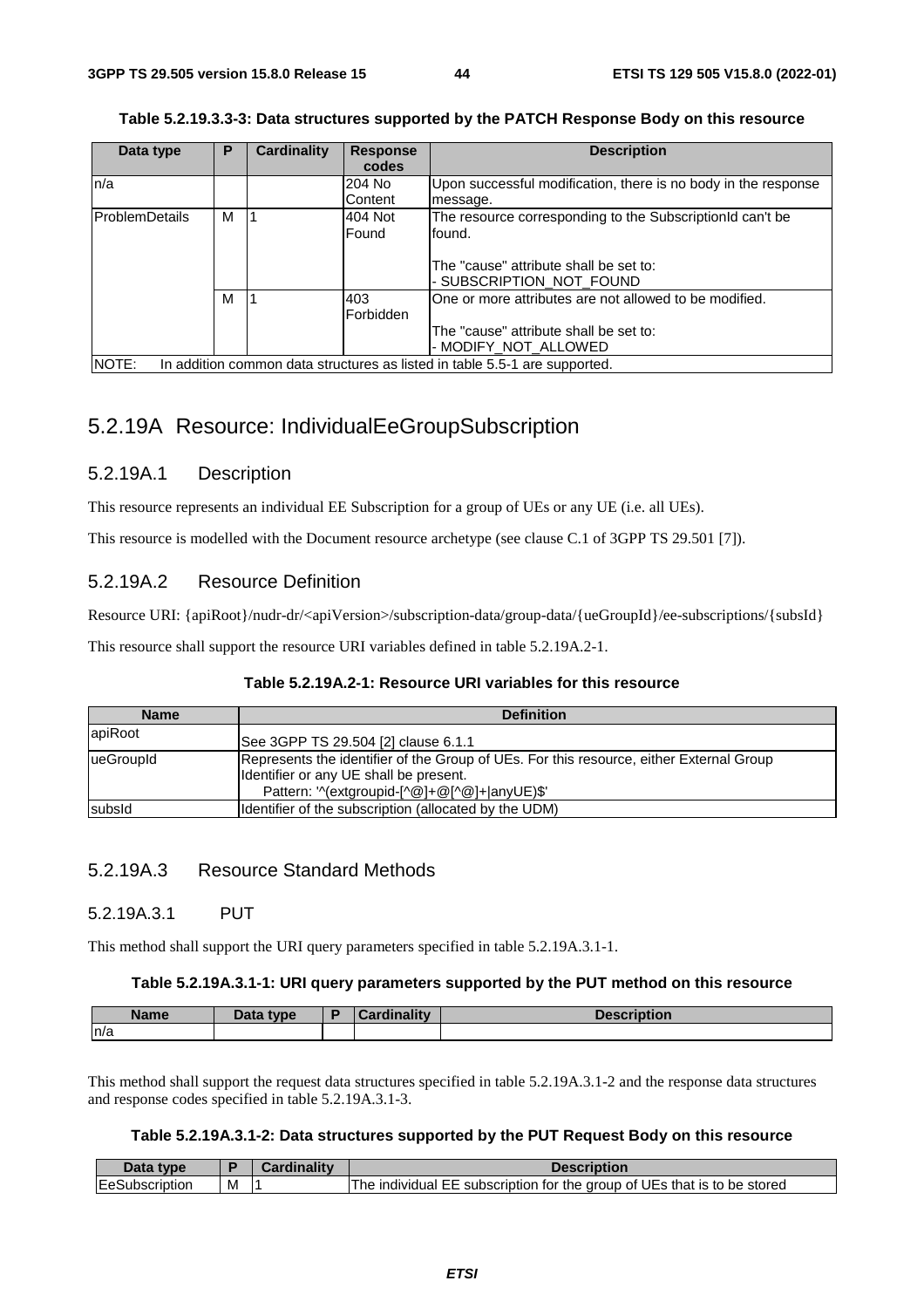**Table 5.2.19.3.3-3: Data structures supported by the PATCH Response Body on this resource**

| Data type | P | Cardinality | Response codes | Description |
|---|---|---|---|---|
| n/a | | | 204 No Content | Upon successful modification, there is no body in the response message. |
| ProblemDetails | M | 1 | 404 Not Found | The resource corresponding to the SubscriptionId can't be found.<br><br>The "cause" attribute shall be set to:<br>- SUBSCRIPTION_NOT_FOUND |
| | M | 1 | 403 Forbidden | One or more attributes are not allowed to be modified.<br><br>The "cause" attribute shall be set to:<br>- MODIFY_NOT_ALLOWED |
| NOTE: In addition common data structures as listed in table 5.5-1 are supported. | | | | |

## 5.2.19A Resource: IndividualEeGroupSubscription

### 5.2.19A.1 Description

This resource represents an individual EE Subscription for a group of UEs or any UE (i.e. all UEs).

This resource is modelled with the Document resource archetype (see clause C.1 of 3GPP TS 29.501 [7]).

### 5.2.19A.2 Resource Definition

Resource URI: {apiRoot}/nudr-dr/<apiVersion>/subscription-data/group-data/{ueGroupId}/ee-subscriptions/{subsId}

This resource shall support the resource URI variables defined in table 5.2.19A.2-1.

**Table 5.2.19A.2-1: Resource URI variables for this resource**

| Name | Definition |
|---|---|
| apiRoot | See 3GPP TS 29.504 [2] clause 6.1.1 |
| ueGroupId | Represents the identifier of the Group of UEs. For this resource, either External Group Identifier or any UE shall be present.<br>Pattern: '^(extgroupid-[^@]+@[^@]+\|anyUE)$' |
| subsId | Identifier of the subscription (allocated by the UDM) |

### 5.2.19A.3 Resource Standard Methods

#### 5.2.19A.3.1 PUT

This method shall support the URI query parameters specified in table 5.2.19A.3.1-1.

**Table 5.2.19A.3.1-1: URI query parameters supported by the PUT method on this resource**

| Name | Data type | P | Cardinality | Description |
|---|---|---|---|---|
| n/a | | | | |

This method shall support the request data structures specified in table 5.2.19A.3.1-2 and the response data structures and response codes specified in table 5.2.19A.3.1-3.

**Table 5.2.19A.3.1-2: Data structures supported by the PUT Request Body on this resource**

| Data type | P | Cardinality | Description |
|---|---|---|---|
| EeSubscription | M | 1 | The individual EE subscription for the group of UEs that is to be stored |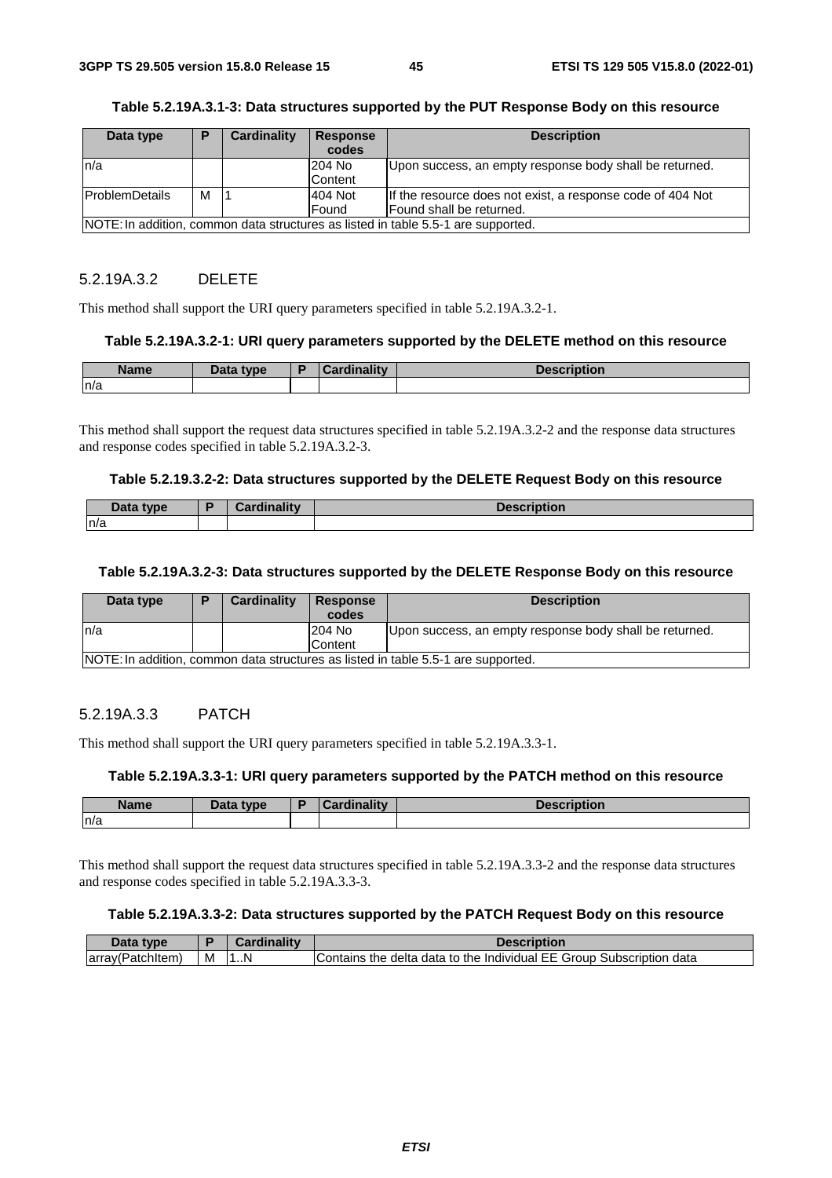**Table 5.2.19A.3.1-3: Data structures supported by the PUT Response Body on this resource**

| Data type | P | Cardinality | Response codes | Description |
|---|---|---|---|---|
| n/a | | | 204 No Content | Upon success, an empty response body shall be returned. |
| ProblemDetails | M | 1 | 404 Not Found | If the resource does not exist, a response code of 404 Not Found shall be returned. |
| NOTE: In addition, common data structures as listed in table 5.5-1 are supported. | | | | |

### 5.2.19A.3.2 DELETE

This method shall support the URI query parameters specified in table 5.2.19A.3.2-1.

**Table 5.2.19A.3.2-1: URI query parameters supported by the DELETE method on this resource**

| Name | Data type | P | Cardinality | Description |
|---|---|---|---|---|
| n/a | | | | |

This method shall support the request data structures specified in table 5.2.19A.3.2-2 and the response data structures and response codes specified in table 5.2.19A.3.2-3.

**Table 5.2.19.3.2-2: Data structures supported by the DELETE Request Body on this resource**

| Data type | P | Cardinality | Description |
|---|---|---|---|
| n/a | | | |

**Table 5.2.19A.3.2-3: Data structures supported by the DELETE Response Body on this resource**

| Data type | P | Cardinality | Response codes | Description |
|---|---|---|---|---|
| n/a | | | 204 No Content | Upon success, an empty response body shall be returned. |
| NOTE: In addition, common data structures as listed in table 5.5-1 are supported. | | | | |

### 5.2.19A.3.3 PATCH

This method shall support the URI query parameters specified in table 5.2.19A.3.3-1.

**Table 5.2.19A.3.3-1: URI query parameters supported by the PATCH method on this resource**

| Name | Data type | P | Cardinality | Description |
|---|---|---|---|---|
| n/a | | | | |

This method shall support the request data structures specified in table 5.2.19A.3.3-2 and the response data structures and response codes specified in table 5.2.19A.3.3-3.

**Table 5.2.19A.3.3-2: Data structures supported by the PATCH Request Body on this resource**

| Data type | P | Cardinality | Description |
|---|---|---|---|
| array(PatchItem) | M | 1..N | Contains the delta data to the Individual EE Group Subscription data |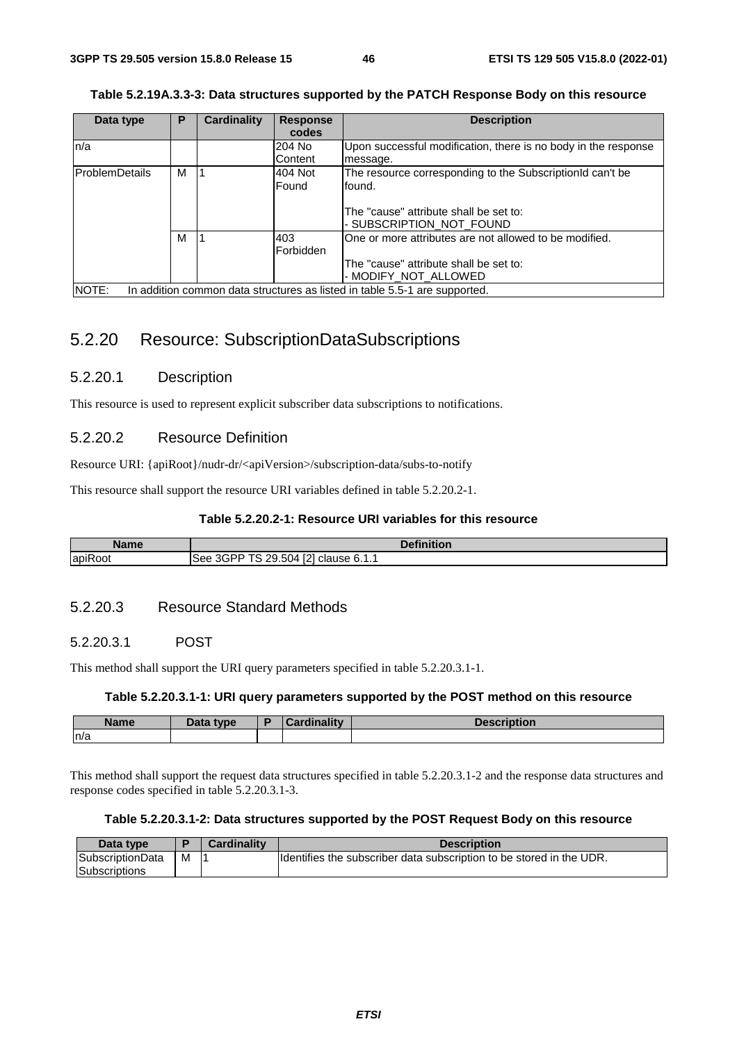**Table 5.2.19A.3.3-3: Data structures supported by the PATCH Response Body on this resource**

| Data type | P | Cardinality | Response codes | Description |
|---|---|---|---|---|
| n/a | | | 204 No Content | Upon successful modification, there is no body in the response message. |
| ProblemDetails | M | 1 | 404 Not Found | The resource corresponding to the SubscriptionId can't be found.<br><br>The "cause" attribute shall be set to:<br>- SUBSCRIPTION_NOT_FOUND |
| | M | 1 | 403 Forbidden | One or more attributes are not allowed to be modified.<br><br>The "cause" attribute shall be set to:<br>- MODIFY_NOT_ALLOWED |
| NOTE: In addition common data structures as listed in table 5.5-1 are supported. | | | | |

## 5.2.20 Resource: SubscriptionDataSubscriptions

### 5.2.20.1 Description

This resource is used to represent explicit subscriber data subscriptions to notifications.

### 5.2.20.2 Resource Definition

Resource URI: {apiRoot}/nudr-dr/<apiVersion>/subscription-data/subs-to-notify

This resource shall support the resource URI variables defined in table 5.2.20.2-1.

**Table 5.2.20.2-1: Resource URI variables for this resource**

| Name | Definition |
|---|---|
| apiRoot | See 3GPP TS 29.504 [2] clause 6.1.1 |

### 5.2.20.3 Resource Standard Methods

#### 5.2.20.3.1 POST

This method shall support the URI query parameters specified in table 5.2.20.3.1-1.

**Table 5.2.20.3.1-1: URI query parameters supported by the POST method on this resource**

| Name | Data type | P | Cardinality | Description |
|---|---|---|---|---|
| n/a | | | | |

This method shall support the request data structures specified in table 5.2.20.3.1-2 and the response data structures and response codes specified in table 5.2.20.3.1-3.

**Table 5.2.20.3.1-2: Data structures supported by the POST Request Body on this resource**

| Data type | P | Cardinality | Description |
|---|---|---|---|
| SubscriptionDataSubscriptions | M | 1 | Identifies the subscriber data subscription to be stored in the UDR. |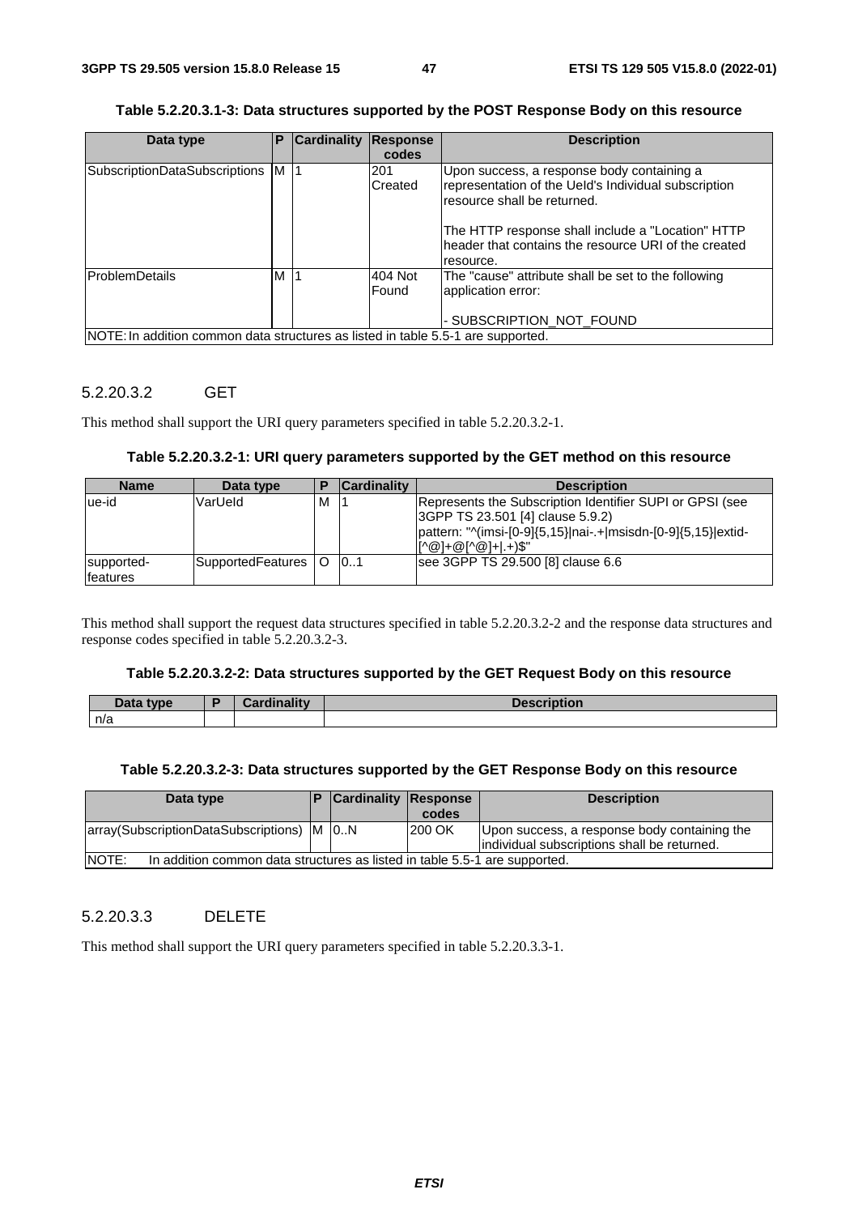**Table 5.2.20.3.1-3: Data structures supported by the POST Response Body on this resource**

| Data type | P | Cardinality | Response codes | Description |
|---|---|---|---|---|
| SubscriptionDataSubscriptions | M | 1 | 201 Created | Upon success, a response body containing a representation of the UeId's Individual subscription resource shall be returned.<br><br>The HTTP response shall include a "Location" HTTP header that contains the resource URI of the created resource. |
| ProblemDetails | M | 1 | 404 Not Found | The "cause" attribute shall be set to the following application error:<br><br>- SUBSCRIPTION_NOT_FOUND |
| NOTE: In addition common data structures as listed in table 5.5-1 are supported. | | | | |

#### 5.2.20.3.2 GET

This method shall support the URI query parameters specified in table 5.2.20.3.2-1.

**Table 5.2.20.3.2-1: URI query parameters supported by the GET method on this resource**

| Name | Data type | P | Cardinality | Description |
|---|---|---|---|---|
| ue-id | VarUeId | M | 1 | Represents the Subscription Identifier SUPI or GPSI (see 3GPP TS 23.501 [4] clause 5.9.2)<br>pattern: "^(imsi-[0-9]{5,15}\|nai-.+\|msisdn-[0-9]{5,15}\|extid-[^@]+@[^@]+\|.+)$" |
| supported-features | SupportedFeatures | O | 0..1 | see 3GPP TS 29.500 [8] clause 6.6 |

This method shall support the request data structures specified in table 5.2.20.3.2-2 and the response data structures and response codes specified in table 5.2.20.3.2-3.

**Table 5.2.20.3.2-2: Data structures supported by the GET Request Body on this resource**

| Data type | P | Cardinality | Description |
|---|---|---|---|
| n/a | | | |

**Table 5.2.20.3.2-3: Data structures supported by the GET Response Body on this resource**

| Data type | P | Cardinality | Response codes | Description |
|---|---|---|---|---|
| array(SubscriptionDataSubscriptions) | M | 0..N | 200 OK | Upon success, a response body containing the individual subscriptions shall be returned. |
| NOTE: In addition common data structures as listed in table 5.5-1 are supported. | | | | |

#### 5.2.20.3.3 DELETE

This method shall support the URI query parameters specified in table 5.2.20.3.3-1.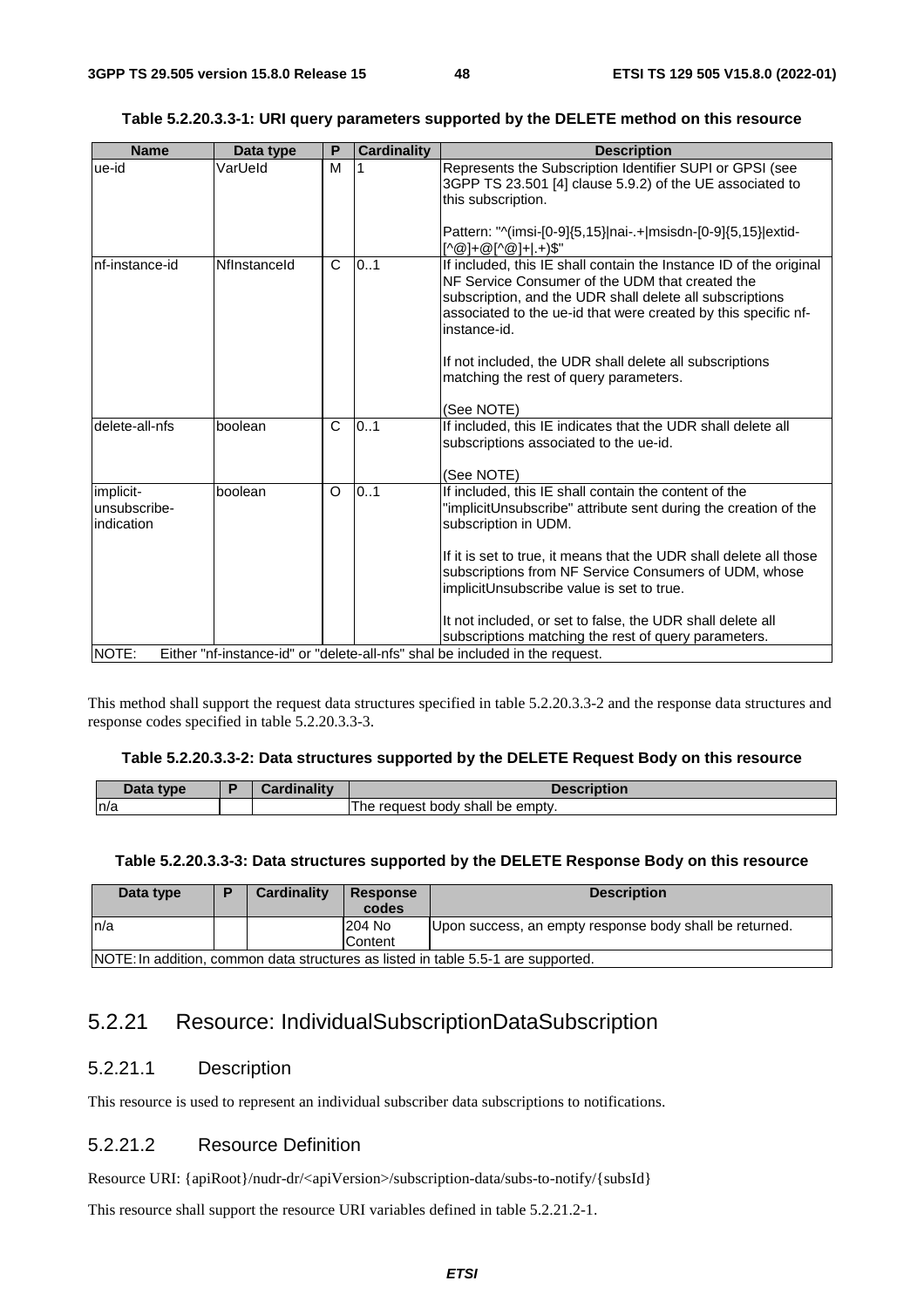**Table 5.2.20.3.3-1: URI query parameters supported by the DELETE method on this resource**

| Name | Data type | P | Cardinality | Description |
|---|---|---|---|---|
| ue-id | VarUeId | M | 1 | Represents the Subscription Identifier SUPI or GPSI (see 3GPP TS 23.501 [4] clause 5.9.2) of the UE associated to this subscription.<br><br>Pattern: "^(imsi-[0-9]{5,15}\|nai-.+\|msisdn-[0-9]{5,15}\|extid-[^@]+@[^@]+\|.+)$" |
| nf-instance-id | NfInstanceId | C | 0..1 | If included, this IE shall contain the Instance ID of the original NF Service Consumer of the UDM that created the subscription, and the UDR shall delete all subscriptions associated to the ue-id that were created by this specific nf-instance-id.<br><br>If not included, the UDR shall delete all subscriptions matching the rest of query parameters.<br><br>(See NOTE) |
| delete-all-nfs | boolean | C | 0..1 | If included, this IE indicates that the UDR shall delete all subscriptions associated to the ue-id.<br><br>(See NOTE) |
| implicit-unsubscribe-indication | boolean | O | 0..1 | If included, this IE shall contain the content of the "implicitUnsubscribe" attribute sent during the creation of the subscription in UDM.<br><br>If it is set to true, it means that the UDR shall delete all those subscriptions from NF Service Consumers of UDM, whose implicitUnsubscribe value is set to true.<br><br>It not included, or set to false, the UDR shall delete all subscriptions matching the rest of query parameters. |
| NOTE: Either "nf-instance-id" or "delete-all-nfs" shal be included in the request. | | | | |

This method shall support the request data structures specified in table 5.2.20.3.3-2 and the response data structures and response codes specified in table 5.2.20.3.3-3.

**Table 5.2.20.3.3-2: Data structures supported by the DELETE Request Body on this resource**

| Data type | P | Cardinality | Description |
|---|---|---|---|
| n/a | | | The request body shall be empty. |

**Table 5.2.20.3.3-3: Data structures supported by the DELETE Response Body on this resource**

| Data type | P | Cardinality | Response codes | Description |
|---|---|---|---|---|
| n/a | | | 204 No Content | Upon success, an empty response body shall be returned. |
| NOTE: In addition, common data structures as listed in table 5.5-1 are supported. | | | | |

## 5.2.21 Resource: IndividualSubscriptionDataSubscription

### 5.2.21.1 Description

This resource is used to represent an individual subscriber data subscriptions to notifications.

### 5.2.21.2 Resource Definition

Resource URI: {apiRoot}/nudr-dr/<apiVersion>/subscription-data/subs-to-notify/{subsId}

This resource shall support the resource URI variables defined in table 5.2.21.2-1.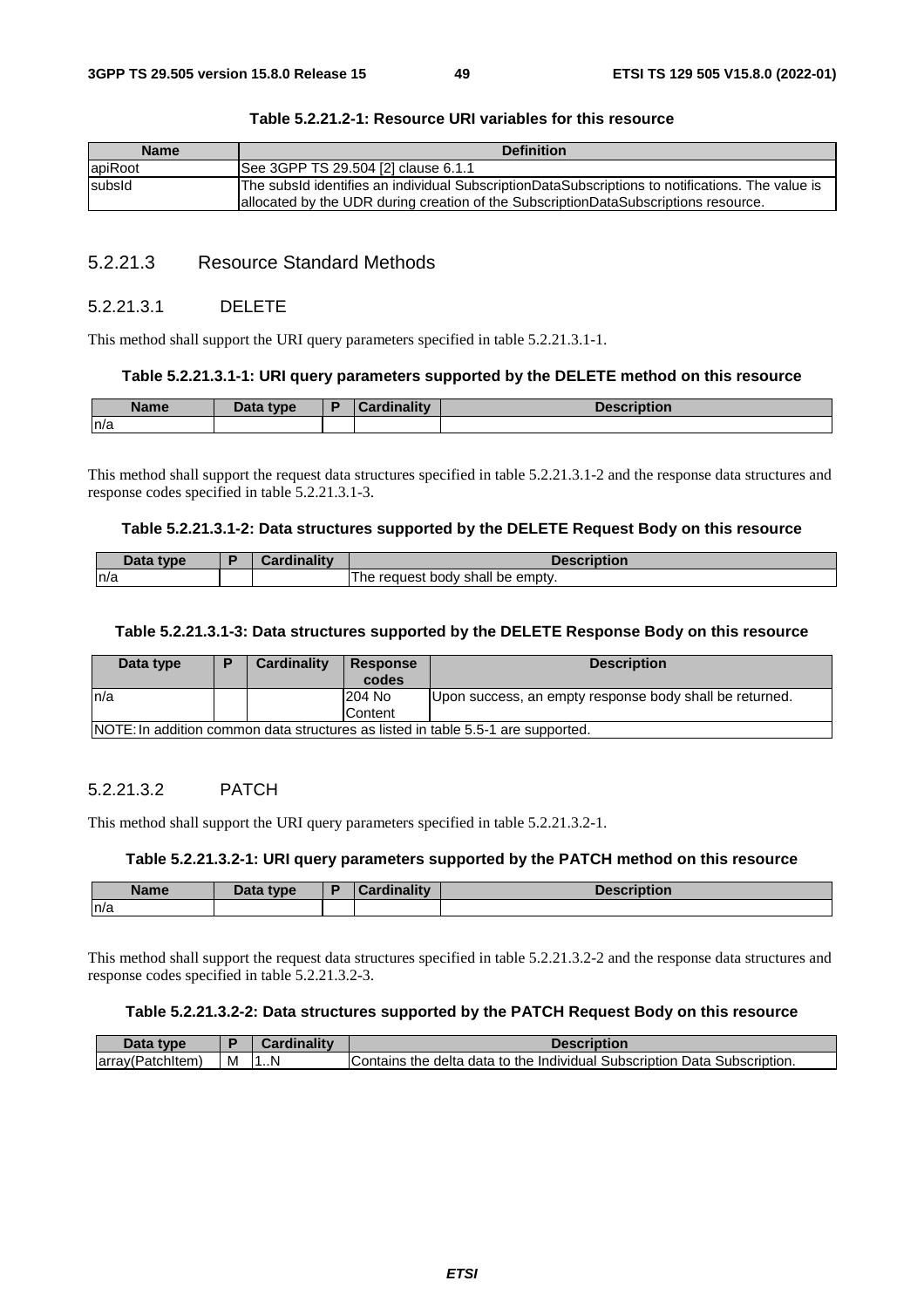**Table 5.2.21.2-1: Resource URI variables for this resource**

| Name | Definition |
|---|---|
| apiRoot | See 3GPP TS 29.504 [2] clause 6.1.1 |
| subsId | The subsId identifies an individual SubscriptionDataSubscriptions to notifications. The value is allocated by the UDR during creation of the SubscriptionDataSubscriptions resource. |

### 5.2.21.3 Resource Standard Methods

#### 5.2.21.3.1 DELETE

This method shall support the URI query parameters specified in table 5.2.21.3.1-1.

**Table 5.2.21.3.1-1: URI query parameters supported by the DELETE method on this resource**

| Name | Data type | P | Cardinality | Description |
|---|---|---|---|---|
| n/a | | | | |

This method shall support the request data structures specified in table 5.2.21.3.1-2 and the response data structures and response codes specified in table 5.2.21.3.1-3.

**Table 5.2.21.3.1-2: Data structures supported by the DELETE Request Body on this resource**

| Data type | P | Cardinality | Description |
|---|---|---|---|
| n/a | | | The request body shall be empty. |

**Table 5.2.21.3.1-3: Data structures supported by the DELETE Response Body on this resource**

| Data type | P | Cardinality | Response codes | Description |
|---|---|---|---|---|
| n/a | | | 204 No Content | Upon success, an empty response body shall be returned. |
| NOTE: In addition common data structures as listed in table 5.5-1 are supported. | | | | |

#### 5.2.21.3.2 PATCH

This method shall support the URI query parameters specified in table 5.2.21.3.2-1.

**Table 5.2.21.3.2-1: URI query parameters supported by the PATCH method on this resource**

| Name | Data type | P | Cardinality | Description |
|---|---|---|---|---|
| n/a | | | | |

This method shall support the request data structures specified in table 5.2.21.3.2-2 and the response data structures and response codes specified in table 5.2.21.3.2-3.

**Table 5.2.21.3.2-2: Data structures supported by the PATCH Request Body on this resource**

| Data type | P | Cardinality | Description |
|---|---|---|---|
| array(PatchItem) | M | 1..N | Contains the delta data to the Individual Subscription Data Subscription. |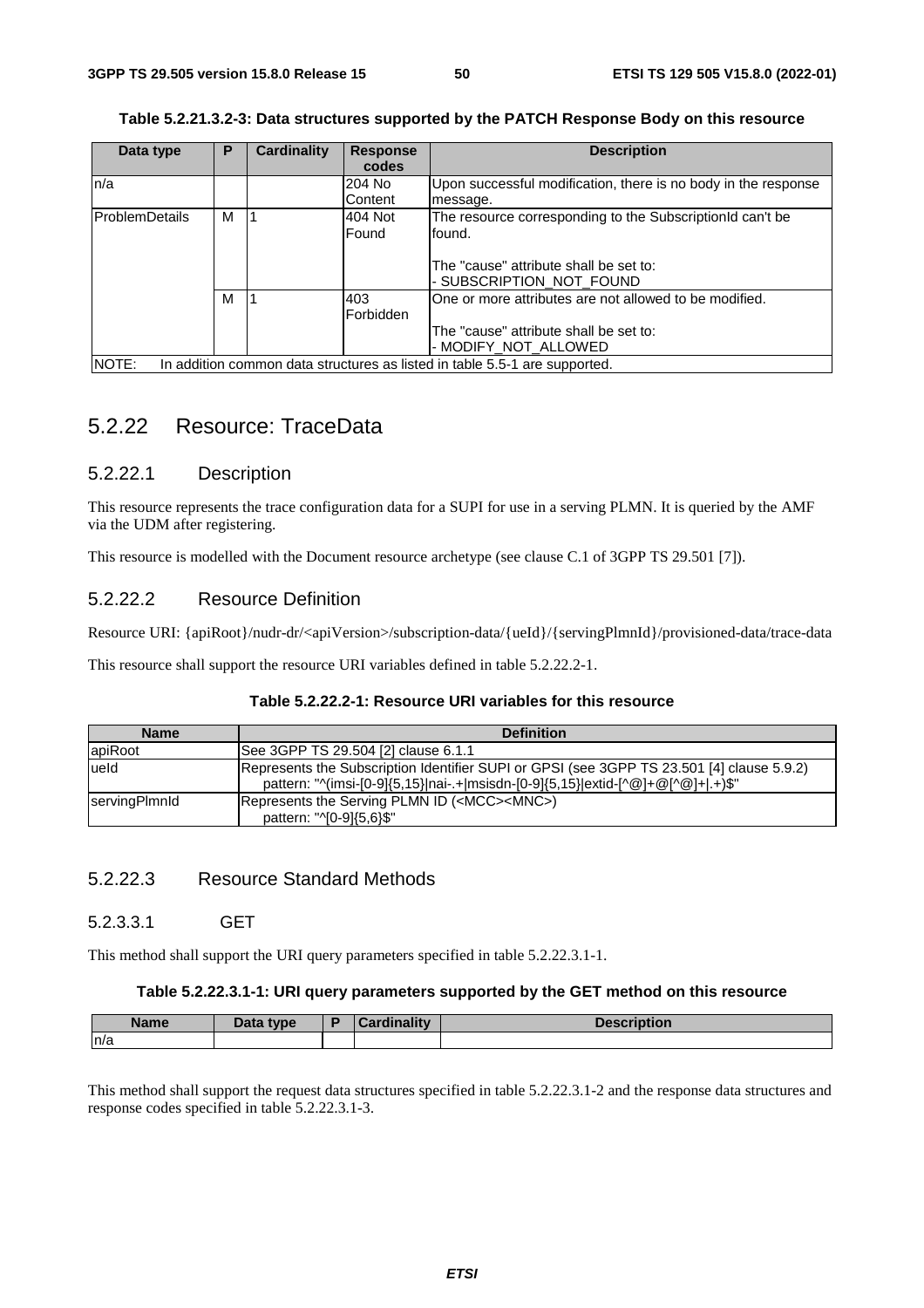**Table 5.2.21.3.2-3: Data structures supported by the PATCH Response Body on this resource**

| Data type | P | Cardinality | Response codes | Description |
|---|---|---|---|---|
| n/a | | | 204 No Content | Upon successful modification, there is no body in the response message. |
| ProblemDetails | M | 1 | 404 Not Found | The resource corresponding to the SubscriptionId can't be found.<br><br>The "cause" attribute shall be set to:<br>- SUBSCRIPTION_NOT_FOUND |
| | M | 1 | 403 Forbidden | One or more attributes are not allowed to be modified.<br><br>The "cause" attribute shall be set to:<br>- MODIFY_NOT_ALLOWED |
| NOTE: In addition common data structures as listed in table 5.5-1 are supported. | | | | |

## 5.2.22 Resource: TraceData

### 5.2.22.1 Description

This resource represents the trace configuration data for a SUPI for use in a serving PLMN. It is queried by the AMF via the UDM after registering.

This resource is modelled with the Document resource archetype (see clause C.1 of 3GPP TS 29.501 [7]).

### 5.2.22.2 Resource Definition

Resource URI: {apiRoot}/nudr-dr/<apiVersion>/subscription-data/{ueId}/{servingPlmnId}/provisioned-data/trace-data

This resource shall support the resource URI variables defined in table 5.2.22.2-1.

**Table 5.2.22.2-1: Resource URI variables for this resource**

| Name | Definition |
|---|---|
| apiRoot | See 3GPP TS 29.504 [2] clause 6.1.1 |
| ueId | Represents the Subscription Identifier SUPI or GPSI (see 3GPP TS 23.501 [4] clause 5.9.2)<br>pattern: "^(imsi-[0-9]{5,15}\|nai-.+\|msisdn-[0-9]{5,15}\|extid-[^@]+@[^@]+\|.+)$" |
| servingPlmnId | Represents the Serving PLMN ID (<MCC><MNC>)<br>pattern: "^[0-9]{5,6}$" |

### 5.2.22.3 Resource Standard Methods

#### 5.2.3.3.1 GET

This method shall support the URI query parameters specified in table 5.2.22.3.1-1.

**Table 5.2.22.3.1-1: URI query parameters supported by the GET method on this resource**

| Name | Data type | P | Cardinality | Description |
|---|---|---|---|---|
| n/a | | | | |

This method shall support the request data structures specified in table 5.2.22.3.1-2 and the response data structures and response codes specified in table 5.2.22.3.1-3.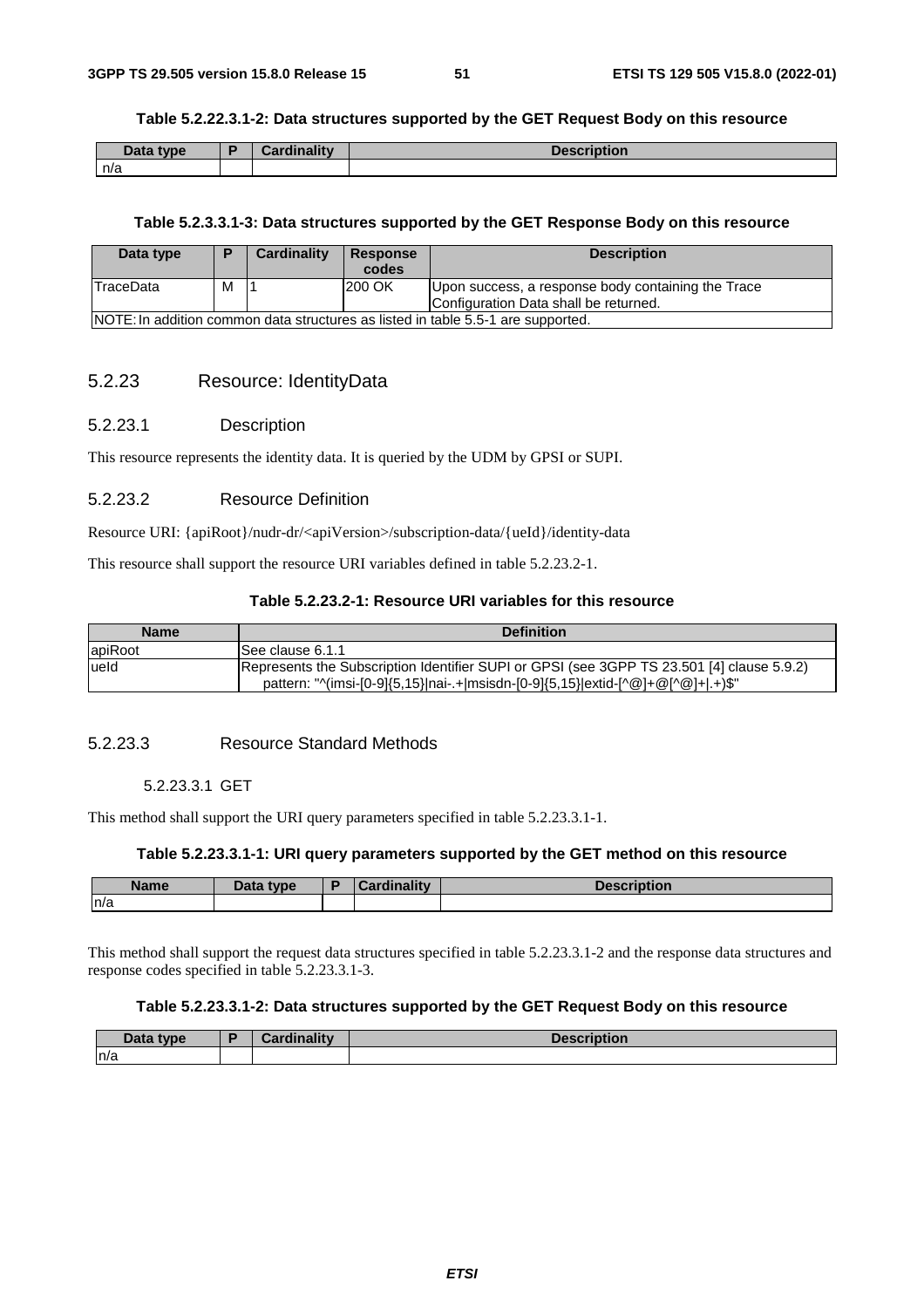**Table 5.2.22.3.1-2: Data structures supported by the GET Request Body on this resource**

| Data type | P | Cardinality | Description |
|---|---|---|---|
| n/a | | | |

**Table 5.2.3.3.1-3: Data structures supported by the GET Response Body on this resource**

| Data type | P | Cardinality | Response codes | Description |
|---|---|---|---|---|
| TraceData | M | 1 | 200 OK | Upon success, a response body containing the Trace Configuration Data shall be returned. |
| NOTE: In addition common data structures as listed in table 5.5-1 are supported. | | | | |

### 5.2.23 Resource: IdentityData

#### 5.2.23.1 Description

This resource represents the identity data. It is queried by the UDM by GPSI or SUPI.

#### 5.2.23.2 Resource Definition

Resource URI: {apiRoot}/nudr-dr/<apiVersion>/subscription-data/{ueId}/identity-data

This resource shall support the resource URI variables defined in table 5.2.23.2-1.

**Table 5.2.23.2-1: Resource URI variables for this resource**

| Name | Definition |
|---|---|
| apiRoot | See clause 6.1.1 |
| ueId | Represents the Subscription Identifier SUPI or GPSI (see 3GPP TS 23.501 [4] clause 5.9.2)<br>pattern: "^(imsi-[0-9]{5,15}\|nai-.+\|msisdn-[0-9]{5,15}\|extid-[^@]+@[^@]+\|.+)$" |

#### 5.2.23.3 Resource Standard Methods

##### 5.2.23.3.1 GET

This method shall support the URI query parameters specified in table 5.2.23.3.1-1.

**Table 5.2.23.3.1-1: URI query parameters supported by the GET method on this resource**

| Name | Data type | P | Cardinality | Description |
|---|---|---|---|---|
| n/a | | | | |

This method shall support the request data structures specified in table 5.2.23.3.1-2 and the response data structures and response codes specified in table 5.2.23.3.1-3.

**Table 5.2.23.3.1-2: Data structures supported by the GET Request Body on this resource**

| Data type | P | Cardinality | Description |
|---|---|---|---|
| n/a | | | |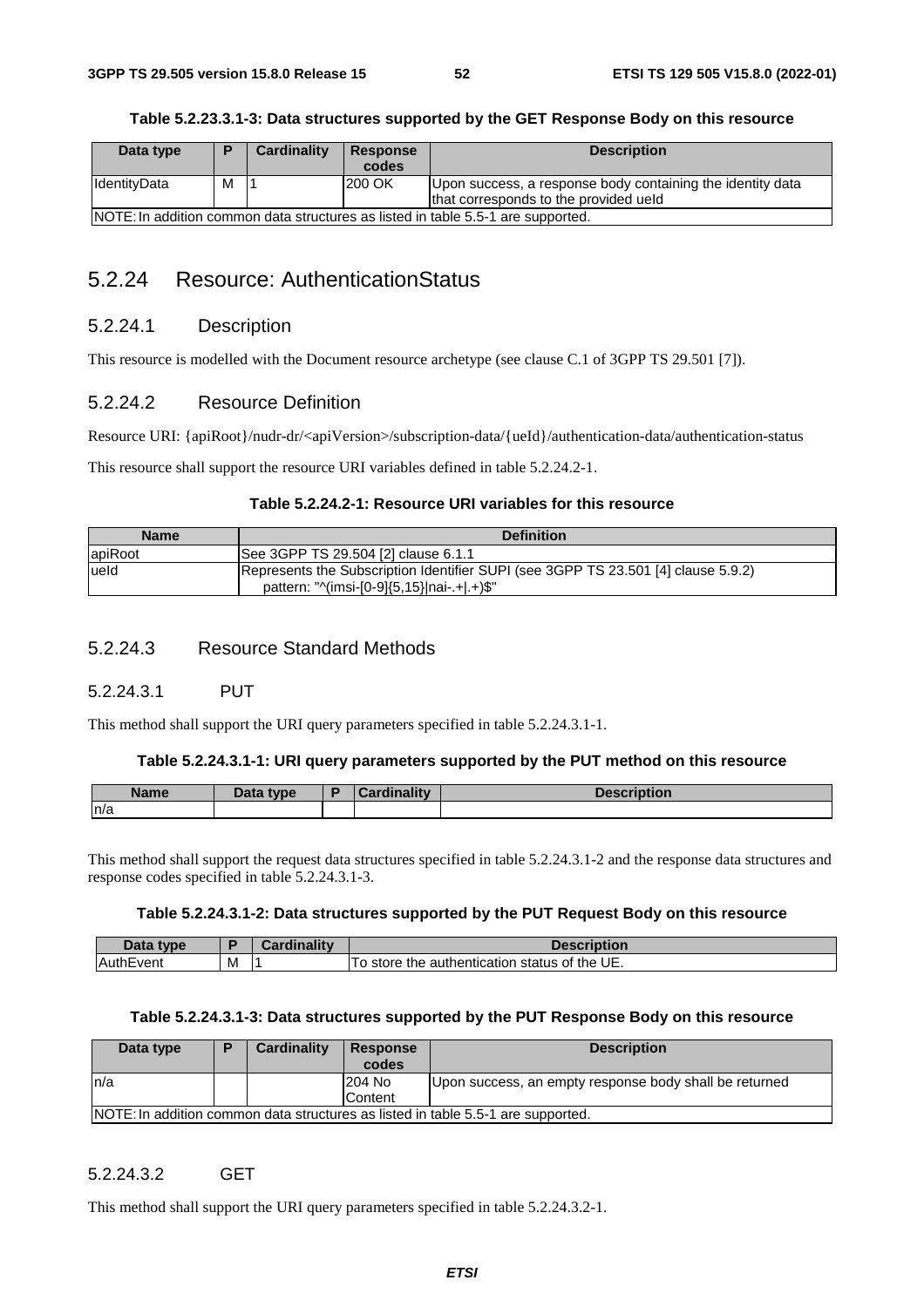**Table 5.2.23.3.1-3: Data structures supported by the GET Response Body on this resource**

| Data type | P | Cardinality | Response codes | Description |
|---|---|---|---|---|
| IdentityData | M | 1 | 200 OK | Upon success, a response body containing the identity data that corresponds to the provided ueId |
| NOTE: In addition common data structures as listed in table 5.5-1 are supported. | | | | |

## 5.2.24 Resource: AuthenticationStatus

### 5.2.24.1 Description

This resource is modelled with the Document resource archetype (see clause C.1 of 3GPP TS 29.501 [7]).

### 5.2.24.2 Resource Definition

Resource URI: {apiRoot}/nudr-dr/<apiVersion>/subscription-data/{ueId}/authentication-data/authentication-status

This resource shall support the resource URI variables defined in table 5.2.24.2-1.

**Table 5.2.24.2-1: Resource URI variables for this resource**

| Name | Definition |
|---|---|
| apiRoot | See 3GPP TS 29.504 [2] clause 6.1.1 |
| ueId | Represents the Subscription Identifier SUPI (see 3GPP TS 23.501 [4] clause 5.9.2)<br>pattern: "^(imsi-[0-9]{5,15}\|nai-.+\|.+)$" |

### 5.2.24.3 Resource Standard Methods

#### 5.2.24.3.1 PUT

This method shall support the URI query parameters specified in table 5.2.24.3.1-1.

**Table 5.2.24.3.1-1: URI query parameters supported by the PUT method on this resource**

| Name | Data type | P | Cardinality | Description |
|---|---|---|---|---|
| n/a | | | | |

This method shall support the request data structures specified in table 5.2.24.3.1-2 and the response data structures and response codes specified in table 5.2.24.3.1-3.

**Table 5.2.24.3.1-2: Data structures supported by the PUT Request Body on this resource**

| Data type | P | Cardinality | Description |
|---|---|---|---|
| AuthEvent | M | 1 | To store the authentication status of the UE. |

**Table 5.2.24.3.1-3: Data structures supported by the PUT Response Body on this resource**

| Data type | P | Cardinality | Response codes | Description |
|---|---|---|---|---|
| n/a | | | 204 No Content | Upon success, an empty response body shall be returned |
| NOTE: In addition common data structures as listed in table 5.5-1 are supported. | | | | |

#### 5.2.24.3.2 GET

This method shall support the URI query parameters specified in table 5.2.24.3.2-1.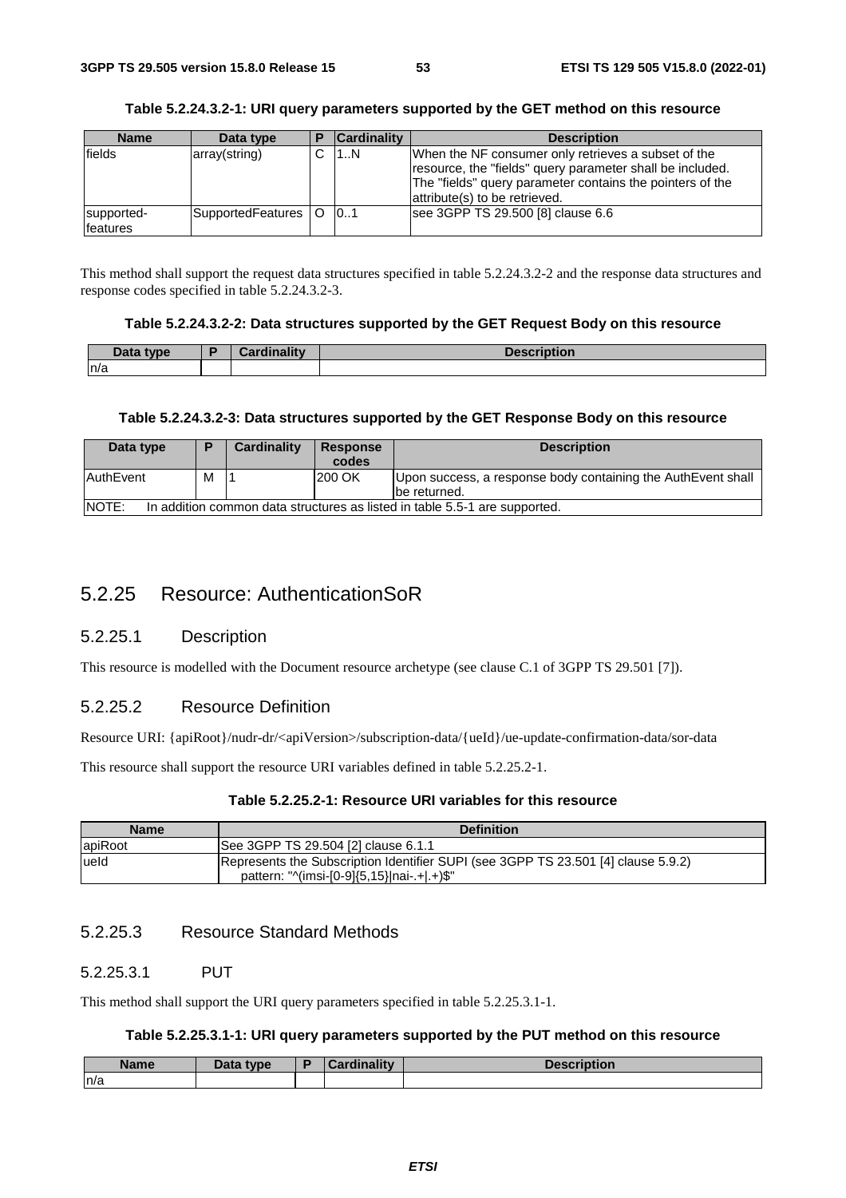**Table 5.2.24.3.2-1: URI query parameters supported by the GET method on this resource**

| Name | Data type | P | Cardinality | Description |
| --- | --- | --- | --- | --- |
| fields | array(string) | C | 1..N | When the NF consumer only retrieves a subset of the resource, the "fields" query parameter shall be included. The "fields" query parameter contains the pointers of the attribute(s) to be retrieved. |
| supported-features | SupportedFeatures | O | 0..1 | see 3GPP TS 29.500 [8] clause 6.6 |

This method shall support the request data structures specified in table 5.2.24.3.2-2 and the response data structures and response codes specified in table 5.2.24.3.2-3.

**Table 5.2.24.3.2-2: Data structures supported by the GET Request Body on this resource**

| Data type | P | Cardinality | Description |
| --- | --- | --- | --- |
| n/a | | | |

**Table 5.2.24.3.2-3: Data structures supported by the GET Response Body on this resource**

| Data type | P | Cardinality | Response codes | Description |
| --- | --- | --- | --- | --- |
| AuthEvent | M | 1 | 200 OK | Upon success, a response body containing the AuthEvent shall be returned. |
| NOTE: In addition common data structures as listed in table 5.5-1 are supported. | | | | |

## 5.2.25 Resource: AuthenticationSoR

### 5.2.25.1 Description

This resource is modelled with the Document resource archetype (see clause C.1 of 3GPP TS 29.501 [7]).

### 5.2.25.2 Resource Definition

Resource URI: {apiRoot}/nudr-dr/<apiVersion>/subscription-data/{ueId}/ue-update-confirmation-data/sor-data

This resource shall support the resource URI variables defined in table 5.2.25.2-1.

**Table 5.2.25.2-1: Resource URI variables for this resource**

| Name | Definition |
| --- | --- |
| apiRoot | See 3GPP TS 29.504 [2] clause 6.1.1 |
| ueId | Represents the Subscription Identifier SUPI (see 3GPP TS 23.501 [4] clause 5.9.2)<br>pattern: "^(imsi-[0-9]{5,15}\|nai-.+\|.+)$" |

### 5.2.25.3 Resource Standard Methods

#### 5.2.25.3.1 PUT

This method shall support the URI query parameters specified in table 5.2.25.3.1-1.

**Table 5.2.25.3.1-1: URI query parameters supported by the PUT method on this resource**

| Name | Data type | P | Cardinality | Description |
| --- | --- | --- | --- | --- |
| n/a | | | | |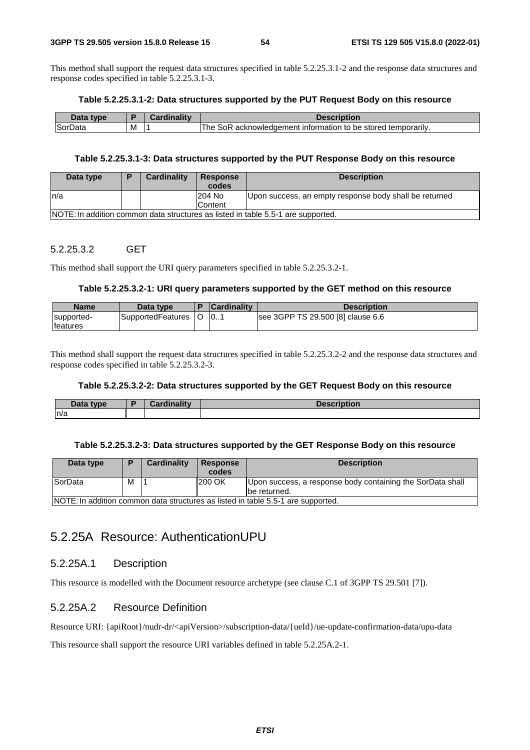This method shall support the request data structures specified in table 5.2.25.3.1-2 and the response data structures and response codes specified in table 5.2.25.3.1-3.

**Table 5.2.25.3.1-2: Data structures supported by the PUT Request Body on this resource**

| Data type | P | Cardinality | Description |
| --- | --- | --- | --- |
| SorData | M | 1 | The SoR acknowledgement information to be stored temporarily. |

**Table 5.2.25.3.1-3: Data structures supported by the PUT Response Body on this resource**

| Data type | P | Cardinality | Response codes | Description |
| --- | --- | --- | --- | --- |
| n/a | | | 204 No Content | Upon success, an empty response body shall be returned |
| NOTE: In addition common data structures as listed in table 5.5-1 are supported. | | | | |

#### 5.2.25.3.2 GET

This method shall support the URI query parameters specified in table 5.2.25.3.2-1.

**Table 5.2.25.3.2-1: URI query parameters supported by the GET method on this resource**

| Name | Data type | P | Cardinality | Description |
| --- | --- | --- | --- | --- |
| supported-features | SupportedFeatures | O | 0..1 | see 3GPP TS 29.500 [8] clause 6.6 |

This method shall support the request data structures specified in table 5.2.25.3.2-2 and the response data structures and response codes specified in table 5.2.25.3.2-3.

**Table 5.2.25.3.2-2: Data structures supported by the GET Request Body on this resource**

| Data type | P | Cardinality | Description |
| --- | --- | --- | --- |
| n/a | | | |

**Table 5.2.25.3.2-3: Data structures supported by the GET Response Body on this resource**

| Data type | P | Cardinality | Response codes | Description |
| --- | --- | --- | --- | --- |
| SorData | M | 1 | 200 OK | Upon success, a response body containing the SorData shall be returned. |
| NOTE: In addition common data structures as listed in table 5.5-1 are supported. | | | | |

## 5.2.25A Resource: AuthenticationUPU

### 5.2.25A.1 Description

This resource is modelled with the Document resource archetype (see clause C.1 of 3GPP TS 29.501 [7]).

### 5.2.25A.2 Resource Definition

Resource URI: {apiRoot}/nudr-dr/<apiVersion>/subscription-data/{ueId}/ue-update-confirmation-data/upu-data

This resource shall support the resource URI variables defined in table 5.2.25A.2-1.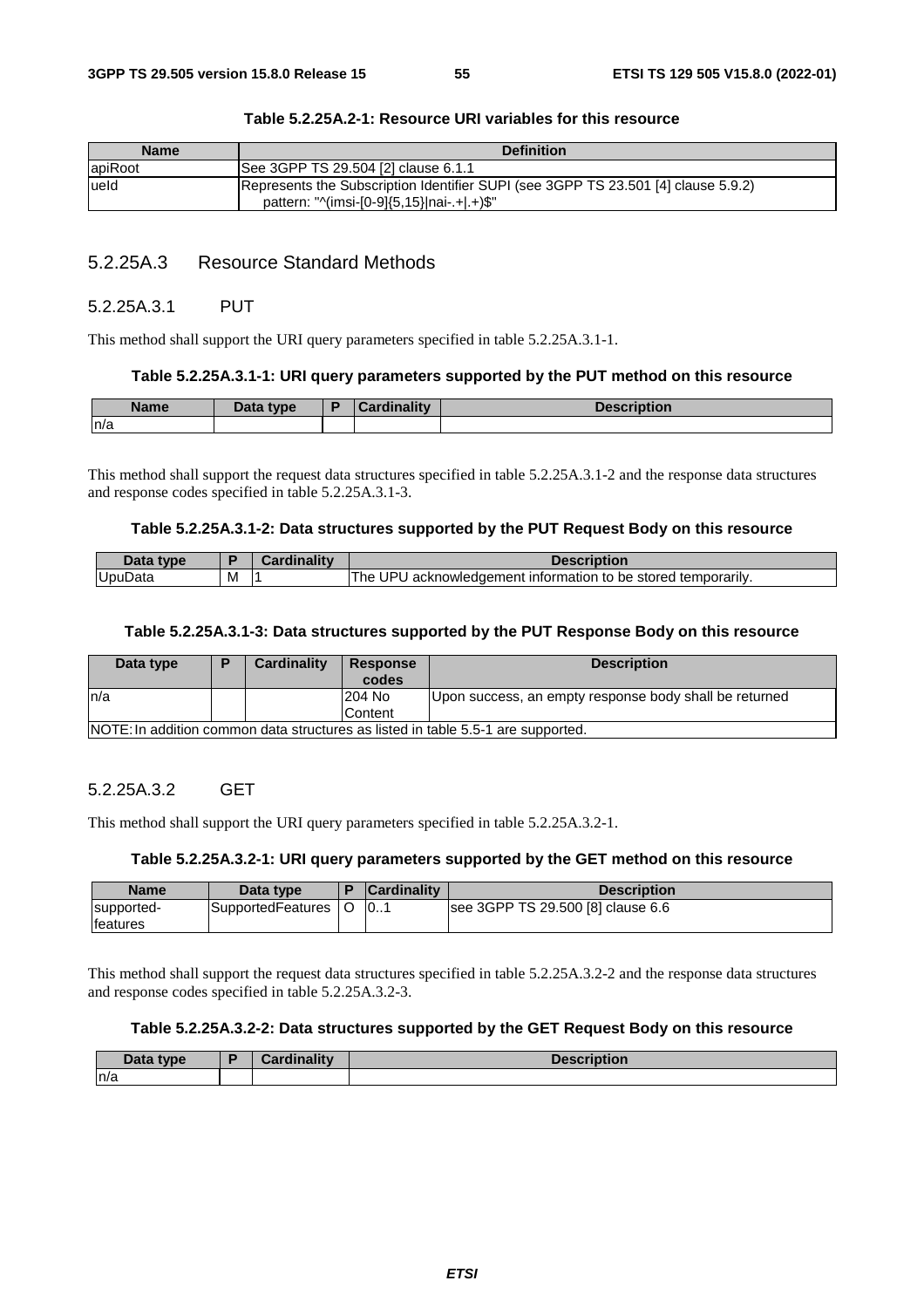**Table 5.2.25A.2-1: Resource URI variables for this resource**

| Name | Definition |
| --- | --- |
| apiRoot | See 3GPP TS 29.504 [2] clause 6.1.1 |
| ueId | Represents the Subscription Identifier SUPI (see 3GPP TS 23.501 [4] clause 5.9.2)<br>pattern: "^(imsi-[0-9]{5,15}\|nai-.+\|.+)$" |

### 5.2.25A.3 Resource Standard Methods

#### 5.2.25A.3.1 PUT

This method shall support the URI query parameters specified in table 5.2.25A.3.1-1.

**Table 5.2.25A.3.1-1: URI query parameters supported by the PUT method on this resource**

| Name | Data type | P | Cardinality | Description |
| --- | --- | --- | --- | --- |
| n/a | | | | |

This method shall support the request data structures specified in table 5.2.25A.3.1-2 and the response data structures and response codes specified in table 5.2.25A.3.1-3.

**Table 5.2.25A.3.1-2: Data structures supported by the PUT Request Body on this resource**

| Data type | P | Cardinality | Description |
| --- | --- | --- | --- |
| UpuData | M | 1 | The UPU acknowledgement information to be stored temporarily. |

**Table 5.2.25A.3.1-3: Data structures supported by the PUT Response Body on this resource**

| Data type | P | Cardinality | Response codes | Description |
| --- | --- | --- | --- | --- |
| n/a | | | 204 No Content | Upon success, an empty response body shall be returned |
| NOTE: In addition common data structures as listed in table 5.5-1 are supported. | | | | |

#### 5.2.25A.3.2 GET

This method shall support the URI query parameters specified in table 5.2.25A.3.2-1.

**Table 5.2.25A.3.2-1: URI query parameters supported by the GET method on this resource**

| Name | Data type | P | Cardinality | Description |
| --- | --- | --- | --- | --- |
| supported-features | SupportedFeatures | O | 0..1 | see 3GPP TS 29.500 [8] clause 6.6 |

This method shall support the request data structures specified in table 5.2.25A.3.2-2 and the response data structures and response codes specified in table 5.2.25A.3.2-3.

**Table 5.2.25A.3.2-2: Data structures supported by the GET Request Body on this resource**

| Data type | P | Cardinality | Description |
| --- | --- | --- | --- |
| n/a | | | |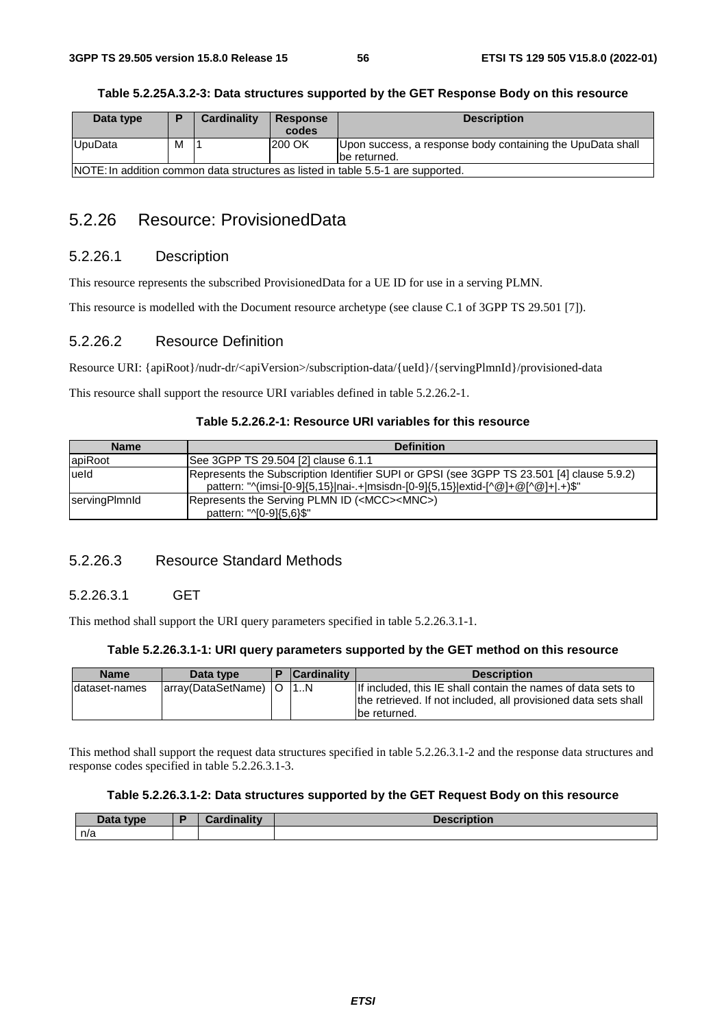**Table 5.2.25A.3.2-3: Data structures supported by the GET Response Body on this resource**

| Data type | P | Cardinality | Response codes | Description |
|---|---|---|---|---|
| UpuData | M | 1 | 200 OK | Upon success, a response body containing the UpuData shall be returned. |
| NOTE: In addition common data structures as listed in table 5.5-1 are supported. | | | | |

## 5.2.26 Resource: ProvisionedData

### 5.2.26.1 Description

This resource represents the subscribed ProvisionedData for a UE ID for use in a serving PLMN.

This resource is modelled with the Document resource archetype (see clause C.1 of 3GPP TS 29.501 [7]).

### 5.2.26.2 Resource Definition

Resource URI: {apiRoot}/nudr-dr/<apiVersion>/subscription-data/{ueId}/{servingPlmnId}/provisioned-data

This resource shall support the resource URI variables defined in table 5.2.26.2-1.

**Table 5.2.26.2-1: Resource URI variables for this resource**

| Name | Definition |
|---|---|
| apiRoot | See 3GPP TS 29.504 [2] clause 6.1.1 |
| ueId | Represents the Subscription Identifier SUPI or GPSI (see 3GPP TS 23.501 [4] clause 5.9.2)<br>pattern: "^(imsi-[0-9]{5,15}\|nai-.+\|msisdn-[0-9]{5,15}\|extid-[^@]+@[^@]+\|.+)$" |
| servingPlmnId | Represents the Serving PLMN ID (<MCC><MNC>)<br>pattern: "^[0-9]{5,6}$" |

### 5.2.26.3 Resource Standard Methods

#### 5.2.26.3.1 GET

This method shall support the URI query parameters specified in table 5.2.26.3.1-1.

**Table 5.2.26.3.1-1: URI query parameters supported by the GET method on this resource**

| Name | Data type | P | Cardinality | Description |
|---|---|---|---|---|
| dataset-names | array(DataSetName) | O | 1..N | If included, this IE shall contain the names of data sets to the retrieved. If not included, all provisioned data sets shall be returned. |

This method shall support the request data structures specified in table 5.2.26.3.1-2 and the response data structures and response codes specified in table 5.2.26.3.1-3.

**Table 5.2.26.3.1-2: Data structures supported by the GET Request Body on this resource**

| Data type | P | Cardinality | Description |
|---|---|---|---|
| n/a | | | |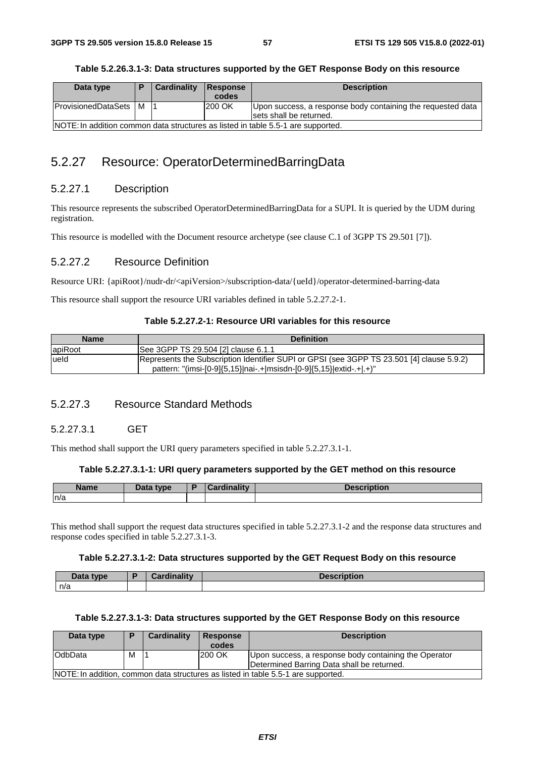**Table 5.2.26.3.1-3: Data structures supported by the GET Response Body on this resource**

| Data type | P | Cardinality | Response codes | Description |
|---|---|---|---|---|
| ProvisionedDataSets | M | 1 | 200 OK | Upon success, a response body containing the requested data sets shall be returned. |
| NOTE: In addition common data structures as listed in table 5.5-1 are supported. | | | | |

## 5.2.27 Resource: OperatorDeterminedBarringData

### 5.2.27.1 Description

This resource represents the subscribed OperatorDeterminedBarringData for a SUPI. It is queried by the UDM during registration.

This resource is modelled with the Document resource archetype (see clause C.1 of 3GPP TS 29.501 [7]).

### 5.2.27.2 Resource Definition

Resource URI: {apiRoot}/nudr-dr/<apiVersion>/subscription-data/{ueId}/operator-determined-barring-data

This resource shall support the resource URI variables defined in table 5.2.27.2-1.

**Table 5.2.27.2-1: Resource URI variables for this resource**

| Name | Definition |
|---|---|
| apiRoot | See 3GPP TS 29.504 [2] clause 6.1.1 |
| ueId | Represents the Subscription Identifier SUPI or GPSI (see 3GPP TS 23.501 [4] clause 5.9.2) pattern: "(imsi-[0-9]{5,15}\|nai-.+\|msisdn-[0-9]{5,15}\|extid-.+\|.+)" |

### 5.2.27.3 Resource Standard Methods

#### 5.2.27.3.1 GET

This method shall support the URI query parameters specified in table 5.2.27.3.1-1.

**Table 5.2.27.3.1-1: URI query parameters supported by the GET method on this resource**

| Name | Data type | P | Cardinality | Description |
|---|---|---|---|---|
| n/a | | | | |

This method shall support the request data structures specified in table 5.2.27.3.1-2 and the response data structures and response codes specified in table 5.2.27.3.1-3.

**Table 5.2.27.3.1-2: Data structures supported by the GET Request Body on this resource**

| Data type | P | Cardinality | Description |
|---|---|---|---|
| n/a | | | |

**Table 5.2.27.3.1-3: Data structures supported by the GET Response Body on this resource**

| Data type | P | Cardinality | Response codes | Description |
|---|---|---|---|---|
| OdbData | M | 1 | 200 OK | Upon success, a response body containing the Operator Determined Barring Data shall be returned. |
| NOTE: In addition, common data structures as listed in table 5.5-1 are supported. | | | | |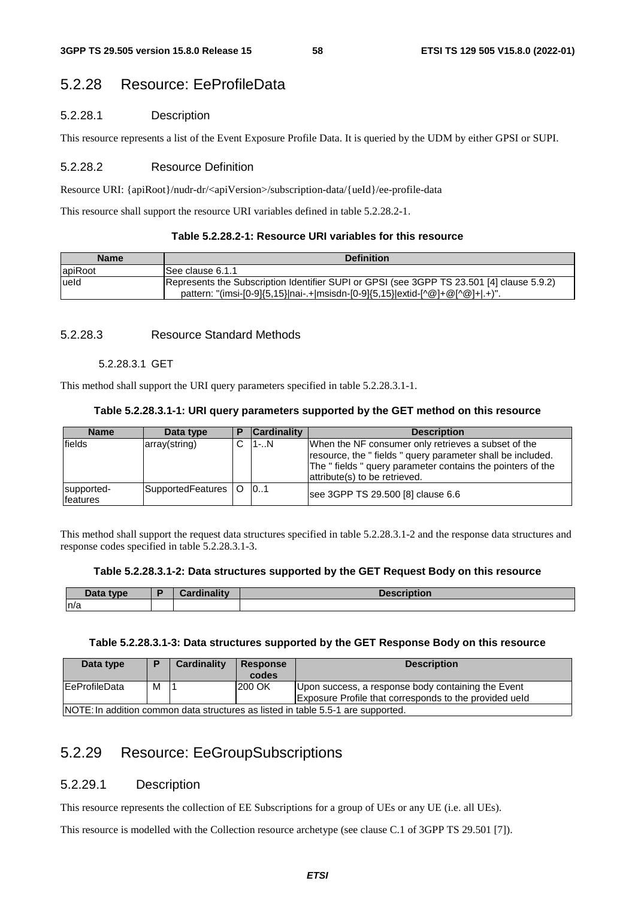## 5.2.28 Resource: EeProfileData

### 5.2.28.1 Description

This resource represents a list of the Event Exposure Profile Data. It is queried by the UDM by either GPSI or SUPI.

### 5.2.28.2 Resource Definition

Resource URI: {apiRoot}/nudr-dr/<apiVersion>/subscription-data/{ueId}/ee-profile-data

This resource shall support the resource URI variables defined in table 5.2.28.2-1.

**Table 5.2.28.2-1: Resource URI variables for this resource**

| Name | Definition |
| --- | --- |
| apiRoot | See clause 6.1.1 |
| ueId | Represents the Subscription Identifier SUPI or GPSI (see 3GPP TS 23.501 [4] clause 5.9.2)<br>pattern: "(imsi-[0-9]{5,15}\|nai-.+\|msisdn-[0-9]{5,15}\|extid-[^@]+@[^@]+\|.+)". |

### 5.2.28.3 Resource Standard Methods

#### 5.2.28.3.1 GET

This method shall support the URI query parameters specified in table 5.2.28.3.1-1.

**Table 5.2.28.3.1-1: URI query parameters supported by the GET method on this resource**

| Name | Data type | P | Cardinality | Description |
| --- | --- | --- | --- | --- |
| fields | array(string) | C | 1-..N | When the NF consumer only retrieves a subset of the resource, the " fields " query parameter shall be included. The " fields " query parameter contains the pointers of the attribute(s) to be retrieved. |
| supported-features | SupportedFeatures | O | 0..1 | see 3GPP TS 29.500 [8] clause 6.6 |

This method shall support the request data structures specified in table 5.2.28.3.1-2 and the response data structures and response codes specified in table 5.2.28.3.1-3.

**Table 5.2.28.3.1-2: Data structures supported by the GET Request Body on this resource**

| Data type | P | Cardinality | Description |
| --- | --- | --- | --- |
| n/a | | | |

**Table 5.2.28.3.1-3: Data structures supported by the GET Response Body on this resource**

| Data type | P | Cardinality | Response codes | Description |
| --- | --- | --- | --- | --- |
| EeProfileData | M | 1 | 200 OK | Upon success, a response body containing the Event Exposure Profile that corresponds to the provided ueId |
| NOTE: In addition common data structures as listed in table 5.5-1 are supported. | | | | |

## 5.2.29 Resource: EeGroupSubscriptions

### 5.2.29.1 Description

This resource represents the collection of EE Subscriptions for a group of UEs or any UE (i.e. all UEs).

This resource is modelled with the Collection resource archetype (see clause C.1 of 3GPP TS 29.501 [7]).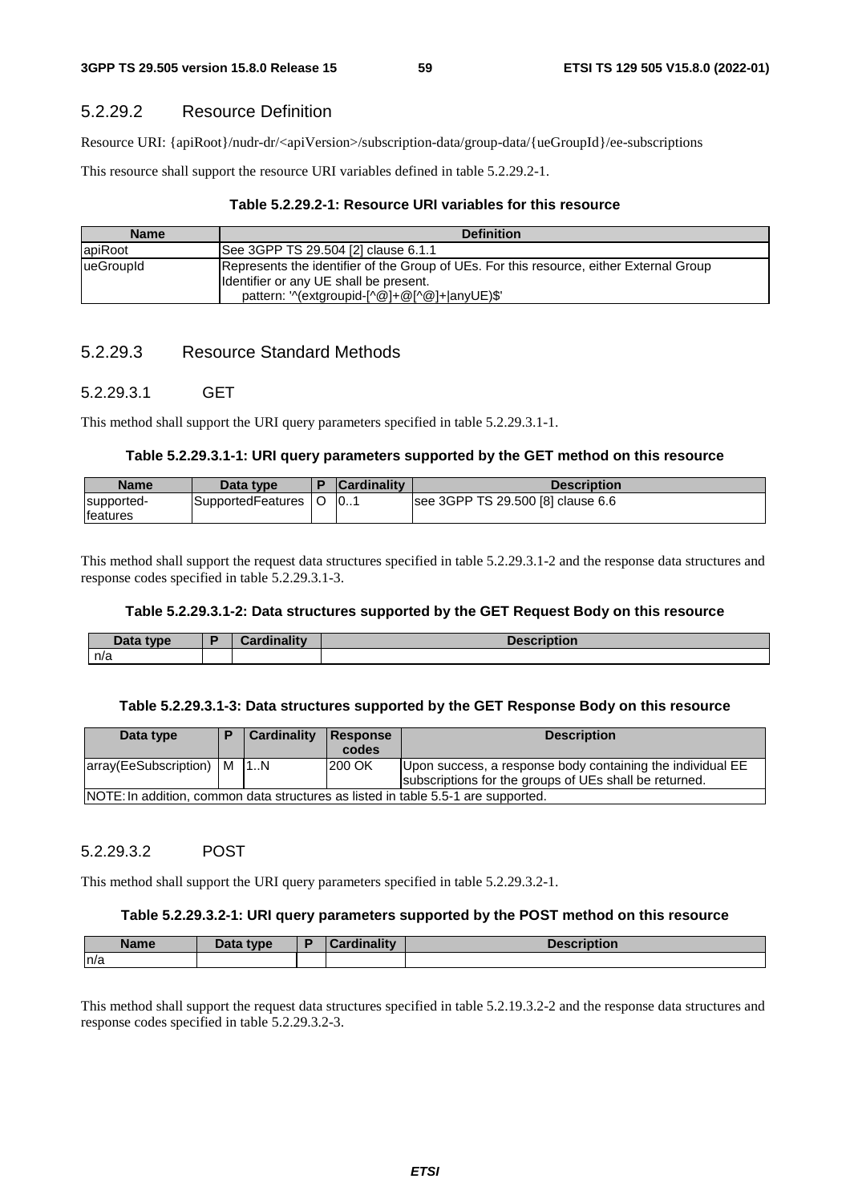#### 5.2.29.2 Resource Definition

Resource URI: {apiRoot}/nudr-dr/<apiVersion>/subscription-data/group-data/{ueGroupId}/ee-subscriptions

This resource shall support the resource URI variables defined in table 5.2.29.2-1.

**Table 5.2.29.2-1: Resource URI variables for this resource**

| Name | Definition |
| --- | --- |
| apiRoot | See 3GPP TS 29.504 [2] clause 6.1.1 |
| ueGroupId | Represents the identifier of the Group of UEs. For this resource, either External Group Identifier or any UE shall be present.<br>pattern: '^(extgroupid-[^@]+@[^@]+\|anyUE)$' |

#### 5.2.29.3 Resource Standard Methods

##### 5.2.29.3.1 GET

This method shall support the URI query parameters specified in table 5.2.29.3.1-1.

**Table 5.2.29.3.1-1: URI query parameters supported by the GET method on this resource**

| Name | Data type | P | Cardinality | Description |
| --- | --- | --- | --- | --- |
| supported-features | SupportedFeatures | O | 0..1 | see 3GPP TS 29.500 [8] clause 6.6 |

This method shall support the request data structures specified in table 5.2.29.3.1-2 and the response data structures and response codes specified in table 5.2.29.3.1-3.

**Table 5.2.29.3.1-2: Data structures supported by the GET Request Body on this resource**

| Data type | P | Cardinality | Description |
| --- | --- | --- | --- |
| n/a | | | |

**Table 5.2.29.3.1-3: Data structures supported by the GET Response Body on this resource**

| Data type | P | Cardinality | Response codes | Description |
| --- | --- | --- | --- | --- |
| array(EeSubscription) | M | 1..N | 200 OK | Upon success, a response body containing the individual EE subscriptions for the groups of UEs shall be returned. |
| NOTE: In addition, common data structures as listed in table 5.5-1 are supported. | | | | |

##### 5.2.29.3.2 POST

This method shall support the URI query parameters specified in table 5.2.29.3.2-1.

**Table 5.2.29.3.2-1: URI query parameters supported by the POST method on this resource**

| Name | Data type | P | Cardinality | Description |
| --- | --- | --- | --- | --- |
| n/a | | | | |

This method shall support the request data structures specified in table 5.2.19.3.2-2 and the response data structures and response codes specified in table 5.2.29.3.2-3.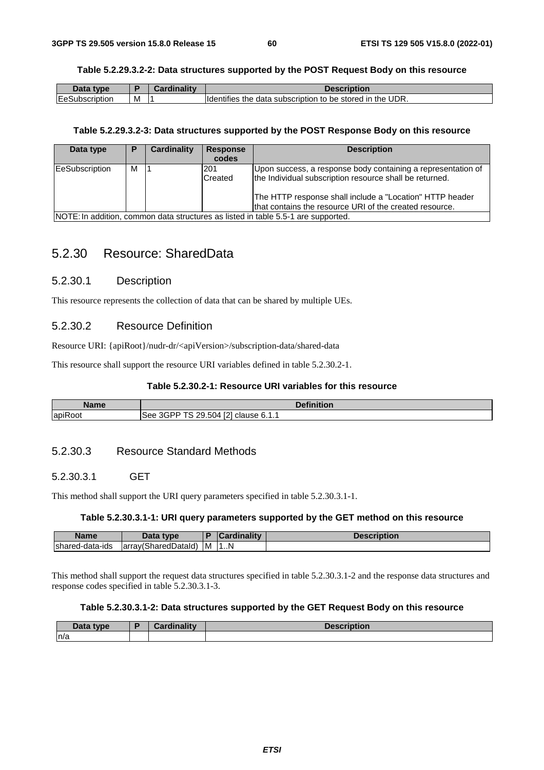**Table 5.2.29.3.2-2: Data structures supported by the POST Request Body on this resource**

| Data type | P | Cardinality | Description |
|---|---|---|---|
| EeSubscription | M | 1 | Identifies the data subscription to be stored in the UDR. |

**Table 5.2.29.3.2-3: Data structures supported by the POST Response Body on this resource**

| Data type | P | Cardinality | Response codes | Description |
|---|---|---|---|---|
| EeSubscription | M | 1 | 201 Created | Upon success, a response body containing a representation of the Individual subscription resource shall be returned.<br><br>The HTTP response shall include a "Location" HTTP header that contains the resource URI of the created resource. |
| NOTE: In addition, common data structures as listed in table 5.5-1 are supported. | | | | |

## 5.2.30 Resource: SharedData

### 5.2.30.1 Description

This resource represents the collection of data that can be shared by multiple UEs.

### 5.2.30.2 Resource Definition

Resource URI: {apiRoot}/nudr-dr/<apiVersion>/subscription-data/shared-data

This resource shall support the resource URI variables defined in table 5.2.30.2-1.

**Table 5.2.30.2-1: Resource URI variables for this resource**

| Name | Definition |
|---|---|
| apiRoot | See 3GPP TS 29.504 [2] clause 6.1.1 |

### 5.2.30.3 Resource Standard Methods

#### 5.2.30.3.1 GET

This method shall support the URI query parameters specified in table 5.2.30.3.1-1.

**Table 5.2.30.3.1-1: URI query parameters supported by the GET method on this resource**

| Name | Data type | P | Cardinality | Description |
|---|---|---|---|---|
| shared-data-ids | array(SharedDataId) | M | 1..N | |

This method shall support the request data structures specified in table 5.2.30.3.1-2 and the response data structures and response codes specified in table 5.2.30.3.1-3.

**Table 5.2.30.3.1-2: Data structures supported by the GET Request Body on this resource**

| Data type | P | Cardinality | Description |
|---|---|---|---|
| n/a | | | |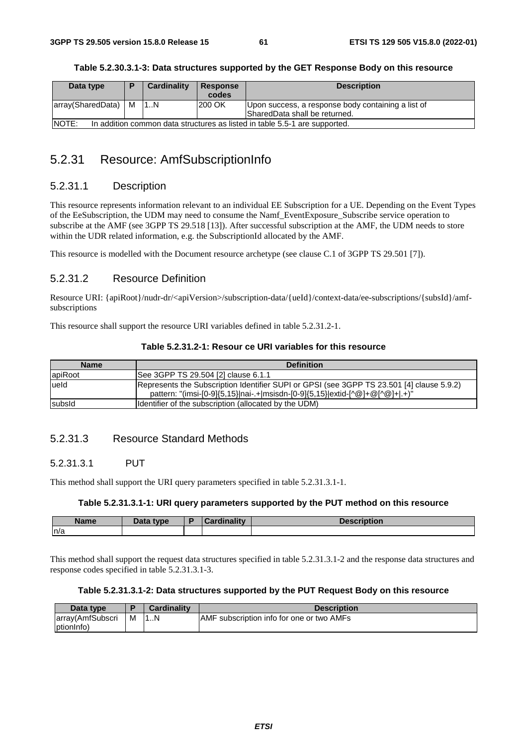**Table 5.2.30.3.1-3: Data structures supported by the GET Response Body on this resource**

| Data type | P | Cardinality | Response codes | Description |
| --- | --- | --- | --- | --- |
| array(SharedData) | M | 1..N | 200 OK | Upon success, a response body containing a list of SharedData shall be returned. |
| NOTE: In addition common data structures as listed in table 5.5-1 are supported. | | | | |

## 5.2.31 Resource: AmfSubscriptionInfo

### 5.2.31.1 Description

This resource represents information relevant to an individual EE Subscription for a UE. Depending on the Event Types of the EeSubscription, the UDM may need to consume the Namf_EventExposure_Subscribe service operation to subscribe at the AMF (see 3GPP TS 29.518 [13]). After successful subscription at the AMF, the UDM needs to store within the UDR related information, e.g. the SubscriptionId allocated by the AMF.

This resource is modelled with the Document resource archetype (see clause C.1 of 3GPP TS 29.501 [7]).

### 5.2.31.2 Resource Definition

Resource URI: {apiRoot}/nudr-dr/<apiVersion>/subscription-data/{ueId}/context-data/ee-subscriptions/{subsId}/amf-subscriptions

This resource shall support the resource URI variables defined in table 5.2.31.2-1.

**Table 5.2.31.2-1: Resour ce URI variables for this resource**

| Name | Definition |
| --- | --- |
| apiRoot | See 3GPP TS 29.504 [2] clause 6.1.1 |
| ueId | Represents the Subscription Identifier SUPI or GPSI (see 3GPP TS 23.501 [4] clause 5.9.2)<br>pattern: "(imsi-[0-9]{5,15}\|nai-.+\|msisdn-[0-9]{5,15}\|extid-[^@]+@[^@]+\|.+)" |
| subsId | Identifier of the subscription (allocated by the UDM) |

### 5.2.31.3 Resource Standard Methods

#### 5.2.31.3.1 PUT

This method shall support the URI query parameters specified in table 5.2.31.3.1-1.

**Table 5.2.31.3.1-1: URI query parameters supported by the PUT method on this resource**

| Name | Data type | P | Cardinality | Description |
| --- | --- | --- | --- | --- |
| n/a | | | | |

This method shall support the request data structures specified in table 5.2.31.3.1-2 and the response data structures and response codes specified in table 5.2.31.3.1-3.

**Table 5.2.31.3.1-2: Data structures supported by the PUT Request Body on this resource**

| Data type | P | Cardinality | Description |
| --- | --- | --- | --- |
| array(AmfSubscriptionInfo) | M | 1..N | AMF subscription info for one or two AMFs |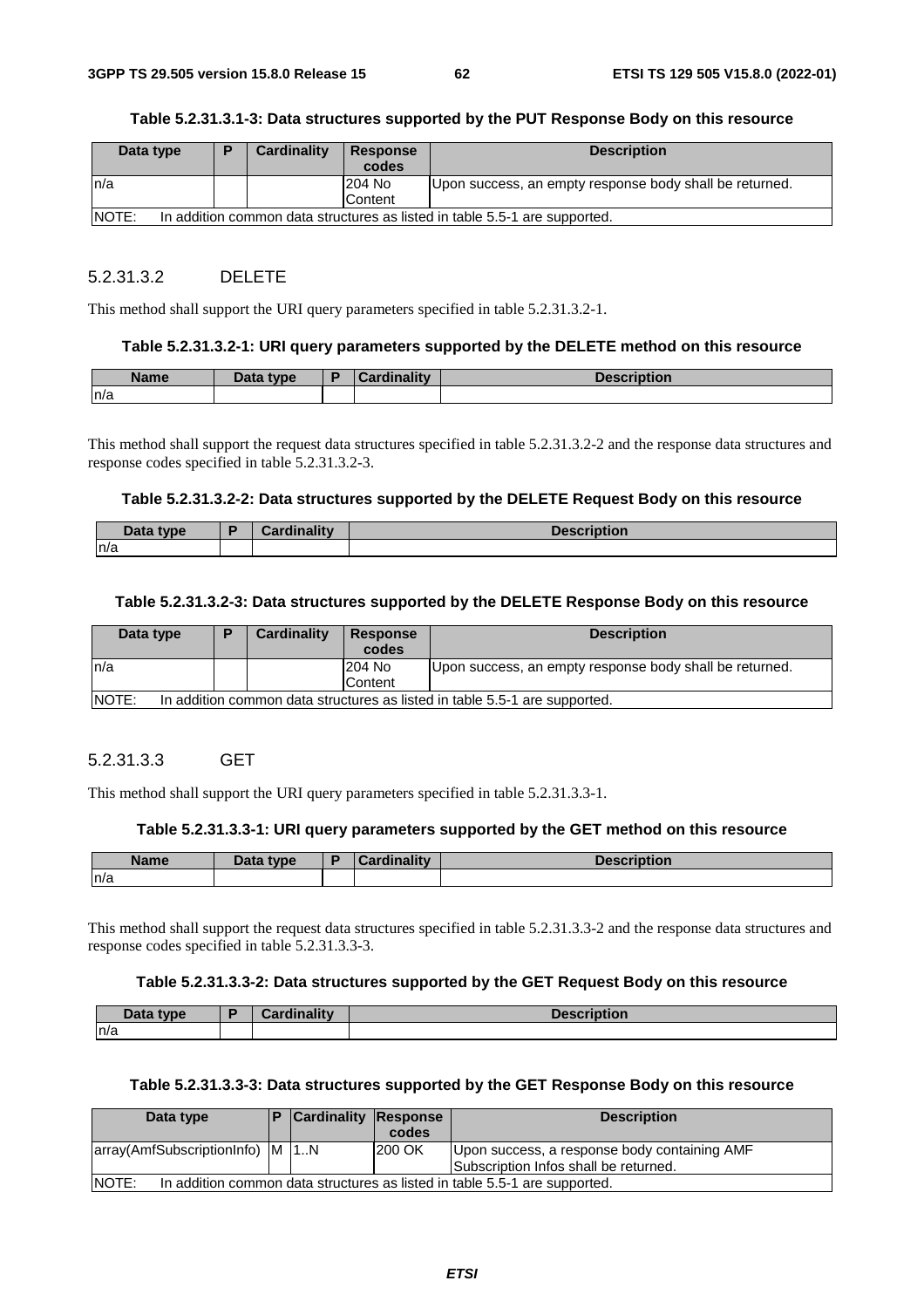**Table 5.2.31.3.1-3: Data structures supported by the PUT Response Body on this resource**

| Data type | P | Cardinality | Response codes | Description |
|---|---|---|---|---|
| n/a | | | 204 No Content | Upon success, an empty response body shall be returned. |
| NOTE: In addition common data structures as listed in table 5.5-1 are supported. | | | | |

#### 5.2.31.3.2 DELETE

This method shall support the URI query parameters specified in table 5.2.31.3.2-1.

**Table 5.2.31.3.2-1: URI query parameters supported by the DELETE method on this resource**

| Name | Data type | P | Cardinality | Description |
|---|---|---|---|---|
| n/a | | | | |

This method shall support the request data structures specified in table 5.2.31.3.2-2 and the response data structures and response codes specified in table 5.2.31.3.2-3.

**Table 5.2.31.3.2-2: Data structures supported by the DELETE Request Body on this resource**

| Data type | P | Cardinality | Description |
|---|---|---|---|
| n/a | | | |

**Table 5.2.31.3.2-3: Data structures supported by the DELETE Response Body on this resource**

| Data type | P | Cardinality | Response codes | Description |
|---|---|---|---|---|
| n/a | | | 204 No Content | Upon success, an empty response body shall be returned. |
| NOTE: In addition common data structures as listed in table 5.5-1 are supported. | | | | |

#### 5.2.31.3.3 GET

This method shall support the URI query parameters specified in table 5.2.31.3.3-1.

**Table 5.2.31.3.3-1: URI query parameters supported by the GET method on this resource**

| Name | Data type | P | Cardinality | Description |
|---|---|---|---|---|
| n/a | | | | |

This method shall support the request data structures specified in table 5.2.31.3.3-2 and the response data structures and response codes specified in table 5.2.31.3.3-3.

**Table 5.2.31.3.3-2: Data structures supported by the GET Request Body on this resource**

| Data type | P | Cardinality | Description |
|---|---|---|---|
| n/a | | | |

**Table 5.2.31.3.3-3: Data structures supported by the GET Response Body on this resource**

| Data type | P | Cardinality | Response codes | Description |
|---|---|---|---|---|
| array(AmfSubscriptionInfo) | M | 1..N | 200 OK | Upon success, a response body containing AMF Subscription Infos shall be returned. |
| NOTE: In addition common data structures as listed in table 5.5-1 are supported. | | | | |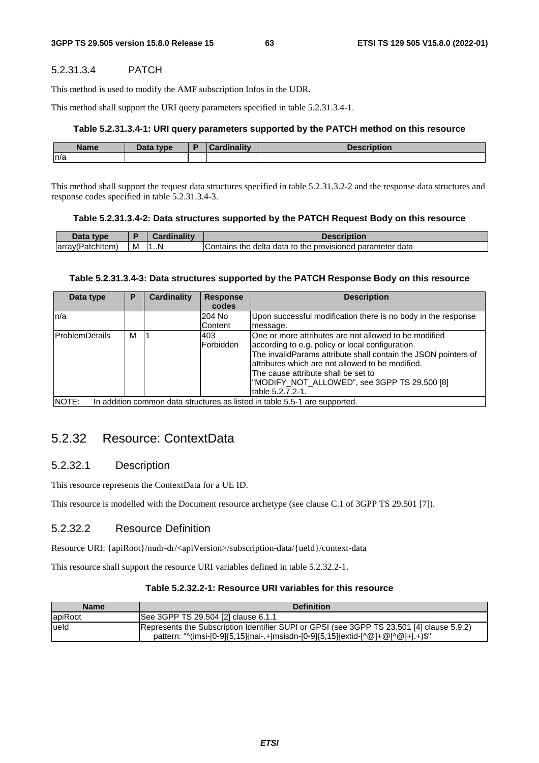#### 5.2.31.3.4 PATCH

This method is used to modify the AMF subscription Infos in the UDR.

This method shall support the URI query parameters specified in table 5.2.31.3.4-1.

**Table 5.2.31.3.4-1: URI query parameters supported by the PATCH method on this resource**

| Name | Data type | P | Cardinality | Description |
| --- | --- | --- | --- | --- |
| n/a | | | | |

This method shall support the request data structures specified in table 5.2.31.3.2-2 and the response data structures and response codes specified in table 5.2.31.3.4-3.

**Table 5.2.31.3.4-2: Data structures supported by the PATCH Request Body on this resource**

| Data type | P | Cardinality | Description |
| --- | --- | --- | --- |
| array(PatchItem) | M | 1..N | Contains the delta data to the provisioned parameter data |

**Table 5.2.31.3.4-3: Data structures supported by the PATCH Response Body on this resource**

| Data type | P | Cardinality | Response codes | Description |
| --- | --- | --- | --- | --- |
| n/a | | | 204 No Content | Upon successful modification there is no body in the response message. |
| ProblemDetails | M | 1 | 403 Forbidden | One or more attributes are not allowed to be modified according to e.g. policy or local configuration.<br>The invalidParams attribute shall contain the JSON pointers of attributes which are not allowed to be modified.<br>The cause attribute shall be set to "MODIFY_NOT_ALLOWED", see 3GPP TS 29.500 [8] table 5.2.7.2-1. |
| NOTE: In addition common data structures as listed in table 5.5-1 are supported. | | | | |

## 5.2.32 Resource: ContextData

### 5.2.32.1 Description

This resource represents the ContextData for a UE ID.

This resource is modelled with the Document resource archetype (see clause C.1 of 3GPP TS 29.501 [7]).

### 5.2.32.2 Resource Definition

Resource URI: {apiRoot}/nudr-dr/<apiVersion>/subscription-data/{ueId}/context-data

This resource shall support the resource URI variables defined in table 5.2.32.2-1.

**Table 5.2.32.2-1: Resource URI variables for this resource**

| Name | Definition |
| --- | --- |
| apiRoot | See 3GPP TS 29.504 [2] clause 6.1.1 |
| ueId | Represents the Subscription Identifier SUPI or GPSI (see 3GPP TS 23.501 [4] clause 5.9.2)<br>pattern: "^(imsi-[0-9]{5,15}\|nai-.+\|msisdn-[0-9]{5,15}\|extid-[^@]+@[^@]+\|.+)$" |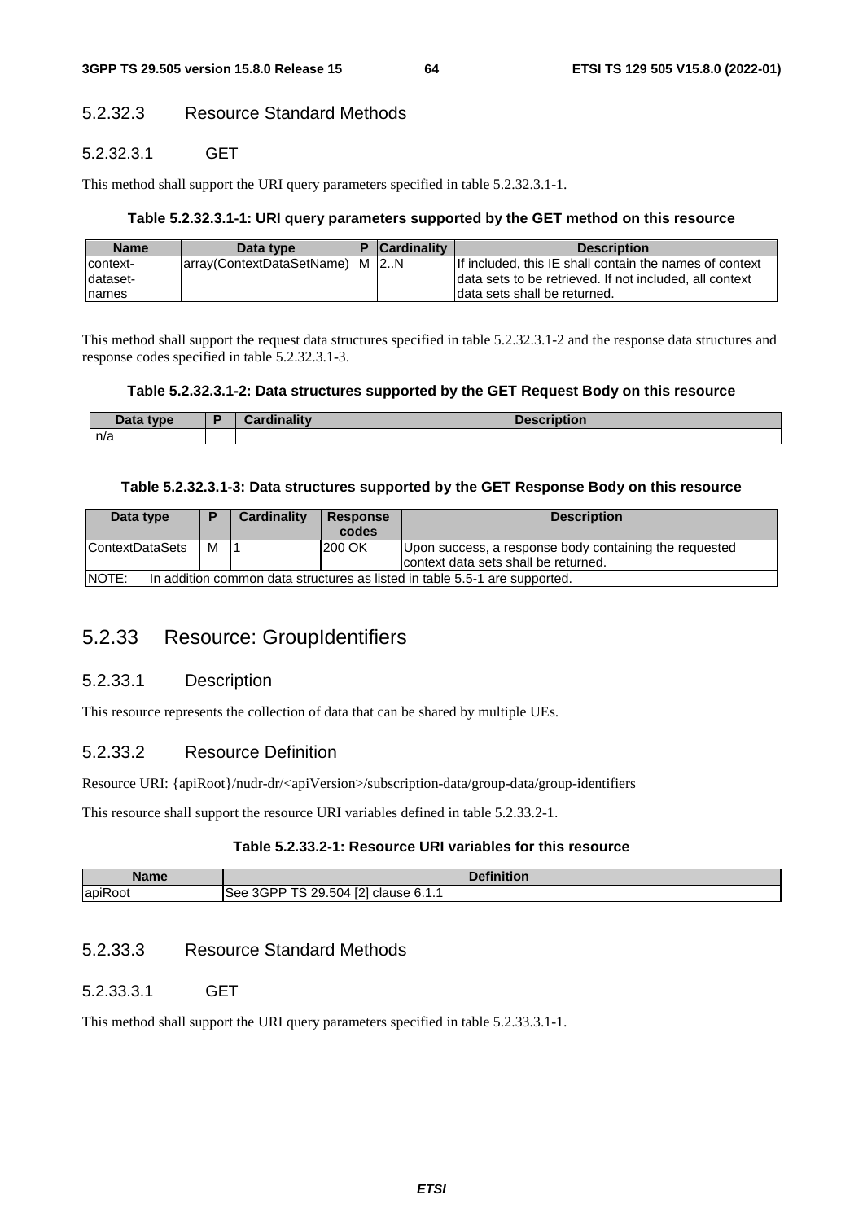#### 5.2.32.3 Resource Standard Methods

##### 5.2.32.3.1 GET

This method shall support the URI query parameters specified in table 5.2.32.3.1-1.

**Table 5.2.32.3.1-1: URI query parameters supported by the GET method on this resource**

| Name | Data type | P | Cardinality | Description |
| --- | --- | --- | --- | --- |
| context-dataset-names | array(ContextDataSetName) | M | 2..N | If included, this IE shall contain the names of context data sets to be retrieved. If not included, all context data sets shall be returned. |

This method shall support the request data structures specified in table 5.2.32.3.1-2 and the response data structures and response codes specified in table 5.2.32.3.1-3.

**Table 5.2.32.3.1-2: Data structures supported by the GET Request Body on this resource**

| Data type | P | Cardinality | Description |
| --- | --- | --- | --- |
| n/a | | | |

**Table 5.2.32.3.1-3: Data structures supported by the GET Response Body on this resource**

| Data type | P | Cardinality | Response codes | Description |
| --- | --- | --- | --- | --- |
| ContextDataSets | M | 1 | 200 OK | Upon success, a response body containing the requested context data sets shall be returned. |
| NOTE: In addition common data structures as listed in table 5.5-1 are supported. | | | | |

### 5.2.33 Resource: GroupIdentifiers

#### 5.2.33.1 Description

This resource represents the collection of data that can be shared by multiple UEs.

#### 5.2.33.2 Resource Definition

Resource URI: {apiRoot}/nudr-dr/<apiVersion>/subscription-data/group-data/group-identifiers

This resource shall support the resource URI variables defined in table 5.2.33.2-1.

**Table 5.2.33.2-1: Resource URI variables for this resource**

| Name | Definition |
| --- | --- |
| apiRoot | See 3GPP TS 29.504 [2] clause 6.1.1 |

#### 5.2.33.3 Resource Standard Methods

##### 5.2.33.3.1 GET

This method shall support the URI query parameters specified in table 5.2.33.3.1-1.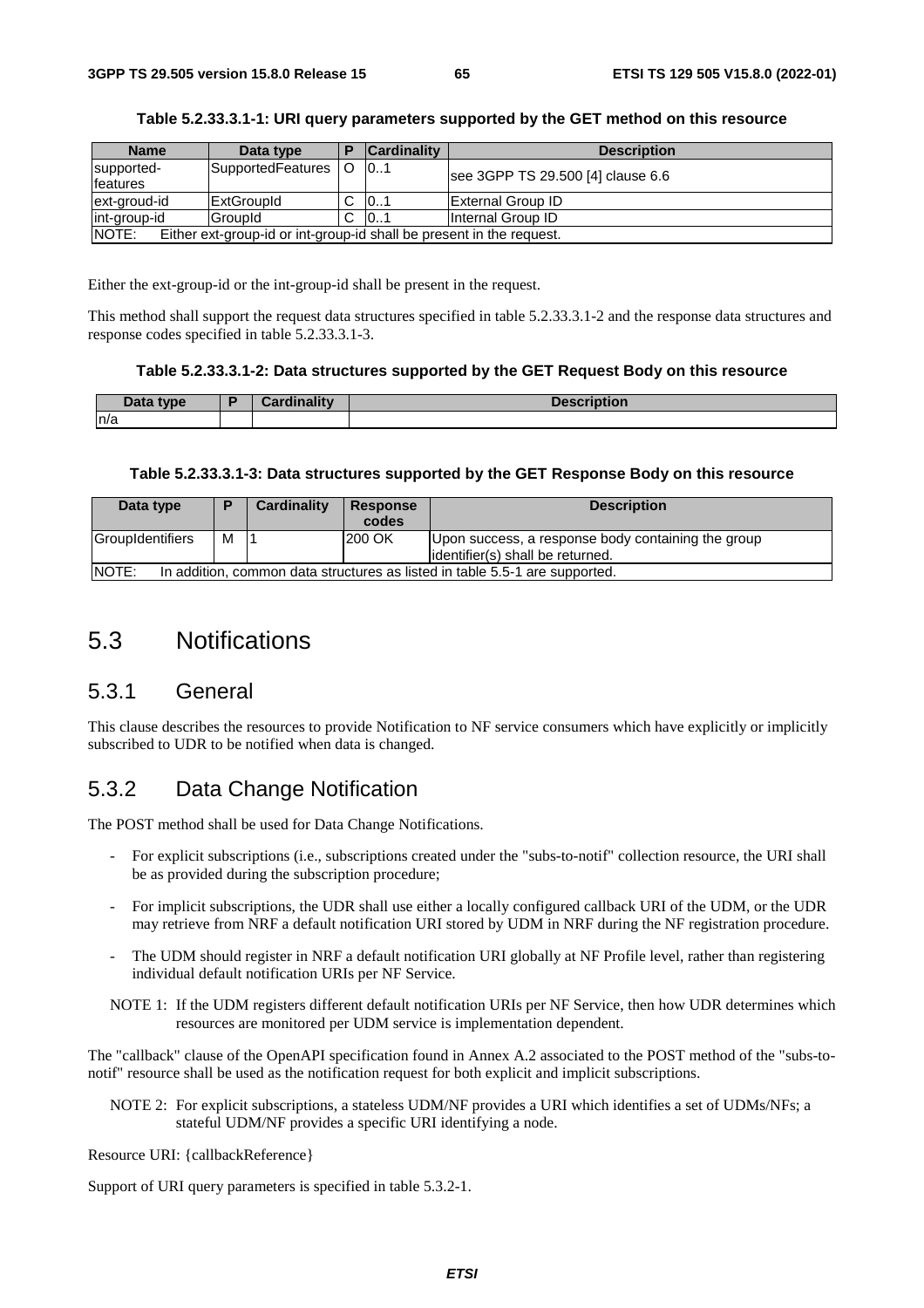**Table 5.2.33.3.1-1: URI query parameters supported by the GET method on this resource**

| Name | Data type | P | Cardinality | Description |
| --- | --- | --- | --- | --- |
| supported-features | SupportedFeatures | O | 0..1 | see 3GPP TS 29.500 [4] clause 6.6 |
| ext-groud-id | ExtGroupId | C | 0..1 | External Group ID |
| int-group-id | GroupId | C | 0..1 | Internal Group ID |
| NOTE: Either ext-group-id or int-group-id shall be present in the request. | | | | |

Either the ext-group-id or the int-group-id shall be present in the request.

This method shall support the request data structures specified in table 5.2.33.3.1-2 and the response data structures and response codes specified in table 5.2.33.3.1-3.

**Table 5.2.33.3.1-2: Data structures supported by the GET Request Body on this resource**

| Data type | P | Cardinality | Description |
| --- | --- | --- | --- |
| n/a | | | |

**Table 5.2.33.3.1-3: Data structures supported by the GET Response Body on this resource**

| Data type | P | Cardinality | Response codes | Description |
| --- | --- | --- | --- | --- |
| GroupIdentifiers | M | 1 | 200 OK | Upon success, a response body containing the group identifier(s) shall be returned. |
| NOTE: In addition, common data structures as listed in table 5.5-1 are supported. | | | | |

# 5.3 Notifications

## 5.3.1 General

This clause describes the resources to provide Notification to NF service consumers which have explicitly or implicitly subscribed to UDR to be notified when data is changed.

## 5.3.2 Data Change Notification

The POST method shall be used for Data Change Notifications.

- For explicit subscriptions (i.e., subscriptions created under the "subs-to-notif" collection resource, the URI shall be as provided during the subscription procedure;
- For implicit subscriptions, the UDR shall use either a locally configured callback URI of the UDM, or the UDR may retrieve from NRF a default notification URI stored by UDM in NRF during the NF registration procedure.
- The UDM should register in NRF a default notification URI globally at NF Profile level, rather than registering individual default notification URIs per NF Service.

NOTE 1: If the UDM registers different default notification URIs per NF Service, then how UDR determines which resources are monitored per UDM service is implementation dependent.

The "callback" clause of the OpenAPI specification found in Annex A.2 associated to the POST method of the "subs-to-notif" resource shall be used as the notification request for both explicit and implicit subscriptions.

NOTE 2: For explicit subscriptions, a stateless UDM/NF provides a URI which identifies a set of UDMs/NFs; a stateful UDM/NF provides a specific URI identifying a node.

Resource URI: {callbackReference}

Support of URI query parameters is specified in table 5.3.2-1.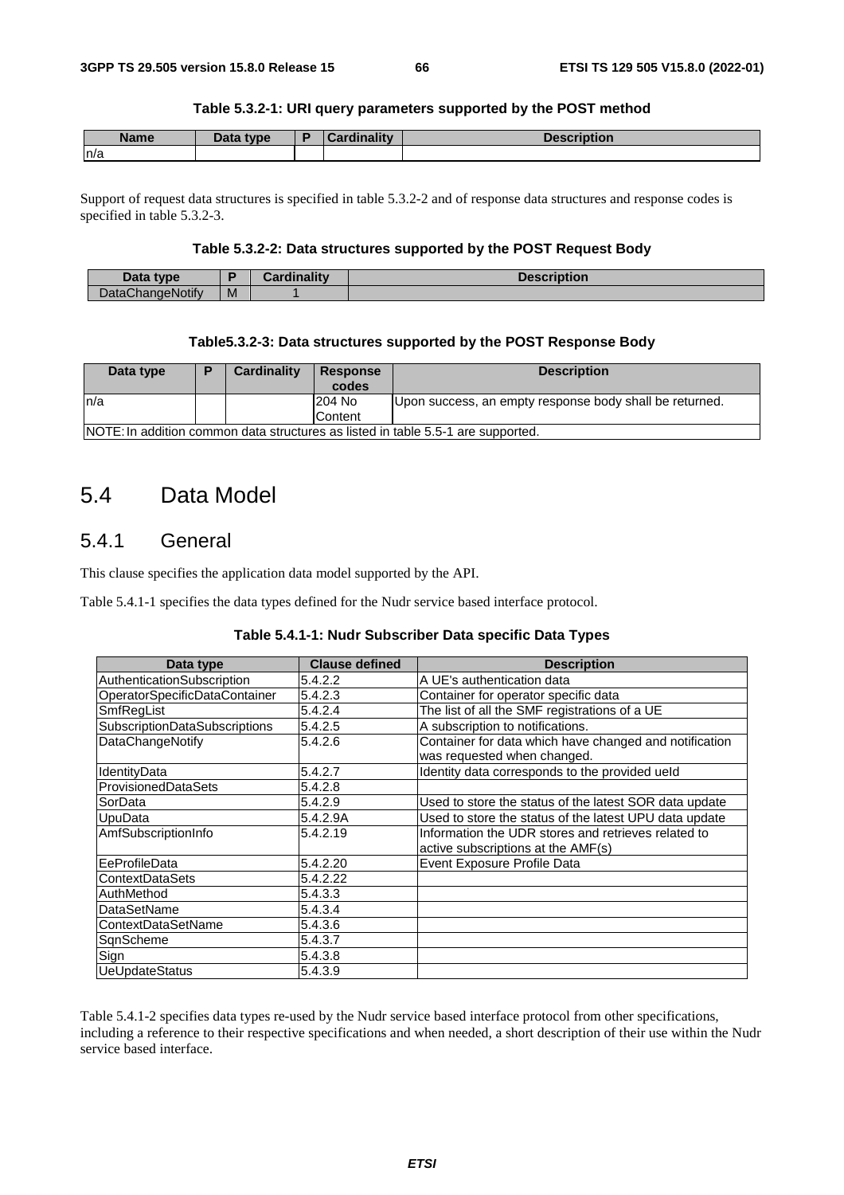**Table 5.3.2-1: URI query parameters supported by the POST method**

| Name | Data type | P | Cardinality | Description |
|---|---|---|---|---|
| n/a | | | | |

Support of request data structures is specified in table 5.3.2-2 and of response data structures and response codes is specified in table 5.3.2-3.

**Table 5.3.2-2: Data structures supported by the POST Request Body**

| Data type | P | Cardinality | Description |
|---|---|---|---|
| DataChangeNotify | M | 1 | |

**Table5.3.2-3: Data structures supported by the POST Response Body**

| Data type | P | Cardinality | Response codes | Description |
|---|---|---|---|---|
| n/a | | | 204 No Content | Upon success, an empty response body shall be returned. |
| NOTE: In addition common data structures as listed in table 5.5-1 are supported. | | | | |

# 5.4 Data Model

## 5.4.1 General

This clause specifies the application data model supported by the API.

Table 5.4.1-1 specifies the data types defined for the Nudr service based interface protocol.

**Table 5.4.1-1: Nudr Subscriber Data specific Data Types**

| Data type | Clause defined | Description |
|---|---|---|
| AuthenticationSubscription | 5.4.2.2 | A UE's authentication data |
| OperatorSpecificDataContainer | 5.4.2.3 | Container for operator specific data |
| SmfRegList | 5.4.2.4 | The list of all the SMF registrations of a UE |
| SubscriptionDataSubscriptions | 5.4.2.5 | A subscription to notifications. |
| DataChangeNotify | 5.4.2.6 | Container for data which have changed and notification was requested when changed. |
| IdentityData | 5.4.2.7 | Identity data corresponds to the provided ueId |
| ProvisionedDataSets | 5.4.2.8 | |
| SorData | 5.4.2.9 | Used to store the status of the latest SOR data update |
| UpuData | 5.4.2.9A | Used to store the status of the latest UPU data update |
| AmfSubscriptionInfo | 5.4.2.19 | Information the UDR stores and retrieves related to active subscriptions at the AMF(s) |
| EeProfileData | 5.4.2.20 | Event Exposure Profile Data |
| ContextDataSets | 5.4.2.22 | |
| AuthMethod | 5.4.3.3 | |
| DataSetName | 5.4.3.4 | |
| ContextDataSetName | 5.4.3.6 | |
| SqnScheme | 5.4.3.7 | |
| Sign | 5.4.3.8 | |
| UeUpdateStatus | 5.4.3.9 | |

Table 5.4.1-2 specifies data types re-used by the Nudr service based interface protocol from other specifications, including a reference to their respective specifications and when needed, a short description of their use within the Nudr service based interface.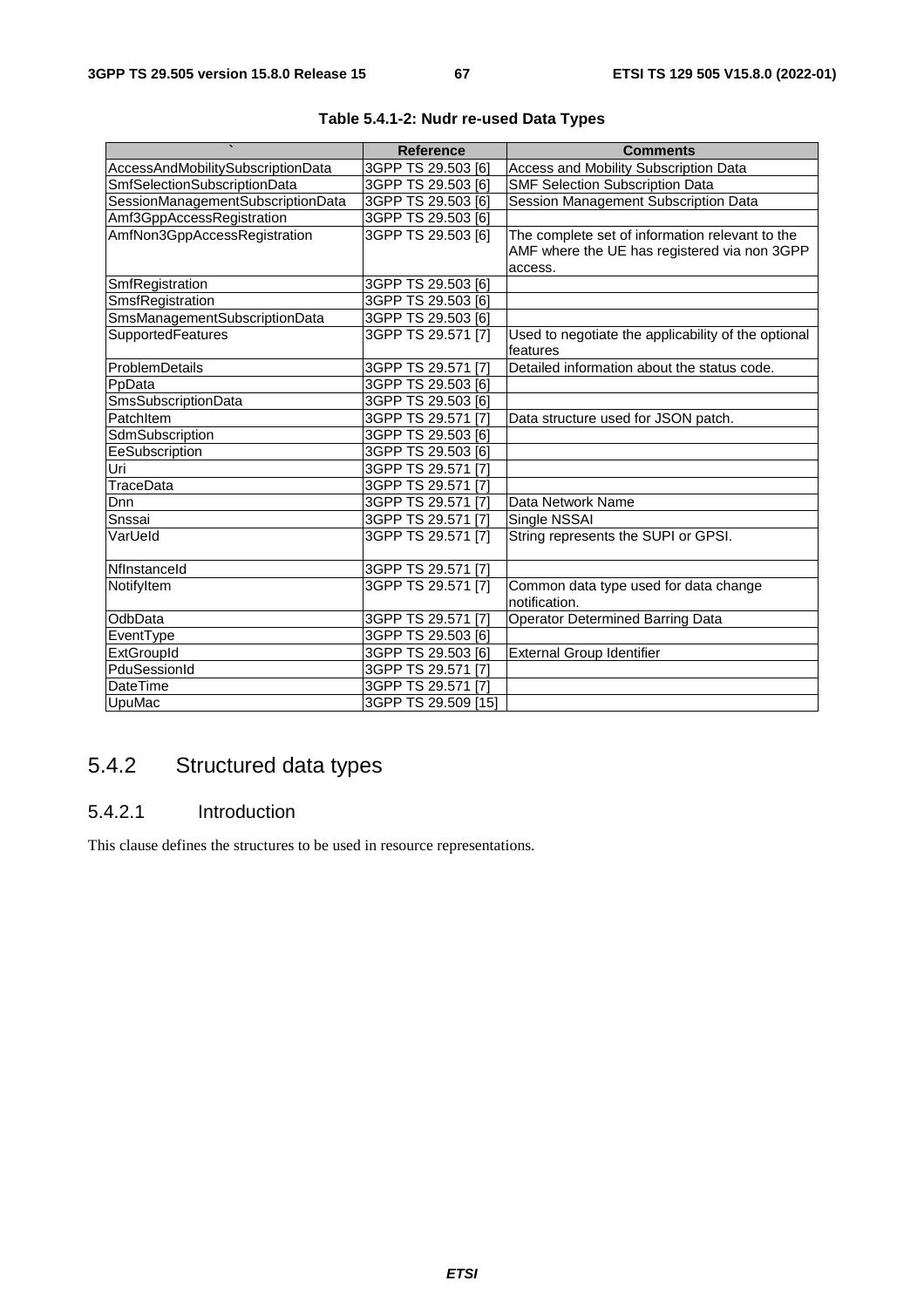**Table 5.4.1-2: Nudr re-used Data Types**

| ` | Reference | Comments |
| --- | --- | --- |
| AccessAndMobilitySubscriptionData | 3GPP TS 29.503 [6] | Access and Mobility Subscription Data |
| SmfSelectionSubscriptionData | 3GPP TS 29.503 [6] | SMF Selection Subscription Data |
| SessionManagementSubscriptionData | 3GPP TS 29.503 [6] | Session Management Subscription Data |
| Amf3GppAccessRegistration | 3GPP TS 29.503 [6] | |
| AmfNon3GppAccessRegistration | 3GPP TS 29.503 [6] | The complete set of information relevant to the AMF where the UE has registered via non 3GPP access. |
| SmfRegistration | 3GPP TS 29.503 [6] | |
| SmsfRegistration | 3GPP TS 29.503 [6] | |
| SmsManagementSubscriptionData | 3GPP TS 29.503 [6] | |
| SupportedFeatures | 3GPP TS 29.571 [7] | Used to negotiate the applicability of the optional features |
| ProblemDetails | 3GPP TS 29.571 [7] | Detailed information about the status code. |
| PpData | 3GPP TS 29.503 [6] | |
| SmsSubscriptionData | 3GPP TS 29.503 [6] | |
| PatchItem | 3GPP TS 29.571 [7] | Data structure used for JSON patch. |
| SdmSubscription | 3GPP TS 29.503 [6] | |
| EeSubscription | 3GPP TS 29.503 [6] | |
| Uri | 3GPP TS 29.571 [7] | |
| TraceData | 3GPP TS 29.571 [7] | |
| Dnn | 3GPP TS 29.571 [7] | Data Network Name |
| Snssai | 3GPP TS 29.571 [7] | Single NSSAI |
| VarUeId | 3GPP TS 29.571 [7] | String represents the SUPI or GPSI. |
| NfInstanceId | 3GPP TS 29.571 [7] | |
| NotifyItem | 3GPP TS 29.571 [7] | Common data type used for data change notification. |
| OdbData | 3GPP TS 29.571 [7] | Operator Determined Barring Data |
| EventType | 3GPP TS 29.503 [6] | |
| ExtGroupId | 3GPP TS 29.503 [6] | External Group Identifier |
| PduSessionId | 3GPP TS 29.571 [7] | |
| DateTime | 3GPP TS 29.571 [7] | |
| UpuMac | 3GPP TS 29.509 [15] | |

## 5.4.2 Structured data types

### 5.4.2.1 Introduction

This clause defines the structures to be used in resource representations.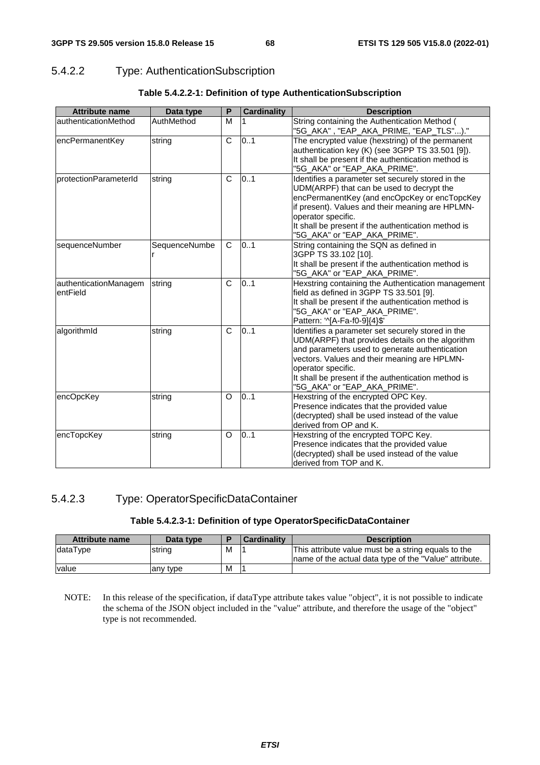### 5.4.2.2 Type: AuthenticationSubscription

**Table 5.4.2.2-1: Definition of type AuthenticationSubscription**

| Attribute name | Data type | P | Cardinality | Description |
| --- | --- | --- | --- | --- |
| authenticationMethod | AuthMethod | M | 1 | String containing the Authentication Method ( "5G_AKA" , "EAP_AKA_PRIME, "EAP_TLS"...)." |
| encPermanentKey | string | C | 0..1 | The encrypted value (hexstring) of the permanent authentication key (K) (see 3GPP TS 33.501 [9]).<br>It shall be present if the authentication method is "5G_AKA" or "EAP_AKA_PRIME". |
| protectionParameterId | string | C | 0..1 | Identifies a parameter set securely stored in the UDM(ARPF) that can be used to decrypt the encPermanentKey (and encOpcKey or encTopcKey if present). Values and their meaning are HPLMN-operator specific.<br>It shall be present if the authentication method is "5G_AKA" or "EAP_AKA_PRIME". |
| sequenceNumber | SequenceNumber | C | 0..1 | String containing the SQN as defined in 3GPP TS 33.102 [10].<br>It shall be present if the authentication method is "5G_AKA" or "EAP_AKA_PRIME". |
| authenticationManagementField | string | C | 0..1 | Hexstring containing the Authentication management field as defined in 3GPP TS 33.501 [9].<br>It shall be present if the authentication method is "5G_AKA" or "EAP_AKA_PRIME".<br>Pattern: '^[A-Fa-f0-9]{4}$' |
| algorithmId | string | C | 0..1 | Identifies a parameter set securely stored in the UDM(ARPF) that provides details on the algorithm and parameters used to generate authentication vectors. Values and their meaning are HPLMN-operator specific.<br>It shall be present if the authentication method is "5G_AKA" or "EAP_AKA_PRIME". |
| encOpcKey | string | O | 0..1 | Hexstring of the encrypted OPC Key.<br>Presence indicates that the provided value (decrypted) shall be used instead of the value derived from OP and K. |
| encTopcKey | string | O | 0..1 | Hexstring of the encrypted TOPC Key.<br>Presence indicates that the provided value (decrypted) shall be used instead of the value derived from TOP and K. |

### 5.4.2.3 Type: OperatorSpecificDataContainer

**Table 5.4.2.3-1: Definition of type OperatorSpecificDataContainer**

| Attribute name | Data type | P | Cardinality | Description |
| --- | --- | --- | --- | --- |
| dataType | string | M | 1 | This attribute value must be a string equals to the name of the actual data type of the "Value" attribute. |
| value | any type | M | 1 | |

NOTE: In this release of the specification, if dataType attribute takes value "object", it is not possible to indicate the schema of the JSON object included in the "value" attribute, and therefore the usage of the "object" type is not recommended.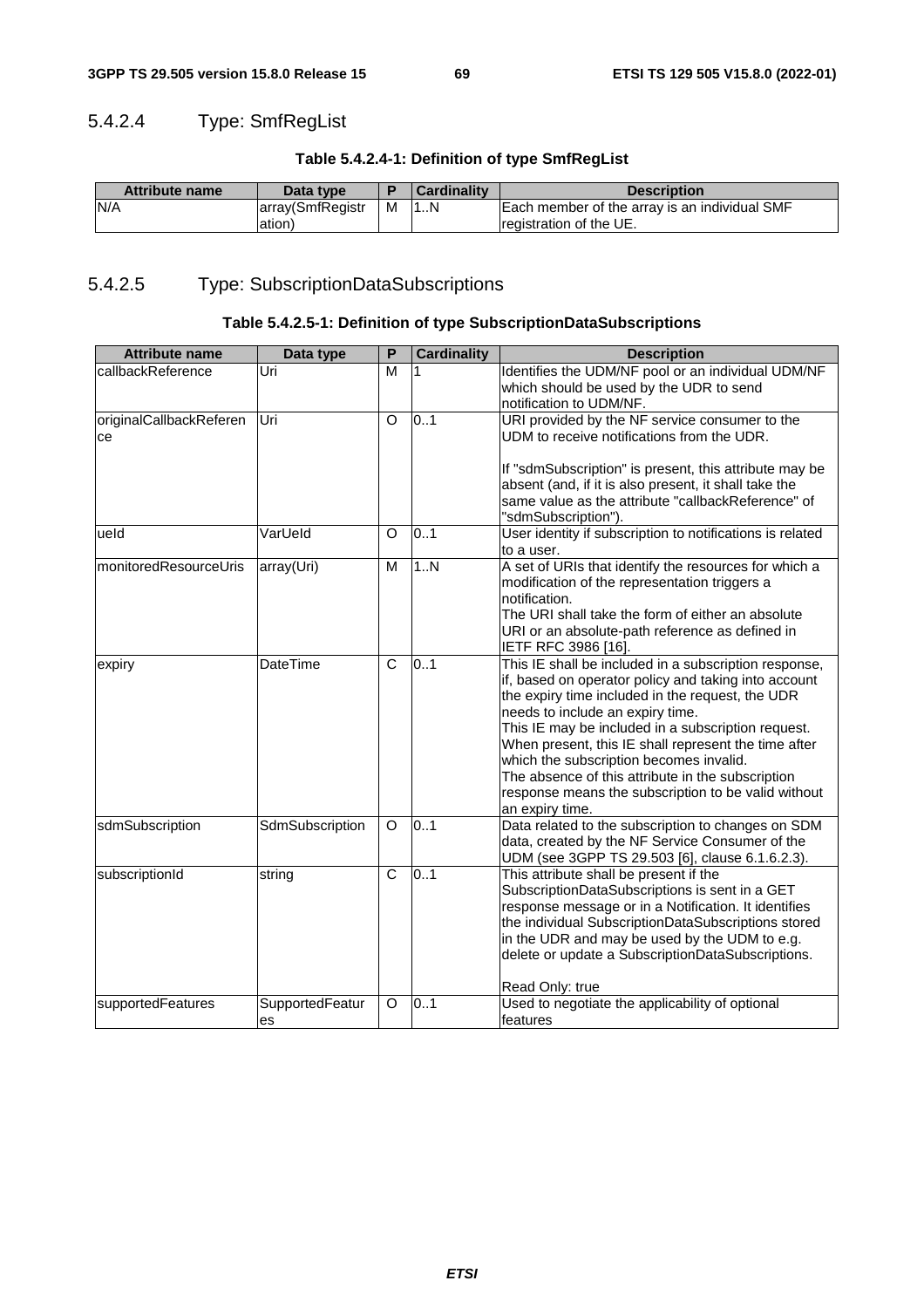### 5.4.2.4 Type: SmfRegList

**Table 5.4.2.4-1: Definition of type SmfRegList**

| Attribute name | Data type | P | Cardinality | Description |
| --- | --- | --- | --- | --- |
| N/A | array(SmfRegistration) | M | 1..N | Each member of the array is an individual SMF registration of the UE. |

### 5.4.2.5 Type: SubscriptionDataSubscriptions

**Table 5.4.2.5-1: Definition of type SubscriptionDataSubscriptions**

| Attribute name | Data type | P | Cardinality | Description |
| --- | --- | --- | --- | --- |
| callbackReference | Uri | M | 1 | Identifies the UDM/NF pool or an individual UDM/NF which should be used by the UDR to send notification to UDM/NF. |
| originalCallbackReference | Uri | O | 0..1 | URI provided by the NF service consumer to the UDM to receive notifications from the UDR.<br><br>If "sdmSubscription" is present, this attribute may be absent (and, if it is also present, it shall take the same value as the attribute "callbackReference" of "sdmSubscription"). |
| ueId | VarUeId | O | 0..1 | User identity if subscription to notifications is related to a user. |
| monitoredResourceUris | array(Uri) | M | 1..N | A set of URIs that identify the resources for which a modification of the representation triggers a notification.<br>The URI shall take the form of either an absolute URI or an absolute-path reference as defined in IETF RFC 3986 [16]. |
| expiry | DateTime | C | 0..1 | This IE shall be included in a subscription response, if, based on operator policy and taking into account the expiry time included in the request, the UDR needs to include an expiry time.<br>This IE may be included in a subscription request. When present, this IE shall represent the time after which the subscription becomes invalid.<br>The absence of this attribute in the subscription response means the subscription to be valid without an expiry time. |
| sdmSubscription | SdmSubscription | O | 0..1 | Data related to the subscription to changes on SDM data, created by the NF Service Consumer of the UDM (see 3GPP TS 29.503 [6], clause 6.1.6.2.3). |
| subscriptionId | string | C | 0..1 | This attribute shall be present if the SubscriptionDataSubscriptions is sent in a GET response message or in a Notification. It identifies the individual SubscriptionDataSubscriptions stored in the UDR and may be used by the UDM to e.g. delete or update a SubscriptionDataSubscriptions.<br><br>Read Only: true |
| supportedFeatures | SupportedFeatures | O | 0..1 | Used to negotiate the applicability of optional features |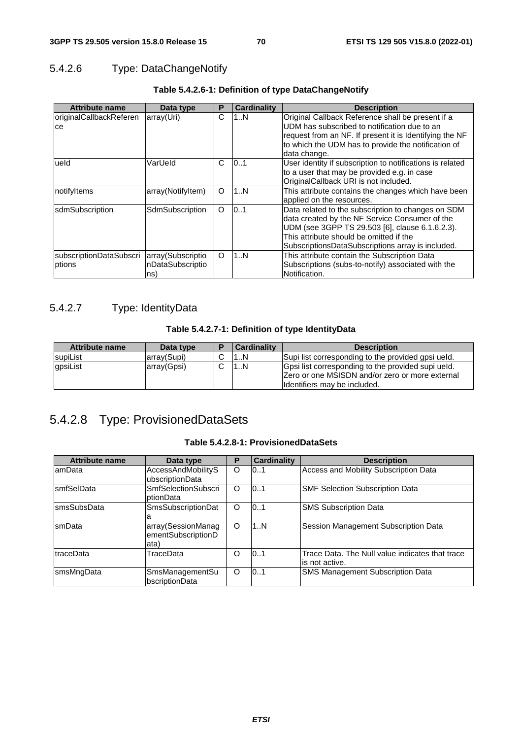#### 5.4.2.6 Type: DataChangeNotify

**Table 5.4.2.6-1: Definition of type DataChangeNotify**

| Attribute name | Data type | P | Cardinality | Description |
| --- | --- | --- | --- | --- |
| originalCallbackReference | array(Uri) | C | 1..N | Original Callback Reference shall be present if a UDM has subscribed to notification due to an request from an NF. If present it is Identifying the NF to which the UDM has to provide the notification of data change. |
| ueId | VarUeId | C | 0..1 | User identity if subscription to notifications is related to a user that may be provided e.g. in case OriginalCallback URI is not included. |
| notifyItems | array(NotifyItem) | O | 1..N | This attribute contains the changes which have been applied on the resources. |
| sdmSubscription | SdmSubscription | O | 0..1 | Data related to the subscription to changes on SDM data created by the NF Service Consumer of the UDM (see 3GPP TS 29.503 [6], clause 6.1.6.2.3). This attribute should be omitted if the SubscriptionsDataSubscriptions array is included. |
| subscriptionDataSubscriptions | array(SubscriptionDataSubscriptions) | O | 1..N | This attribute contain the Subscription Data Subscriptions (subs-to-notify) associated with the Notification. |

#### 5.4.2.7 Type: IdentityData

**Table 5.4.2.7-1: Definition of type IdentityData**

| Attribute name | Data type | P | Cardinality | Description |
| --- | --- | --- | --- | --- |
| supiList | array(Supi) | C | 1..N | Supi list corresponding to the provided gpsi ueId. |
| gpsiList | array(Gpsi) | C | 1..N | Gpsi list corresponding to the provided supi ueId. Zero or one MSISDN and/or zero or more external Identifiers may be included. |

#### 5.4.2.8 Type: ProvisionedDataSets

**Table 5.4.2.8-1: ProvisionedDataSets**

| Attribute name | Data type | P | Cardinality | Description |
| --- | --- | --- | --- | --- |
| amData | AccessAndMobilitySubscriptionData | O | 0..1 | Access and Mobility Subscription Data |
| smfSelData | SmfSelectionSubscriptionData | O | 0..1 | SMF Selection Subscription Data |
| smsSubsData | SmsSubscriptionData | O | 0..1 | SMS Subscription Data |
| smData | array(SessionManagementSubscriptionData) | O | 1..N | Session Management Subscription Data |
| traceData | TraceData | O | 0..1 | Trace Data. The Null value indicates that trace is not active. |
| smsMngData | SmsManagementSubscriptionData | O | 0..1 | SMS Management Subscription Data |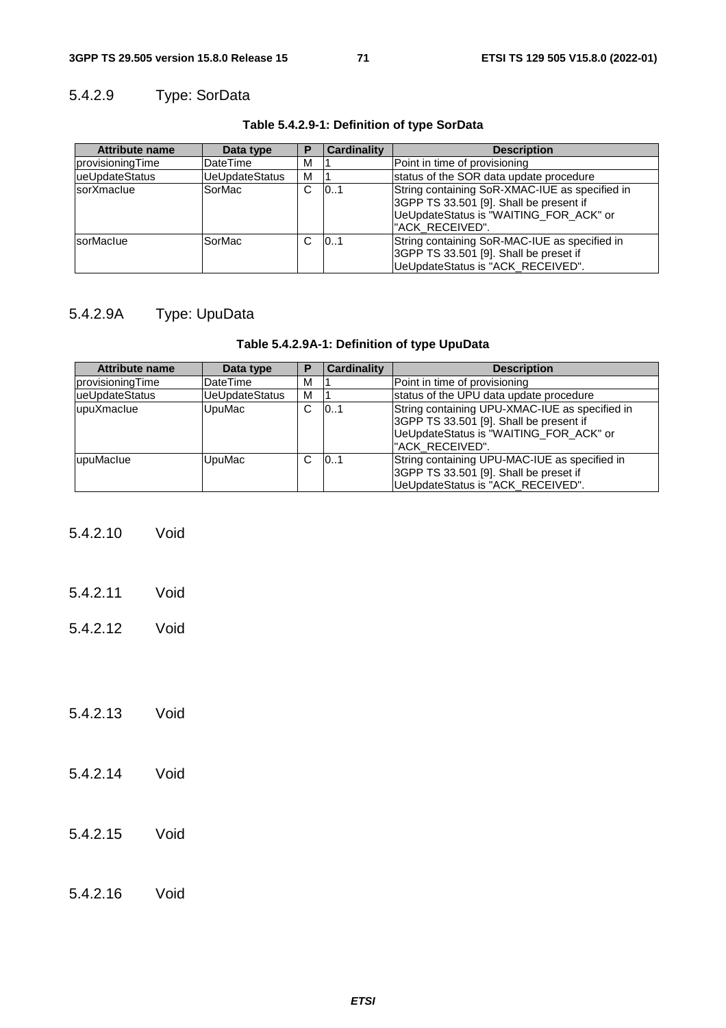#### 5.4.2.9 Type: SorData

**Table 5.4.2.9-1: Definition of type SorData**

| Attribute name | Data type | P | Cardinality | Description |
| --- | --- | --- | --- | --- |
| provisioningTime | DateTime | M | 1 | Point in time of provisioning |
| ueUpdateStatus | UeUpdateStatus | M | 1 | status of the SOR data update procedure |
| sorXmacIue | SorMac | C | 0..1 | String containing SoR-XMAC-IUE as specified in 3GPP TS 33.501 [9]. Shall be present if UeUpdateStatus is "WAITING_FOR_ACK" or "ACK_RECEIVED". |
| sorMacIue | SorMac | C | 0..1 | String containing SoR-MAC-IUE as specified in 3GPP TS 33.501 [9]. Shall be preset if UeUpdateStatus is "ACK_RECEIVED". |

#### 5.4.2.9A Type: UpuData

**Table 5.4.2.9A-1: Definition of type UpuData**

| Attribute name | Data type | P | Cardinality | Description |
| --- | --- | --- | --- | --- |
| provisioningTime | DateTime | M | 1 | Point in time of provisioning |
| ueUpdateStatus | UeUpdateStatus | M | 1 | status of the UPU data update procedure |
| upuXmacIue | UpuMac | C | 0..1 | String containing UPU-XMAC-IUE as specified in 3GPP TS 33.501 [9]. Shall be present if UeUpdateStatus is "WAITING_FOR_ACK" or "ACK_RECEIVED". |
| upuMacIue | UpuMac | C | 0..1 | String containing UPU-MAC-IUE as specified in 3GPP TS 33.501 [9]. Shall be preset if UeUpdateStatus is "ACK_RECEIVED". |

#### 5.4.2.10 Void

#### 5.4.2.11 Void

#### 5.4.2.12 Void

#### 5.4.2.13 Void

#### 5.4.2.14 Void

#### 5.4.2.15 Void

#### 5.4.2.16 Void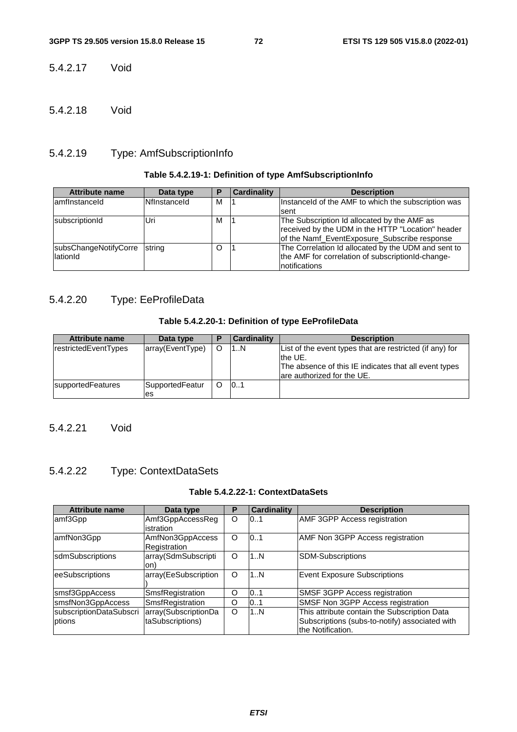#### 5.4.2.17 Void

#### 5.4.2.18 Void

#### 5.4.2.19 Type: AmfSubscriptionInfo

**Table 5.4.2.19-1: Definition of type AmfSubscriptionInfo**

| Attribute name | Data type | P | Cardinality | Description |
|---|---|---|---|---|
| amfInstanceId | NfInstanceId | M | 1 | InstanceId of the AMF to which the subscription was sent |
| subscriptionId | Uri | M | 1 | The Subscription Id allocated by the AMF as received by the UDM in the HTTP "Location" header of the Namf_EventExposure_Subscribe response |
| subsChangeNotifyCorrelationId | string | O | 1 | The Correlation Id allocated by the UDM and sent to the AMF for correlation of subscriptionId-change-notifications |

#### 5.4.2.20 Type: EeProfileData

**Table 5.4.2.20-1: Definition of type EeProfileData**

| Attribute name | Data type | P | Cardinality | Description |
|---|---|---|---|---|
| restrictedEventTypes | array(EventType) | O | 1..N | List of the event types that are restricted (if any) for the UE.<br>The absence of this IE indicates that all event types are authorized for the UE. |
| supportedFeatures | SupportedFeatures | O | 0..1 | |

#### 5.4.2.21 Void

#### 5.4.2.22 Type: ContextDataSets

**Table 5.4.2.22-1: ContextDataSets**

| Attribute name | Data type | P | Cardinality | Description |
|---|---|---|---|---|
| amf3Gpp | Amf3GppAccessRegistration | O | 0..1 | AMF 3GPP Access registration |
| amfNon3Gpp | AmfNon3GppAccessRegistration | O | 0..1 | AMF Non 3GPP Access registration |
| sdmSubscriptions | array(SdmSubscription) | O | 1..N | SDM-Subscriptions |
| eeSubscriptions | array(EeSubscription) | O | 1..N | Event Exposure Subscriptions |
| smsf3GppAccess | SmsfRegistration | O | 0..1 | SMSF 3GPP Access registration |
| smsfNon3GppAccess | SmsfRegistration | O | 0..1 | SMSF Non 3GPP Access registration |
| subscriptionDataSubscriptions | array(SubscriptionDataSubscriptions) | O | 1..N | This attribute contain the Subscription Data Subscriptions (subs-to-notify) associated with the Notification. |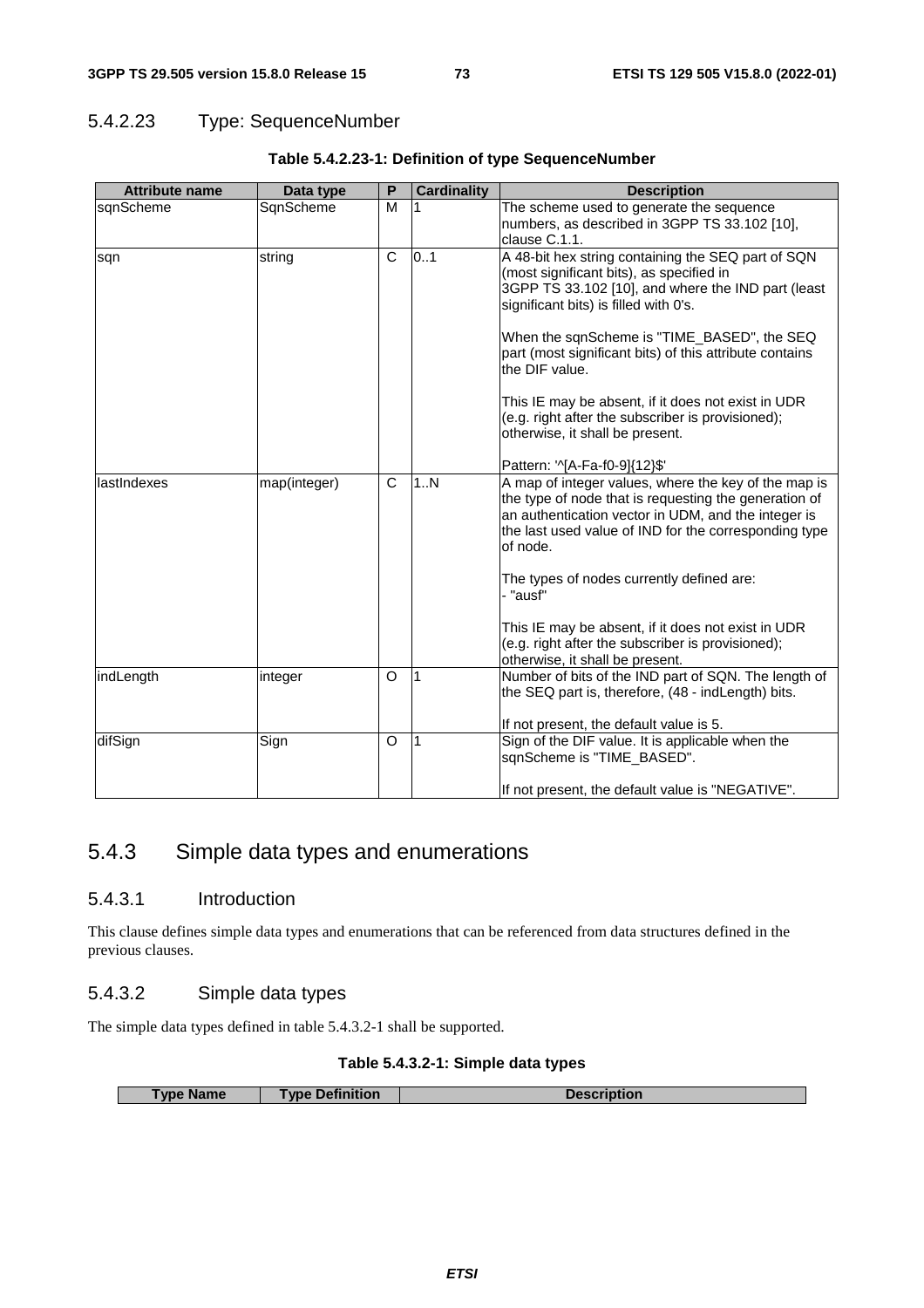#### 5.4.2.23 Type: SequenceNumber

**Table 5.4.2.23-1: Definition of type SequenceNumber**

| Attribute name | Data type | P | Cardinality | Description |
|---|---|---|---|---|
| sqnScheme | SqnScheme | M | 1 | The scheme used to generate the sequence numbers, as described in 3GPP TS 33.102 [10], clause C.1.1. |
| sqn | string | C | 0..1 | A 48-bit hex string containing the SEQ part of SQN (most significant bits), as specified in 3GPP TS 33.102 [10], and where the IND part (least significant bits) is filled with 0's.<br><br>When the sqnScheme is "TIME_BASED", the SEQ part (most significant bits) of this attribute contains the DIF value.<br><br>This IE may be absent, if it does not exist in UDR (e.g. right after the subscriber is provisioned); otherwise, it shall be present.<br><br>Pattern: '^[A-Fa-f0-9]{12}$' |
| lastIndexes | map(integer) | C | 1..N | A map of integer values, where the key of the map is the type of node that is requesting the generation of an authentication vector in UDM, and the integer is the last used value of IND for the corresponding type of node.<br><br>The types of nodes currently defined are:<br>- "ausf"<br><br>This IE may be absent, if it does not exist in UDR (e.g. right after the subscriber is provisioned); otherwise, it shall be present. |
| indLength | integer | O | 1 | Number of bits of the IND part of SQN. The length of the SEQ part is, therefore, (48 - indLength) bits.<br><br>If not present, the default value is 5. |
| difSign | Sign | O | 1 | Sign of the DIF value. It is applicable when the sqnScheme is "TIME_BASED".<br><br>If not present, the default value is "NEGATIVE". |

### 5.4.3 Simple data types and enumerations

#### 5.4.3.1 Introduction

This clause defines simple data types and enumerations that can be referenced from data structures defined in the previous clauses.

#### 5.4.3.2 Simple data types

The simple data types defined in table 5.4.3.2-1 shall be supported.

**Table 5.4.3.2-1: Simple data types**

| Type Name | Type Definition | Description |
|---|---|---|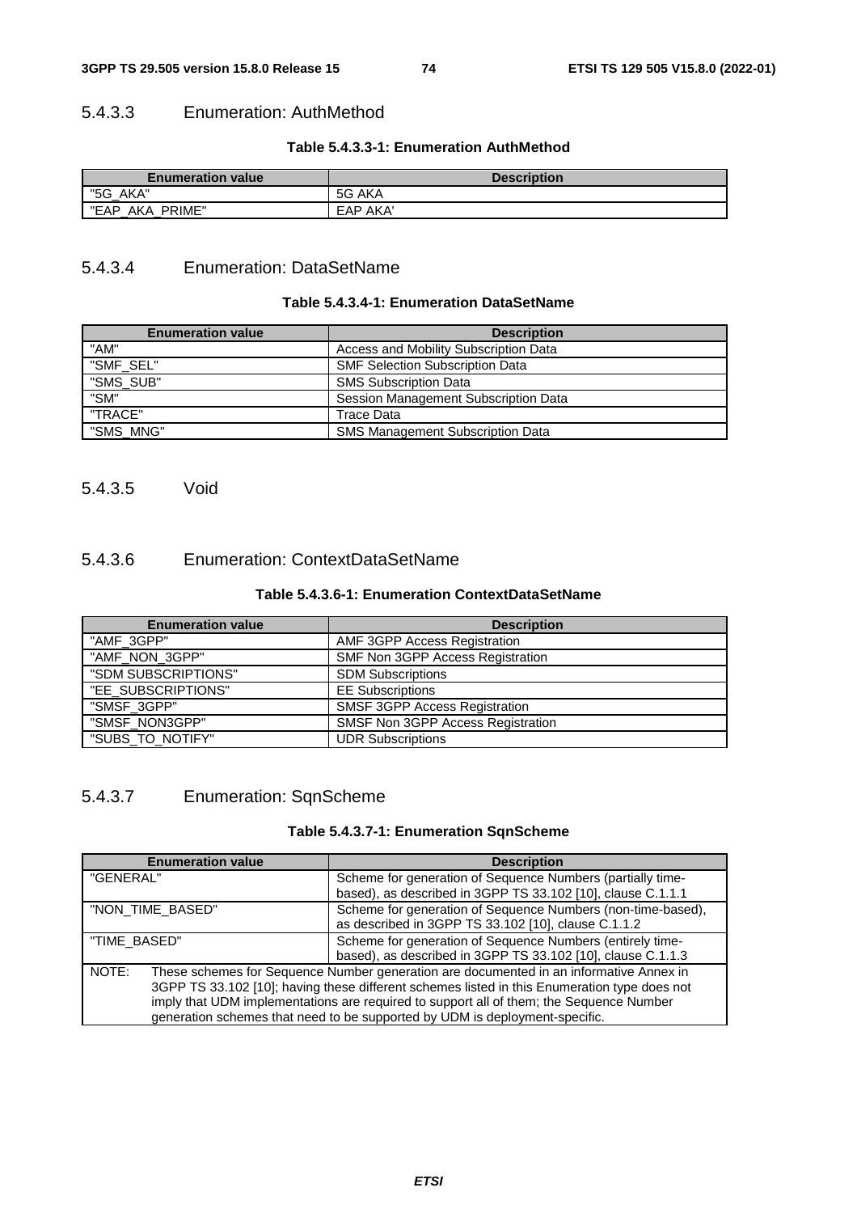### 5.4.3.3 Enumeration: AuthMethod

**Table 5.4.3.3-1: Enumeration AuthMethod**

| Enumeration value | Description |
| --- | --- |
| "5G_AKA" | 5G AKA |
| "EAP_AKA_PRIME" | EAP AKA' |

### 5.4.3.4 Enumeration: DataSetName

**Table 5.4.3.4-1: Enumeration DataSetName**

| Enumeration value | Description |
| --- | --- |
| "AM" | Access and Mobility Subscription Data |
| "SMF_SEL" | SMF Selection Subscription Data |
| "SMS_SUB" | SMS Subscription Data |
| "SM" | Session Management Subscription Data |
| "TRACE" | Trace Data |
| "SMS_MNG" | SMS Management Subscription Data |

### 5.4.3.5 Void

### 5.4.3.6 Enumeration: ContextDataSetName

**Table 5.4.3.6-1: Enumeration ContextDataSetName**

| Enumeration value | Description |
| --- | --- |
| "AMF_3GPP" | AMF 3GPP Access Registration |
| "AMF_NON_3GPP" | SMF Non 3GPP Access Registration |
| "SDM SUBSCRIPTIONS" | SDM Subscriptions |
| "EE_SUBSCRIPTIONS" | EE Subscriptions |
| "SMSF_3GPP" | SMSF 3GPP Access Registration |
| "SMSF_NON3GPP" | SMSF Non 3GPP Access Registration |
| "SUBS_TO_NOTIFY" | UDR Subscriptions |

### 5.4.3.7 Enumeration: SqnScheme

**Table 5.4.3.7-1: Enumeration SqnScheme**

| Enumeration value | Description |
| --- | --- |
| "GENERAL" | Scheme for generation of Sequence Numbers (partially time-based), as described in 3GPP TS 33.102 [10], clause C.1.1.1 |
| "NON_TIME_BASED" | Scheme for generation of Sequence Numbers (non-time-based), as described in 3GPP TS 33.102 [10], clause C.1.1.2 |
| "TIME_BASED" | Scheme for generation of Sequence Numbers (entirely time-based), as described in 3GPP TS 33.102 [10], clause C.1.1.3 |
| NOTE: These schemes for Sequence Number generation are documented in an informative Annex in 3GPP TS 33.102 [10]; having these different schemes listed in this Enumeration type does not imply that UDM implementations are required to support all of them; the Sequence Number generation schemes that need to be supported by UDM is deployment-specific. | |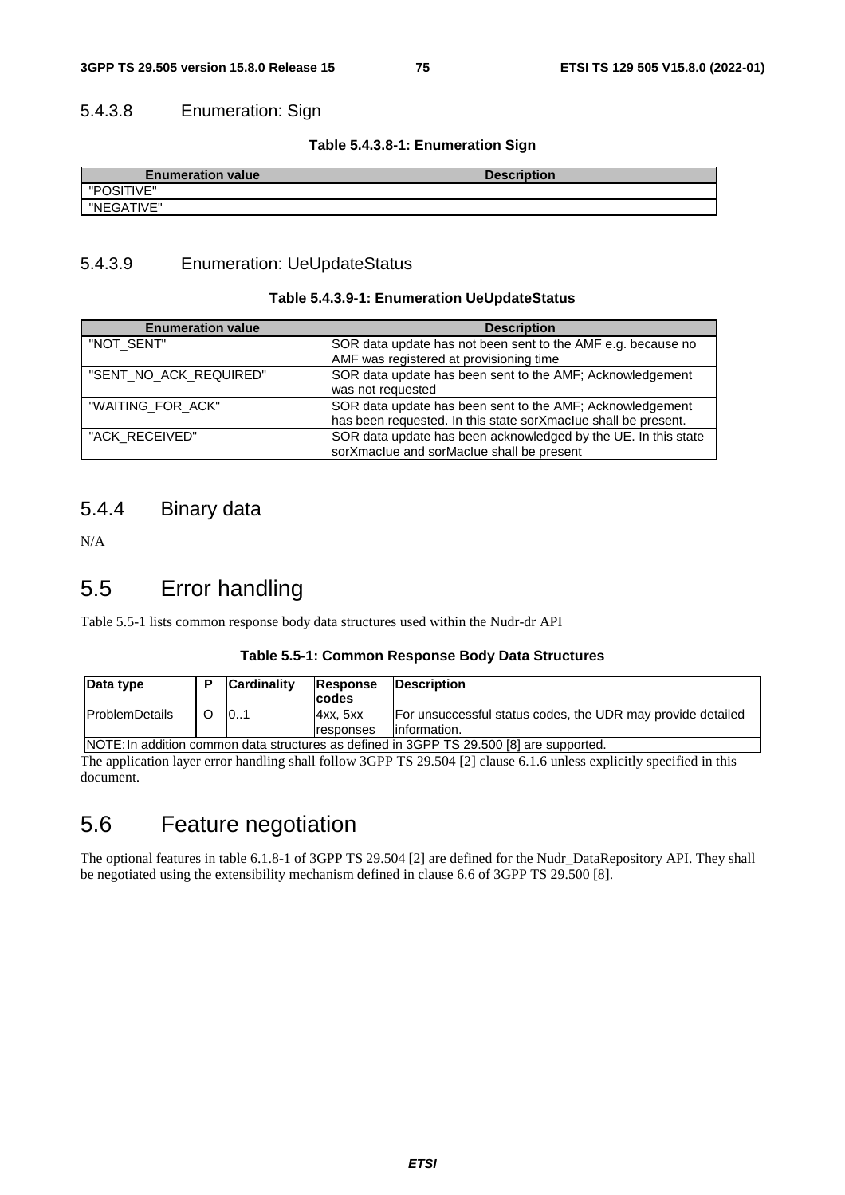#### 5.4.3.8 Enumeration: Sign

**Table 5.4.3.8-1: Enumeration Sign**

| Enumeration value | Description |
| --- | --- |
| "POSITIVE" | |
| "NEGATIVE" | |

#### 5.4.3.9 Enumeration: UeUpdateStatus

**Table 5.4.3.9-1: Enumeration UeUpdateStatus**

| Enumeration value | Description |
| --- | --- |
| "NOT_SENT" | SOR data update has not been sent to the AMF e.g. because no AMF was registered at provisioning time |
| "SENT_NO_ACK_REQUIRED" | SOR data update has been sent to the AMF; Acknowledgement was not requested |
| "WAITING_FOR_ACK" | SOR data update has been sent to the AMF; Acknowledgement has been requested. In this state sorXmacIue shall be present. |
| "ACK_RECEIVED" | SOR data update has been acknowledged by the UE. In this state sorXmacIue and sorMacIue shall be present |

### 5.4.4 Binary data

N/A

## 5.5 Error handling

Table 5.5-1 lists common response body data structures used within the Nudr-dr API

**Table 5.5-1: Common Response Body Data Structures**

| Data type | P | Cardinality | Response codes | Description |
| --- | --- | --- | --- | --- |
| ProblemDetails | O | 0..1 | 4xx, 5xx responses | For unsuccessful status codes, the UDR may provide detailed information. |
| NOTE: In addition common data structures as defined in 3GPP TS 29.500 [8] are supported. | | | | |

The application layer error handling shall follow 3GPP TS 29.504 [2] clause 6.1.6 unless explicitly specified in this document.

## 5.6 Feature negotiation

The optional features in table 6.1.8-1 of 3GPP TS 29.504 [2] are defined for the Nudr_DataRepository API. They shall be negotiated using the extensibility mechanism defined in clause 6.6 of 3GPP TS 29.500 [8].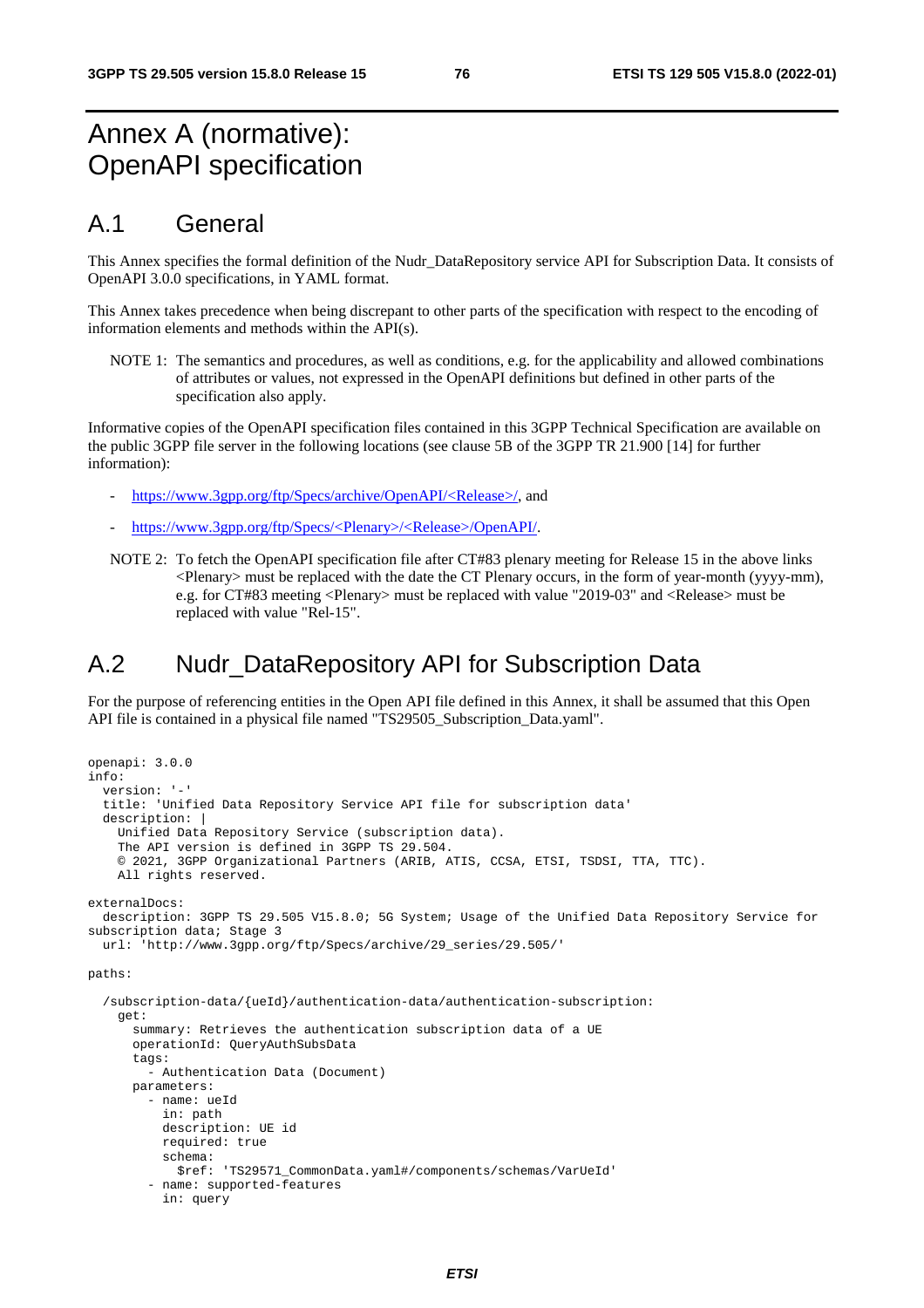# Annex A (normative): OpenAPI specification

## A.1 General

This Annex specifies the formal definition of the Nudr_DataRepository service API for Subscription Data. It consists of OpenAPI 3.0.0 specifications, in YAML format.

This Annex takes precedence when being discrepant to other parts of the specification with respect to the encoding of information elements and methods within the API(s).

NOTE 1: The semantics and procedures, as well as conditions, e.g. for the applicability and allowed combinations of attributes or values, not expressed in the OpenAPI definitions but defined in other parts of the specification also apply.

Informative copies of the OpenAPI specification files contained in this 3GPP Technical Specification are available on the public 3GPP file server in the following locations (see clause 5B of the 3GPP TR 21.900 [14] for further information):

- https://www.3gpp.org/ftp/Specs/archive/OpenAPI/<Release>/, and
- https://www.3gpp.org/ftp/Specs/<Plenary>/<Release>/OpenAPI/.

NOTE 2: To fetch the OpenAPI specification file after CT#83 plenary meeting for Release 15 in the above links <Plenary> must be replaced with the date the CT Plenary occurs, in the form of year-month (yyyy-mm), e.g. for CT#83 meeting <Plenary> must be replaced with value "2019-03" and <Release> must be replaced with value "Rel-15".

## A.2 Nudr_DataRepository API for Subscription Data

For the purpose of referencing entities in the Open API file defined in this Annex, it shall be assumed that this Open API file is contained in a physical file named "TS29505_Subscription_Data.yaml".

```
openapi: 3.0.0
info:
  version: '-'
  title: 'Unified Data Repository Service API file for subscription data'
  description: |
    Unified Data Repository Service (subscription data).
    The API version is defined in 3GPP TS 29.504.
    © 2021, 3GPP Organizational Partners (ARIB, ATIS, CCSA, ETSI, TSDSI, TTA, TTC).
    All rights reserved.

externalDocs:
  description: 3GPP TS 29.505 V15.8.0; 5G System; Usage of the Unified Data Repository Service for subscription data; Stage 3
  url: 'http://www.3gpp.org/ftp/Specs/archive/29_series/29.505/'

paths:

  /subscription-data/{ueId}/authentication-data/authentication-subscription:
    get:
      summary: Retrieves the authentication subscription data of a UE
      operationId: QueryAuthSubsData
      tags:
        - Authentication Data (Document)
      parameters:
        - name: ueId
          in: path
          description: UE id
          required: true
          schema:
            $ref: 'TS29571_CommonData.yaml#/components/schemas/VarUeId'
        - name: supported-features
          in: query
```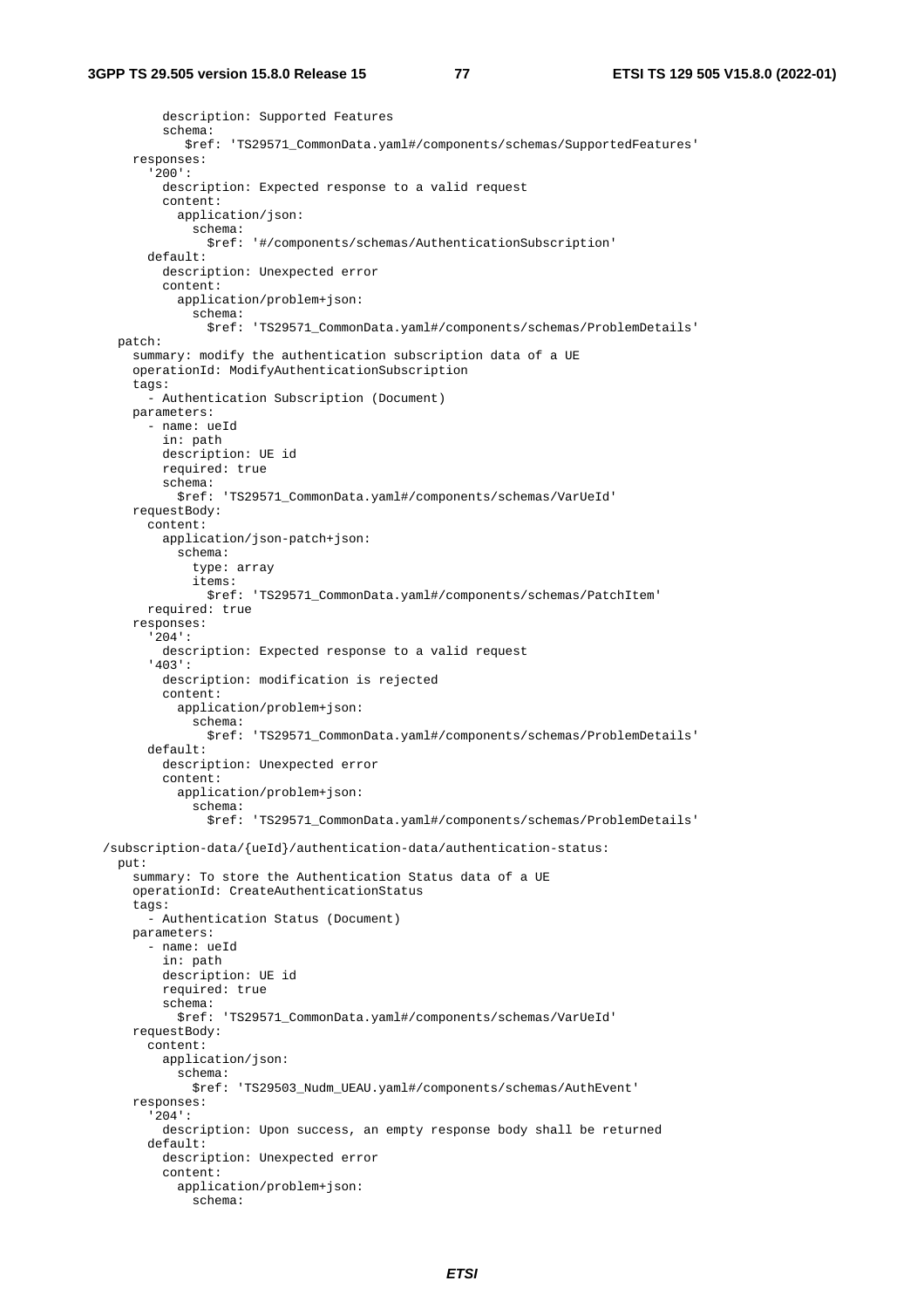```
          description: Supported Features
          schema:
            $ref: 'TS29571_CommonData.yaml#/components/schemas/SupportedFeatures'
      responses:
        '200':
          description: Expected response to a valid request
          content:
            application/json:
              schema:
                $ref: '#/components/schemas/AuthenticationSubscription'
        default:
          description: Unexpected error
          content:
            application/problem+json:
              schema:
                $ref: 'TS29571_CommonData.yaml#/components/schemas/ProblemDetails'
    patch:
      summary: modify the authentication subscription data of a UE
      operationId: ModifyAuthenticationSubscription
      tags:
        - Authentication Subscription (Document)
      parameters:
        - name: ueId
          in: path
          description: UE id
          required: true
          schema:
            $ref: 'TS29571_CommonData.yaml#/components/schemas/VarUeId'
      requestBody:
        content:
          application/json-patch+json:
            schema:
              type: array
              items:
                $ref: 'TS29571_CommonData.yaml#/components/schemas/PatchItem'
        required: true
      responses:
        '204':
          description: Expected response to a valid request
        '403':
          description: modification is rejected
          content:
            application/problem+json:
              schema:
                $ref: 'TS29571_CommonData.yaml#/components/schemas/ProblemDetails'
        default:
          description: Unexpected error
          content:
            application/problem+json:
              schema:
                $ref: 'TS29571_CommonData.yaml#/components/schemas/ProblemDetails'

  /subscription-data/{ueId}/authentication-data/authentication-status:
    put:
      summary: To store the Authentication Status data of a UE
      operationId: CreateAuthenticationStatus
      tags:
        - Authentication Status (Document)
      parameters:
        - name: ueId
          in: path
          description: UE id
          required: true
          schema:
            $ref: 'TS29571_CommonData.yaml#/components/schemas/VarUeId'
      requestBody:
        content:
          application/json:
            schema:
              $ref: 'TS29503_Nudm_UEAU.yaml#/components/schemas/AuthEvent'
      responses:
        '204':
          description: Upon success, an empty response body shall be returned
        default:
          description: Unexpected error
          content:
            application/problem+json:
              schema:
```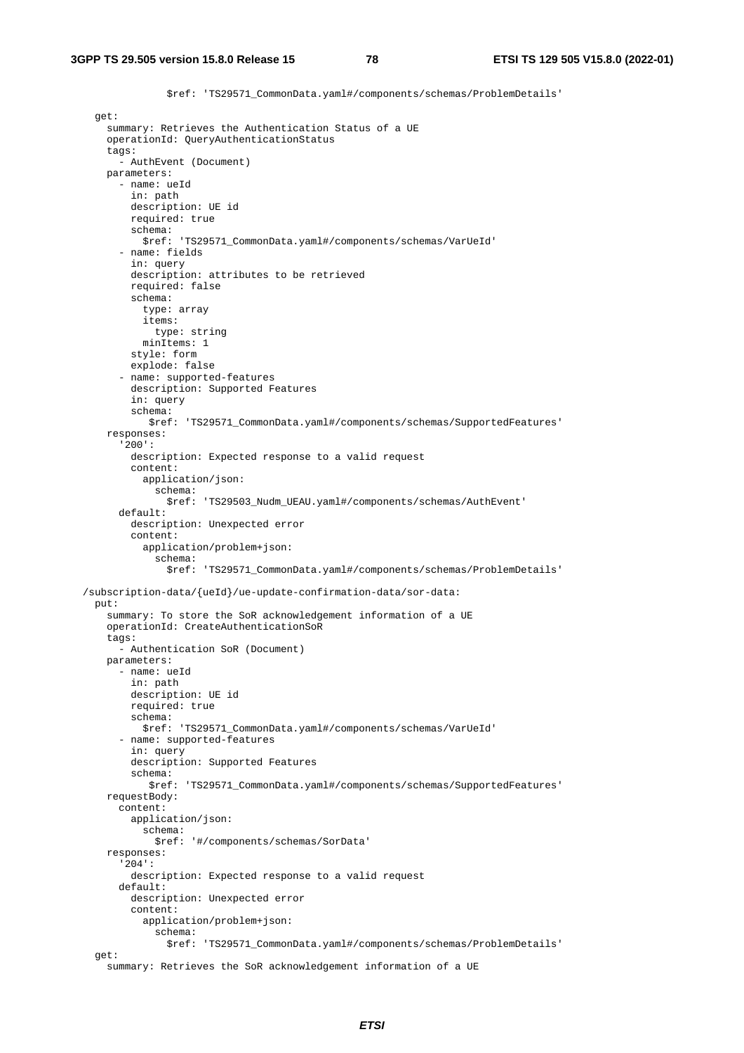```
              $ref: 'TS29571_CommonData.yaml#/components/schemas/ProblemDetails'
    get:
      summary: Retrieves the Authentication Status of a UE
      operationId: QueryAuthenticationStatus
      tags:
        - AuthEvent (Document)
      parameters:
        - name: ueId
          in: path
          description: UE id
          required: true
          schema:
            $ref: 'TS29571_CommonData.yaml#/components/schemas/VarUeId'
        - name: fields
          in: query
          description: attributes to be retrieved
          required: false
          schema:
            type: array
            items:
              type: string
            minItems: 1
          style: form
          explode: false
        - name: supported-features
          description: Supported Features
          in: query
          schema:
             $ref: 'TS29571_CommonData.yaml#/components/schemas/SupportedFeatures'
      responses:
        '200':
          description: Expected response to a valid request
          content:
            application/json:
              schema:
                $ref: 'TS29503_Nudm_UEAU.yaml#/components/schemas/AuthEvent'
        default:
          description: Unexpected error
          content:
            application/problem+json:
              schema:
                $ref: 'TS29571_CommonData.yaml#/components/schemas/ProblemDetails'

  /subscription-data/{ueId}/ue-update-confirmation-data/sor-data:
    put:
      summary: To store the SoR acknowledgement information of a UE
      operationId: CreateAuthenticationSoR
      tags:
        - Authentication SoR (Document)
      parameters:
        - name: ueId
          in: path
          description: UE id
          required: true
          schema:
            $ref: 'TS29571_CommonData.yaml#/components/schemas/VarUeId'
        - name: supported-features
          in: query
          description: Supported Features
          schema:
             $ref: 'TS29571_CommonData.yaml#/components/schemas/SupportedFeatures'
      requestBody:
        content:
          application/json:
            schema:
              $ref: '#/components/schemas/SorData'
      responses:
        '204':
          description: Expected response to a valid request
        default:
          description: Unexpected error
          content:
            application/problem+json:
              schema:
                $ref: 'TS29571_CommonData.yaml#/components/schemas/ProblemDetails'
    get:
      summary: Retrieves the SoR acknowledgement information of a UE
```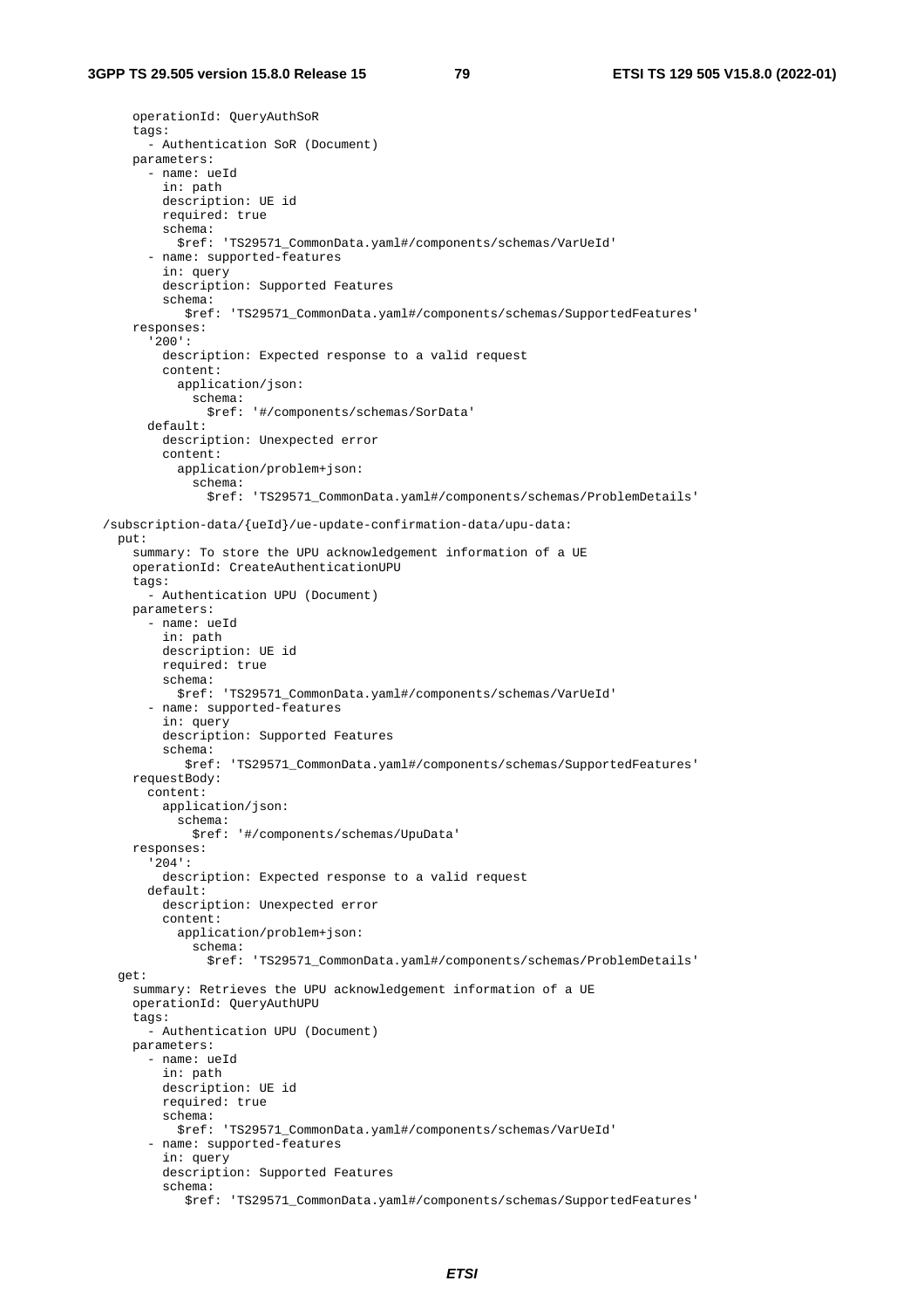```
      operationId: QueryAuthSoR
      tags:
        - Authentication SoR (Document)
      parameters:
        - name: ueId
          in: path
          description: UE id
          required: true
          schema:
            $ref: 'TS29571_CommonData.yaml#/components/schemas/VarUeId'
        - name: supported-features
          in: query
          description: Supported Features
          schema:
             $ref: 'TS29571_CommonData.yaml#/components/schemas/SupportedFeatures'
      responses:
        '200':
          description: Expected response to a valid request
          content:
            application/json:
              schema:
                $ref: '#/components/schemas/SorData'
        default:
          description: Unexpected error
          content:
            application/problem+json:
              schema:
                $ref: 'TS29571_CommonData.yaml#/components/schemas/ProblemDetails'

  /subscription-data/{ueId}/ue-update-confirmation-data/upu-data:
    put:
      summary: To store the UPU acknowledgement information of a UE
      operationId: CreateAuthenticationUPU
      tags:
        - Authentication UPU (Document)
      parameters:
        - name: ueId
          in: path
          description: UE id
          required: true
          schema:
            $ref: 'TS29571_CommonData.yaml#/components/schemas/VarUeId'
        - name: supported-features
          in: query
          description: Supported Features
          schema:
             $ref: 'TS29571_CommonData.yaml#/components/schemas/SupportedFeatures'
      requestBody:
        content:
          application/json:
            schema:
              $ref: '#/components/schemas/UpuData'
      responses:
        '204':
          description: Expected response to a valid request
        default:
          description: Unexpected error
          content:
            application/problem+json:
              schema:
                $ref: 'TS29571_CommonData.yaml#/components/schemas/ProblemDetails'
    get:
      summary: Retrieves the UPU acknowledgement information of a UE
      operationId: QueryAuthUPU
      tags:
        - Authentication UPU (Document)
      parameters:
        - name: ueId
          in: path
          description: UE id
          required: true
          schema:
            $ref: 'TS29571_CommonData.yaml#/components/schemas/VarUeId'
        - name: supported-features
          in: query
          description: Supported Features
          schema:
             $ref: 'TS29571_CommonData.yaml#/components/schemas/SupportedFeatures'
```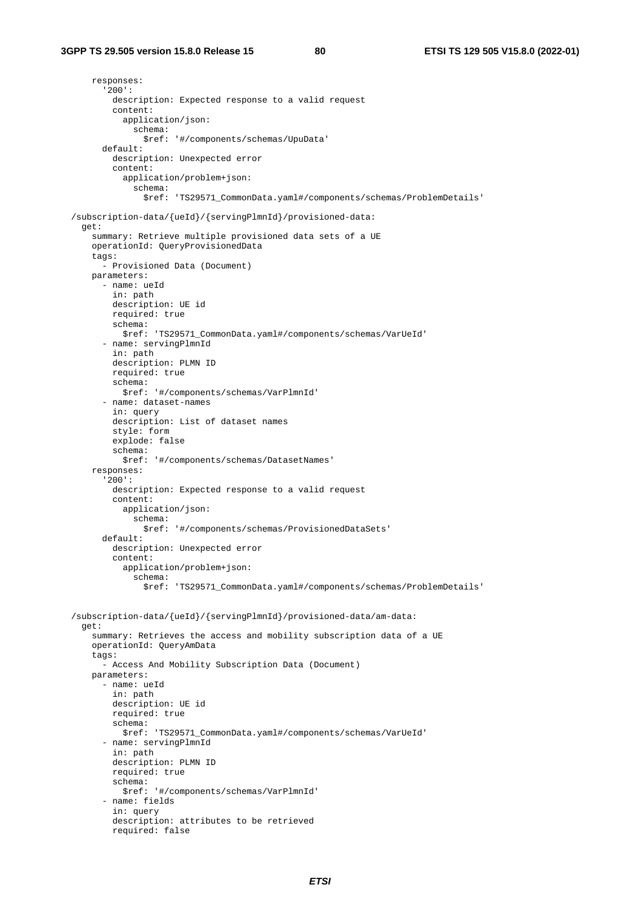```
      responses:
        '200':
          description: Expected response to a valid request
          content:
            application/json:
              schema:
                $ref: '#/components/schemas/UpuData'
        default:
          description: Unexpected error
          content:
            application/problem+json:
              schema:
                $ref: 'TS29571_CommonData.yaml#/components/schemas/ProblemDetails'

  /subscription-data/{ueId}/{servingPlmnId}/provisioned-data:
    get:
      summary: Retrieve multiple provisioned data sets of a UE
      operationId: QueryProvisionedData
      tags:
        - Provisioned Data (Document)
      parameters:
        - name: ueId
          in: path
          description: UE id
          required: true
          schema:
            $ref: 'TS29571_CommonData.yaml#/components/schemas/VarUeId'
        - name: servingPlmnId
          in: path
          description: PLMN ID
          required: true
          schema:
            $ref: '#/components/schemas/VarPlmnId'
        - name: dataset-names
          in: query
          description: List of dataset names
          style: form
          explode: false
          schema:
            $ref: '#/components/schemas/DatasetNames'
      responses:
        '200':
          description: Expected response to a valid request
          content:
            application/json:
              schema:
                $ref: '#/components/schemas/ProvisionedDataSets'
        default:
          description: Unexpected error
          content:
            application/problem+json:
              schema:
                $ref: 'TS29571_CommonData.yaml#/components/schemas/ProblemDetails'


  /subscription-data/{ueId}/{servingPlmnId}/provisioned-data/am-data:
    get:
      summary: Retrieves the access and mobility subscription data of a UE
      operationId: QueryAmData
      tags:
        - Access And Mobility Subscription Data (Document)
      parameters:
        - name: ueId
          in: path
          description: UE id
          required: true
          schema:
            $ref: 'TS29571_CommonData.yaml#/components/schemas/VarUeId'
        - name: servingPlmnId
          in: path
          description: PLMN ID
          required: true
          schema:
            $ref: '#/components/schemas/VarPlmnId'
        - name: fields
          in: query
          description: attributes to be retrieved
          required: false
```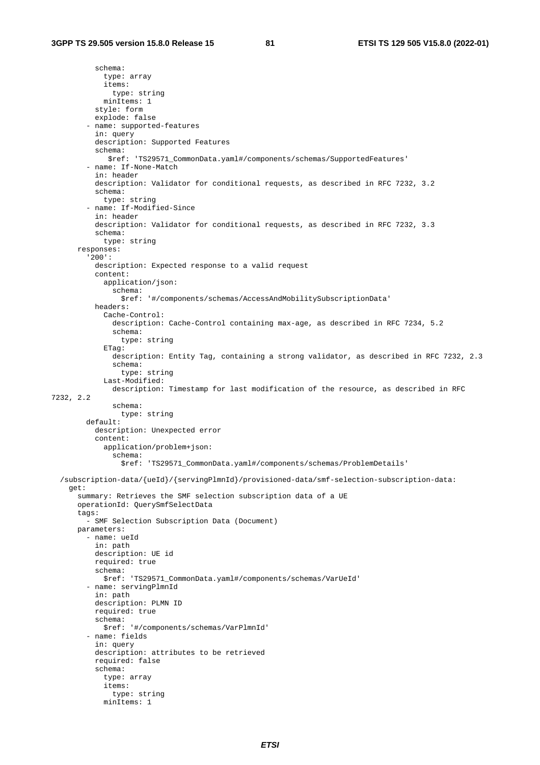```
          schema:
            type: array
            items:
              type: string
            minItems: 1
          style: form
          explode: false
        - name: supported-features
          in: query
          description: Supported Features
          schema:
             $ref: 'TS29571_CommonData.yaml#/components/schemas/SupportedFeatures'
        - name: If-None-Match
          in: header
          description: Validator for conditional requests, as described in RFC 7232, 3.2
          schema:
            type: string
        - name: If-Modified-Since
          in: header
          description: Validator for conditional requests, as described in RFC 7232, 3.3
          schema:
            type: string
      responses:
        '200':
          description: Expected response to a valid request
          content:
            application/json:
              schema:
                $ref: '#/components/schemas/AccessAndMobilitySubscriptionData'
          headers:
            Cache-Control:
              description: Cache-Control containing max-age, as described in RFC 7234, 5.2
              schema:
                type: string
            ETag:
              description: Entity Tag, containing a strong validator, as described in RFC 7232, 2.3
              schema:
                type: string
            Last-Modified:
              description: Timestamp for last modification of the resource, as described in RFC 
7232, 2.2
              schema:
                type: string
        default:
          description: Unexpected error
          content:
            application/problem+json:
              schema:
                $ref: 'TS29571_CommonData.yaml#/components/schemas/ProblemDetails'

  /subscription-data/{ueId}/{servingPlmnId}/provisioned-data/smf-selection-subscription-data:
    get:
      summary: Retrieves the SMF selection subscription data of a UE
      operationId: QuerySmfSelectData
      tags:
        - SMF Selection Subscription Data (Document)
      parameters:
        - name: ueId
          in: path
          description: UE id
          required: true
          schema:
            $ref: 'TS29571_CommonData.yaml#/components/schemas/VarUeId'
        - name: servingPlmnId
          in: path
          description: PLMN ID
          required: true
          schema:
            $ref: '#/components/schemas/VarPlmnId'
        - name: fields
          in: query
          description: attributes to be retrieved
          required: false
          schema:
            type: array
            items:
              type: string
            minItems: 1
```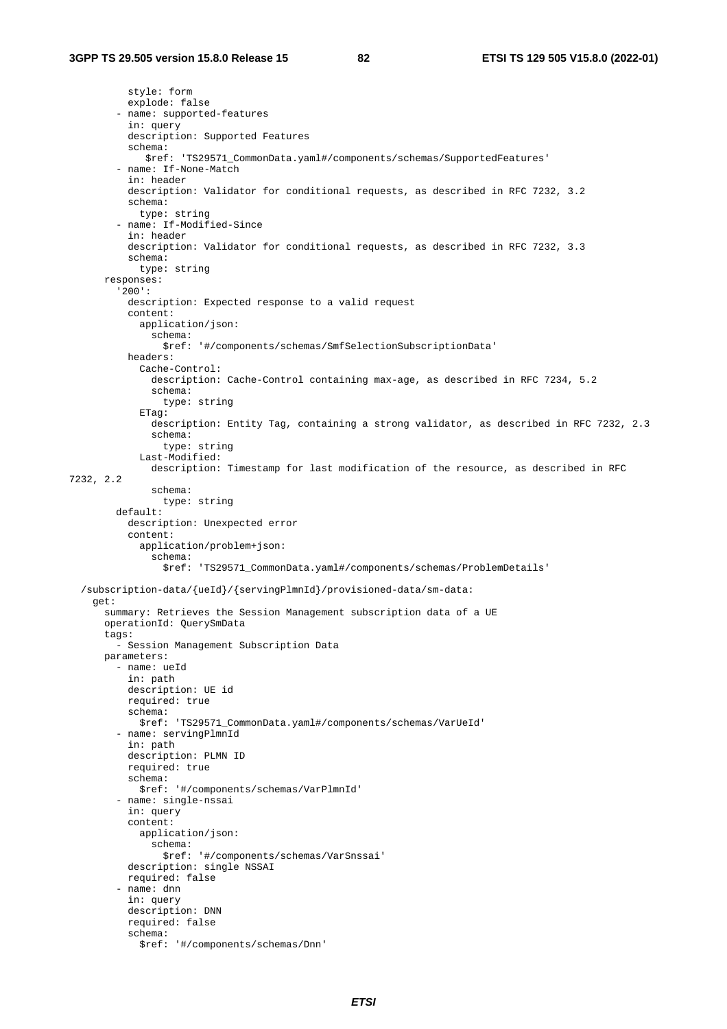```
          style: form
          explode: false
        - name: supported-features
          in: query
          description: Supported Features
          schema:
             $ref: 'TS29571_CommonData.yaml#/components/schemas/SupportedFeatures'
        - name: If-None-Match
          in: header
          description: Validator for conditional requests, as described in RFC 7232, 3.2
          schema:
            type: string
        - name: If-Modified-Since
          in: header
          description: Validator for conditional requests, as described in RFC 7232, 3.3
          schema:
            type: string
      responses:
        '200':
          description: Expected response to a valid request
          content:
            application/json:
              schema:
                $ref: '#/components/schemas/SmfSelectionSubscriptionData'
          headers:
            Cache-Control:
              description: Cache-Control containing max-age, as described in RFC 7234, 5.2
              schema:
                type: string
            ETag:
              description: Entity Tag, containing a strong validator, as described in RFC 7232, 2.3
              schema:
                type: string
            Last-Modified:
              description: Timestamp for last modification of the resource, as described in RFC 
7232, 2.2
              schema:
                type: string
        default:
          description: Unexpected error
          content:
            application/problem+json:
              schema:
                $ref: 'TS29571_CommonData.yaml#/components/schemas/ProblemDetails'

  /subscription-data/{ueId}/{servingPlmnId}/provisioned-data/sm-data:
    get:
      summary: Retrieves the Session Management subscription data of a UE
      operationId: QuerySmData
      tags:
        - Session Management Subscription Data
      parameters:
        - name: ueId
          in: path
          description: UE id
          required: true
          schema:
            $ref: 'TS29571_CommonData.yaml#/components/schemas/VarUeId'
        - name: servingPlmnId
          in: path
          description: PLMN ID
          required: true
          schema:
            $ref: '#/components/schemas/VarPlmnId'
        - name: single-nssai
          in: query
          content:
            application/json:
              schema:
                $ref: '#/components/schemas/VarSnssai'
          description: single NSSAI
          required: false
        - name: dnn
          in: query
          description: DNN
          required: false
          schema:
            $ref: '#/components/schemas/Dnn'
```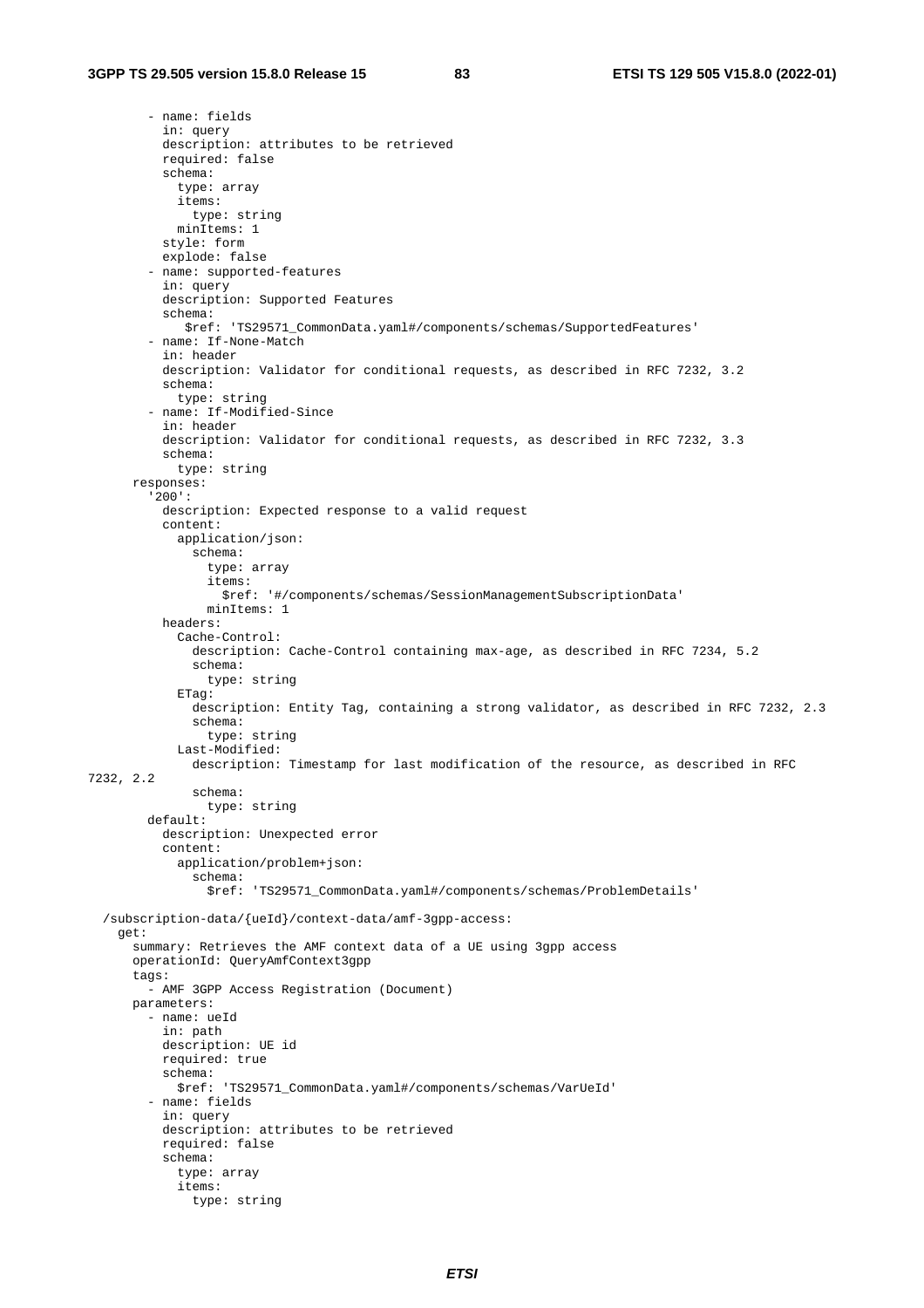```
        - name: fields
          in: query
          description: attributes to be retrieved
          required: false
          schema:
            type: array
            items:
              type: string
            minItems: 1
          style: form
          explode: false
        - name: supported-features
          in: query
          description: Supported Features
          schema:
             $ref: 'TS29571_CommonData.yaml#/components/schemas/SupportedFeatures'
        - name: If-None-Match
          in: header
          description: Validator for conditional requests, as described in RFC 7232, 3.2
          schema:
            type: string
        - name: If-Modified-Since
          in: header
          description: Validator for conditional requests, as described in RFC 7232, 3.3
          schema:
            type: string
      responses:
        '200':
          description: Expected response to a valid request
          content:
            application/json:
              schema:
                type: array
                items:
                  $ref: '#/components/schemas/SessionManagementSubscriptionData'
                minItems: 1
          headers:
            Cache-Control:
              description: Cache-Control containing max-age, as described in RFC 7234, 5.2
              schema:
                type: string
            ETag:
              description: Entity Tag, containing a strong validator, as described in RFC 7232, 2.3
              schema:
                type: string
            Last-Modified:
              description: Timestamp for last modification of the resource, as described in RFC 
7232, 2.2
              schema:
                type: string
        default:
          description: Unexpected error
          content:
            application/problem+json:
              schema:
                $ref: 'TS29571_CommonData.yaml#/components/schemas/ProblemDetails'

  /subscription-data/{ueId}/context-data/amf-3gpp-access:
    get:
      summary: Retrieves the AMF context data of a UE using 3gpp access
      operationId: QueryAmfContext3gpp
      tags:
        - AMF 3GPP Access Registration (Document)
      parameters:
        - name: ueId
          in: path
          description: UE id
          required: true
          schema:
            $ref: 'TS29571_CommonData.yaml#/components/schemas/VarUeId'
        - name: fields
          in: query
          description: attributes to be retrieved
          required: false
          schema:
            type: array
            items:
              type: string
```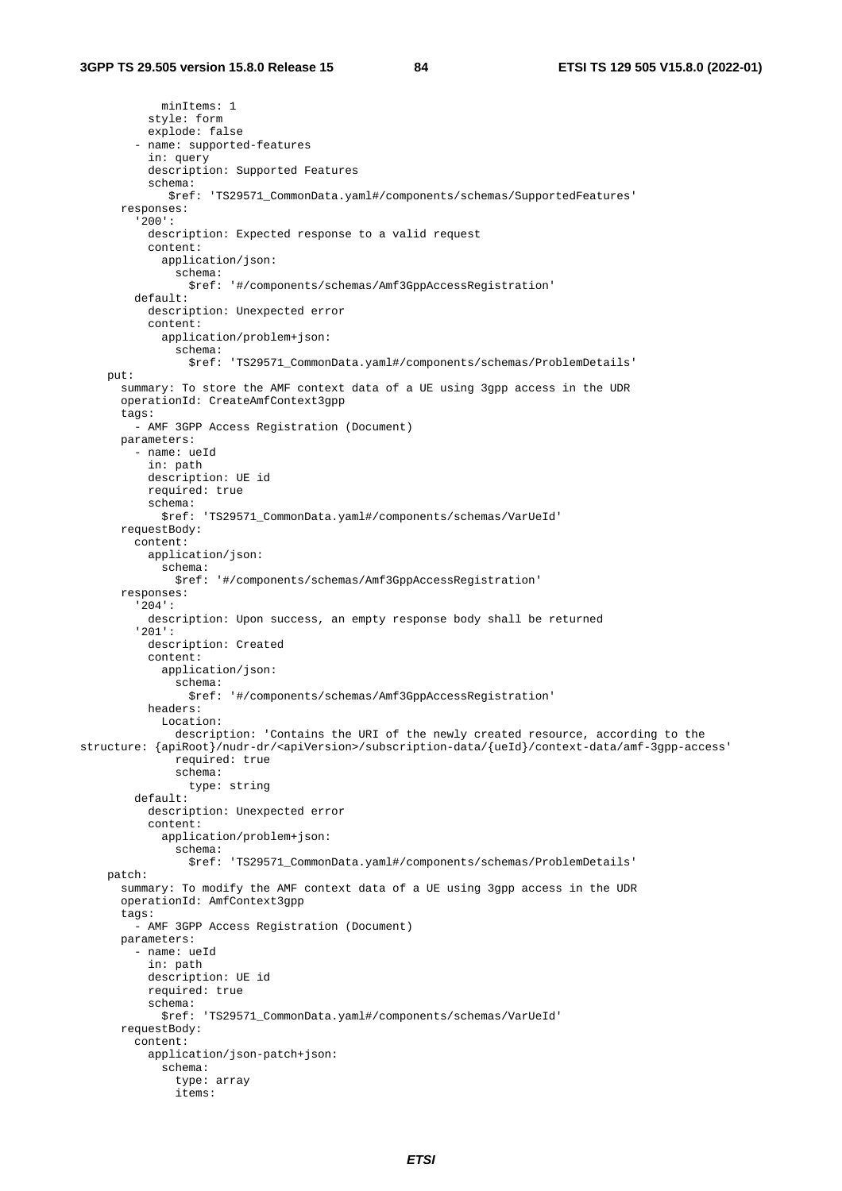```
            minItems: 1
          style: form
          explode: false
        - name: supported-features
          in: query
          description: Supported Features
          schema:
             $ref: 'TS29571_CommonData.yaml#/components/schemas/SupportedFeatures'
      responses:
        '200':
          description: Expected response to a valid request
          content:
            application/json:
              schema:
                $ref: '#/components/schemas/Amf3GppAccessRegistration'
        default:
          description: Unexpected error
          content:
            application/problem+json:
              schema:
                $ref: 'TS29571_CommonData.yaml#/components/schemas/ProblemDetails'
    put:
      summary: To store the AMF context data of a UE using 3gpp access in the UDR
      operationId: CreateAmfContext3gpp
      tags:
        - AMF 3GPP Access Registration (Document)
      parameters:
        - name: ueId
          in: path
          description: UE id
          required: true
          schema:
            $ref: 'TS29571_CommonData.yaml#/components/schemas/VarUeId'
      requestBody:
        content:
          application/json:
            schema:
              $ref: '#/components/schemas/Amf3GppAccessRegistration'
      responses:
        '204':
          description: Upon success, an empty response body shall be returned
        '201':
          description: Created
          content:
            application/json:
              schema:
                $ref: '#/components/schemas/Amf3GppAccessRegistration'
          headers:
            Location:
              description: 'Contains the URI of the newly created resource, according to the
structure: {apiRoot}/nudr-dr/<apiVersion>/subscription-data/{ueId}/context-data/amf-3gpp-access'
              required: true
              schema:
                type: string
        default:
          description: Unexpected error
          content:
            application/problem+json:
              schema:
                $ref: 'TS29571_CommonData.yaml#/components/schemas/ProblemDetails'
    patch:
      summary: To modify the AMF context data of a UE using 3gpp access in the UDR
      operationId: AmfContext3gpp
      tags:
        - AMF 3GPP Access Registration (Document)
      parameters:
        - name: ueId
          in: path
          description: UE id
          required: true
          schema:
            $ref: 'TS29571_CommonData.yaml#/components/schemas/VarUeId'
      requestBody:
        content:
          application/json-patch+json:
            schema:
              type: array
              items:
```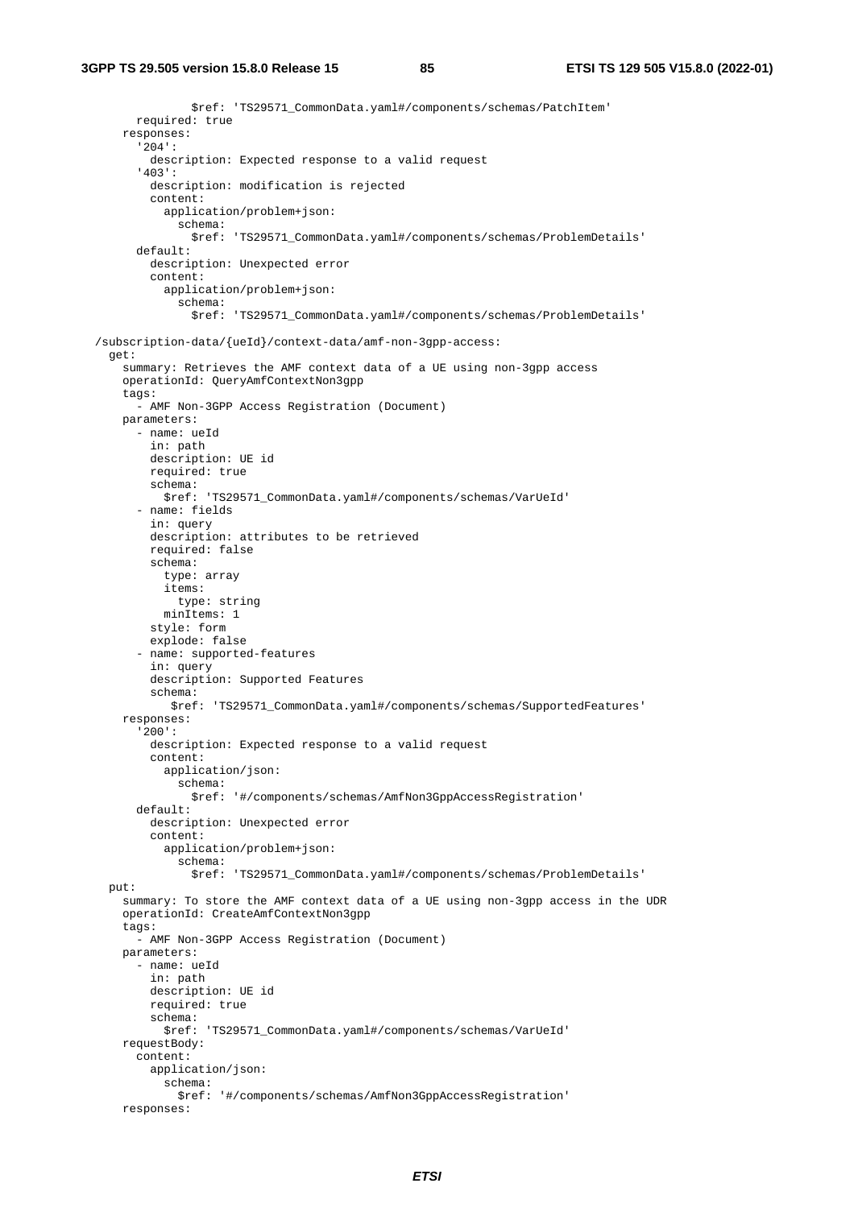```
              $ref: 'TS29571_CommonData.yaml#/components/schemas/PatchItem'
        required: true
      responses:
        '204':
          description: Expected response to a valid request
        '403':
          description: modification is rejected
          content:
            application/problem+json:
              schema:
                $ref: 'TS29571_CommonData.yaml#/components/schemas/ProblemDetails'
        default:
          description: Unexpected error
          content:
            application/problem+json:
              schema:
                $ref: 'TS29571_CommonData.yaml#/components/schemas/ProblemDetails'

  /subscription-data/{ueId}/context-data/amf-non-3gpp-access:
    get:
      summary: Retrieves the AMF context data of a UE using non-3gpp access
      operationId: QueryAmfContextNon3gpp
      tags:
        - AMF Non-3GPP Access Registration (Document)
      parameters:
        - name: ueId
          in: path
          description: UE id
          required: true
          schema:
            $ref: 'TS29571_CommonData.yaml#/components/schemas/VarUeId'
        - name: fields
          in: query
          description: attributes to be retrieved
          required: false
          schema:
            type: array
            items:
              type: string
            minItems: 1
          style: form
          explode: false
        - name: supported-features
          in: query
          description: Supported Features
          schema:
             $ref: 'TS29571_CommonData.yaml#/components/schemas/SupportedFeatures'
      responses:
        '200':
          description: Expected response to a valid request
          content:
            application/json:
              schema:
                $ref: '#/components/schemas/AmfNon3GppAccessRegistration'
        default:
          description: Unexpected error
          content:
            application/problem+json:
              schema:
                $ref: 'TS29571_CommonData.yaml#/components/schemas/ProblemDetails'
    put:
      summary: To store the AMF context data of a UE using non-3gpp access in the UDR
      operationId: CreateAmfContextNon3gpp
      tags:
        - AMF Non-3GPP Access Registration (Document)
      parameters:
        - name: ueId
          in: path
          description: UE id
          required: true
          schema:
            $ref: 'TS29571_CommonData.yaml#/components/schemas/VarUeId'
      requestBody:
        content:
          application/json:
            schema:
              $ref: '#/components/schemas/AmfNon3GppAccessRegistration'
      responses:
```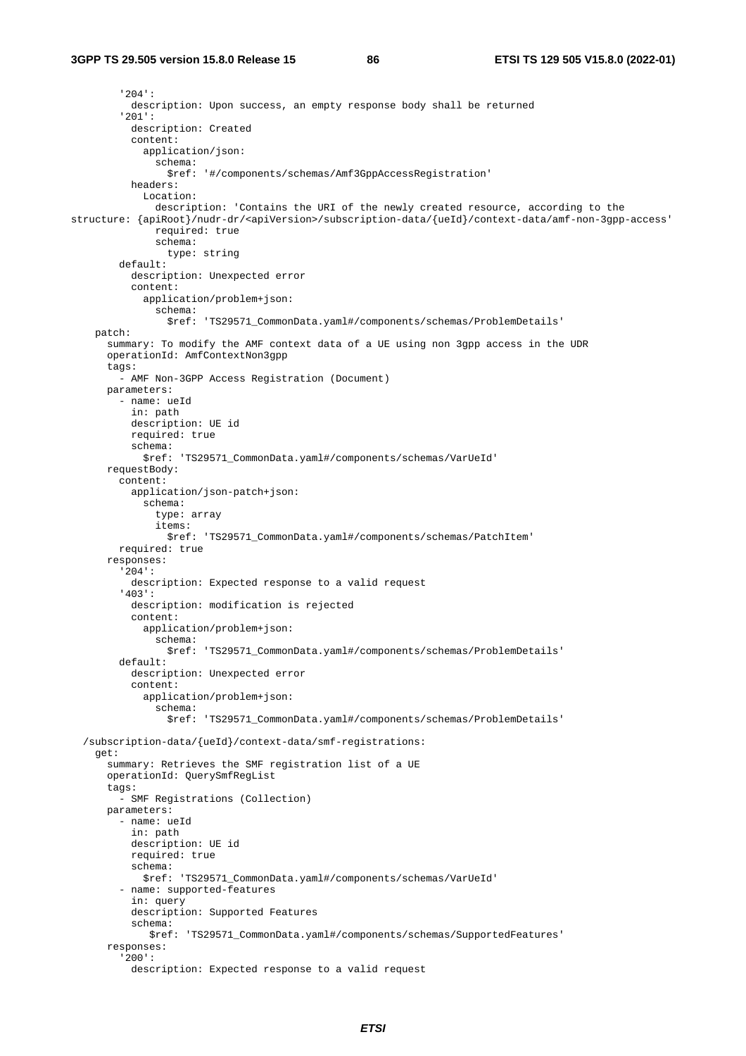```
        '204':
          description: Upon success, an empty response body shall be returned
        '201':
          description: Created
          content:
            application/json:
              schema:
                $ref: '#/components/schemas/Amf3GppAccessRegistration'
          headers:
            Location:
              description: 'Contains the URI of the newly created resource, according to the
structure: {apiRoot}/nudr-dr/<apiVersion>/subscription-data/{ueId}/context-data/amf-non-3gpp-access'
              required: true
              schema:
                type: string
        default:
          description: Unexpected error
          content:
            application/problem+json:
              schema:
                $ref: 'TS29571_CommonData.yaml#/components/schemas/ProblemDetails'
    patch:
      summary: To modify the AMF context data of a UE using non 3gpp access in the UDR
      operationId: AmfContextNon3gpp
      tags:
        - AMF Non-3GPP Access Registration (Document)
      parameters:
        - name: ueId
          in: path
          description: UE id
          required: true
          schema:
            $ref: 'TS29571_CommonData.yaml#/components/schemas/VarUeId'
      requestBody:
        content:
          application/json-patch+json:
            schema:
              type: array
              items:
                $ref: 'TS29571_CommonData.yaml#/components/schemas/PatchItem'
        required: true
      responses:
        '204':
          description: Expected response to a valid request
        '403':
          description: modification is rejected
          content:
            application/problem+json:
              schema:
                $ref: 'TS29571_CommonData.yaml#/components/schemas/ProblemDetails'
        default:
          description: Unexpected error
          content:
            application/problem+json:
              schema:
                $ref: 'TS29571_CommonData.yaml#/components/schemas/ProblemDetails'

  /subscription-data/{ueId}/context-data/smf-registrations:
    get:
      summary: Retrieves the SMF registration list of a UE
      operationId: QuerySmfRegList
      tags:
        - SMF Registrations (Collection)
      parameters:
        - name: ueId
          in: path
          description: UE id
          required: true
          schema:
            $ref: 'TS29571_CommonData.yaml#/components/schemas/VarUeId'
        - name: supported-features
          in: query
          description: Supported Features
          schema:
             $ref: 'TS29571_CommonData.yaml#/components/schemas/SupportedFeatures'
      responses:
        '200':
          description: Expected response to a valid request
```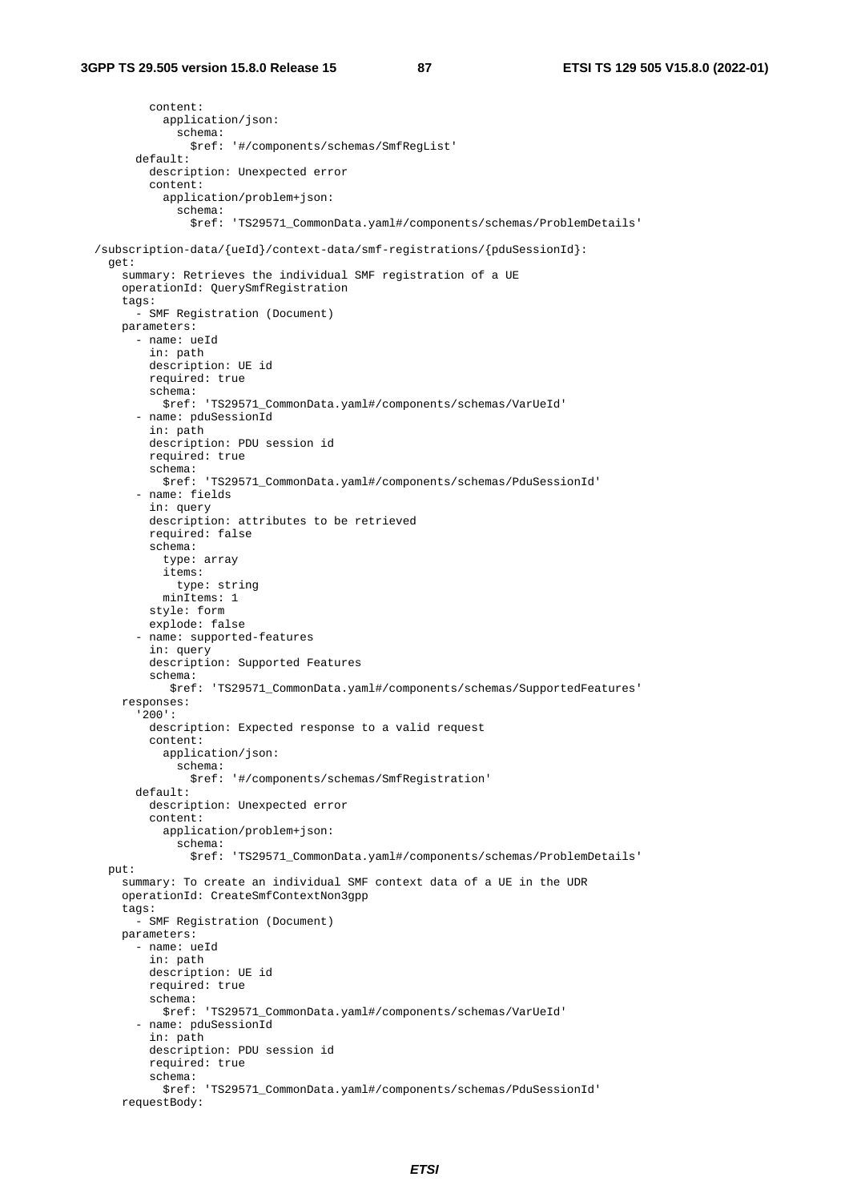```
          content:
            application/json:
              schema:
                $ref: '#/components/schemas/SmfRegList'
        default:
          description: Unexpected error
          content:
            application/problem+json:
              schema:
                $ref: 'TS29571_CommonData.yaml#/components/schemas/ProblemDetails'

  /subscription-data/{ueId}/context-data/smf-registrations/{pduSessionId}:
    get:
      summary: Retrieves the individual SMF registration of a UE
      operationId: QuerySmfRegistration
      tags:
        - SMF Registration (Document)
      parameters:
        - name: ueId
          in: path
          description: UE id
          required: true
          schema:
            $ref: 'TS29571_CommonData.yaml#/components/schemas/VarUeId'
        - name: pduSessionId
          in: path
          description: PDU session id
          required: true
          schema:
            $ref: 'TS29571_CommonData.yaml#/components/schemas/PduSessionId'
        - name: fields
          in: query
          description: attributes to be retrieved
          required: false
          schema:
            type: array
            items:
              type: string
            minItems: 1
          style: form
          explode: false
        - name: supported-features
          in: query
          description: Supported Features
          schema:
             $ref: 'TS29571_CommonData.yaml#/components/schemas/SupportedFeatures'
      responses:
        '200':
          description: Expected response to a valid request
          content:
            application/json:
              schema:
                $ref: '#/components/schemas/SmfRegistration'
        default:
          description: Unexpected error
          content:
            application/problem+json:
              schema:
                $ref: 'TS29571_CommonData.yaml#/components/schemas/ProblemDetails'
    put:
      summary: To create an individual SMF context data of a UE in the UDR
      operationId: CreateSmfContextNon3gpp
      tags:
        - SMF Registration (Document)
      parameters:
        - name: ueId
          in: path
          description: UE id
          required: true
          schema:
            $ref: 'TS29571_CommonData.yaml#/components/schemas/VarUeId'
        - name: pduSessionId
          in: path
          description: PDU session id
          required: true
          schema:
            $ref: 'TS29571_CommonData.yaml#/components/schemas/PduSessionId'
      requestBody:
```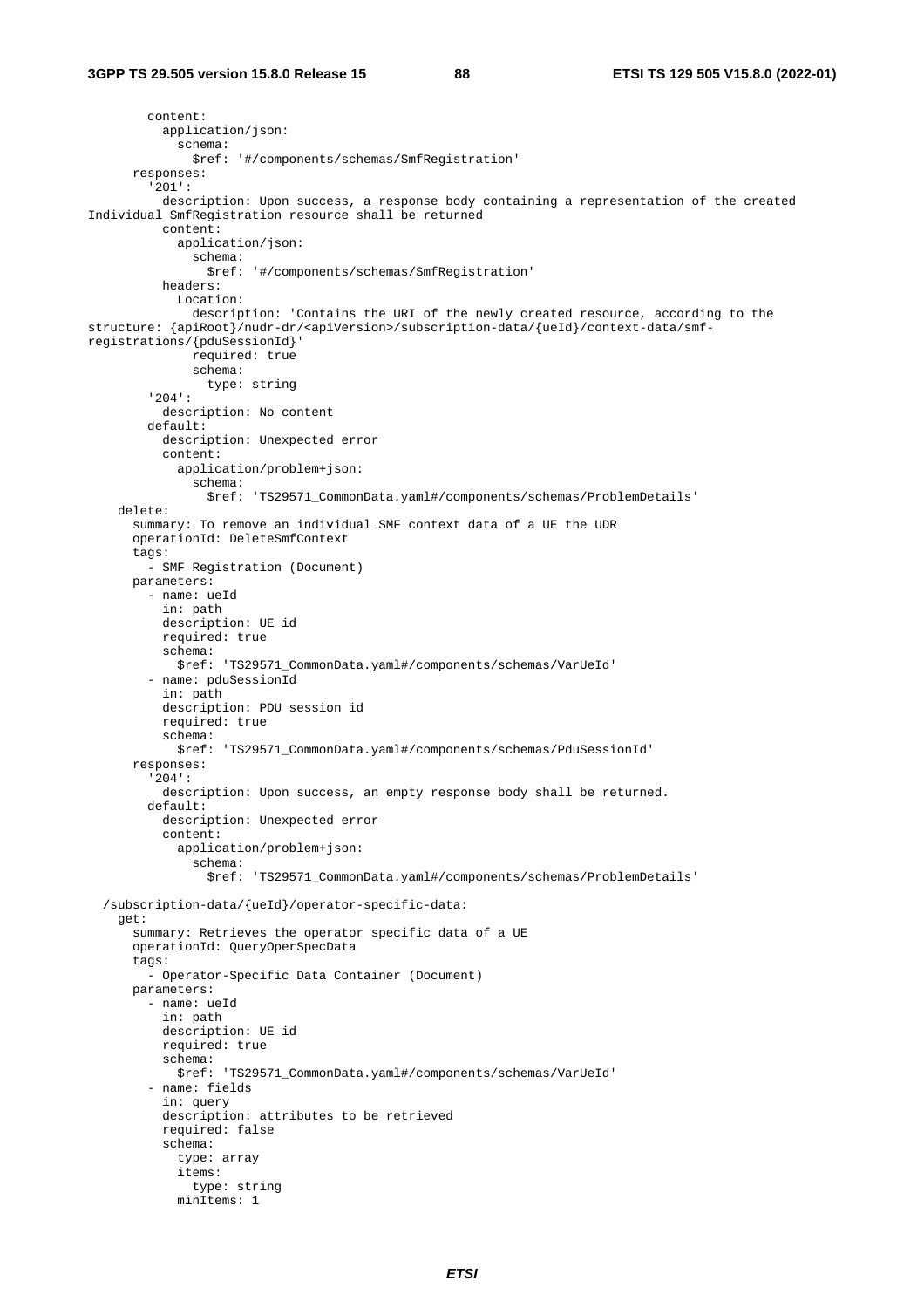```
        content:
          application/json:
            schema:
              $ref: '#/components/schemas/SmfRegistration'
      responses:
        '201':
          description: Upon success, a response body containing a representation of the created 
Individual SmfRegistration resource shall be returned
          content:
            application/json:
              schema:
                $ref: '#/components/schemas/SmfRegistration'
          headers:
            Location:
              description: 'Contains the URI of the newly created resource, according to the 
structure: {apiRoot}/nudr-dr/<apiVersion>/subscription-data/{ueId}/context-data/smf-
registrations/{pduSessionId}'
              required: true
              schema:
                type: string
        '204':
          description: No content
        default:
          description: Unexpected error
          content:
            application/problem+json:
              schema:
                $ref: 'TS29571_CommonData.yaml#/components/schemas/ProblemDetails'
    delete:
      summary: To remove an individual SMF context data of a UE the UDR
      operationId: DeleteSmfContext
      tags:
        - SMF Registration (Document)
      parameters:
        - name: ueId
          in: path
          description: UE id
          required: true
          schema:
            $ref: 'TS29571_CommonData.yaml#/components/schemas/VarUeId'
        - name: pduSessionId
          in: path
          description: PDU session id
          required: true
          schema:
            $ref: 'TS29571_CommonData.yaml#/components/schemas/PduSessionId'
      responses:
        '204':
          description: Upon success, an empty response body shall be returned.
        default:
          description: Unexpected error
          content:
            application/problem+json:
              schema:
                $ref: 'TS29571_CommonData.yaml#/components/schemas/ProblemDetails'

  /subscription-data/{ueId}/operator-specific-data:
    get:
      summary: Retrieves the operator specific data of a UE
      operationId: QueryOperSpecData
      tags:
        - Operator-Specific Data Container (Document)
      parameters:
        - name: ueId
          in: path
          description: UE id
          required: true
          schema:
            $ref: 'TS29571_CommonData.yaml#/components/schemas/VarUeId'
        - name: fields
          in: query
          description: attributes to be retrieved
          required: false
          schema:
            type: array
            items:
              type: string
            minItems: 1
```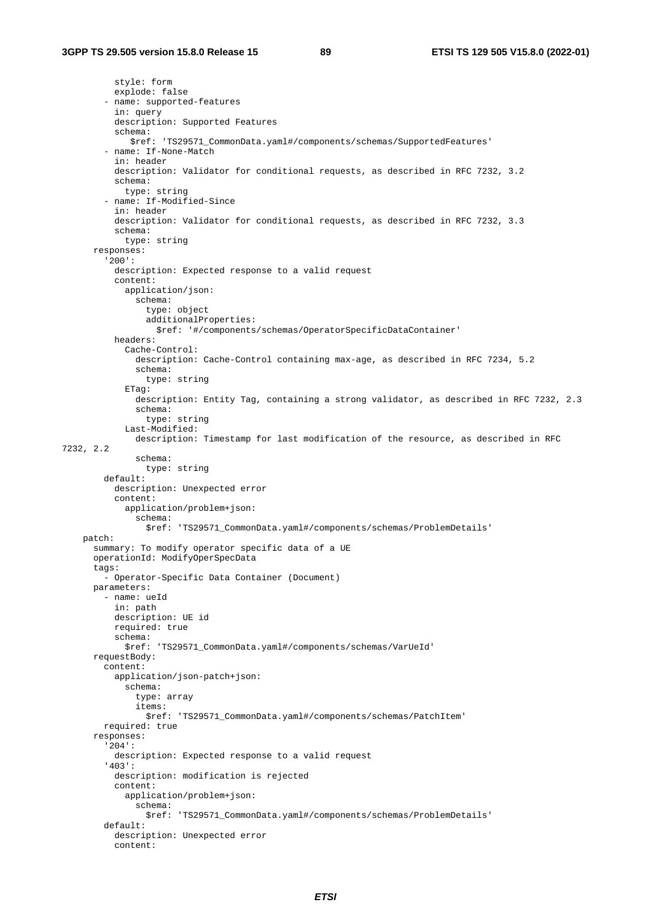```
          style: form
          explode: false
        - name: supported-features
          in: query
          description: Supported Features
          schema:
             $ref: 'TS29571_CommonData.yaml#/components/schemas/SupportedFeatures'
        - name: If-None-Match
          in: header
          description: Validator for conditional requests, as described in RFC 7232, 3.2
          schema:
            type: string
        - name: If-Modified-Since
          in: header
          description: Validator for conditional requests, as described in RFC 7232, 3.3
          schema:
            type: string
      responses:
        '200':
          description: Expected response to a valid request
          content:
            application/json:
              schema:
                type: object
                additionalProperties:
                  $ref: '#/components/schemas/OperatorSpecificDataContainer'
          headers:
            Cache-Control:
              description: Cache-Control containing max-age, as described in RFC 7234, 5.2
              schema:
                type: string
            ETag:
              description: Entity Tag, containing a strong validator, as described in RFC 7232, 2.3
              schema:
                type: string
            Last-Modified:
              description: Timestamp for last modification of the resource, as described in RFC 
7232, 2.2
              schema:
                type: string
        default:
          description: Unexpected error
          content:
            application/problem+json:
              schema:
                $ref: 'TS29571_CommonData.yaml#/components/schemas/ProblemDetails'
    patch:
      summary: To modify operator specific data of a UE
      operationId: ModifyOperSpecData
      tags:
        - Operator-Specific Data Container (Document)
      parameters:
        - name: ueId
          in: path
          description: UE id
          required: true
          schema:
            $ref: 'TS29571_CommonData.yaml#/components/schemas/VarUeId'
      requestBody:
        content:
          application/json-patch+json:
            schema:
              type: array
              items:
                $ref: 'TS29571_CommonData.yaml#/components/schemas/PatchItem'
        required: true
      responses:
        '204':
          description: Expected response to a valid request
        '403':
          description: modification is rejected
          content:
            application/problem+json:
              schema:
                $ref: 'TS29571_CommonData.yaml#/components/schemas/ProblemDetails'
        default:
          description: Unexpected error
          content:
```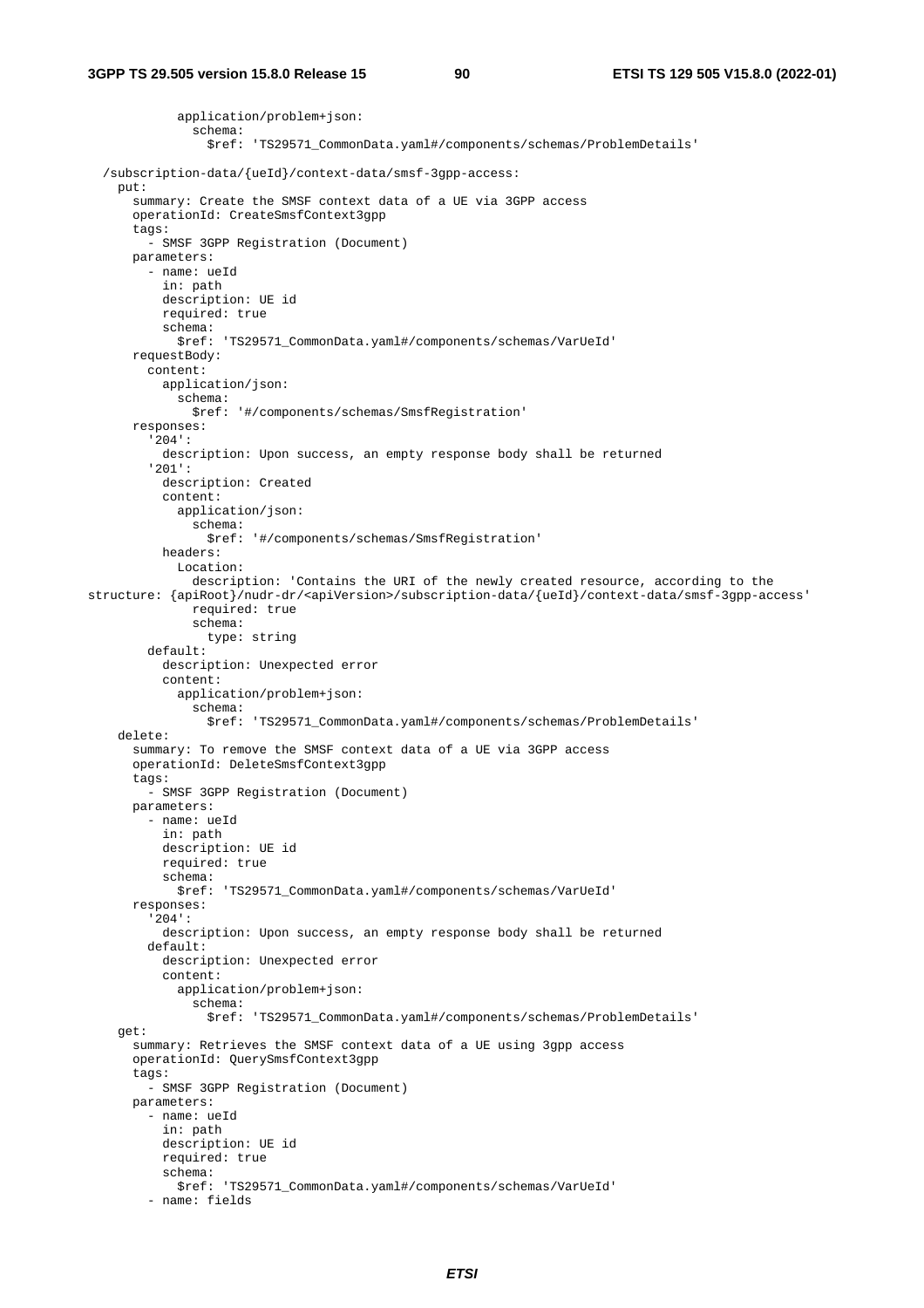```
            application/problem+json:
              schema:
                $ref: 'TS29571_CommonData.yaml#/components/schemas/ProblemDetails'

  /subscription-data/{ueId}/context-data/smsf-3gpp-access:
    put:
      summary: Create the SMSF context data of a UE via 3GPP access
      operationId: CreateSmsfContext3gpp
      tags:
        - SMSF 3GPP Registration (Document)
      parameters:
        - name: ueId
          in: path
          description: UE id
          required: true
          schema:
            $ref: 'TS29571_CommonData.yaml#/components/schemas/VarUeId'
      requestBody:
        content:
          application/json:
            schema:
              $ref: '#/components/schemas/SmsfRegistration'
      responses:
        '204':
          description: Upon success, an empty response body shall be returned
        '201':
          description: Created
          content:
            application/json:
              schema:
                $ref: '#/components/schemas/SmsfRegistration'
          headers:
            Location:
              description: 'Contains the URI of the newly created resource, according to the
structure: {apiRoot}/nudr-dr/<apiVersion>/subscription-data/{ueId}/context-data/smsf-3gpp-access'
              required: true
              schema:
                type: string
        default:
          description: Unexpected error
          content:
            application/problem+json:
              schema:
                $ref: 'TS29571_CommonData.yaml#/components/schemas/ProblemDetails'
    delete:
      summary: To remove the SMSF context data of a UE via 3GPP access
      operationId: DeleteSmsfContext3gpp
      tags:
        - SMSF 3GPP Registration (Document)
      parameters:
        - name: ueId
          in: path
          description: UE id
          required: true
          schema:
            $ref: 'TS29571_CommonData.yaml#/components/schemas/VarUeId'
      responses:
        '204':
          description: Upon success, an empty response body shall be returned
        default:
          description: Unexpected error
          content:
            application/problem+json:
              schema:
                $ref: 'TS29571_CommonData.yaml#/components/schemas/ProblemDetails'
    get:
      summary: Retrieves the SMSF context data of a UE using 3gpp access
      operationId: QuerySmsfContext3gpp
      tags:
        - SMSF 3GPP Registration (Document)
      parameters:
        - name: ueId
          in: path
          description: UE id
          required: true
          schema:
            $ref: 'TS29571_CommonData.yaml#/components/schemas/VarUeId'
        - name: fields
```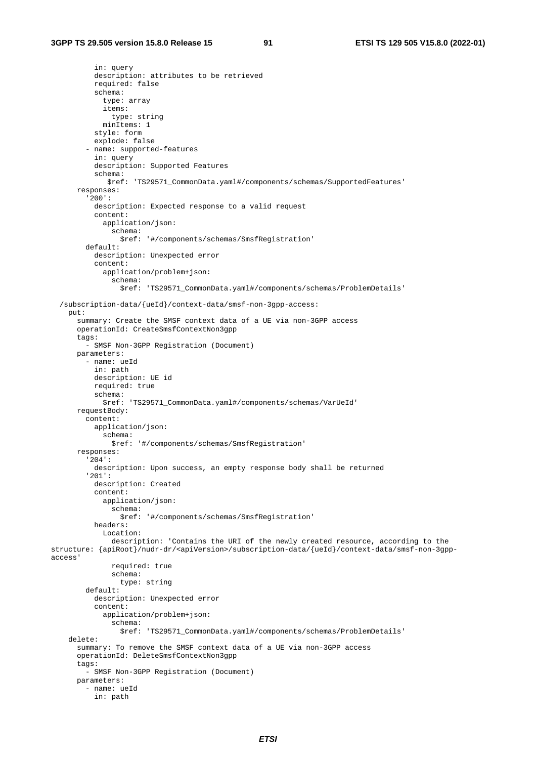```
          in: query
          description: attributes to be retrieved
          required: false
          schema:
            type: array
            items:
              type: string
            minItems: 1
          style: form
          explode: false
        - name: supported-features
          in: query
          description: Supported Features
          schema:
             $ref: 'TS29571_CommonData.yaml#/components/schemas/SupportedFeatures'
      responses:
        '200':
          description: Expected response to a valid request
          content:
            application/json:
              schema:
                $ref: '#/components/schemas/SmsfRegistration'
        default:
          description: Unexpected error
          content:
            application/problem+json:
              schema:
                $ref: 'TS29571_CommonData.yaml#/components/schemas/ProblemDetails'

  /subscription-data/{ueId}/context-data/smsf-non-3gpp-access:
    put:
      summary: Create the SMSF context data of a UE via non-3GPP access
      operationId: CreateSmsfContextNon3gpp
      tags:
        - SMSF Non-3GPP Registration (Document)
      parameters:
        - name: ueId
          in: path
          description: UE id
          required: true
          schema:
            $ref: 'TS29571_CommonData.yaml#/components/schemas/VarUeId'
      requestBody:
        content:
          application/json:
            schema:
              $ref: '#/components/schemas/SmsfRegistration'
      responses:
        '204':
          description: Upon success, an empty response body shall be returned
        '201':
          description: Created
          content:
            application/json:
              schema:
                $ref: '#/components/schemas/SmsfRegistration'
          headers:
            Location:
              description: 'Contains the URI of the newly created resource, according to the
structure: {apiRoot}/nudr-dr/<apiVersion>/subscription-data/{ueId}/context-data/smsf-non-3gpp-
access'
              required: true
              schema:
                type: string
        default:
          description: Unexpected error
          content:
            application/problem+json:
              schema:
                $ref: 'TS29571_CommonData.yaml#/components/schemas/ProblemDetails'
    delete:
      summary: To remove the SMSF context data of a UE via non-3GPP access
      operationId: DeleteSmsfContextNon3gpp
      tags:
        - SMSF Non-3GPP Registration (Document)
      parameters:
        - name: ueId
          in: path
```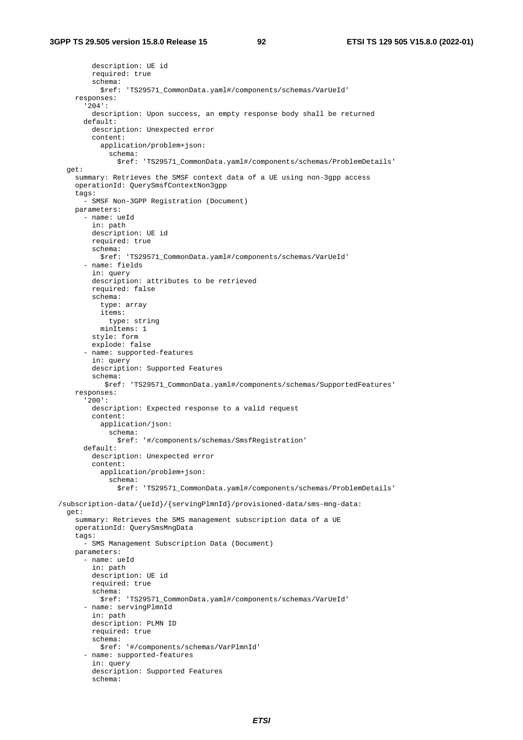```
          description: UE id
          required: true
          schema:
            $ref: 'TS29571_CommonData.yaml#/components/schemas/VarUeId'
      responses:
        '204':
          description: Upon success, an empty response body shall be returned
        default:
          description: Unexpected error
          content:
            application/problem+json:
              schema:
                $ref: 'TS29571_CommonData.yaml#/components/schemas/ProblemDetails'
    get:
      summary: Retrieves the SMSF context data of a UE using non-3gpp access
      operationId: QuerySmsfContextNon3gpp
      tags:
        - SMSF Non-3GPP Registration (Document)
      parameters:
        - name: ueId
          in: path
          description: UE id
          required: true
          schema:
            $ref: 'TS29571_CommonData.yaml#/components/schemas/VarUeId'
        - name: fields
          in: query
          description: attributes to be retrieved
          required: false
          schema:
            type: array
            items:
              type: string
            minItems: 1
          style: form
          explode: false
        - name: supported-features
          in: query
          description: Supported Features
          schema:
             $ref: 'TS29571_CommonData.yaml#/components/schemas/SupportedFeatures'
      responses:
        '200':
          description: Expected response to a valid request
          content:
            application/json:
              schema:
                $ref: '#/components/schemas/SmsfRegistration'
        default:
          description: Unexpected error
          content:
            application/problem+json:
              schema:
                $ref: 'TS29571_CommonData.yaml#/components/schemas/ProblemDetails'

  /subscription-data/{ueId}/{servingPlmnId}/provisioned-data/sms-mng-data:
    get:
      summary: Retrieves the SMS management subscription data of a UE
      operationId: QuerySmsMngData
      tags:
        - SMS Management Subscription Data (Document)
      parameters:
        - name: ueId
          in: path
          description: UE id
          required: true
          schema:
            $ref: 'TS29571_CommonData.yaml#/components/schemas/VarUeId'
        - name: servingPlmnId
          in: path
          description: PLMN ID
          required: true
          schema:
            $ref: '#/components/schemas/VarPlmnId'
        - name: supported-features
          in: query
          description: Supported Features
          schema:
```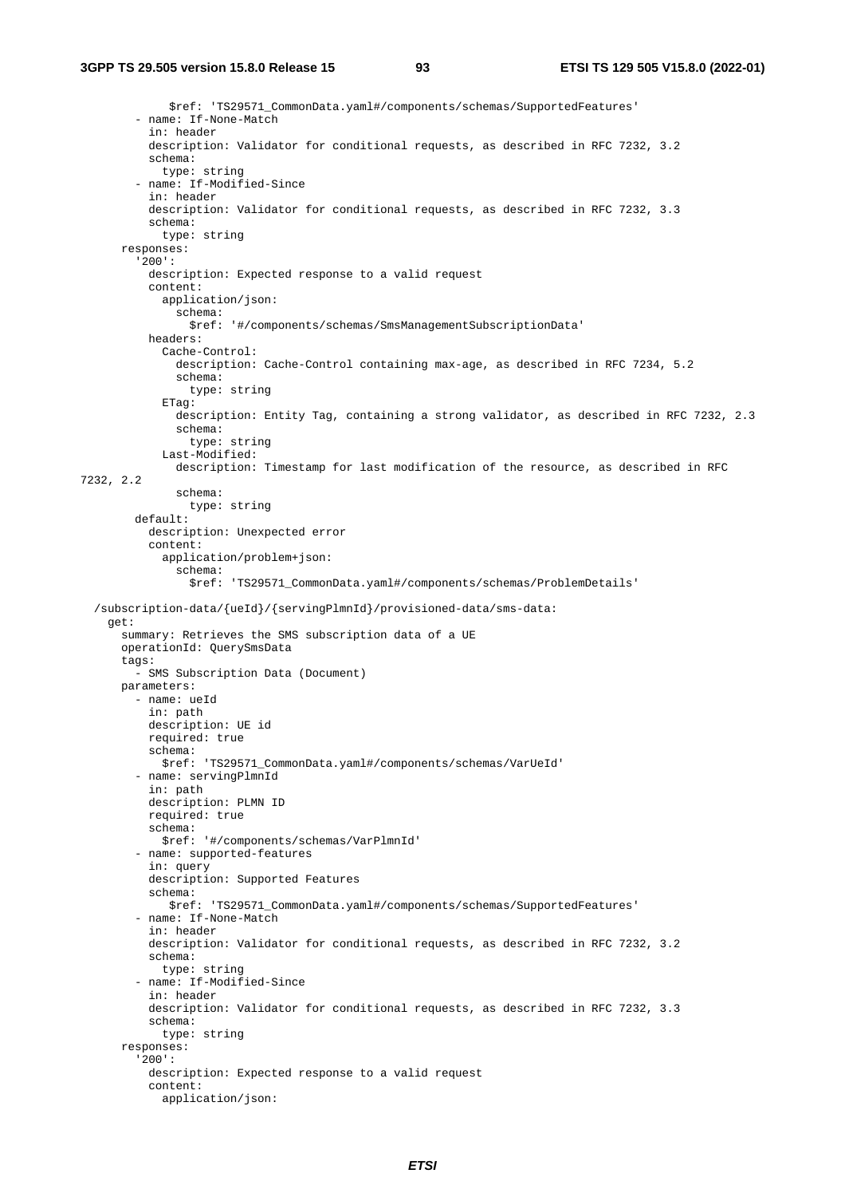```
              $ref: 'TS29571_CommonData.yaml#/components/schemas/SupportedFeatures'
        - name: If-None-Match
          in: header
          description: Validator for conditional requests, as described in RFC 7232, 3.2
          schema:
            type: string
        - name: If-Modified-Since
          in: header
          description: Validator for conditional requests, as described in RFC 7232, 3.3
          schema:
            type: string
      responses:
        '200':
          description: Expected response to a valid request
          content:
            application/json:
              schema:
                $ref: '#/components/schemas/SmsManagementSubscriptionData'
          headers:
            Cache-Control:
              description: Cache-Control containing max-age, as described in RFC 7234, 5.2
              schema:
                type: string
            ETag:
              description: Entity Tag, containing a strong validator, as described in RFC 7232, 2.3
              schema:
                type: string
            Last-Modified:
              description: Timestamp for last modification of the resource, as described in RFC 
7232, 2.2
              schema:
                type: string
        default:
          description: Unexpected error
          content:
            application/problem+json:
              schema:
                $ref: 'TS29571_CommonData.yaml#/components/schemas/ProblemDetails'

  /subscription-data/{ueId}/{servingPlmnId}/provisioned-data/sms-data:
    get:
      summary: Retrieves the SMS subscription data of a UE
      operationId: QuerySmsData
      tags:
        - SMS Subscription Data (Document)
      parameters:
        - name: ueId
          in: path
          description: UE id
          required: true
          schema:
            $ref: 'TS29571_CommonData.yaml#/components/schemas/VarUeId'
        - name: servingPlmnId
          in: path
          description: PLMN ID
          required: true
          schema:
            $ref: '#/components/schemas/VarPlmnId'
        - name: supported-features
          in: query
          description: Supported Features
          schema:
             $ref: 'TS29571_CommonData.yaml#/components/schemas/SupportedFeatures'
        - name: If-None-Match
          in: header
          description: Validator for conditional requests, as described in RFC 7232, 3.2
          schema:
            type: string
        - name: If-Modified-Since
          in: header
          description: Validator for conditional requests, as described in RFC 7232, 3.3
          schema:
            type: string
      responses:
        '200':
          description: Expected response to a valid request
          content:
            application/json:
```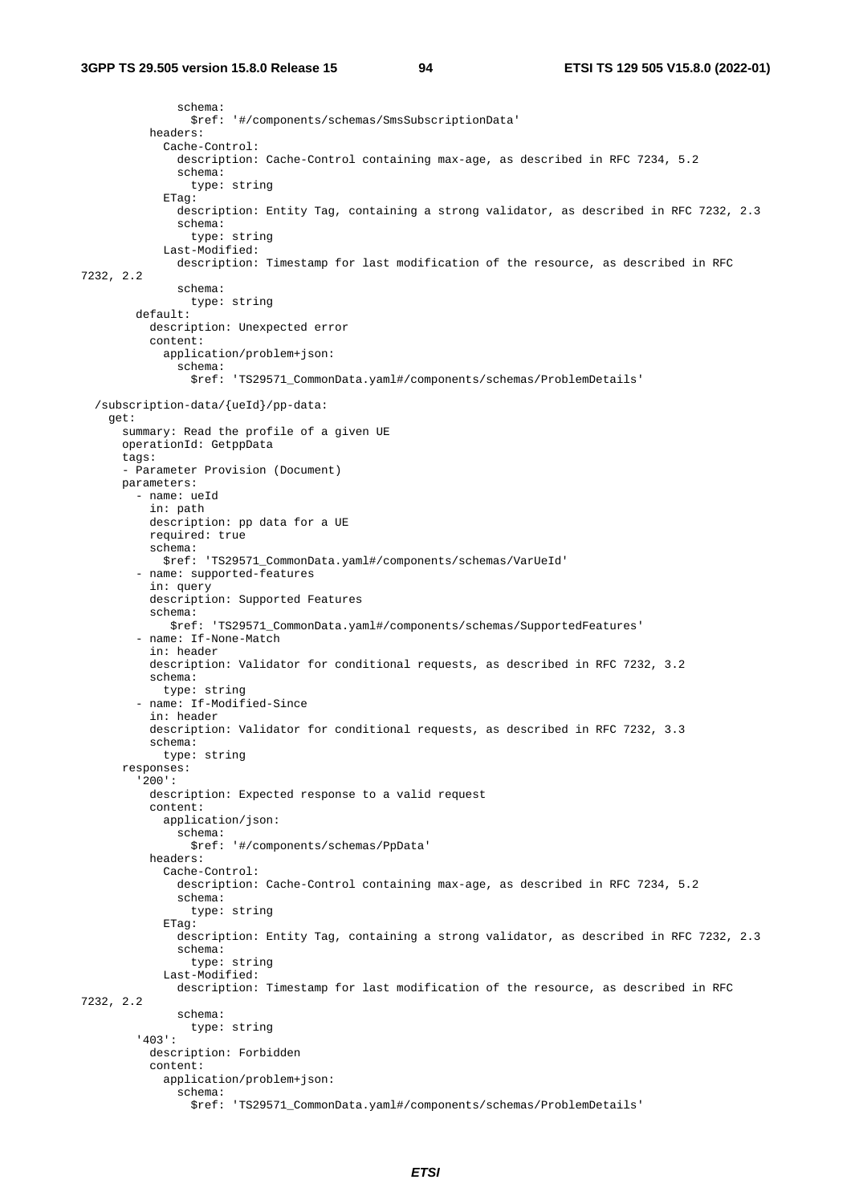```
              schema:
                $ref: '#/components/schemas/SmsSubscriptionData'
          headers:
            Cache-Control:
              description: Cache-Control containing max-age, as described in RFC 7234, 5.2
              schema:
                type: string
            ETag:
              description: Entity Tag, containing a strong validator, as described in RFC 7232, 2.3
              schema:
                type: string
            Last-Modified:
              description: Timestamp for last modification of the resource, as described in RFC 
7232, 2.2
              schema:
                type: string
        default:
          description: Unexpected error
          content:
            application/problem+json:
              schema:
                $ref: 'TS29571_CommonData.yaml#/components/schemas/ProblemDetails'

  /subscription-data/{ueId}/pp-data:
    get:
      summary: Read the profile of a given UE
      operationId: GetppData
      tags:
      - Parameter Provision (Document)
      parameters:
        - name: ueId
          in: path
          description: pp data for a UE
          required: true
          schema:
            $ref: 'TS29571_CommonData.yaml#/components/schemas/VarUeId'
        - name: supported-features
          in: query
          description: Supported Features
          schema:
             $ref: 'TS29571_CommonData.yaml#/components/schemas/SupportedFeatures'
        - name: If-None-Match
          in: header
          description: Validator for conditional requests, as described in RFC 7232, 3.2
          schema:
            type: string
        - name: If-Modified-Since
          in: header
          description: Validator for conditional requests, as described in RFC 7232, 3.3
          schema:
            type: string
      responses:
        '200':
          description: Expected response to a valid request
          content:
            application/json:
              schema:
                $ref: '#/components/schemas/PpData'
          headers:
            Cache-Control:
              description: Cache-Control containing max-age, as described in RFC 7234, 5.2
              schema:
                type: string
            ETag:
              description: Entity Tag, containing a strong validator, as described in RFC 7232, 2.3
              schema:
                type: string
            Last-Modified:
              description: Timestamp for last modification of the resource, as described in RFC 
7232, 2.2
              schema:
                type: string
        '403':
          description: Forbidden
          content:
            application/problem+json:
              schema:
                $ref: 'TS29571_CommonData.yaml#/components/schemas/ProblemDetails'
```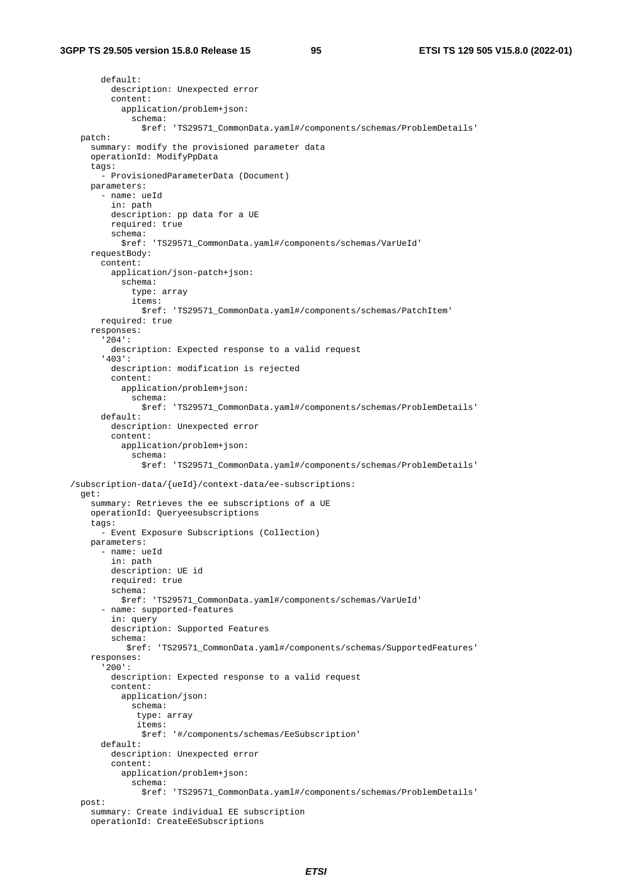```
      default:
        description: Unexpected error
        content:
          application/problem+json:
            schema:
              $ref: 'TS29571_CommonData.yaml#/components/schemas/ProblemDetails'
  patch:
    summary: modify the provisioned parameter data
    operationId: ModifyPpData
    tags:
      - ProvisionedParameterData (Document)
    parameters:
      - name: ueId
        in: path
        description: pp data for a UE
        required: true
        schema:
          $ref: 'TS29571_CommonData.yaml#/components/schemas/VarUeId'
    requestBody:
      content:
        application/json-patch+json:
          schema:
            type: array
            items:
              $ref: 'TS29571_CommonData.yaml#/components/schemas/PatchItem'
      required: true
    responses:
      '204':
        description: Expected response to a valid request
      '403':
        description: modification is rejected
        content:
          application/problem+json:
            schema:
              $ref: 'TS29571_CommonData.yaml#/components/schemas/ProblemDetails'
      default:
        description: Unexpected error
        content:
          application/problem+json:
            schema:
              $ref: 'TS29571_CommonData.yaml#/components/schemas/ProblemDetails'

/subscription-data/{ueId}/context-data/ee-subscriptions:
  get:
    summary: Retrieves the ee subscriptions of a UE
    operationId: Queryeesubscriptions
    tags:
      - Event Exposure Subscriptions (Collection)
    parameters:
      - name: ueId
        in: path
        description: UE id
        required: true
        schema:
          $ref: 'TS29571_CommonData.yaml#/components/schemas/VarUeId'
      - name: supported-features
        in: query
        description: Supported Features
        schema:
           $ref: 'TS29571_CommonData.yaml#/components/schemas/SupportedFeatures'
    responses:
      '200':
        description: Expected response to a valid request
        content:
          application/json:
            schema:
             type: array
             items:
              $ref: '#/components/schemas/EeSubscription'
      default:
        description: Unexpected error
        content:
          application/problem+json:
            schema:
              $ref: 'TS29571_CommonData.yaml#/components/schemas/ProblemDetails'
  post:
    summary: Create individual EE subscription
    operationId: CreateEeSubscriptions
```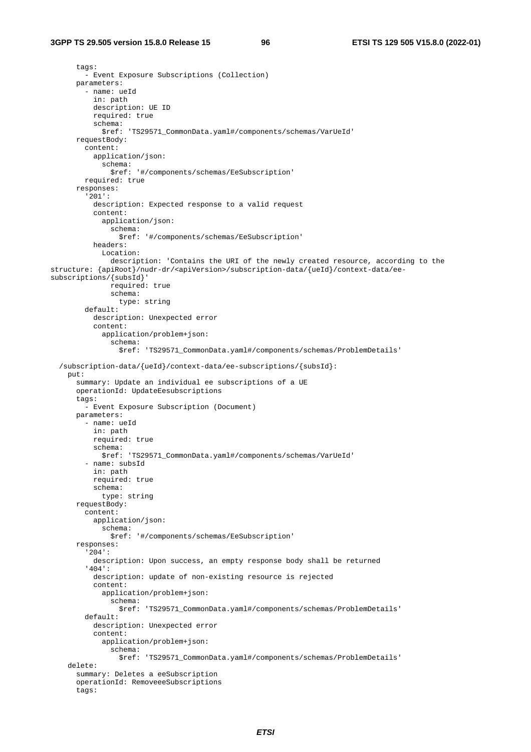```
      tags:
        - Event Exposure Subscriptions (Collection)
      parameters:
        - name: ueId
          in: path
          description: UE ID
          required: true
          schema:
            $ref: 'TS29571_CommonData.yaml#/components/schemas/VarUeId'
      requestBody:
        content:
          application/json:
            schema:
              $ref: '#/components/schemas/EeSubscription'
        required: true
      responses:
        '201':
          description: Expected response to a valid request
          content:
            application/json:
              schema:
                $ref: '#/components/schemas/EeSubscription'
          headers:
            Location:
              description: 'Contains the URI of the newly created resource, according to the
structure: {apiRoot}/nudr-dr/<apiVersion>/subscription-data/{ueId}/context-data/ee-
subscriptions/{subsId}'
              required: true
              schema:
                type: string
        default:
          description: Unexpected error
          content:
            application/problem+json:
              schema:
                $ref: 'TS29571_CommonData.yaml#/components/schemas/ProblemDetails'

  /subscription-data/{ueId}/context-data/ee-subscriptions/{subsId}:
    put:
      summary: Update an individual ee subscriptions of a UE
      operationId: UpdateEesubscriptions
      tags:
        - Event Exposure Subscription (Document)
      parameters:
        - name: ueId
          in: path
          required: true
          schema:
            $ref: 'TS29571_CommonData.yaml#/components/schemas/VarUeId'
        - name: subsId
          in: path
          required: true
          schema:
            type: string
      requestBody:
        content:
          application/json:
            schema:
              $ref: '#/components/schemas/EeSubscription'
      responses:
        '204':
          description: Upon success, an empty response body shall be returned
        '404':
          description: update of non-existing resource is rejected
          content:
            application/problem+json:
              schema:
                $ref: 'TS29571_CommonData.yaml#/components/schemas/ProblemDetails'
        default:
          description: Unexpected error
          content:
            application/problem+json:
              schema:
                $ref: 'TS29571_CommonData.yaml#/components/schemas/ProblemDetails'
    delete:
      summary: Deletes a eeSubscription
      operationId: RemoveeeSubscriptions
      tags:
```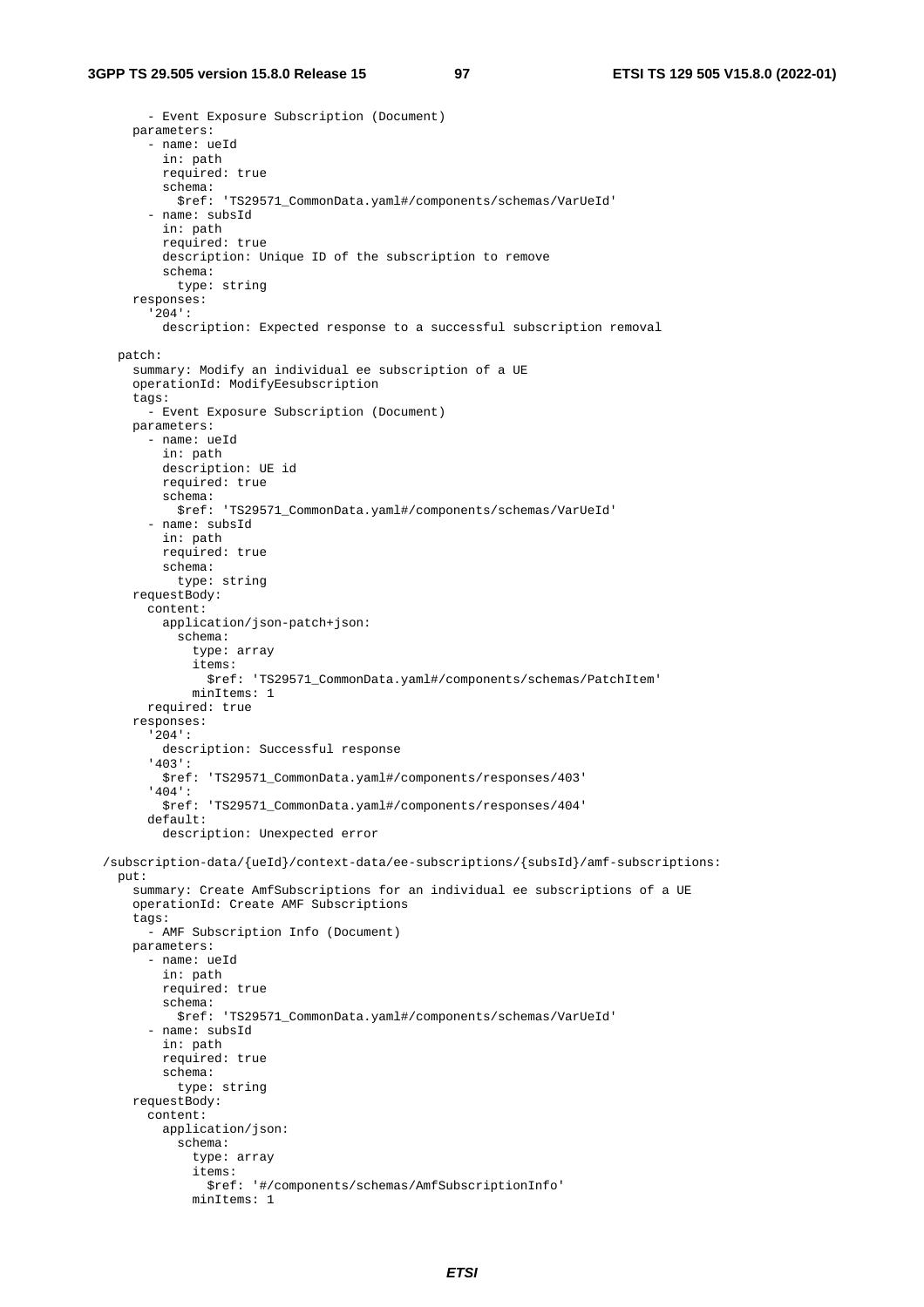```
        - Event Exposure Subscription (Document)
      parameters:
        - name: ueId
          in: path
          required: true
          schema:
            $ref: 'TS29571_CommonData.yaml#/components/schemas/VarUeId'
        - name: subsId
          in: path
          required: true
          description: Unique ID of the subscription to remove
          schema:
            type: string
      responses:
        '204':
          description: Expected response to a successful subscription removal

    patch:
      summary: Modify an individual ee subscription of a UE
      operationId: ModifyEesubscription
      tags:
        - Event Exposure Subscription (Document)
      parameters:
        - name: ueId
          in: path
          description: UE id
          required: true
          schema:
            $ref: 'TS29571_CommonData.yaml#/components/schemas/VarUeId'
        - name: subsId
          in: path
          required: true
          schema:
            type: string
      requestBody:
        content:
          application/json-patch+json:
            schema:
              type: array
              items:
                $ref: 'TS29571_CommonData.yaml#/components/schemas/PatchItem'
              minItems: 1
        required: true
      responses:
        '204':
          description: Successful response
        '403':
          $ref: 'TS29571_CommonData.yaml#/components/responses/403'
        '404':
          $ref: 'TS29571_CommonData.yaml#/components/responses/404'
        default:
          description: Unexpected error

  /subscription-data/{ueId}/context-data/ee-subscriptions/{subsId}/amf-subscriptions:
    put:
      summary: Create AmfSubscriptions for an individual ee subscriptions of a UE
      operationId: Create AMF Subscriptions
      tags:
        - AMF Subscription Info (Document)
      parameters:
        - name: ueId
          in: path
          required: true
          schema:
            $ref: 'TS29571_CommonData.yaml#/components/schemas/VarUeId'
        - name: subsId
          in: path
          required: true
          schema:
            type: string
      requestBody:
        content:
          application/json:
            schema:
              type: array
              items:
                $ref: '#/components/schemas/AmfSubscriptionInfo'
              minItems: 1
```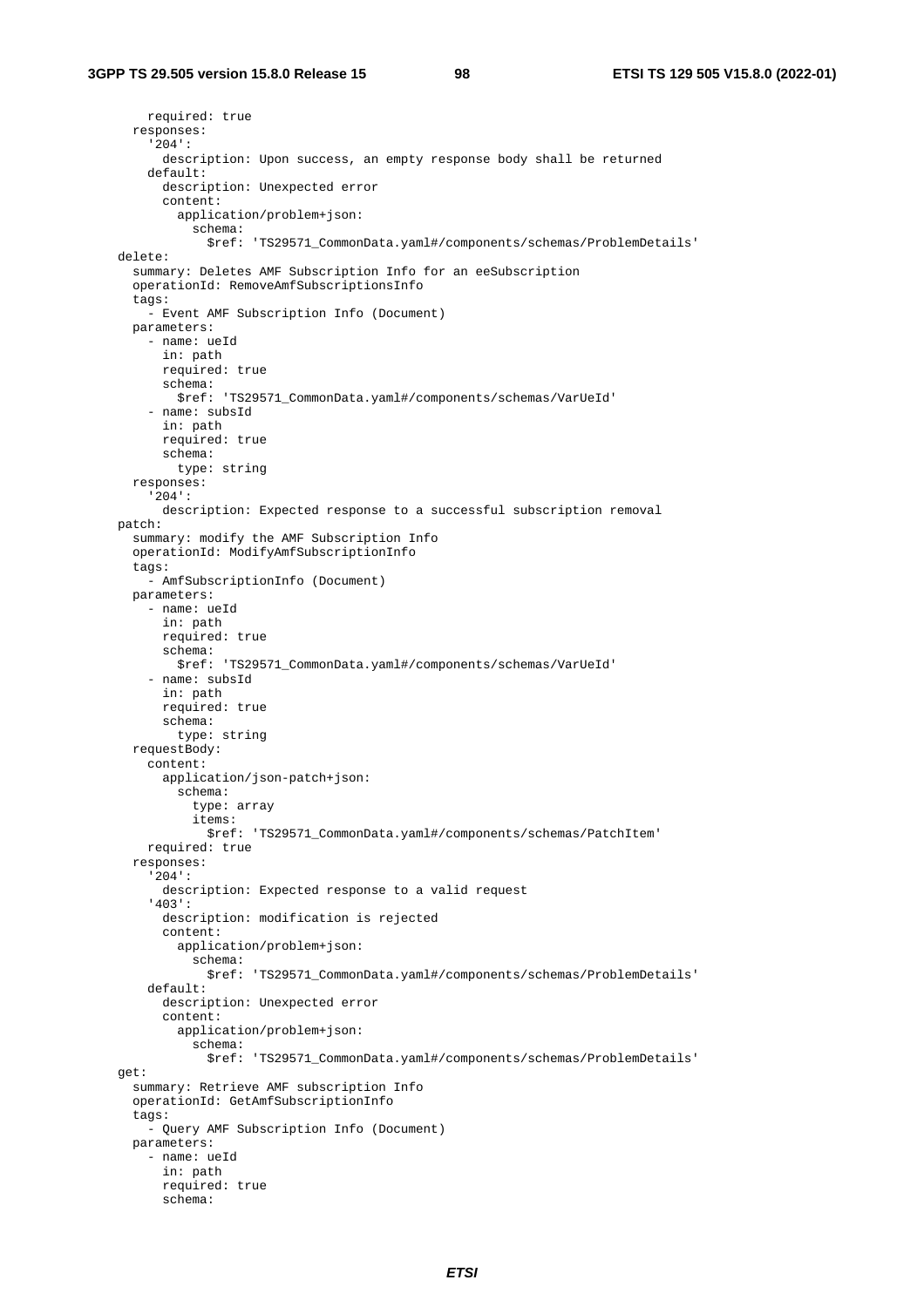```
          required: true
      responses:
        '204':
          description: Upon success, an empty response body shall be returned
        default:
          description: Unexpected error
          content:
            application/problem+json:
              schema:
                $ref: 'TS29571_CommonData.yaml#/components/schemas/ProblemDetails'
    delete:
      summary: Deletes AMF Subscription Info for an eeSubscription
      operationId: RemoveAmfSubscriptionsInfo
      tags:
        - Event AMF Subscription Info (Document)
      parameters:
        - name: ueId
          in: path
          required: true
          schema:
            $ref: 'TS29571_CommonData.yaml#/components/schemas/VarUeId'
        - name: subsId
          in: path
          required: true
          schema:
            type: string
      responses:
        '204':
          description: Expected response to a successful subscription removal
    patch:
      summary: modify the AMF Subscription Info
      operationId: ModifyAmfSubscriptionInfo
      tags:
        - AmfSubscriptionInfo (Document)
      parameters:
        - name: ueId
          in: path
          required: true
          schema:
            $ref: 'TS29571_CommonData.yaml#/components/schemas/VarUeId'
        - name: subsId
          in: path
          required: true
          schema:
            type: string
      requestBody:
        content:
          application/json-patch+json:
            schema:
              type: array
              items:
                $ref: 'TS29571_CommonData.yaml#/components/schemas/PatchItem'
        required: true
      responses:
        '204':
          description: Expected response to a valid request
        '403':
          description: modification is rejected
          content:
            application/problem+json:
              schema:
                $ref: 'TS29571_CommonData.yaml#/components/schemas/ProblemDetails'
        default:
          description: Unexpected error
          content:
            application/problem+json:
              schema:
                $ref: 'TS29571_CommonData.yaml#/components/schemas/ProblemDetails'
    get:
      summary: Retrieve AMF subscription Info
      operationId: GetAmfSubscriptionInfo
      tags:
        - Query AMF Subscription Info (Document)
      parameters:
        - name: ueId
          in: path
          required: true
          schema:
```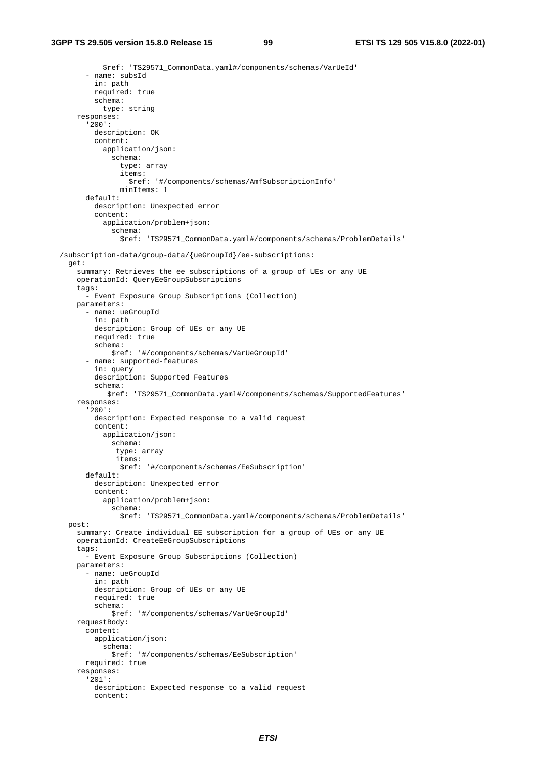```
            $ref: 'TS29571_CommonData.yaml#/components/schemas/VarUeId'
        - name: subsId
          in: path
          required: true
          schema:
            type: string
      responses:
        '200':
          description: OK
          content:
            application/json:
              schema:
                type: array
                items:
                  $ref: '#/components/schemas/AmfSubscriptionInfo'
                minItems: 1
        default:
          description: Unexpected error
          content:
            application/problem+json:
              schema:
                $ref: 'TS29571_CommonData.yaml#/components/schemas/ProblemDetails'

  /subscription-data/group-data/{ueGroupId}/ee-subscriptions:
    get:
      summary: Retrieves the ee subscriptions of a group of UEs or any UE
      operationId: QueryEeGroupSubscriptions
      tags:
        - Event Exposure Group Subscriptions (Collection)
      parameters:
        - name: ueGroupId
          in: path
          description: Group of UEs or any UE
          required: true
          schema:
              $ref: '#/components/schemas/VarUeGroupId'
        - name: supported-features
          in: query
          description: Supported Features
          schema:
             $ref: 'TS29571_CommonData.yaml#/components/schemas/SupportedFeatures'
      responses:
        '200':
          description: Expected response to a valid request
          content:
            application/json:
              schema:
               type: array
               items:
                $ref: '#/components/schemas/EeSubscription'
        default:
          description: Unexpected error
          content:
            application/problem+json:
              schema:
                $ref: 'TS29571_CommonData.yaml#/components/schemas/ProblemDetails'
    post:
      summary: Create individual EE subscription for a group of UEs or any UE
      operationId: CreateEeGroupSubscriptions
      tags:
        - Event Exposure Group Subscriptions (Collection)
      parameters:
        - name: ueGroupId
          in: path
          description: Group of UEs or any UE
          required: true
          schema:
              $ref: '#/components/schemas/VarUeGroupId'
      requestBody:
        content:
          application/json:
            schema:
              $ref: '#/components/schemas/EeSubscription'
        required: true
      responses:
        '201':
          description: Expected response to a valid request
          content:
```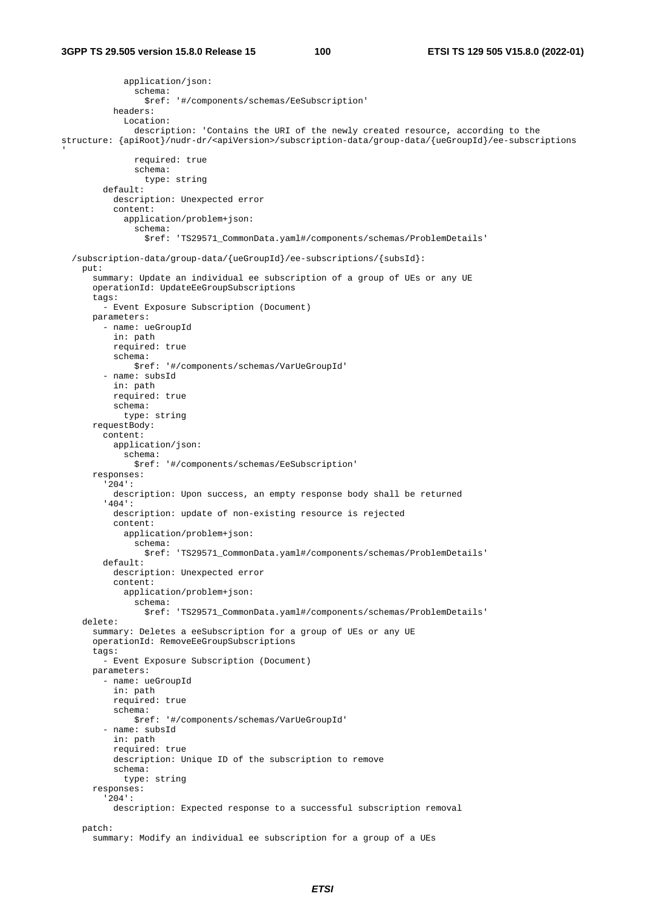```
            application/json:
              schema:
                $ref: '#/components/schemas/EeSubscription'
          headers:
            Location:
              description: 'Contains the URI of the newly created resource, according to the
structure: {apiRoot}/nudr-dr/<apiVersion>/subscription-data/group-data/{ueGroupId}/ee-subscriptions
'
              required: true
              schema:
                type: string
        default:
          description: Unexpected error
          content:
            application/problem+json:
              schema:
                $ref: 'TS29571_CommonData.yaml#/components/schemas/ProblemDetails'

  /subscription-data/group-data/{ueGroupId}/ee-subscriptions/{subsId}:
    put:
      summary: Update an individual ee subscription of a group of UEs or any UE
      operationId: UpdateEeGroupSubscriptions
      tags:
        - Event Exposure Subscription (Document)
      parameters:
        - name: ueGroupId
          in: path
          required: true
          schema:
              $ref: '#/components/schemas/VarUeGroupId'
        - name: subsId
          in: path
          required: true
          schema:
            type: string
      requestBody:
        content:
          application/json:
            schema:
              $ref: '#/components/schemas/EeSubscription'
      responses:
        '204':
          description: Upon success, an empty response body shall be returned
        '404':
          description: update of non-existing resource is rejected
          content:
            application/problem+json:
              schema:
                $ref: 'TS29571_CommonData.yaml#/components/schemas/ProblemDetails'
        default:
          description: Unexpected error
          content:
            application/problem+json:
              schema:
                $ref: 'TS29571_CommonData.yaml#/components/schemas/ProblemDetails'
    delete:
      summary: Deletes a eeSubscription for a group of UEs or any UE
      operationId: RemoveEeGroupSubscriptions
      tags:
        - Event Exposure Subscription (Document)
      parameters:
        - name: ueGroupId
          in: path
          required: true
          schema:
              $ref: '#/components/schemas/VarUeGroupId'
        - name: subsId
          in: path
          required: true
          description: Unique ID of the subscription to remove
          schema:
            type: string
      responses:
        '204':
          description: Expected response to a successful subscription removal

    patch:
      summary: Modify an individual ee subscription for a group of a UEs
```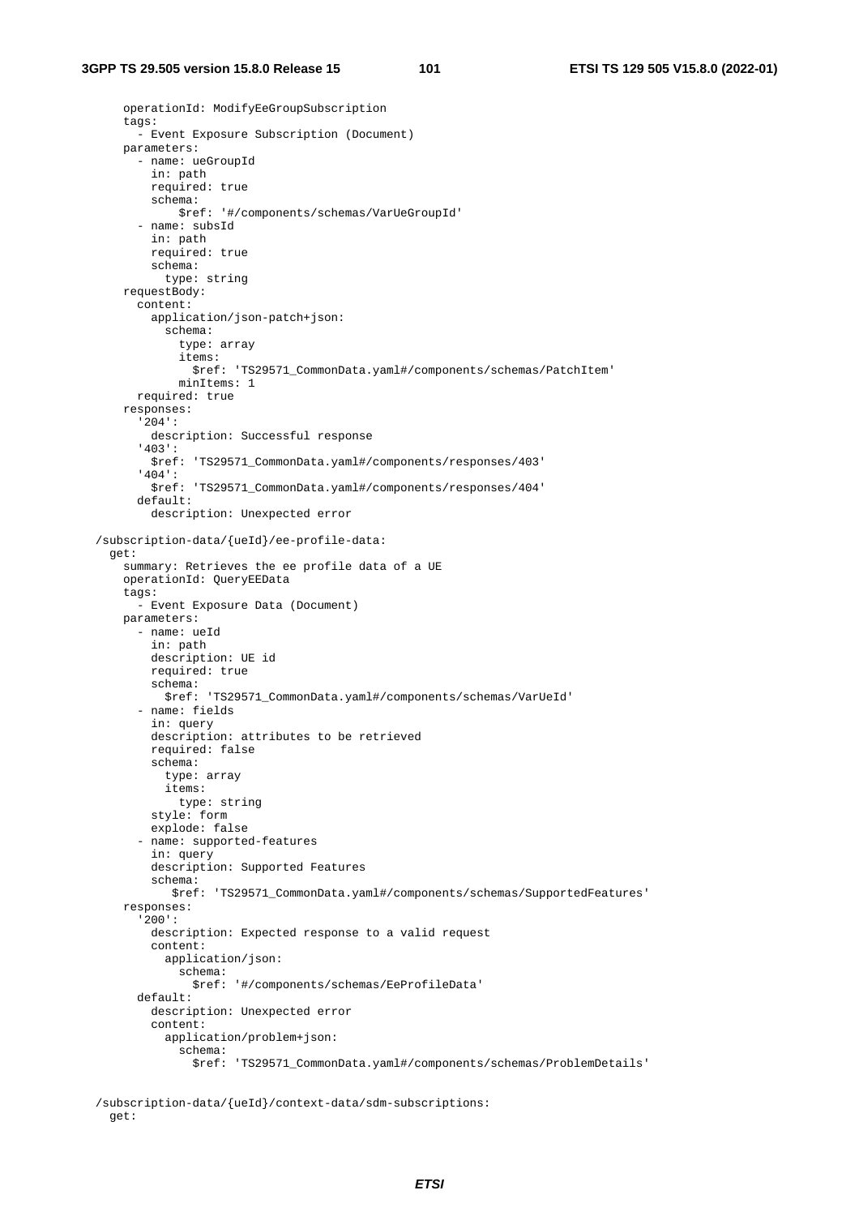```
      operationId: ModifyEeGroupSubscription
      tags:
        - Event Exposure Subscription (Document)
      parameters:
        - name: ueGroupId
          in: path
          required: true
          schema:
              $ref: '#/components/schemas/VarUeGroupId'
        - name: subsId
          in: path
          required: true
          schema:
            type: string
      requestBody:
        content:
          application/json-patch+json:
            schema:
              type: array
              items:
                $ref: 'TS29571_CommonData.yaml#/components/schemas/PatchItem'
              minItems: 1
        required: true
      responses:
        '204':
          description: Successful response
        '403':
          $ref: 'TS29571_CommonData.yaml#/components/responses/403'
        '404':
          $ref: 'TS29571_CommonData.yaml#/components/responses/404'
        default:
          description: Unexpected error

  /subscription-data/{ueId}/ee-profile-data:
    get:
      summary: Retrieves the ee profile data of a UE
      operationId: QueryEEData
      tags:
        - Event Exposure Data (Document)
      parameters:
        - name: ueId
          in: path
          description: UE id
          required: true
          schema:
            $ref: 'TS29571_CommonData.yaml#/components/schemas/VarUeId'
        - name: fields
          in: query
          description: attributes to be retrieved
          required: false
          schema:
            type: array
            items:
              type: string
          style: form
          explode: false
        - name: supported-features
          in: query
          description: Supported Features
          schema:
             $ref: 'TS29571_CommonData.yaml#/components/schemas/SupportedFeatures'
      responses:
        '200':
          description: Expected response to a valid request
          content:
            application/json:
              schema:
                $ref: '#/components/schemas/EeProfileData'
        default:
          description: Unexpected error
          content:
            application/problem+json:
              schema:
                $ref: 'TS29571_CommonData.yaml#/components/schemas/ProblemDetails'


  /subscription-data/{ueId}/context-data/sdm-subscriptions:
    get:
```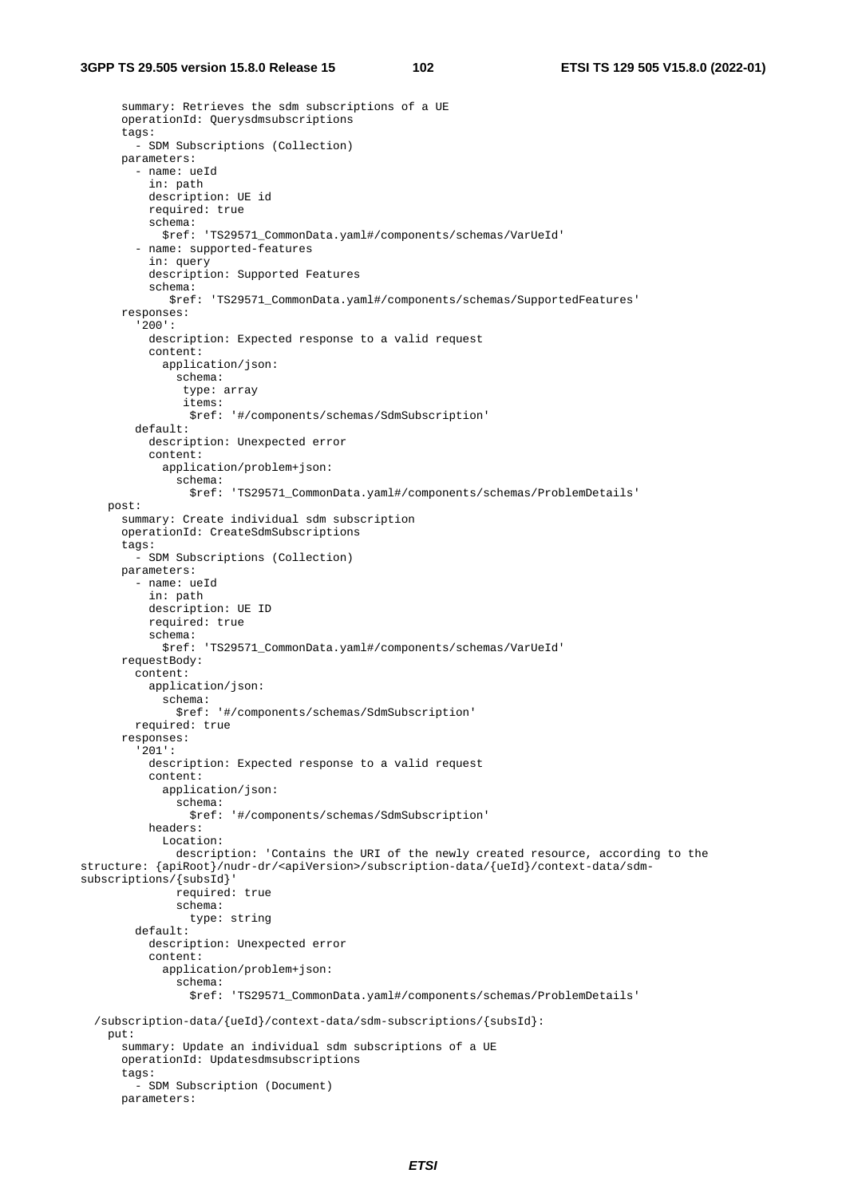```
      summary: Retrieves the sdm subscriptions of a UE
      operationId: Querysdmsubscriptions
      tags:
        - SDM Subscriptions (Collection)
      parameters:
        - name: ueId
          in: path
          description: UE id
          required: true
          schema:
            $ref: 'TS29571_CommonData.yaml#/components/schemas/VarUeId'
        - name: supported-features
          in: query
          description: Supported Features
          schema:
             $ref: 'TS29571_CommonData.yaml#/components/schemas/SupportedFeatures'
      responses:
        '200':
          description: Expected response to a valid request
          content:
            application/json:
              schema:
               type: array
               items:
                $ref: '#/components/schemas/SdmSubscription'
        default:
          description: Unexpected error
          content:
            application/problem+json:
              schema:
                $ref: 'TS29571_CommonData.yaml#/components/schemas/ProblemDetails'
    post:
      summary: Create individual sdm subscription
      operationId: CreateSdmSubscriptions
      tags:
        - SDM Subscriptions (Collection)
      parameters:
        - name: ueId
          in: path
          description: UE ID
          required: true
          schema:
            $ref: 'TS29571_CommonData.yaml#/components/schemas/VarUeId'
      requestBody:
        content:
          application/json:
            schema:
              $ref: '#/components/schemas/SdmSubscription'
        required: true
      responses:
        '201':
          description: Expected response to a valid request
          content:
            application/json:
              schema:
                $ref: '#/components/schemas/SdmSubscription'
          headers:
            Location:
              description: 'Contains the URI of the newly created resource, according to the
structure: {apiRoot}/nudr-dr/<apiVersion>/subscription-data/{ueId}/context-data/sdm-
subscriptions/{subsId}'
              required: true
              schema:
                type: string
        default:
          description: Unexpected error
          content:
            application/problem+json:
              schema:
                $ref: 'TS29571_CommonData.yaml#/components/schemas/ProblemDetails'

  /subscription-data/{ueId}/context-data/sdm-subscriptions/{subsId}:
    put:
      summary: Update an individual sdm subscriptions of a UE
      operationId: Updatesdmsubscriptions
      tags:
        - SDM Subscription (Document)
      parameters:
```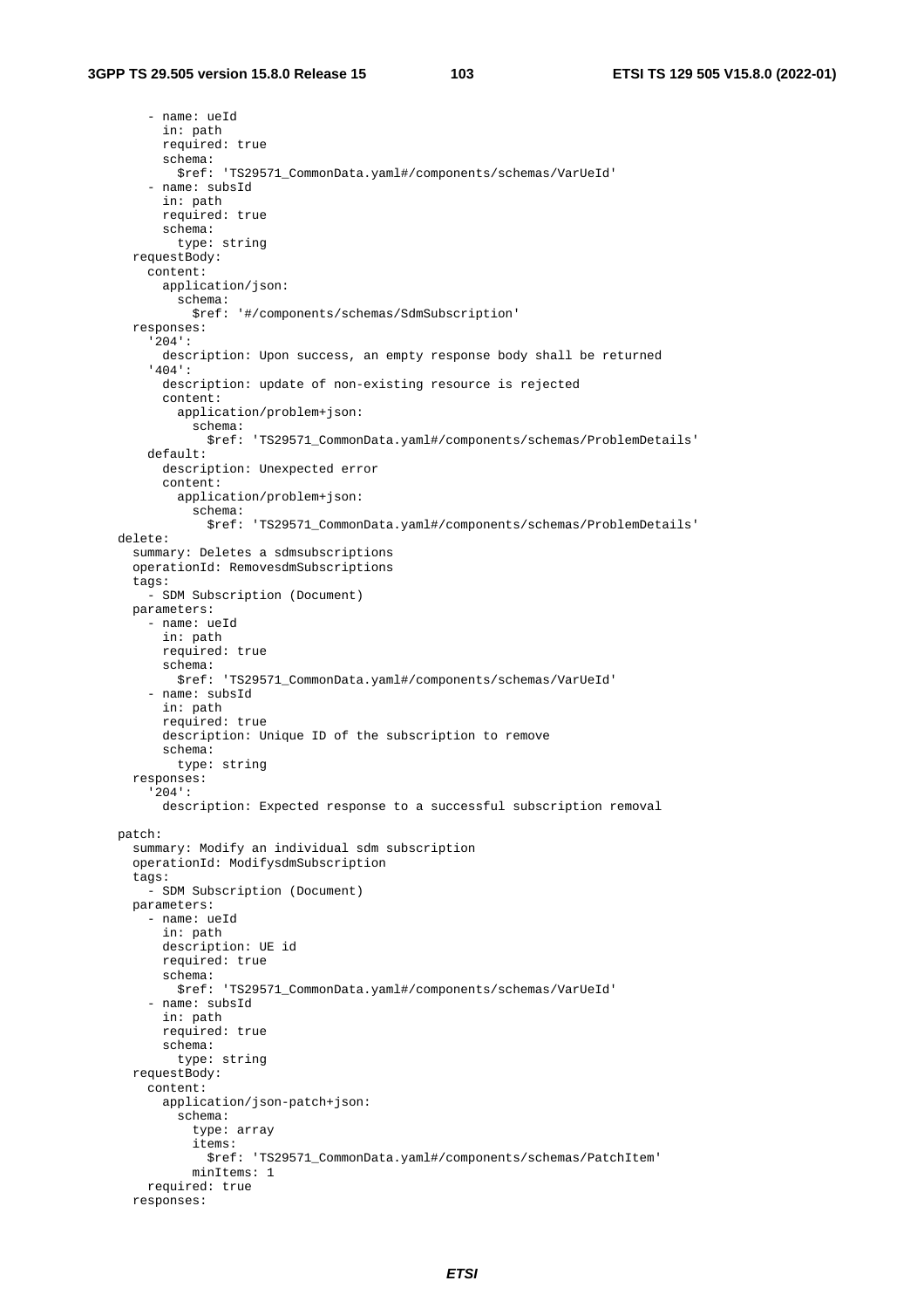```
        - name: ueId
          in: path
          required: true
          schema:
            $ref: 'TS29571_CommonData.yaml#/components/schemas/VarUeId'
        - name: subsId
          in: path
          required: true
          schema:
            type: string
      requestBody:
        content:
          application/json:
            schema:
              $ref: '#/components/schemas/SdmSubscription'
      responses:
        '204':
          description: Upon success, an empty response body shall be returned
        '404':
          description: update of non-existing resource is rejected
          content:
            application/problem+json:
              schema:
                $ref: 'TS29571_CommonData.yaml#/components/schemas/ProblemDetails'
        default:
          description: Unexpected error
          content:
            application/problem+json:
              schema:
                $ref: 'TS29571_CommonData.yaml#/components/schemas/ProblemDetails'
    delete:
      summary: Deletes a sdmsubscriptions
      operationId: RemovesdmSubscriptions
      tags:
        - SDM Subscription (Document)
      parameters:
        - name: ueId
          in: path
          required: true
          schema:
            $ref: 'TS29571_CommonData.yaml#/components/schemas/VarUeId'
        - name: subsId
          in: path
          required: true
          description: Unique ID of the subscription to remove
          schema:
            type: string
      responses:
        '204':
          description: Expected response to a successful subscription removal

    patch:
      summary: Modify an individual sdm subscription
      operationId: ModifysdmSubscription
      tags:
        - SDM Subscription (Document)
      parameters:
        - name: ueId
          in: path
          description: UE id
          required: true
          schema:
            $ref: 'TS29571_CommonData.yaml#/components/schemas/VarUeId'
        - name: subsId
          in: path
          required: true
          schema:
            type: string
      requestBody:
        content:
          application/json-patch+json:
            schema:
              type: array
              items:
                $ref: 'TS29571_CommonData.yaml#/components/schemas/PatchItem'
              minItems: 1
        required: true
      responses:
```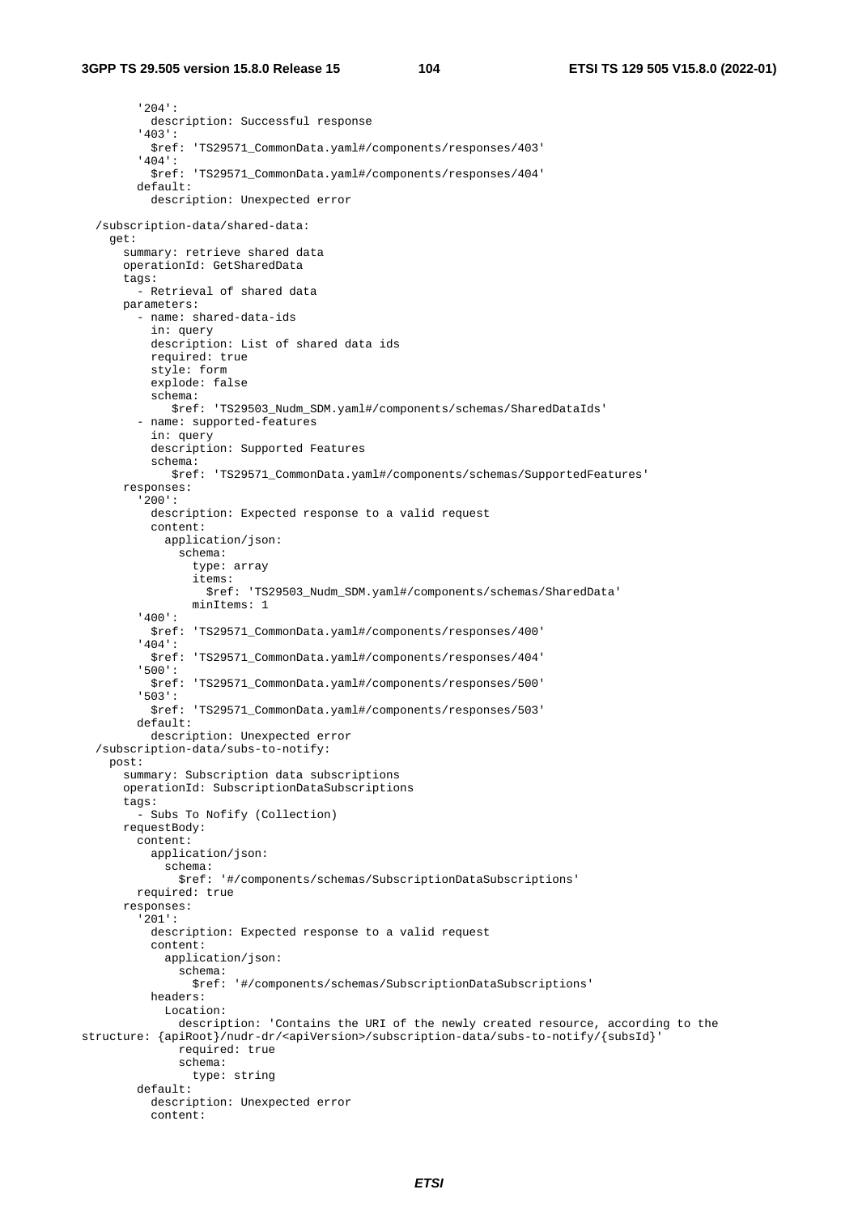```
        '204':
          description: Successful response
        '403':
          $ref: 'TS29571_CommonData.yaml#/components/responses/403'
        '404':
          $ref: 'TS29571_CommonData.yaml#/components/responses/404'
        default:
          description: Unexpected error

  /subscription-data/shared-data:
    get:
      summary: retrieve shared data
      operationId: GetSharedData
      tags:
        - Retrieval of shared data
      parameters:
        - name: shared-data-ids
          in: query
          description: List of shared data ids
          required: true
          style: form
          explode: false
          schema:
             $ref: 'TS29503_Nudm_SDM.yaml#/components/schemas/SharedDataIds'
        - name: supported-features
          in: query
          description: Supported Features
          schema:
             $ref: 'TS29571_CommonData.yaml#/components/schemas/SupportedFeatures'
      responses:
        '200':
          description: Expected response to a valid request
          content:
            application/json:
              schema:
                type: array
                items:
                  $ref: 'TS29503_Nudm_SDM.yaml#/components/schemas/SharedData'
                minItems: 1
        '400':
          $ref: 'TS29571_CommonData.yaml#/components/responses/400'
        '404':
          $ref: 'TS29571_CommonData.yaml#/components/responses/404'
        '500':
          $ref: 'TS29571_CommonData.yaml#/components/responses/500'
        '503':
          $ref: 'TS29571_CommonData.yaml#/components/responses/503'
        default:
          description: Unexpected error
  /subscription-data/subs-to-notify:
    post:
      summary: Subscription data subscriptions
      operationId: SubscriptionDataSubscriptions
      tags:
        - Subs To Nofify (Collection)
      requestBody:
        content:
          application/json:
            schema:
              $ref: '#/components/schemas/SubscriptionDataSubscriptions'
        required: true
      responses:
        '201':
          description: Expected response to a valid request
          content:
            application/json:
              schema:
                $ref: '#/components/schemas/SubscriptionDataSubscriptions'
          headers:
            Location:
              description: 'Contains the URI of the newly created resource, according to the
structure: {apiRoot}/nudr-dr/<apiVersion>/subscription-data/subs-to-notify/{subsId}'
              required: true
              schema:
                type: string
        default:
          description: Unexpected error
          content:
```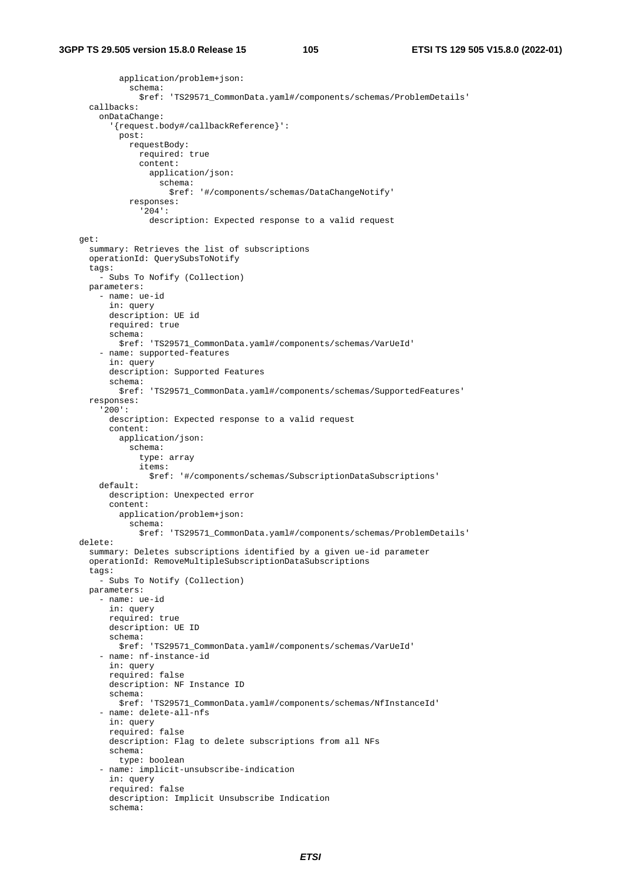```
          application/problem+json:
            schema:
              $ref: 'TS29571_CommonData.yaml#/components/schemas/ProblemDetails'
      callbacks:
        onDataChange:
          '{request.body#/callbackReference}':
            post:
              requestBody:
                required: true
                content:
                  application/json:
                    schema:
                      $ref: '#/components/schemas/DataChangeNotify'
              responses:
                '204':
                  description: Expected response to a valid request

    get:
      summary: Retrieves the list of subscriptions
      operationId: QuerySubsToNotify
      tags:
        - Subs To Nofify (Collection)
      parameters:
        - name: ue-id
          in: query
          description: UE id
          required: true
          schema:
            $ref: 'TS29571_CommonData.yaml#/components/schemas/VarUeId'
        - name: supported-features
          in: query
          description: Supported Features
          schema:
            $ref: 'TS29571_CommonData.yaml#/components/schemas/SupportedFeatures'
      responses:
        '200':
          description: Expected response to a valid request
          content:
            application/json:
              schema:
                type: array
                items:
                  $ref: '#/components/schemas/SubscriptionDataSubscriptions'
        default:
          description: Unexpected error
          content:
            application/problem+json:
              schema:
                $ref: 'TS29571_CommonData.yaml#/components/schemas/ProblemDetails'
    delete:
      summary: Deletes subscriptions identified by a given ue-id parameter
      operationId: RemoveMultipleSubscriptionDataSubscriptions
      tags:
        - Subs To Notify (Collection)
      parameters:
        - name: ue-id
          in: query
          required: true
          description: UE ID
          schema:
            $ref: 'TS29571_CommonData.yaml#/components/schemas/VarUeId'
        - name: nf-instance-id
          in: query
          required: false
          description: NF Instance ID
          schema:
            $ref: 'TS29571_CommonData.yaml#/components/schemas/NfInstanceId'
        - name: delete-all-nfs
          in: query
          required: false
          description: Flag to delete subscriptions from all NFs
          schema:
            type: boolean
        - name: implicit-unsubscribe-indication
          in: query
          required: false
          description: Implicit Unsubscribe Indication
          schema:
```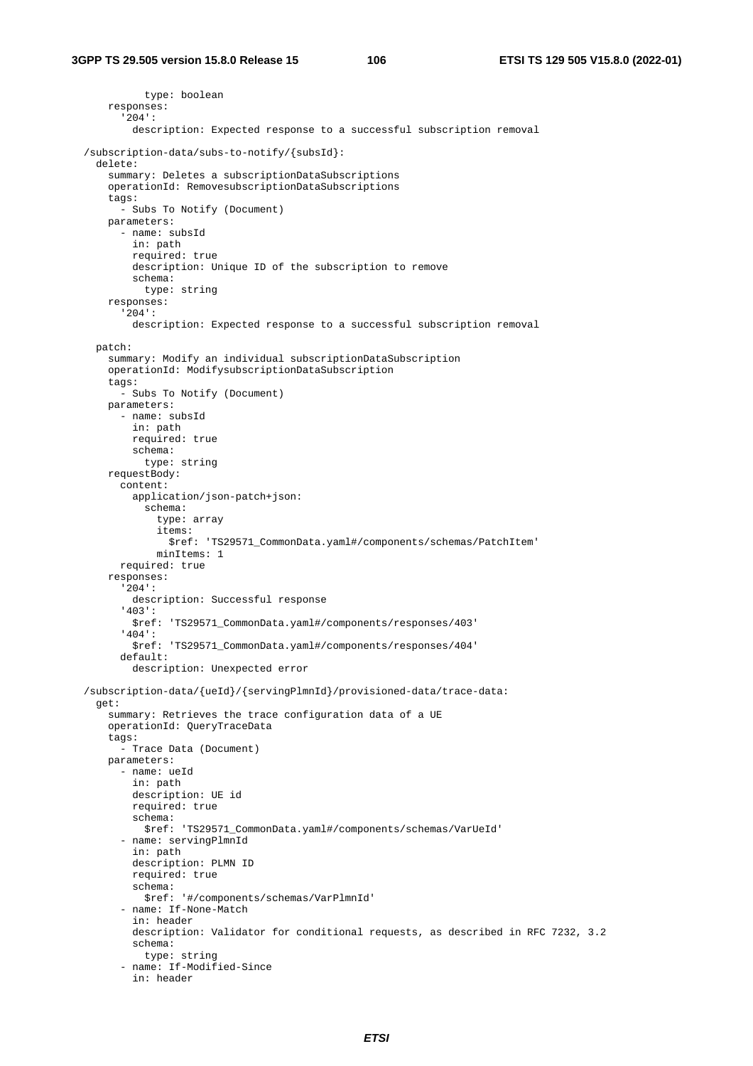```
          type: boolean
      responses:
        '204':
          description: Expected response to a successful subscription removal

  /subscription-data/subs-to-notify/{subsId}:
    delete:
      summary: Deletes a subscriptionDataSubscriptions
      operationId: RemovesubscriptionDataSubscriptions
      tags:
        - Subs To Notify (Document)
      parameters:
        - name: subsId
          in: path
          required: true
          description: Unique ID of the subscription to remove
          schema:
            type: string
      responses:
        '204':
          description: Expected response to a successful subscription removal

    patch:
      summary: Modify an individual subscriptionDataSubscription
      operationId: ModifysubscriptionDataSubscription
      tags:
        - Subs To Notify (Document)
      parameters:
        - name: subsId
          in: path
          required: true
          schema:
            type: string
      requestBody:
        content:
          application/json-patch+json:
            schema:
              type: array
              items:
                $ref: 'TS29571_CommonData.yaml#/components/schemas/PatchItem'
              minItems: 1
        required: true
      responses:
        '204':
          description: Successful response
        '403':
          $ref: 'TS29571_CommonData.yaml#/components/responses/403'
        '404':
          $ref: 'TS29571_CommonData.yaml#/components/responses/404'
        default:
          description: Unexpected error

  /subscription-data/{ueId}/{servingPlmnId}/provisioned-data/trace-data:
    get:
      summary: Retrieves the trace configuration data of a UE
      operationId: QueryTraceData
      tags:
        - Trace Data (Document)
      parameters:
        - name: ueId
          in: path
          description: UE id
          required: true
          schema:
            $ref: 'TS29571_CommonData.yaml#/components/schemas/VarUeId'
        - name: servingPlmnId
          in: path
          description: PLMN ID
          required: true
          schema:
            $ref: '#/components/schemas/VarPlmnId'
        - name: If-None-Match
          in: header
          description: Validator for conditional requests, as described in RFC 7232, 3.2
          schema:
            type: string
        - name: If-Modified-Since
          in: header
```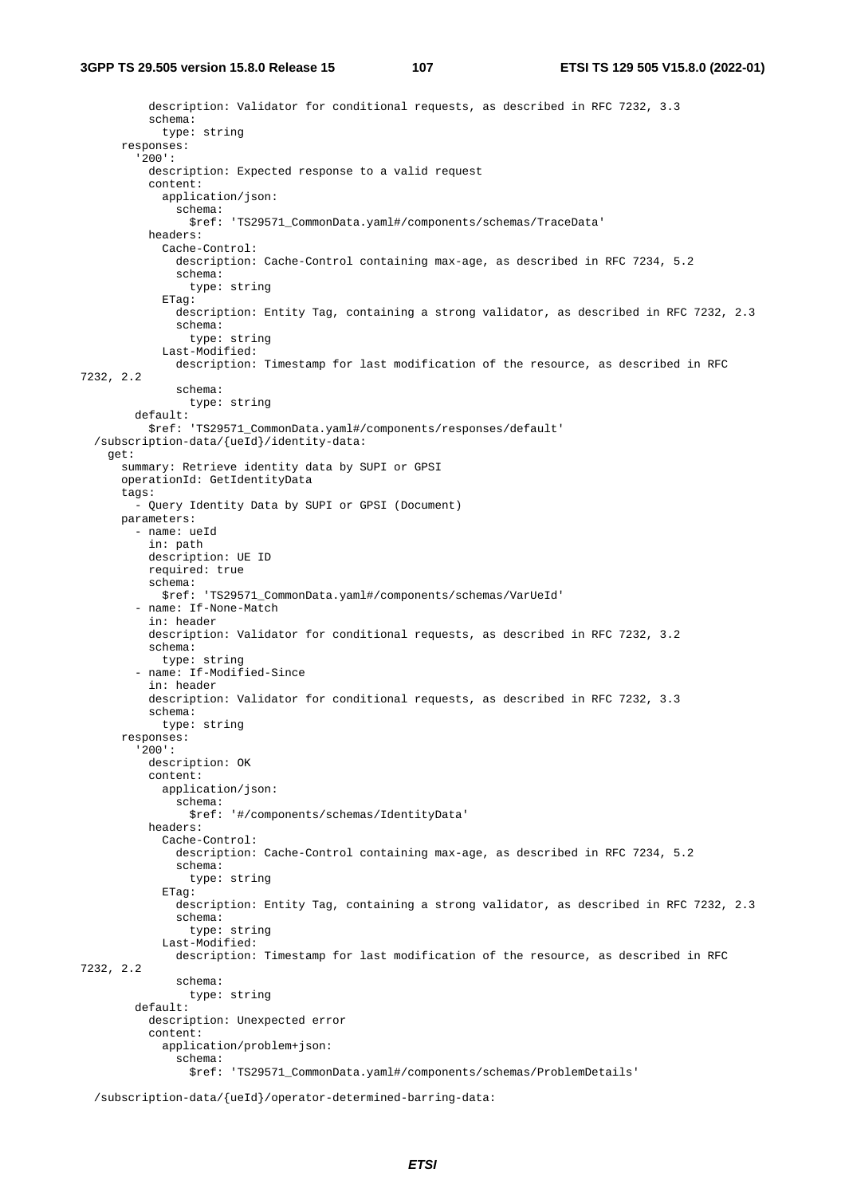```
          description: Validator for conditional requests, as described in RFC 7232, 3.3
          schema:
            type: string
      responses:
        '200':
          description: Expected response to a valid request
          content:
            application/json:
              schema:
                $ref: 'TS29571_CommonData.yaml#/components/schemas/TraceData'
          headers:
            Cache-Control:
              description: Cache-Control containing max-age, as described in RFC 7234, 5.2
              schema:
                type: string
            ETag:
              description: Entity Tag, containing a strong validator, as described in RFC 7232, 2.3
              schema:
                type: string
            Last-Modified:
              description: Timestamp for last modification of the resource, as described in RFC
7232, 2.2
              schema:
                type: string
        default:
          $ref: 'TS29571_CommonData.yaml#/components/responses/default'
  /subscription-data/{ueId}/identity-data:
    get:
      summary: Retrieve identity data by SUPI or GPSI
      operationId: GetIdentityData
      tags:
        - Query Identity Data by SUPI or GPSI (Document)
      parameters:
        - name: ueId
          in: path
          description: UE ID
          required: true
          schema:
            $ref: 'TS29571_CommonData.yaml#/components/schemas/VarUeId'
        - name: If-None-Match
          in: header
          description: Validator for conditional requests, as described in RFC 7232, 3.2
          schema:
            type: string
        - name: If-Modified-Since
          in: header
          description: Validator for conditional requests, as described in RFC 7232, 3.3
          schema:
            type: string
      responses:
        '200':
          description: OK
          content:
            application/json:
              schema:
                $ref: '#/components/schemas/IdentityData'
          headers:
            Cache-Control:
              description: Cache-Control containing max-age, as described in RFC 7234, 5.2
              schema:
                type: string
            ETag:
              description: Entity Tag, containing a strong validator, as described in RFC 7232, 2.3
              schema:
                type: string
            Last-Modified:
              description: Timestamp for last modification of the resource, as described in RFC
7232, 2.2
              schema:
                type: string
        default:
          description: Unexpected error
          content:
            application/problem+json:
              schema:
                $ref: 'TS29571_CommonData.yaml#/components/schemas/ProblemDetails'

  /subscription-data/{ueId}/operator-determined-barring-data:
```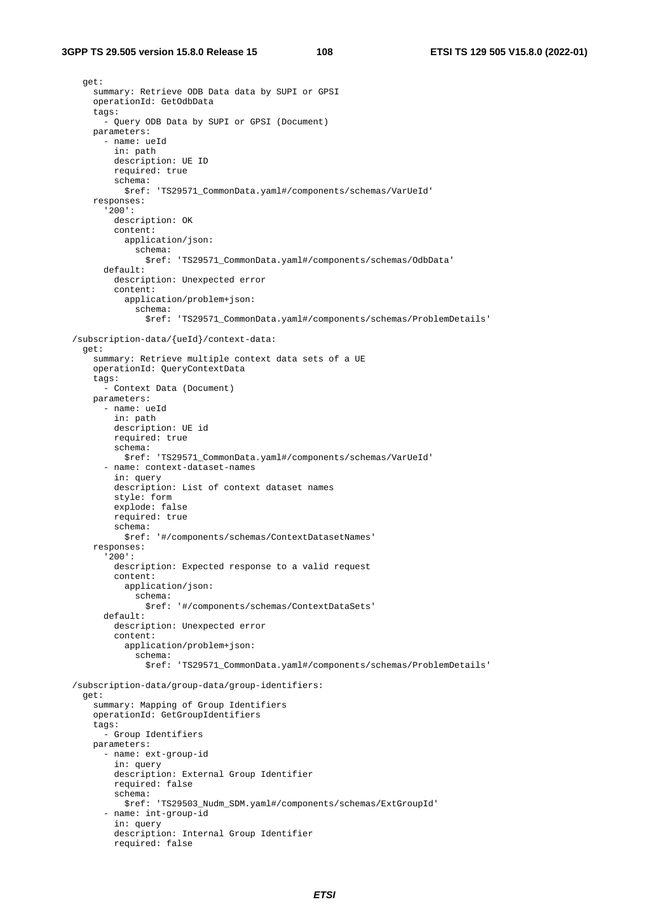```
    get:
      summary: Retrieve ODB Data data by SUPI or GPSI
      operationId: GetOdbData
      tags:
        - Query ODB Data by SUPI or GPSI (Document)
      parameters:
        - name: ueId
          in: path
          description: UE ID
          required: true
          schema:
            $ref: 'TS29571_CommonData.yaml#/components/schemas/VarUeId'
      responses:
        '200':
          description: OK
          content:
            application/json:
              schema:
                $ref: 'TS29571_CommonData.yaml#/components/schemas/OdbData'
        default:
          description: Unexpected error
          content:
            application/problem+json:
              schema:
                $ref: 'TS29571_CommonData.yaml#/components/schemas/ProblemDetails'

  /subscription-data/{ueId}/context-data:
    get:
      summary: Retrieve multiple context data sets of a UE
      operationId: QueryContextData
      tags:
        - Context Data (Document)
      parameters:
        - name: ueId
          in: path
          description: UE id
          required: true
          schema:
            $ref: 'TS29571_CommonData.yaml#/components/schemas/VarUeId'
        - name: context-dataset-names
          in: query
          description: List of context dataset names
          style: form
          explode: false
          required: true
          schema:
            $ref: '#/components/schemas/ContextDatasetNames'
      responses:
        '200':
          description: Expected response to a valid request
          content:
            application/json:
              schema:
                $ref: '#/components/schemas/ContextDataSets'
        default:
          description: Unexpected error
          content:
            application/problem+json:
              schema:
                $ref: 'TS29571_CommonData.yaml#/components/schemas/ProblemDetails'

  /subscription-data/group-data/group-identifiers:
    get:
      summary: Mapping of Group Identifiers
      operationId: GetGroupIdentifiers
      tags:
        - Group Identifiers
      parameters:
        - name: ext-group-id
          in: query
          description: External Group Identifier
          required: false
          schema:
            $ref: 'TS29503_Nudm_SDM.yaml#/components/schemas/ExtGroupId'
        - name: int-group-id
          in: query
          description: Internal Group Identifier
          required: false
```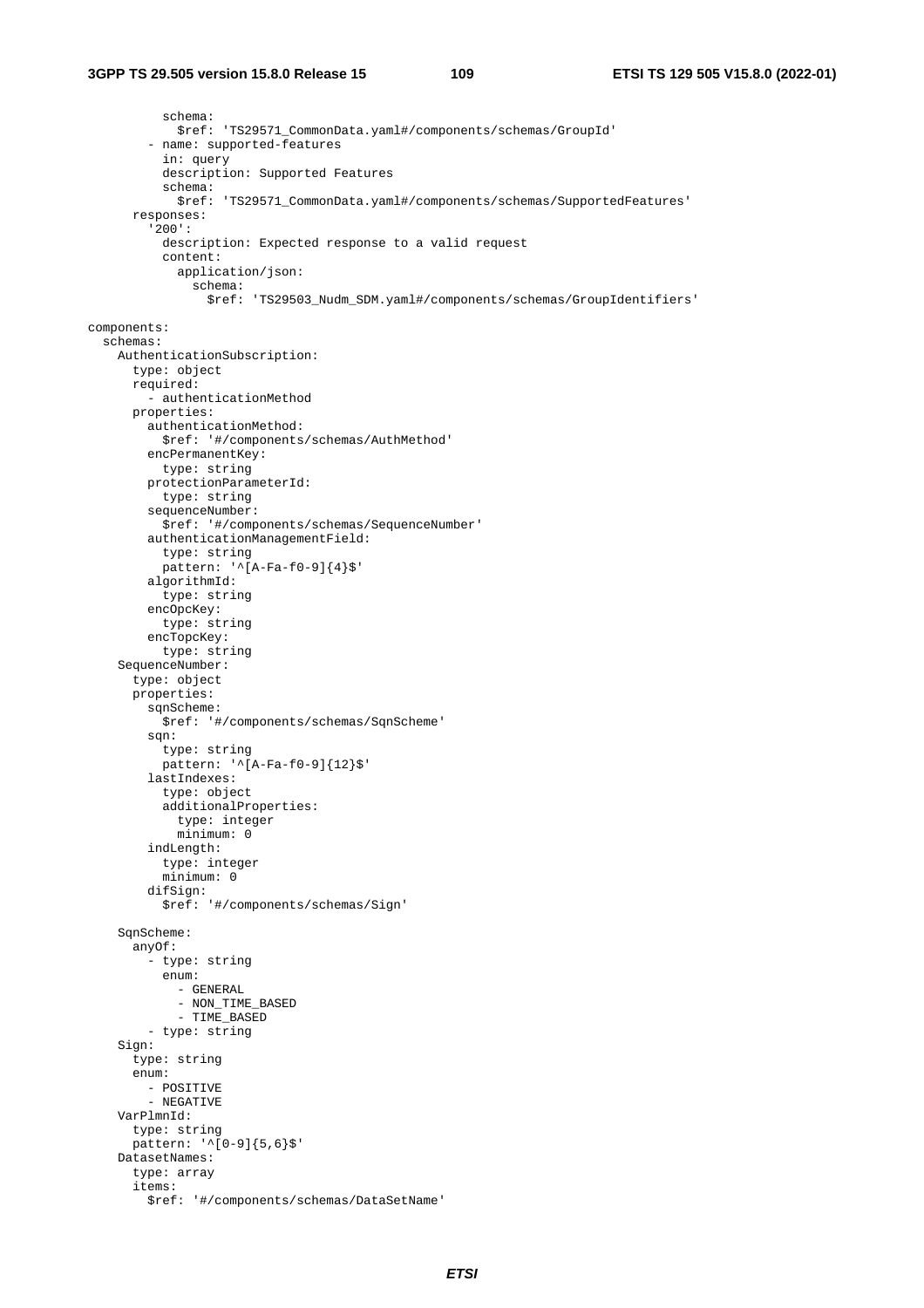```yaml
          schema:
            $ref: 'TS29571_CommonData.yaml#/components/schemas/GroupId'
        - name: supported-features
          in: query
          description: Supported Features
          schema:
            $ref: 'TS29571_CommonData.yaml#/components/schemas/SupportedFeatures'
      responses:
        '200':
          description: Expected response to a valid request
          content:
            application/json:
              schema:
                $ref: 'TS29503_Nudm_SDM.yaml#/components/schemas/GroupIdentifiers'

components:
  schemas:
    AuthenticationSubscription:
      type: object
      required:
        - authenticationMethod
      properties:
        authenticationMethod:
          $ref: '#/components/schemas/AuthMethod'
        encPermanentKey:
          type: string
        protectionParameterId:
          type: string
        sequenceNumber:
          $ref: '#/components/schemas/SequenceNumber'
        authenticationManagementField:
          type: string
          pattern: '^[A-Fa-f0-9]{4}$'
        algorithmId:
          type: string
        encOpcKey:
          type: string
        encTopcKey:
          type: string
    SequenceNumber:
      type: object
      properties:
        sqnScheme:
          $ref: '#/components/schemas/SqnScheme'
        sqn:
          type: string
          pattern: '^[A-Fa-f0-9]{12}$'
        lastIndexes:
          type: object
          additionalProperties:
            type: integer
            minimum: 0
        indLength:
          type: integer
          minimum: 0
        difSign:
          $ref: '#/components/schemas/Sign'

    SqnScheme:
      anyOf:
        - type: string
          enum:
            - GENERAL
            - NON_TIME_BASED
            - TIME_BASED
        - type: string
    Sign:
      type: string
      enum:
        - POSITIVE
        - NEGATIVE
    VarPlmnId:
      type: string
      pattern: '^[0-9]{5,6}$'
    DatasetNames:
      type: array
      items:
        $ref: '#/components/schemas/DataSetName'
```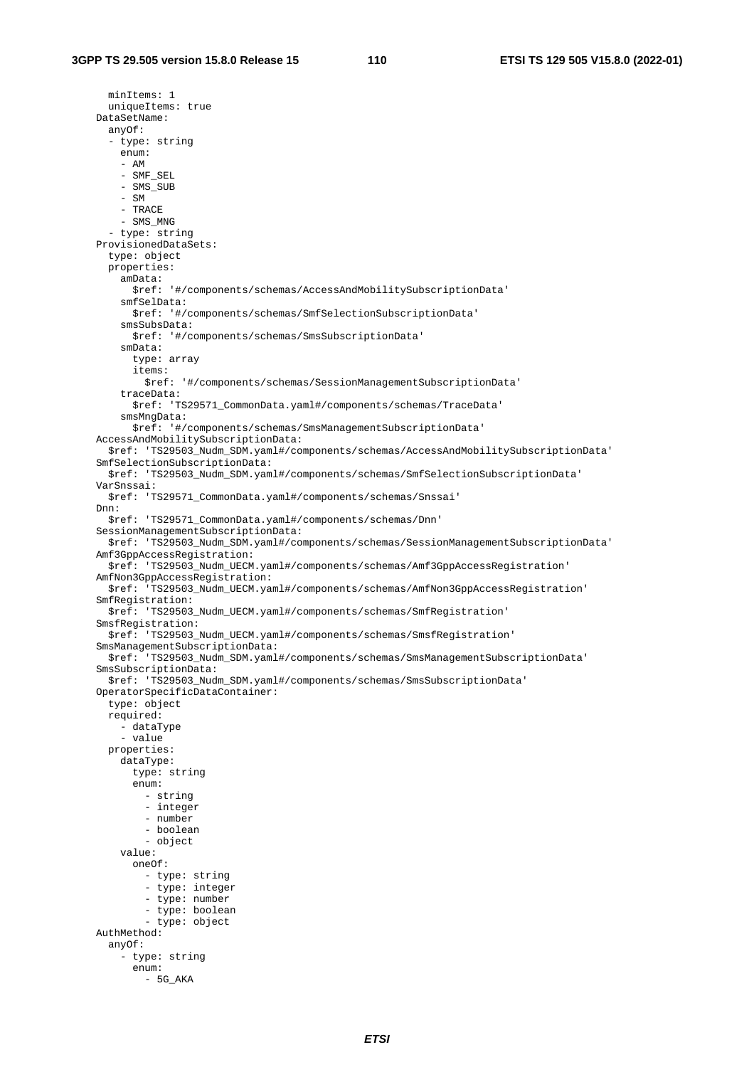```
      minItems: 1
      uniqueItems: true
    DataSetName:
      anyOf:
      - type: string
        enum:
        - AM
        - SMF_SEL
        - SMS_SUB
        - SM
        - TRACE
        - SMS_MNG
      - type: string
    ProvisionedDataSets:
      type: object
      properties:
        amData:
          $ref: '#/components/schemas/AccessAndMobilitySubscriptionData'
        smfSelData:
          $ref: '#/components/schemas/SmfSelectionSubscriptionData'
        smsSubsData:
          $ref: '#/components/schemas/SmsSubscriptionData'
        smData:
          type: array
          items:
            $ref: '#/components/schemas/SessionManagementSubscriptionData'
        traceData:
          $ref: 'TS29571_CommonData.yaml#/components/schemas/TraceData'
        smsMngData:
          $ref: '#/components/schemas/SmsManagementSubscriptionData'
    AccessAndMobilitySubscriptionData:
      $ref: 'TS29503_Nudm_SDM.yaml#/components/schemas/AccessAndMobilitySubscriptionData'
    SmfSelectionSubscriptionData:
      $ref: 'TS29503_Nudm_SDM.yaml#/components/schemas/SmfSelectionSubscriptionData'
    VarSnssai:
      $ref: 'TS29571_CommonData.yaml#/components/schemas/Snssai'
    Dnn:
      $ref: 'TS29571_CommonData.yaml#/components/schemas/Dnn'
    SessionManagementSubscriptionData:
      $ref: 'TS29503_Nudm_SDM.yaml#/components/schemas/SessionManagementSubscriptionData'
    Amf3GppAccessRegistration:
      $ref: 'TS29503_Nudm_UECM.yaml#/components/schemas/Amf3GppAccessRegistration'
    AmfNon3GppAccessRegistration:
      $ref: 'TS29503_Nudm_UECM.yaml#/components/schemas/AmfNon3GppAccessRegistration'
    SmfRegistration:
      $ref: 'TS29503_Nudm_UECM.yaml#/components/schemas/SmfRegistration'
    SmsfRegistration:
      $ref: 'TS29503_Nudm_UECM.yaml#/components/schemas/SmsfRegistration'
    SmsManagementSubscriptionData:
      $ref: 'TS29503_Nudm_SDM.yaml#/components/schemas/SmsManagementSubscriptionData'
    SmsSubscriptionData:
      $ref: 'TS29503_Nudm_SDM.yaml#/components/schemas/SmsSubscriptionData'
    OperatorSpecificDataContainer:
      type: object
      required:
        - dataType
        - value
      properties:
        dataType:
          type: string
          enum:
            - string
            - integer
            - number
            - boolean
            - object
        value:
          oneOf:
            - type: string
            - type: integer
            - type: number
            - type: boolean
            - type: object
    AuthMethod:
      anyOf:
        - type: string
          enum:
            - 5G_AKA
```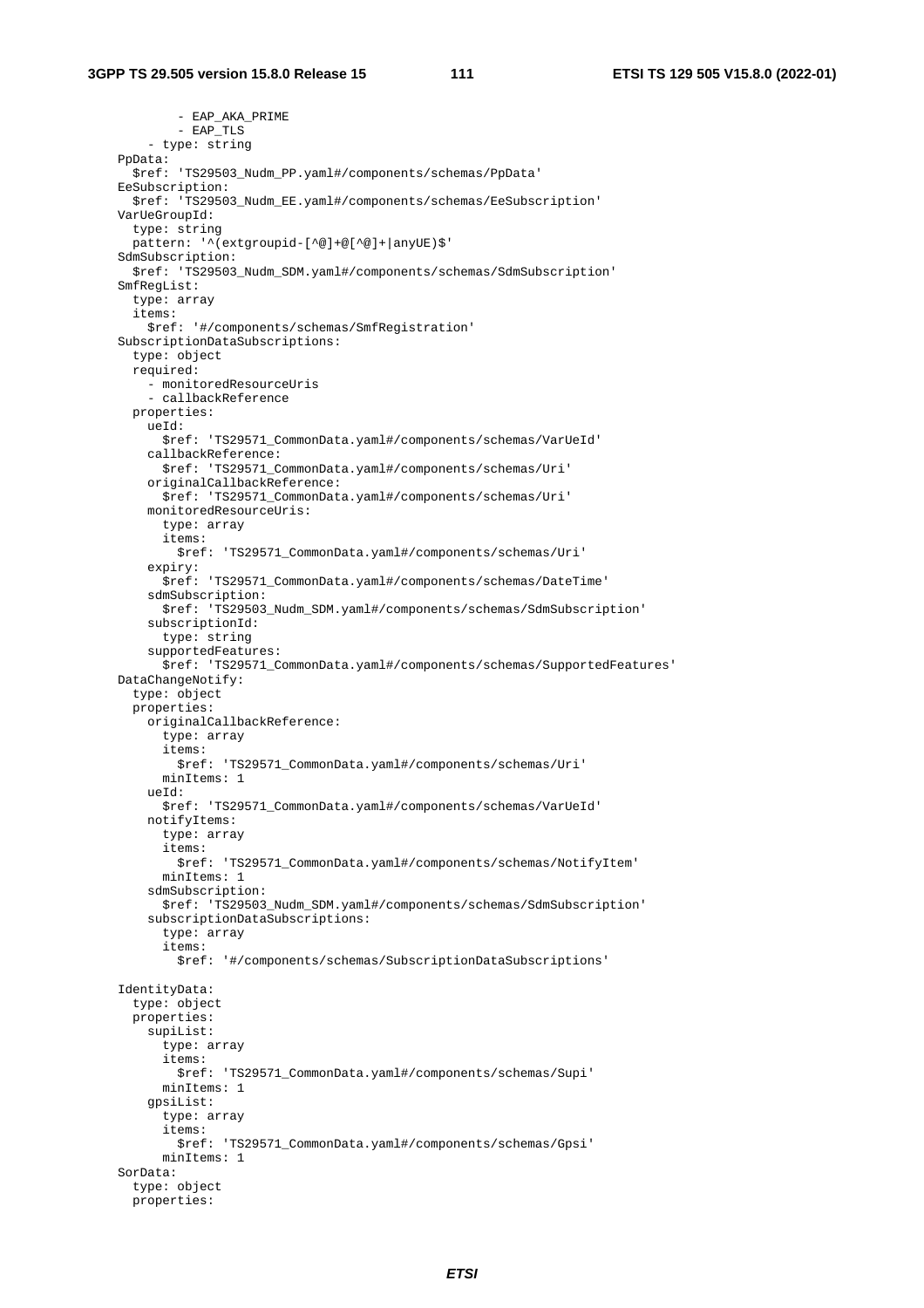```
          - EAP_AKA_PRIME
          - EAP_TLS
      - type: string
    PpData:
      $ref: 'TS29503_Nudm_PP.yaml#/components/schemas/PpData'
    EeSubscription:
      $ref: 'TS29503_Nudm_EE.yaml#/components/schemas/EeSubscription'
    VarUeGroupId:
      type: string
      pattern: '^(extgroupid-[^@]+@[^@]+|anyUE)$'
    SdmSubscription:
      $ref: 'TS29503_Nudm_SDM.yaml#/components/schemas/SdmSubscription'
    SmfRegList:
      type: array
      items:
        $ref: '#/components/schemas/SmfRegistration'
    SubscriptionDataSubscriptions:
      type: object
      required:
        - monitoredResourceUris
        - callbackReference
      properties:
        ueId:
          $ref: 'TS29571_CommonData.yaml#/components/schemas/VarUeId'
        callbackReference:
          $ref: 'TS29571_CommonData.yaml#/components/schemas/Uri'
        originalCallbackReference:
          $ref: 'TS29571_CommonData.yaml#/components/schemas/Uri'
        monitoredResourceUris:
          type: array
          items:
            $ref: 'TS29571_CommonData.yaml#/components/schemas/Uri'
        expiry:
          $ref: 'TS29571_CommonData.yaml#/components/schemas/DateTime'
        sdmSubscription:
          $ref: 'TS29503_Nudm_SDM.yaml#/components/schemas/SdmSubscription'
        subscriptionId:
          type: string
        supportedFeatures:
          $ref: 'TS29571_CommonData.yaml#/components/schemas/SupportedFeatures'
    DataChangeNotify:
      type: object
      properties:
        originalCallbackReference:
          type: array
          items:
            $ref: 'TS29571_CommonData.yaml#/components/schemas/Uri'
          minItems: 1
        ueId:
          $ref: 'TS29571_CommonData.yaml#/components/schemas/VarUeId'
        notifyItems:
          type: array
          items:
            $ref: 'TS29571_CommonData.yaml#/components/schemas/NotifyItem'
          minItems: 1
        sdmSubscription:
          $ref: 'TS29503_Nudm_SDM.yaml#/components/schemas/SdmSubscription'
        subscriptionDataSubscriptions:
          type: array
          items:
            $ref: '#/components/schemas/SubscriptionDataSubscriptions'

    IdentityData:
      type: object
      properties:
        supiList:
          type: array
          items:
            $ref: 'TS29571_CommonData.yaml#/components/schemas/Supi'
          minItems: 1
        gpsiList:
          type: array
          items:
            $ref: 'TS29571_CommonData.yaml#/components/schemas/Gpsi'
          minItems: 1
    SorData:
      type: object
      properties:
```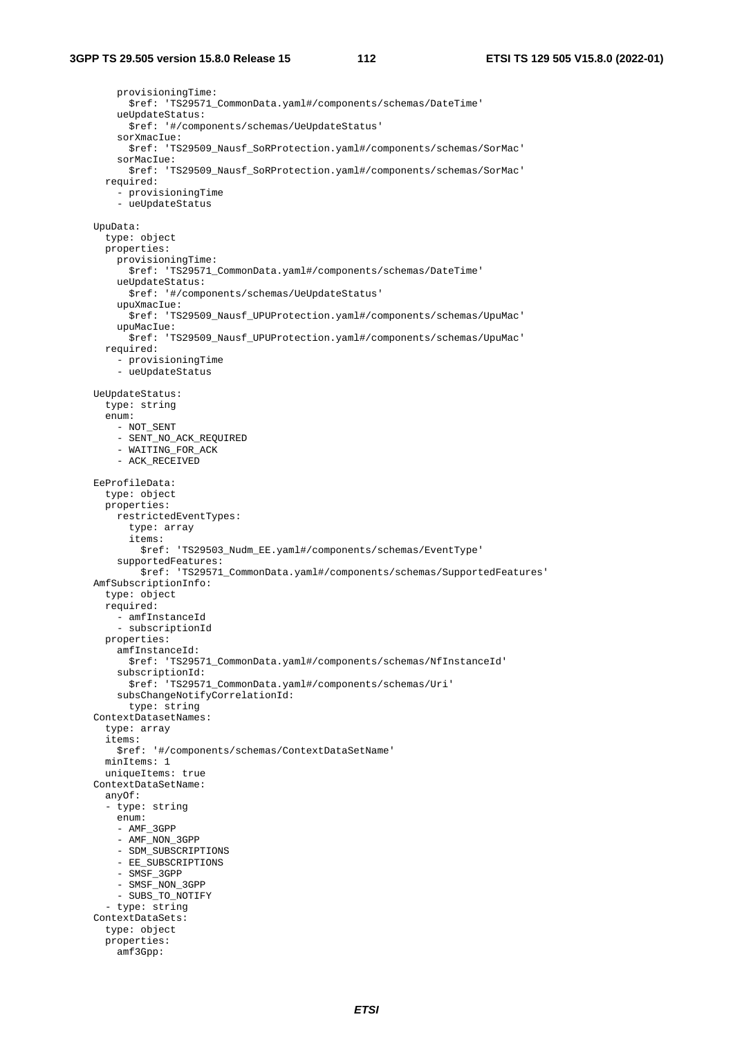```
        provisioningTime:
          $ref: 'TS29571_CommonData.yaml#/components/schemas/DateTime'
        ueUpdateStatus:
          $ref: '#/components/schemas/UeUpdateStatus'
        sorXmacIue:
          $ref: 'TS29509_Nausf_SoRProtection.yaml#/components/schemas/SorMac'
        sorMacIue:
          $ref: 'TS29509_Nausf_SoRProtection.yaml#/components/schemas/SorMac'
      required:
        - provisioningTime
        - ueUpdateStatus

    UpuData:
      type: object
      properties:
        provisioningTime:
          $ref: 'TS29571_CommonData.yaml#/components/schemas/DateTime'
        ueUpdateStatus:
          $ref: '#/components/schemas/UeUpdateStatus'
        upuXmacIue:
          $ref: 'TS29509_Nausf_UPUProtection.yaml#/components/schemas/UpuMac'
        upuMacIue:
          $ref: 'TS29509_Nausf_UPUProtection.yaml#/components/schemas/UpuMac'
      required:
        - provisioningTime
        - ueUpdateStatus

    UeUpdateStatus:
      type: string
      enum:
        - NOT_SENT
        - SENT_NO_ACK_REQUIRED
        - WAITING_FOR_ACK
        - ACK_RECEIVED

    EeProfileData:
      type: object
      properties:
        restrictedEventTypes:
          type: array
          items:
            $ref: 'TS29503_Nudm_EE.yaml#/components/schemas/EventType'
        supportedFeatures:
            $ref: 'TS29571_CommonData.yaml#/components/schemas/SupportedFeatures'
    AmfSubscriptionInfo:
      type: object
      required:
        - amfInstanceId
        - subscriptionId
      properties:
        amfInstanceId:
          $ref: 'TS29571_CommonData.yaml#/components/schemas/NfInstanceId'
        subscriptionId:
          $ref: 'TS29571_CommonData.yaml#/components/schemas/Uri'
        subsChangeNotifyCorrelationId:
          type: string
    ContextDatasetNames:
      type: array
      items:
        $ref: '#/components/schemas/ContextDataSetName'
      minItems: 1
      uniqueItems: true
    ContextDataSetName:
      anyOf:
      - type: string
        enum:
        - AMF_3GPP
        - AMF_NON_3GPP
        - SDM_SUBSCRIPTIONS
        - EE_SUBSCRIPTIONS
        - SMSF_3GPP
        - SMSF_NON_3GPP
        - SUBS_TO_NOTIFY
      - type: string
    ContextDataSets:
      type: object
      properties:
        amf3Gpp:
```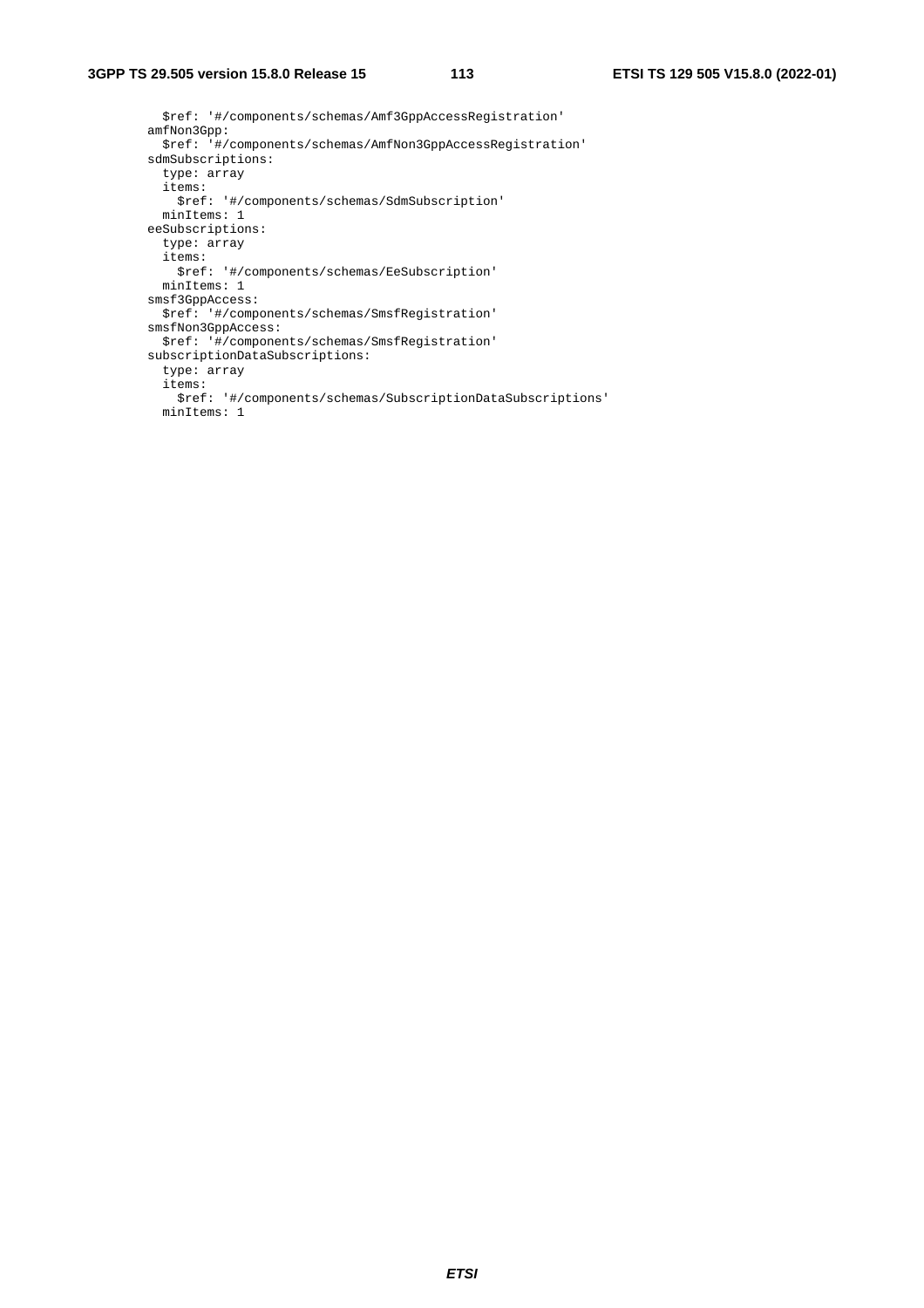```
          $ref: '#/components/schemas/Amf3GppAccessRegistration'
        amfNon3Gpp:
          $ref: '#/components/schemas/AmfNon3GppAccessRegistration'
        sdmSubscriptions:
          type: array
          items:
            $ref: '#/components/schemas/SdmSubscription'
          minItems: 1
        eeSubscriptions:
          type: array
          items:
            $ref: '#/components/schemas/EeSubscription'
          minItems: 1
        smsf3GppAccess:
          $ref: '#/components/schemas/SmsfRegistration'
        smsfNon3GppAccess:
          $ref: '#/components/schemas/SmsfRegistration'
        subscriptionDataSubscriptions:
          type: array
          items:
            $ref: '#/components/schemas/SubscriptionDataSubscriptions'
          minItems: 1
```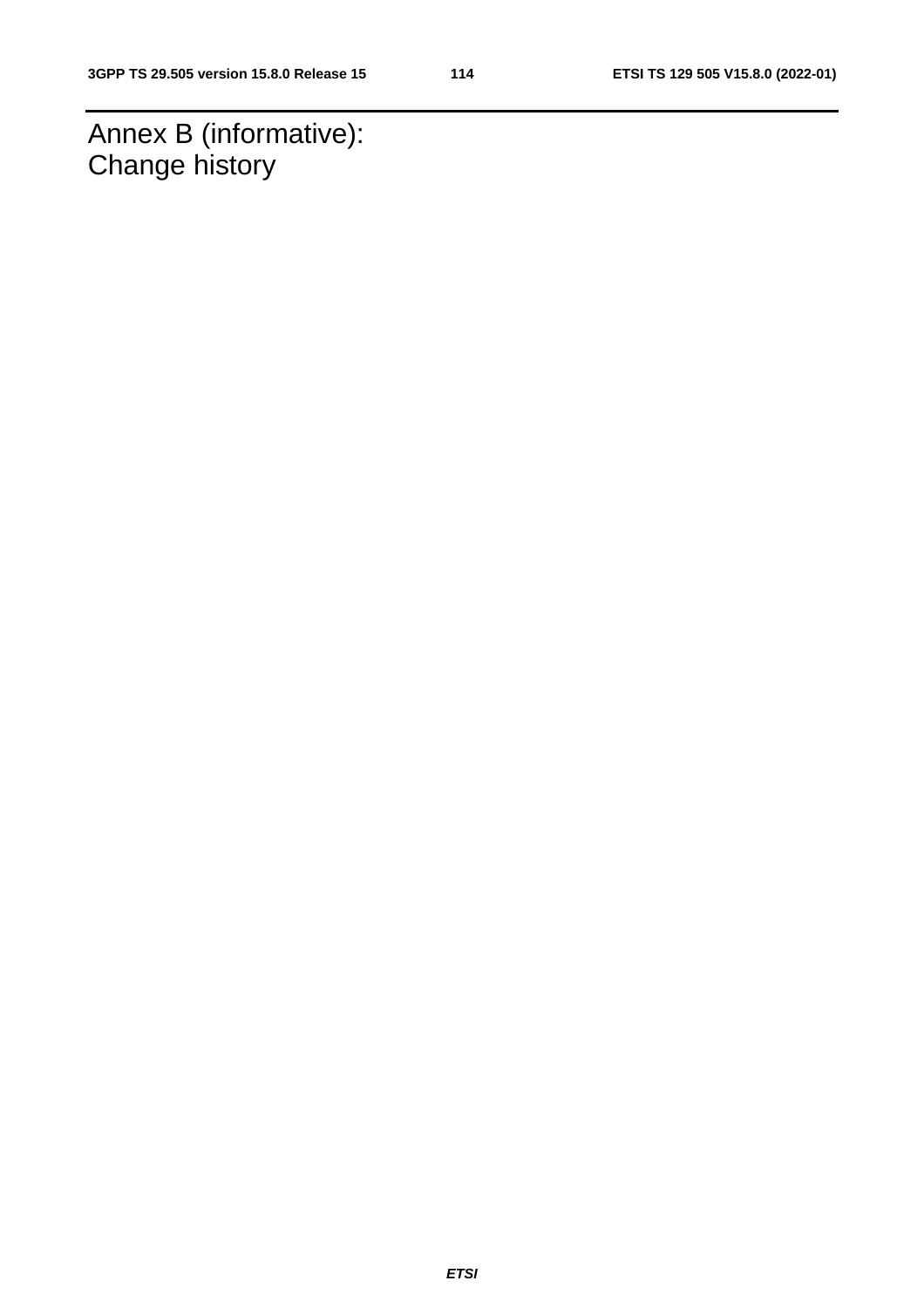# Annex B (informative): Change history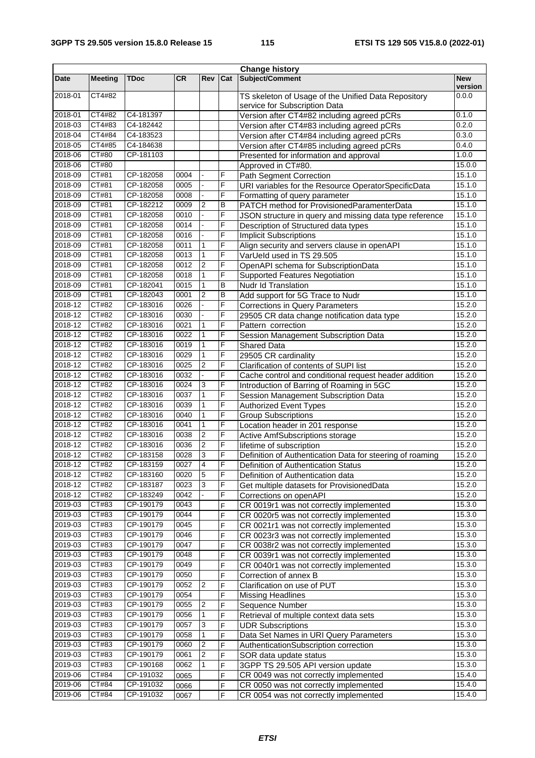| Change history | | | | | | | |
|---|---|---|---|---|---|---|---|
| **Date** | **Meeting** | **TDoc** | **CR** | **Rev** | **Cat** | **Subject/Comment** | **New version** |
| 2018-01 | CT4#82 | | | | | TS skeleton of Usage of the Unified Data Repository service for Subscription Data | 0.0.0 |
| 2018-01 | CT4#82 | C4-181397 | | | | Version after CT4#82 including agreed pCRs | 0.1.0 |
| 2018-03 | CT4#83 | C4-182442 | | | | Version after CT4#83 including agreed pCRs | 0.2.0 |
| 2018-04 | CT4#84 | C4-183523 | | | | Version after CT4#84 including agreed pCRs | 0.3.0 |
| 2018-05 | CT4#85 | C4-184638 | | | | Version after CT4#85 including agreed pCRs | 0.4.0 |
| 2018-06 | CT#80 | CP-181103 | | | | Presented for information and approval | 1.0.0 |
| 2018-06 | CT#80 | | | | | Approved in CT#80. | 15.0.0 |
| 2018-09 | CT#81 | CP-182058 | 0004 | - | F | Path Segment Correction | 15.1.0 |
| 2018-09 | CT#81 | CP-182058 | 0005 | - | F | URI variables for the Resource OperatorSpecificData | 15.1.0 |
| 2018-09 | CT#81 | CP-182058 | 0008 | - | F | Formatting of query parameter | 15.1.0 |
| 2018-09 | CT#81 | CP-182212 | 0009 | 2 | B | PATCH method for ProvisionedParamenterData | 15.1.0 |
| 2018-09 | CT#81 | CP-182058 | 0010 | - | F | JSON structure in query and missing data type reference | 15.1.0 |
| 2018-09 | CT#81 | CP-182058 | 0014 | - | F | Description of Structured data types | 15.1.0 |
| 2018-09 | CT#81 | CP-182058 | 0016 | - | F | Implicit Subscriptions | 15.1.0 |
| 2018-09 | CT#81 | CP-182058 | 0011 | 1 | F | Align security and servers clause in openAPI | 15.1.0 |
| 2018-09 | CT#81 | CP-182058 | 0013 | 1 | F | VarUeId used in TS 29.505 | 15.1.0 |
| 2018-09 | CT#81 | CP-182058 | 0012 | 2 | F | OpenAPI schema for SubscriptionData | 15.1.0 |
| 2018-09 | CT#81 | CP-182058 | 0018 | 1 | F | Supported Features Negotiation | 15.1.0 |
| 2018-09 | CT#81 | CP-182041 | 0015 | 1 | B | Nudr Id Translation | 15.1.0 |
| 2018-09 | CT#81 | CP-182043 | 0001 | 2 | B | Add support for 5G Trace to Nudr | 15.1.0 |
| 2018-12 | CT#82 | CP-183016 | 0026 | - | F | Corrections in Query Parameters | 15.2.0 |
| 2018-12 | CT#82 | CP-183016 | 0030 | - | F | 29505 CR data change notification data type | 15.2.0 |
| 2018-12 | CT#82 | CP-183016 | 0021 | 1 | F | Pattern correction | 15.2.0 |
| 2018-12 | CT#82 | CP-183016 | 0022 | 1 | F | Session Management Subscription Data | 15.2.0 |
| 2018-12 | CT#82 | CP-183016 | 0019 | 1 | F | Shared Data | 15.2.0 |
| 2018-12 | CT#82 | CP-183016 | 0029 | 1 | F | 29505 CR cardinality | 15.2.0 |
| 2018-12 | CT#82 | CP-183016 | 0025 | 2 | F | Clarification of contents of SUPI list | 15.2.0 |
| 2018-12 | CT#82 | CP-183016 | 0032 | - | F | Cache control and conditional request header addition | 15.2.0 |
| 2018-12 | CT#82 | CP-183016 | 0024 | 3 | F | Introduction of Barring of Roaming in 5GC | 15.2.0 |
| 2018-12 | CT#82 | CP-183016 | 0037 | 1 | F | Session Management Subscription Data | 15.2.0 |
| 2018-12 | CT#82 | CP-183016 | 0039 | 1 | F | Authorized Event Types | 15.2.0 |
| 2018-12 | CT#82 | CP-183016 | 0040 | 1 | F | Group Subscriptions | 15.2.0 |
| 2018-12 | CT#82 | CP-183016 | 0041 | 1 | F | Location header in 201 response | 15.2.0 |
| 2018-12 | CT#82 | CP-183016 | 0038 | 2 | F | Active AmfSubscriptions storage | 15.2.0 |
| 2018-12 | CT#82 | CP-183016 | 0036 | 2 | F | lifetime of subscription | 15.2.0 |
| 2018-12 | CT#82 | CP-183158 | 0028 | 3 | F | Definition of Authentication Data for steering of roaming | 15.2.0 |
| 2018-12 | CT#82 | CP-183159 | 0027 | 4 | F | Definition of Authentication Status | 15.2.0 |
| 2018-12 | CT#82 | CP-183160 | 0020 | 5 | F | Definition of Authentication data | 15.2.0 |
| 2018-12 | CT#82 | CP-183187 | 0023 | 3 | F | Get multiple datasets for ProvisionedData | 15.2.0 |
| 2018-12 | CT#82 | CP-183249 | 0042 | - | F | Corrections on openAPI | 15.2.0 |
| 2019-03 | CT#83 | CP-190179 | 0043 | | F | CR 0019r1 was not correctly implemented | 15.3.0 |
| 2019-03 | CT#83 | CP-190179 | 0044 | | F | CR 0020r5 was not correctly implemented | 15.3.0 |
| 2019-03 | CT#83 | CP-190179 | 0045 | | F | CR 0021r1 was not correctly implemented | 15.3.0 |
| 2019-03 | CT#83 | CP-190179 | 0046 | | F | CR 0023r3 was not correctly implemented | 15.3.0 |
| 2019-03 | CT#83 | CP-190179 | 0047 | | F | CR 0038r2 was not correctly implemented | 15.3.0 |
| 2019-03 | CT#83 | CP-190179 | 0048 | | F | CR 0039r1 was not correctly implemented | 15.3.0 |
| 2019-03 | CT#83 | CP-190179 | 0049 | | F | CR 0040r1 was not correctly implemented | 15.3.0 |
| 2019-03 | CT#83 | CP-190179 | 0050 | | F | Correction of annex B | 15.3.0 |
| 2019-03 | CT#83 | CP-190179 | 0052 | 2 | F | Clarification on use of PUT | 15.3.0 |
| 2019-03 | CT#83 | CP-190179 | 0054 | | F | Missing Headlines | 15.3.0 |
| 2019-03 | CT#83 | CP-190179 | 0055 | 2 | F | Sequence Number | 15.3.0 |
| 2019-03 | CT#83 | CP-190179 | 0056 | 1 | F | Retrieval of multiple context data sets | 15.3.0 |
| 2019-03 | CT#83 | CP-190179 | 0057 | 3 | F | UDR Subscriptions | 15.3.0 |
| 2019-03 | CT#83 | CP-190179 | 0058 | 1 | F | Data Set Names in URI Query Parameters | 15.3.0 |
| 2019-03 | CT#83 | CP-190179 | 0060 | 2 | F | AuthenticationSubscription correction | 15.3.0 |
| 2019-03 | CT#83 | CP-190179 | 0061 | 2 | F | SOR data update status | 15.3.0 |
| 2019-03 | CT#83 | CP-190168 | 0062 | 1 | F | 3GPP TS 29.505 API version update | 15.3.0 |
| 2019-06 | CT#84 | CP-191032 | 0065 | | F | CR 0049 was not correctly implemented | 15.4.0 |
| 2019-06 | CT#84 | CP-191032 | 0066 | | F | CR 0050 was not correctly implemented | 15.4.0 |
| 2019-06 | CT#84 | CP-191032 | 0067 | | F | CR 0054 was not correctly implemented | 15.4.0 |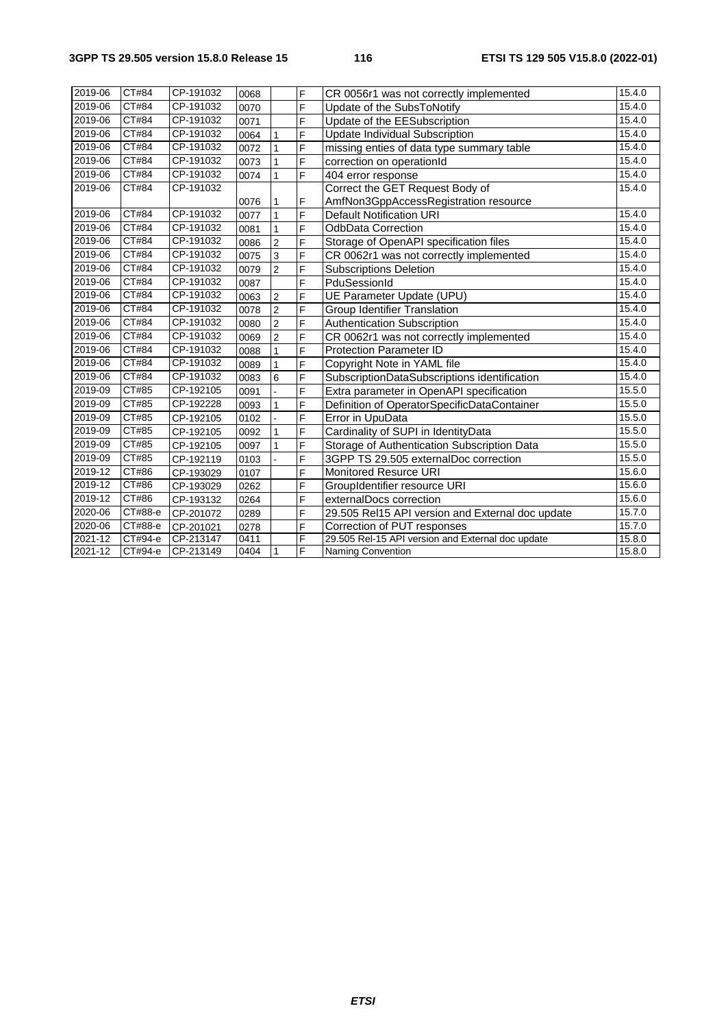| | | | | | | | |
|---|---|---|---|---|---|---|---|
| 2019-06 | CT#84 | CP-191032 | 0068 | | F | CR 0056r1 was not correctly implemented | 15.4.0 |
| 2019-06 | CT#84 | CP-191032 | 0070 | | F | Update of the SubsToNotify | 15.4.0 |
| 2019-06 | CT#84 | CP-191032 | 0071 | | F | Update of the EESubscription | 15.4.0 |
| 2019-06 | CT#84 | CP-191032 | 0064 | 1 | F | Update Individual Subscription | 15.4.0 |
| 2019-06 | CT#84 | CP-191032 | 0072 | 1 | F | missing enties of data type summary table | 15.4.0 |
| 2019-06 | CT#84 | CP-191032 | 0073 | 1 | F | correction on operationId | 15.4.0 |
| 2019-06 | CT#84 | CP-191032 | 0074 | 1 | F | 404 error response | 15.4.0 |
| 2019-06 | CT#84 | CP-191032 | 0076 | 1 | F | Correct the GET Request Body of AmfNon3GppAccessRegistration resource | 15.4.0 |
| 2019-06 | CT#84 | CP-191032 | 0077 | 1 | F | Default Notification URI | 15.4.0 |
| 2019-06 | CT#84 | CP-191032 | 0081 | 1 | F | OdbData Correction | 15.4.0 |
| 2019-06 | CT#84 | CP-191032 | 0086 | 2 | F | Storage of OpenAPI specification files | 15.4.0 |
| 2019-06 | CT#84 | CP-191032 | 0075 | 3 | F | CR 0062r1 was not correctly implemented | 15.4.0 |
| 2019-06 | CT#84 | CP-191032 | 0079 | 2 | F | Subscriptions Deletion | 15.4.0 |
| 2019-06 | CT#84 | CP-191032 | 0087 | | F | PduSessionId | 15.4.0 |
| 2019-06 | CT#84 | CP-191032 | 0063 | 2 | F | UE Parameter Update (UPU) | 15.4.0 |
| 2019-06 | CT#84 | CP-191032 | 0078 | 2 | F | Group Identifier Translation | 15.4.0 |
| 2019-06 | CT#84 | CP-191032 | 0080 | 2 | F | Authentication Subscription | 15.4.0 |
| 2019-06 | CT#84 | CP-191032 | 0069 | 2 | F | CR 0062r1 was not correctly implemented | 15.4.0 |
| 2019-06 | CT#84 | CP-191032 | 0088 | 1 | F | Protection Parameter ID | 15.4.0 |
| 2019-06 | CT#84 | CP-191032 | 0089 | 1 | F | Copyright Note in YAML file | 15.4.0 |
| 2019-06 | CT#84 | CP-191032 | 0083 | 6 | F | SubscriptionDataSubscriptions identification | 15.4.0 |
| 2019-09 | CT#85 | CP-192105 | 0091 | - | F | Extra parameter in OpenAPI specification | 15.5.0 |
| 2019-09 | CT#85 | CP-192228 | 0093 | 1 | F | Definition of OperatorSpecificDataContainer | 15.5.0 |
| 2019-09 | CT#85 | CP-192105 | 0102 | - | F | Error in UpuData | 15.5.0 |
| 2019-09 | CT#85 | CP-192105 | 0092 | 1 | F | Cardinality of SUPI in IdentityData | 15.5.0 |
| 2019-09 | CT#85 | CP-192105 | 0097 | 1 | F | Storage of Authentication Subscription Data | 15.5.0 |
| 2019-09 | CT#85 | CP-192119 | 0103 | - | F | 3GPP TS 29.505 externalDoc correction | 15.5.0 |
| 2019-12 | CT#86 | CP-193029 | 0107 | | F | Monitored Resurce URI | 15.6.0 |
| 2019-12 | CT#86 | CP-193029 | 0262 | | F | GroupIdentifier resource URI | 15.6.0 |
| 2019-12 | CT#86 | CP-193132 | 0264 | | F | externalDocs correction | 15.6.0 |
| 2020-06 | CT#88-e | CP-201072 | 0289 | | F | 29.505 Rel15 API version and External doc update | 15.7.0 |
| 2020-06 | CT#88-e | CP-201021 | 0278 | | F | Correction of PUT responses | 15.7.0 |
| 2021-12 | CT#94-e | CP-213147 | 0411 | | F | 29.505 Rel-15 API version and External doc update | 15.8.0 |
| 2021-12 | CT#94-e | CP-213149 | 0404 | 1 | F | Naming Convention | 15.8.0 |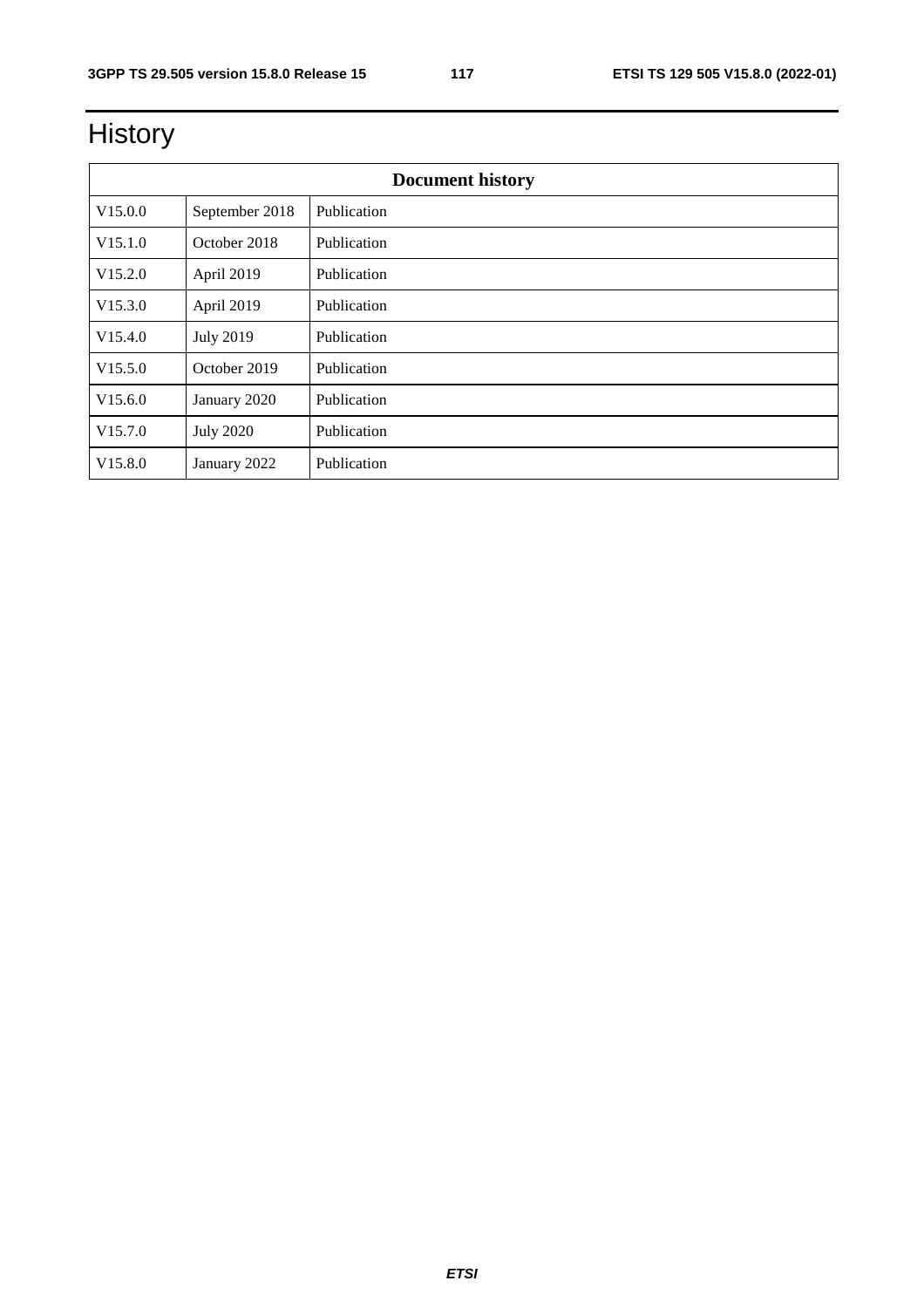# History

| Document history | | |
|---|---|---|
| V15.0.0 | September 2018 | Publication |
| V15.1.0 | October 2018 | Publication |
| V15.2.0 | April 2019 | Publication |
| V15.3.0 | April 2019 | Publication |
| V15.4.0 | July 2019 | Publication |
| V15.5.0 | October 2019 | Publication |
| V15.6.0 | January 2020 | Publication |
| V15.7.0 | July 2020 | Publication |
| V15.8.0 | January 2022 | Publication |